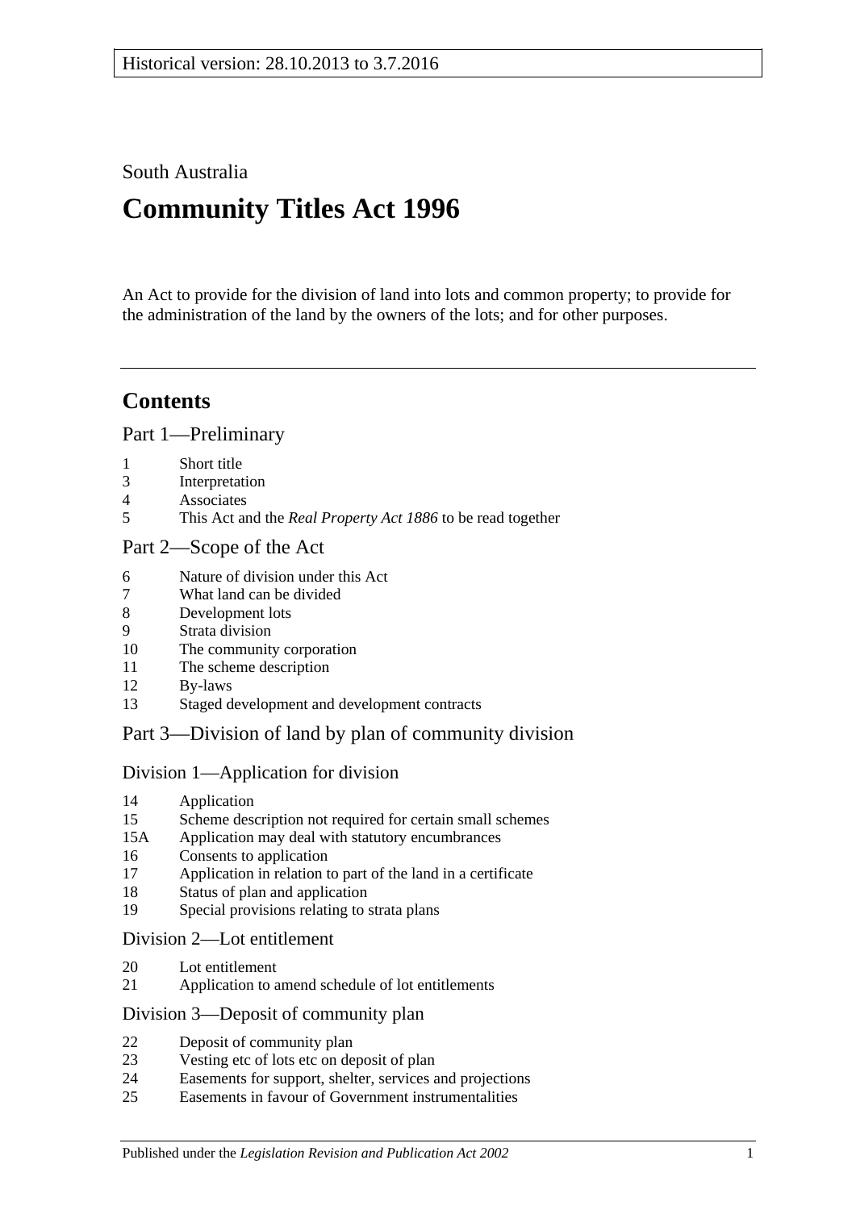Historical version: 28.10.2013 to 3.7.2016

South Australia

# Community Titles Act 1996

An Act to provide for the division of land into lots and common property; to provide for the administration of the land by the owners of the lots; and for other purposes.

## Contents

### Part 1—Preliminary

1 Short title
3 Interpretation
4 Associates
5 This Act and the *Real Property Act 1886* to be read together

### Part 2—Scope of the Act

6 Nature of division under this Act
7 What land can be divided
8 Development lots
9 Strata division
10 The community corporation
11 The scheme description
12 By-laws
13 Staged development and development contracts

### Part 3—Division of land by plan of community division

#### Division 1—Application for division

14 Application
15 Scheme description not required for certain small schemes
15A Application may deal with statutory encumbrances
16 Consents to application
17 Application in relation to part of the land in a certificate
18 Status of plan and application
19 Special provisions relating to strata plans

#### Division 2—Lot entitlement

20 Lot entitlement
21 Application to amend schedule of lot entitlements

#### Division 3—Deposit of community plan

22 Deposit of community plan
23 Vesting etc of lots etc on deposit of plan
24 Easements for support, shelter, services and projections
25 Easements in favour of Government instrumentalities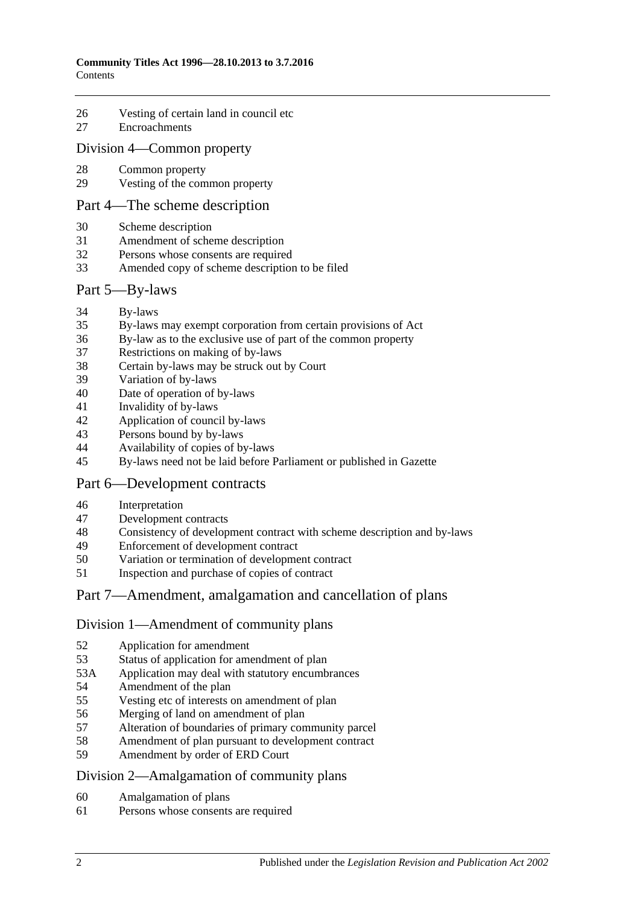26 Vesting of certain land in council etc
27 Encroachments

## Division 4—Common property

28 Common property
29 Vesting of the common property

## Part 4—The scheme description

30 Scheme description
31 Amendment of scheme description
32 Persons whose consents are required
33 Amended copy of scheme description to be filed

## Part 5—By-laws

34 By-laws
35 By-laws may exempt corporation from certain provisions of Act
36 By-law as to the exclusive use of part of the common property
37 Restrictions on making of by-laws
38 Certain by-laws may be struck out by Court
39 Variation of by-laws
40 Date of operation of by-laws
41 Invalidity of by-laws
42 Application of council by-laws
43 Persons bound by by-laws
44 Availability of copies of by-laws
45 By-laws need not be laid before Parliament or published in Gazette

## Part 6—Development contracts

46 Interpretation
47 Development contracts
48 Consistency of development contract with scheme description and by-laws
49 Enforcement of development contract
50 Variation or termination of development contract
51 Inspection and purchase of copies of contract

## Part 7—Amendment, amalgamation and cancellation of plans

## Division 1—Amendment of community plans

52 Application for amendment
53 Status of application for amendment of plan
53A Application may deal with statutory encumbrances
54 Amendment of the plan
55 Vesting etc of interests on amendment of plan
56 Merging of land on amendment of plan
57 Alteration of boundaries of primary community parcel
58 Amendment of plan pursuant to development contract
59 Amendment by order of ERD Court

## Division 2—Amalgamation of community plans

60 Amalgamation of plans
61 Persons whose consents are required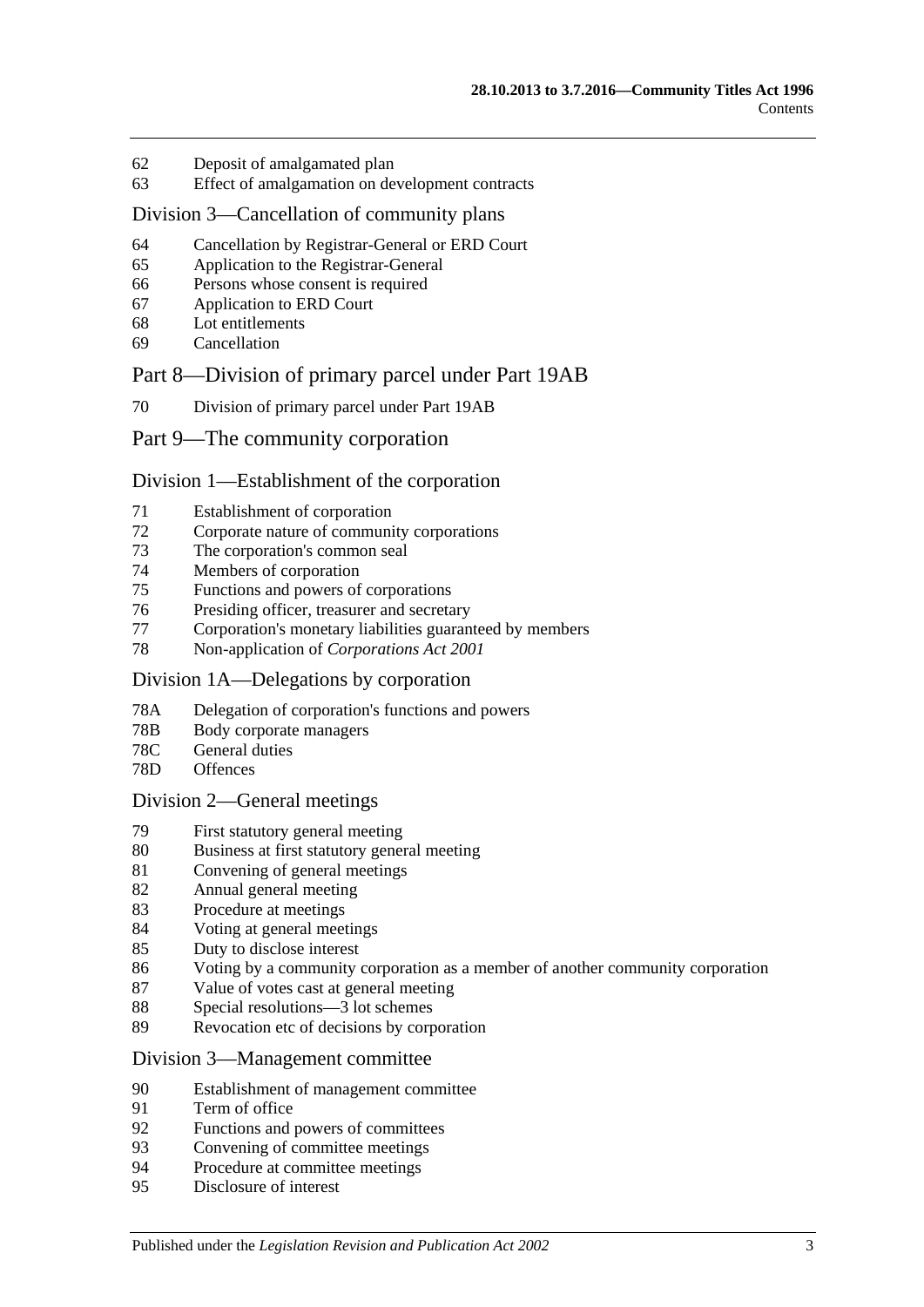62 Deposit of amalgamated plan
63 Effect of amalgamation on development contracts

## Division 3—Cancellation of community plans

64 Cancellation by Registrar-General or ERD Court
65 Application to the Registrar-General
66 Persons whose consent is required
67 Application to ERD Court
68 Lot entitlements
69 Cancellation

# Part 8—Division of primary parcel under Part 19AB

70 Division of primary parcel under Part 19AB

# Part 9—The community corporation

## Division 1—Establishment of the corporation

71 Establishment of corporation
72 Corporate nature of community corporations
73 The corporation's common seal
74 Members of corporation
75 Functions and powers of corporations
76 Presiding officer, treasurer and secretary
77 Corporation's monetary liabilities guaranteed by members
78 Non-application of *Corporations Act 2001*

## Division 1A—Delegations by corporation

78A Delegation of corporation's functions and powers
78B Body corporate managers
78C General duties
78D Offences

## Division 2—General meetings

79 First statutory general meeting
80 Business at first statutory general meeting
81 Convening of general meetings
82 Annual general meeting
83 Procedure at meetings
84 Voting at general meetings
85 Duty to disclose interest
86 Voting by a community corporation as a member of another community corporation
87 Value of votes cast at general meeting
88 Special resolutions—3 lot schemes
89 Revocation etc of decisions by corporation

## Division 3—Management committee

90 Establishment of management committee
91 Term of office
92 Functions and powers of committees
93 Convening of committee meetings
94 Procedure at committee meetings
95 Disclosure of interest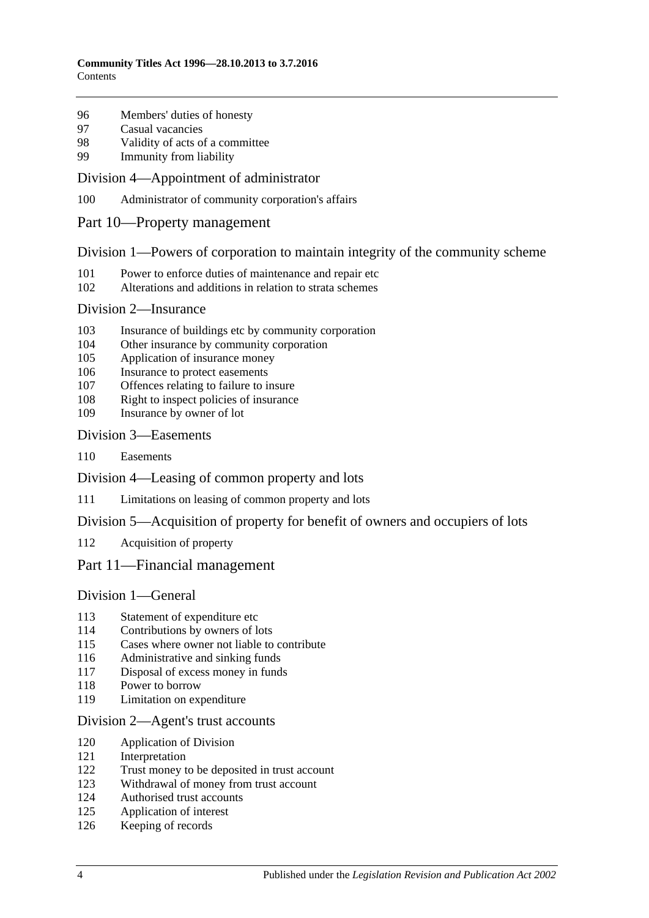96 Members' duties of honesty
97 Casual vacancies
98 Validity of acts of a committee
99 Immunity from liability

Division 4—Appointment of administrator

100 Administrator of community corporation's affairs

Part 10—Property management

Division 1—Powers of corporation to maintain integrity of the community scheme

101 Power to enforce duties of maintenance and repair etc
102 Alterations and additions in relation to strata schemes

Division 2—Insurance

103 Insurance of buildings etc by community corporation
104 Other insurance by community corporation
105 Application of insurance money
106 Insurance to protect easements
107 Offences relating to failure to insure
108 Right to inspect policies of insurance
109 Insurance by owner of lot

Division 3—Easements

110 Easements

Division 4—Leasing of common property and lots

111 Limitations on leasing of common property and lots

Division 5—Acquisition of property for benefit of owners and occupiers of lots

112 Acquisition of property

Part 11—Financial management

Division 1—General

113 Statement of expenditure etc
114 Contributions by owners of lots
115 Cases where owner not liable to contribute
116 Administrative and sinking funds
117 Disposal of excess money in funds
118 Power to borrow
119 Limitation on expenditure

Division 2—Agent's trust accounts

120 Application of Division
121 Interpretation
122 Trust money to be deposited in trust account
123 Withdrawal of money from trust account
124 Authorised trust accounts
125 Application of interest
126 Keeping of records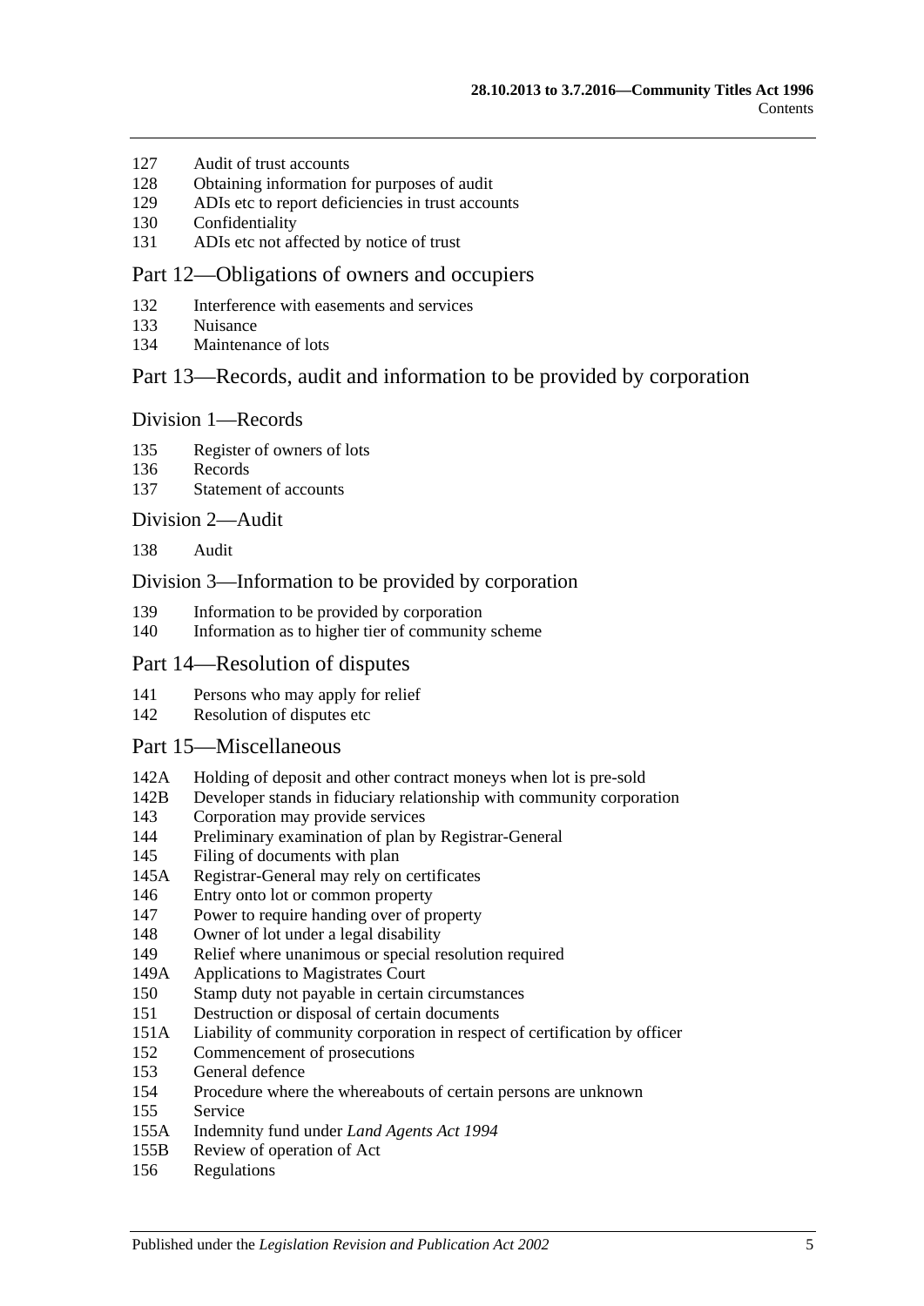127 Audit of trust accounts
128 Obtaining information for purposes of audit
129 ADIs etc to report deficiencies in trust accounts
130 Confidentiality
131 ADIs etc not affected by notice of trust

## Part 12—Obligations of owners and occupiers

132 Interference with easements and services
133 Nuisance
134 Maintenance of lots

## Part 13—Records, audit and information to be provided by corporation

### Division 1—Records

135 Register of owners of lots
136 Records
137 Statement of accounts

### Division 2—Audit

138 Audit

### Division 3—Information to be provided by corporation

139 Information to be provided by corporation
140 Information as to higher tier of community scheme

## Part 14—Resolution of disputes

141 Persons who may apply for relief
142 Resolution of disputes etc

## Part 15—Miscellaneous

142A Holding of deposit and other contract moneys when lot is pre-sold
142B Developer stands in fiduciary relationship with community corporation
143 Corporation may provide services
144 Preliminary examination of plan by Registrar-General
145 Filing of documents with plan
145A Registrar-General may rely on certificates
146 Entry onto lot or common property
147 Power to require handing over of property
148 Owner of lot under a legal disability
149 Relief where unanimous or special resolution required
149A Applications to Magistrates Court
150 Stamp duty not payable in certain circumstances
151 Destruction or disposal of certain documents
151A Liability of community corporation in respect of certification by officer
152 Commencement of prosecutions
153 General defence
154 Procedure where the whereabouts of certain persons are unknown
155 Service
155A Indemnity fund under *Land Agents Act 1994*
155B Review of operation of Act
156 Regulations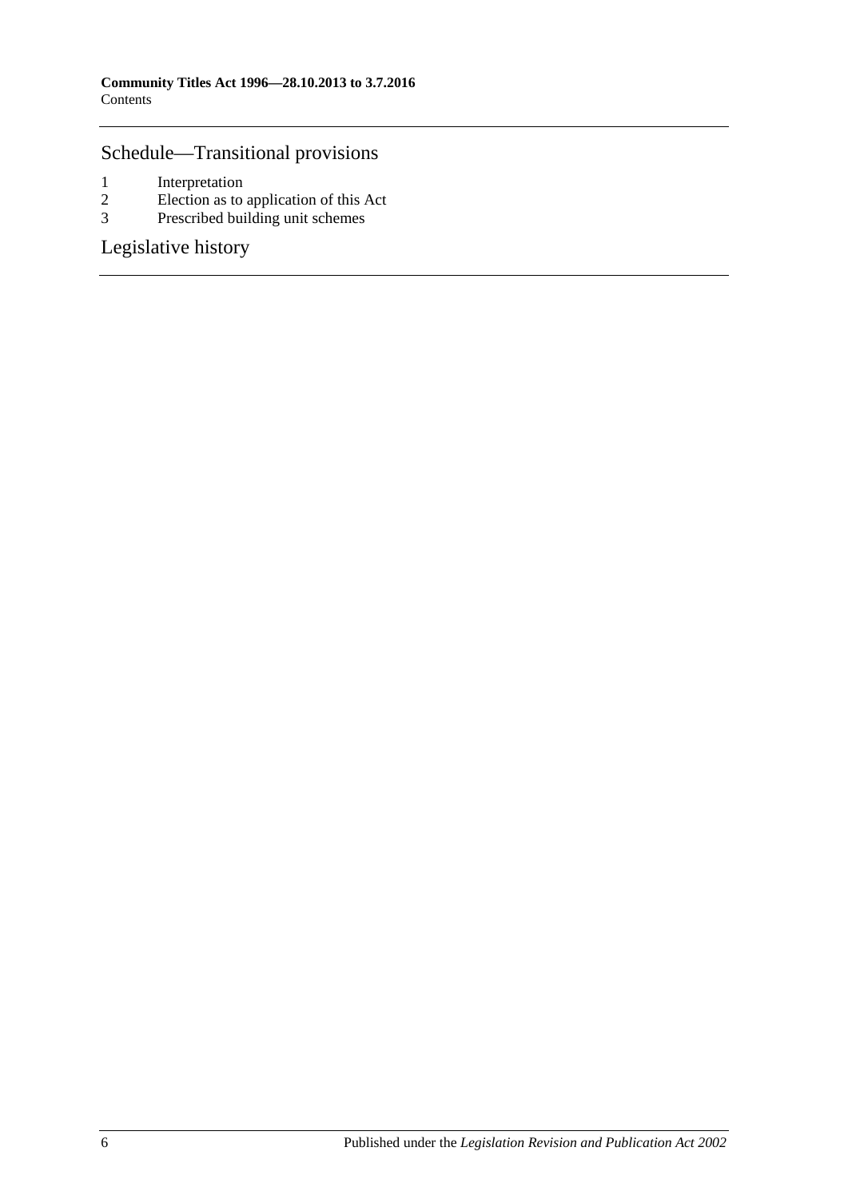## Schedule—Transitional provisions

1 Interpretation
2 Election as to application of this Act
3 Prescribed building unit schemes

## Legislative history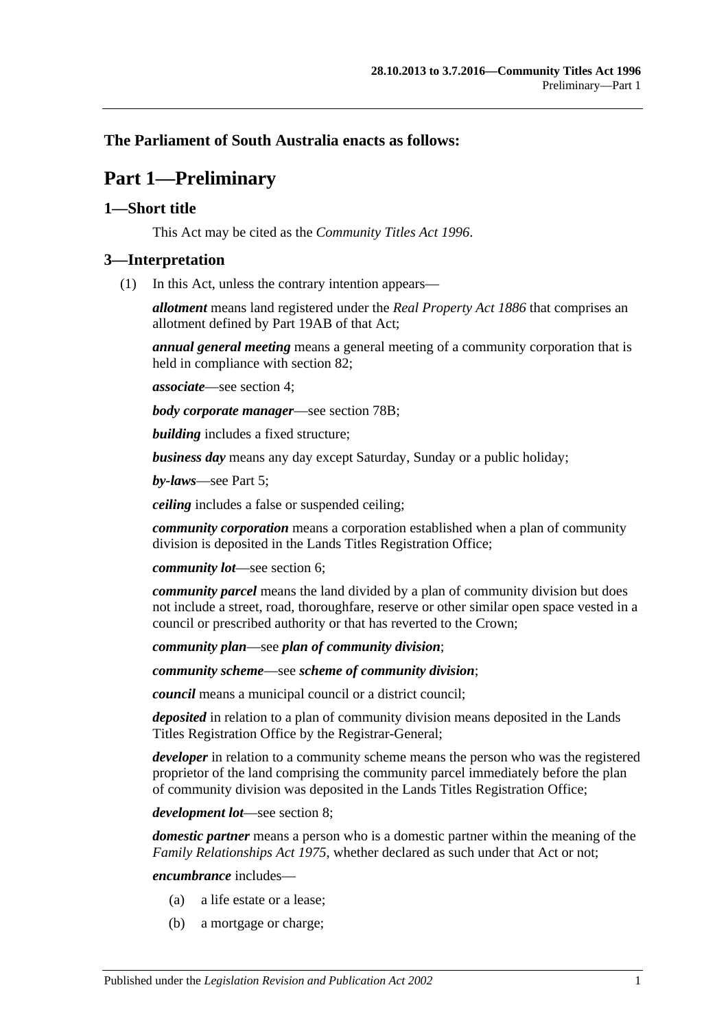**The Parliament of South Australia enacts as follows:**

# Part 1—Preliminary

## 1—Short title

This Act may be cited as the *Community Titles Act 1996*.

## 3—Interpretation

(1) In this Act, unless the contrary intention appears—

***allotment*** means land registered under the *Real Property Act 1886* that comprises an allotment defined by Part 19AB of that Act;

***annual general meeting*** means a general meeting of a community corporation that is held in compliance with section 82;

***associate***—see section 4;

***body corporate manager***—see section 78B;

***building*** includes a fixed structure;

***business day*** means any day except Saturday, Sunday or a public holiday;

***by-laws***—see Part 5;

***ceiling*** includes a false or suspended ceiling;

***community corporation*** means a corporation established when a plan of community division is deposited in the Lands Titles Registration Office;

***community lot***—see section 6;

***community parcel*** means the land divided by a plan of community division but does not include a street, road, thoroughfare, reserve or other similar open space vested in a council or prescribed authority or that has reverted to the Crown;

***community plan***—see ***plan of community division***;

***community scheme***—see ***scheme of community division***;

***council*** means a municipal council or a district council;

***deposited*** in relation to a plan of community division means deposited in the Lands Titles Registration Office by the Registrar-General;

***developer*** in relation to a community scheme means the person who was the registered proprietor of the land comprising the community parcel immediately before the plan of community division was deposited in the Lands Titles Registration Office;

***development lot***—see section 8;

***domestic partner*** means a person who is a domestic partner within the meaning of the *Family Relationships Act 1975*, whether declared as such under that Act or not;

***encumbrance*** includes—

(a) a life estate or a lease;

(b) a mortgage or charge;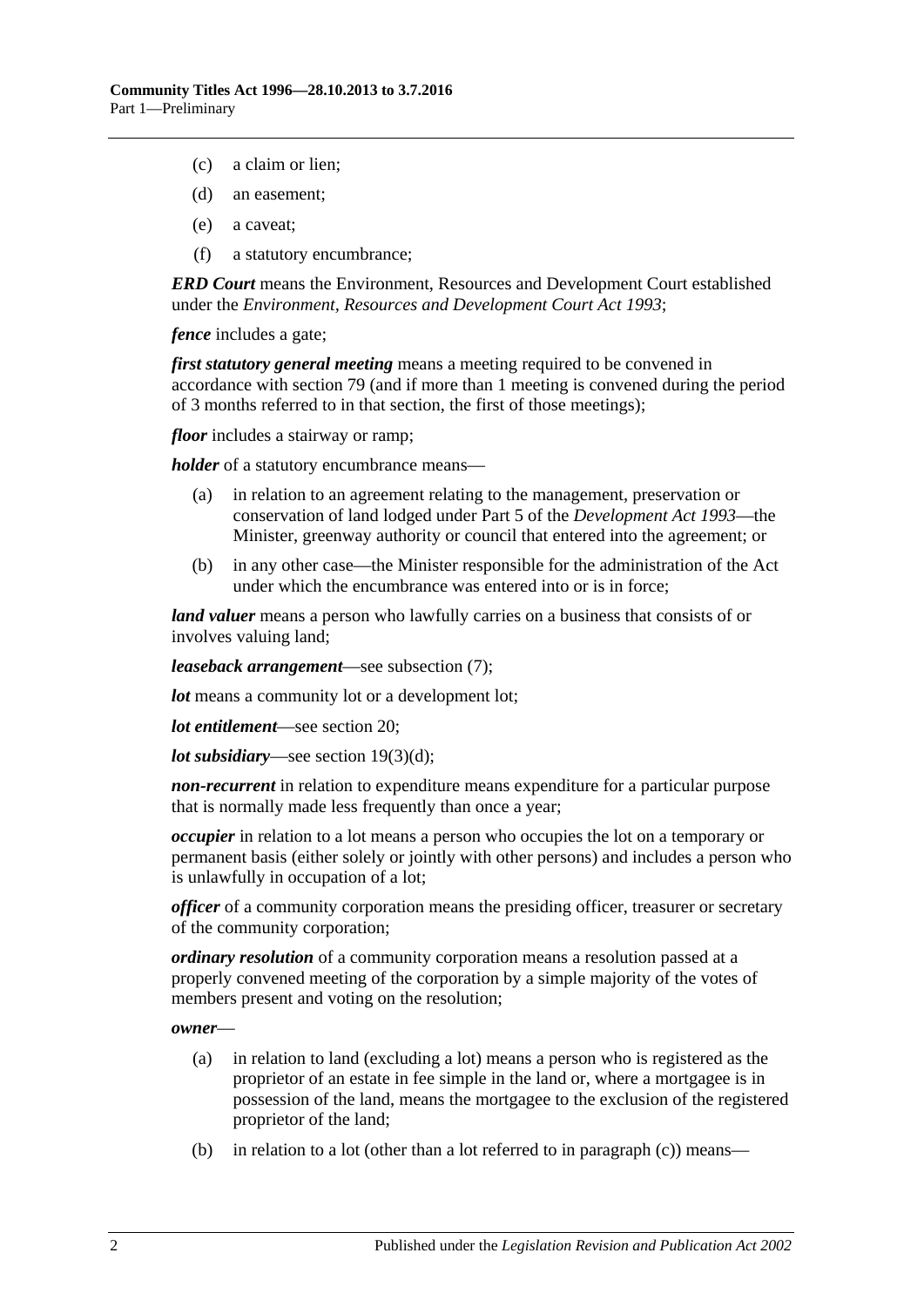(c) a claim or lien;

(d) an easement;

(e) a caveat;

(f) a statutory encumbrance;

***ERD Court*** means the Environment, Resources and Development Court established under the *Environment, Resources and Development Court Act 1993*;

***fence*** includes a gate;

***first statutory general meeting*** means a meeting required to be convened in accordance with section 79 (and if more than 1 meeting is convened during the period of 3 months referred to in that section, the first of those meetings);

***floor*** includes a stairway or ramp;

***holder*** of a statutory encumbrance means—

(a) in relation to an agreement relating to the management, preservation or conservation of land lodged under Part 5 of the *Development Act 1993*—the Minister, greenway authority or council that entered into the agreement; or

(b) in any other case—the Minister responsible for the administration of the Act under which the encumbrance was entered into or is in force;

***land valuer*** means a person who lawfully carries on a business that consists of or involves valuing land;

***leaseback arrangement***—see subsection (7);

***lot*** means a community lot or a development lot;

***lot entitlement***—see section 20;

***lot subsidiary***—see section 19(3)(d);

***non-recurrent*** in relation to expenditure means expenditure for a particular purpose that is normally made less frequently than once a year;

***occupier*** in relation to a lot means a person who occupies the lot on a temporary or permanent basis (either solely or jointly with other persons) and includes a person who is unlawfully in occupation of a lot;

***officer*** of a community corporation means the presiding officer, treasurer or secretary of the community corporation;

***ordinary resolution*** of a community corporation means a resolution passed at a properly convened meeting of the corporation by a simple majority of the votes of members present and voting on the resolution;

***owner***—

(a) in relation to land (excluding a lot) means a person who is registered as the proprietor of an estate in fee simple in the land or, where a mortgagee is in possession of the land, means the mortgagee to the exclusion of the registered proprietor of the land;

(b) in relation to a lot (other than a lot referred to in paragraph (c)) means—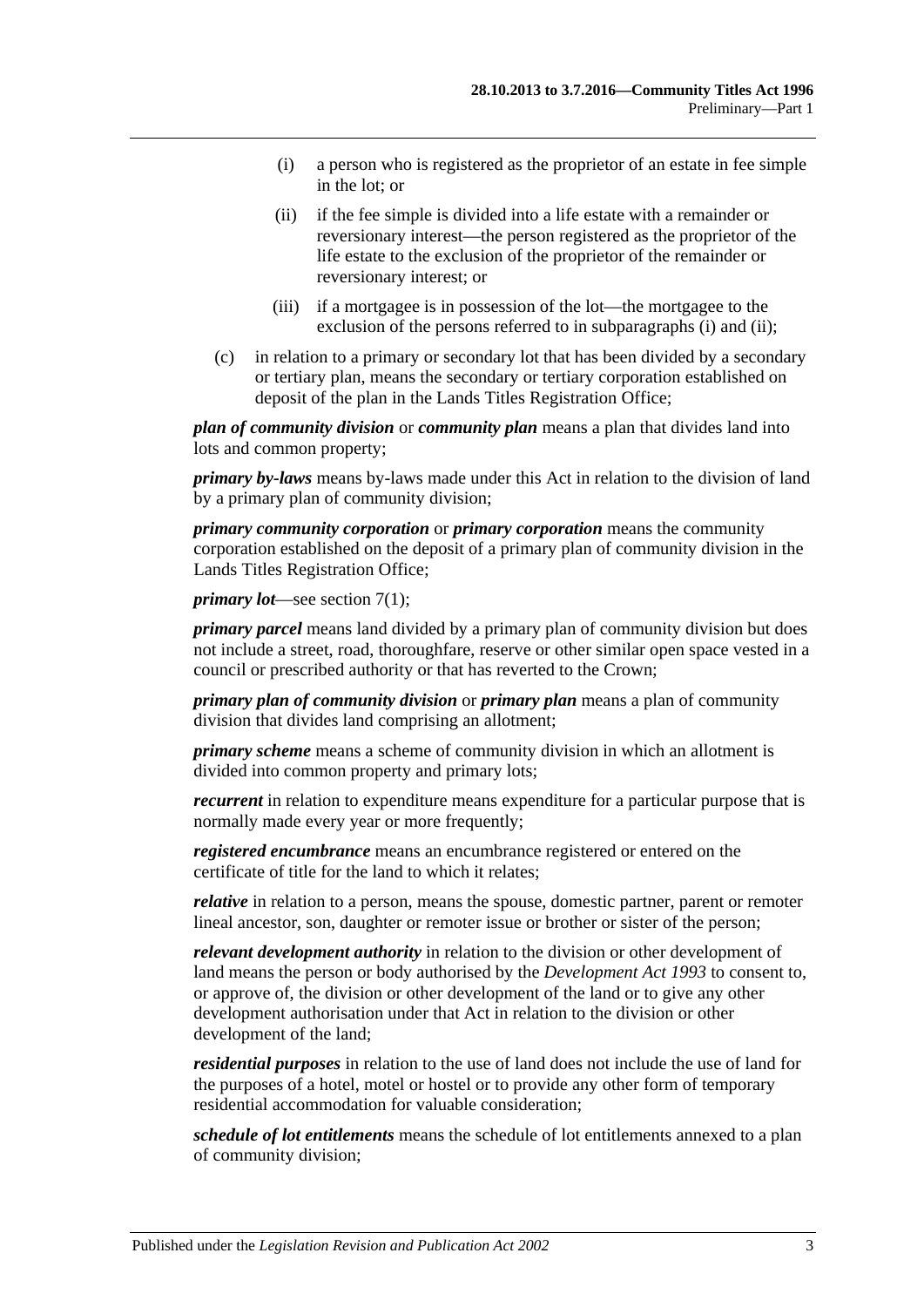- (i) a person who is registered as the proprietor of an estate in fee simple in the lot; or
- (ii) if the fee simple is divided into a life estate with a remainder or reversionary interest—the person registered as the proprietor of the life estate to the exclusion of the proprietor of the remainder or reversionary interest; or
- (iii) if a mortgagee is in possession of the lot—the mortgagee to the exclusion of the persons referred to in subparagraphs (i) and (ii);

(c) in relation to a primary or secondary lot that has been divided by a secondary or tertiary plan, means the secondary or tertiary corporation established on deposit of the plan in the Lands Titles Registration Office;

***plan of community division*** or ***community plan*** means a plan that divides land into lots and common property;

***primary by-laws*** means by-laws made under this Act in relation to the division of land by a primary plan of community division;

***primary community corporation*** or ***primary corporation*** means the community corporation established on the deposit of a primary plan of community division in the Lands Titles Registration Office;

***primary lot***—see section 7(1);

***primary parcel*** means land divided by a primary plan of community division but does not include a street, road, thoroughfare, reserve or other similar open space vested in a council or prescribed authority or that has reverted to the Crown;

***primary plan of community division*** or ***primary plan*** means a plan of community division that divides land comprising an allotment;

***primary scheme*** means a scheme of community division in which an allotment is divided into common property and primary lots;

***recurrent*** in relation to expenditure means expenditure for a particular purpose that is normally made every year or more frequently;

***registered encumbrance*** means an encumbrance registered or entered on the certificate of title for the land to which it relates;

***relative*** in relation to a person, means the spouse, domestic partner, parent or remoter lineal ancestor, son, daughter or remoter issue or brother or sister of the person;

***relevant development authority*** in relation to the division or other development of land means the person or body authorised by the *Development Act 1993* to consent to, or approve of, the division or other development of the land or to give any other development authorisation under that Act in relation to the division or other development of the land;

***residential purposes*** in relation to the use of land does not include the use of land for the purposes of a hotel, motel or hostel or to provide any other form of temporary residential accommodation for valuable consideration;

***schedule of lot entitlements*** means the schedule of lot entitlements annexed to a plan of community division;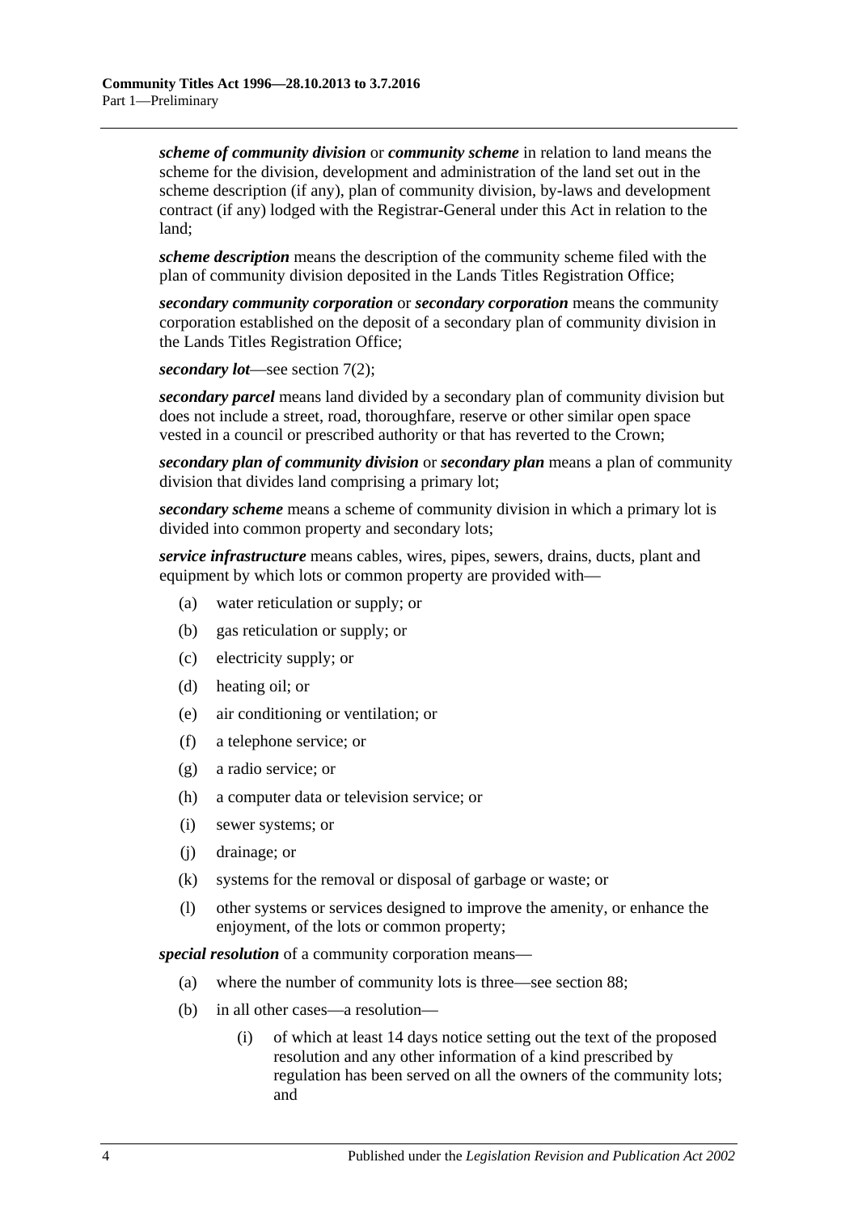***scheme of community division*** or ***community scheme*** in relation to land means the scheme for the division, development and administration of the land set out in the scheme description (if any), plan of community division, by-laws and development contract (if any) lodged with the Registrar-General under this Act in relation to the land;

***scheme description*** means the description of the community scheme filed with the plan of community division deposited in the Lands Titles Registration Office;

***secondary community corporation*** or ***secondary corporation*** means the community corporation established on the deposit of a secondary plan of community division in the Lands Titles Registration Office;

***secondary lot***—see section 7(2);

***secondary parcel*** means land divided by a secondary plan of community division but does not include a street, road, thoroughfare, reserve or other similar open space vested in a council or prescribed authority or that has reverted to the Crown;

***secondary plan of community division*** or ***secondary plan*** means a plan of community division that divides land comprising a primary lot;

***secondary scheme*** means a scheme of community division in which a primary lot is divided into common property and secondary lots;

***service infrastructure*** means cables, wires, pipes, sewers, drains, ducts, plant and equipment by which lots or common property are provided with—

(a) water reticulation or supply; or

(b) gas reticulation or supply; or

(c) electricity supply; or

(d) heating oil; or

(e) air conditioning or ventilation; or

(f) a telephone service; or

(g) a radio service; or

(h) a computer data or television service; or

(i) sewer systems; or

(j) drainage; or

(k) systems for the removal or disposal of garbage or waste; or

(l) other systems or services designed to improve the amenity, or enhance the enjoyment, of the lots or common property;

***special resolution*** of a community corporation means—

(a) where the number of community lots is three—see section 88;

(b) in all other cases—a resolution—

(i) of which at least 14 days notice setting out the text of the proposed resolution and any other information of a kind prescribed by regulation has been served on all the owners of the community lots; and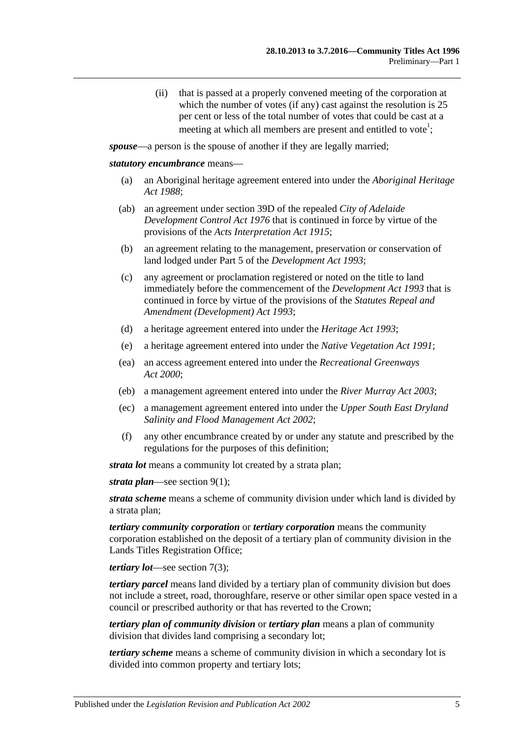(ii) that is passed at a properly convened meeting of the corporation at which the number of votes (if any) cast against the resolution is 25 per cent or less of the total number of votes that could be cast at a meeting at which all members are present and entitled to vote[1];

***spouse***—a person is the spouse of another if they are legally married;

***statutory encumbrance*** means—

(a) an Aboriginal heritage agreement entered into under the *Aboriginal Heritage Act 1988*;

(ab) an agreement under section 39D of the repealed *City of Adelaide Development Control Act 1976* that is continued in force by virtue of the provisions of the *Acts Interpretation Act 1915*;

(b) an agreement relating to the management, preservation or conservation of land lodged under Part 5 of the *Development Act 1993*;

(c) any agreement or proclamation registered or noted on the title to land immediately before the commencement of the *Development Act 1993* that is continued in force by virtue of the provisions of the *Statutes Repeal and Amendment (Development) Act 1993*;

(d) a heritage agreement entered into under the *Heritage Act 1993*;

(e) a heritage agreement entered into under the *Native Vegetation Act 1991*;

(ea) an access agreement entered into under the *Recreational Greenways Act 2000*;

(eb) a management agreement entered into under the *River Murray Act 2003*;

(ec) a management agreement entered into under the *Upper South East Dryland Salinity and Flood Management Act 2002*;

(f) any other encumbrance created by or under any statute and prescribed by the regulations for the purposes of this definition;

***strata lot*** means a community lot created by a strata plan;

***strata plan***—see section 9(1);

***strata scheme*** means a scheme of community division under which land is divided by a strata plan;

***tertiary community corporation*** or ***tertiary corporation*** means the community corporation established on the deposit of a tertiary plan of community division in the Lands Titles Registration Office;

***tertiary lot***—see section 7(3);

***tertiary parcel*** means land divided by a tertiary plan of community division but does not include a street, road, thoroughfare, reserve or other similar open space vested in a council or prescribed authority or that has reverted to the Crown;

***tertiary plan of community division*** or ***tertiary plan*** means a plan of community division that divides land comprising a secondary lot;

***tertiary scheme*** means a scheme of community division in which a secondary lot is divided into common property and tertiary lots;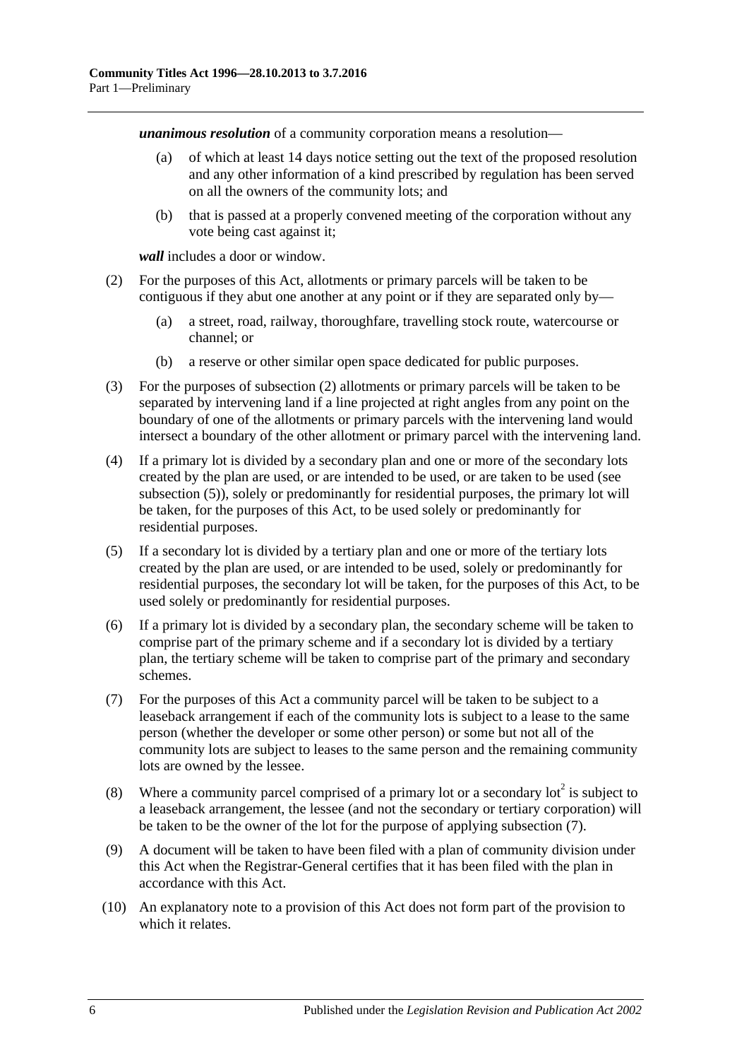***unanimous resolution*** of a community corporation means a resolution—

(a) of which at least 14 days notice setting out the text of the proposed resolution and any other information of a kind prescribed by regulation has been served on all the owners of the community lots; and

(b) that is passed at a properly convened meeting of the corporation without any vote being cast against it;

***wall*** includes a door or window.

(2) For the purposes of this Act, allotments or primary parcels will be taken to be contiguous if they abut one another at any point or if they are separated only by—

(a) a street, road, railway, thoroughfare, travelling stock route, watercourse or channel; or

(b) a reserve or other similar open space dedicated for public purposes.

(3) For the purposes of subsection (2) allotments or primary parcels will be taken to be separated by intervening land if a line projected at right angles from any point on the boundary of one of the allotments or primary parcels with the intervening land would intersect a boundary of the other allotment or primary parcel with the intervening land.

(4) If a primary lot is divided by a secondary plan and one or more of the secondary lots created by the plan are used, or are intended to be used, or are taken to be used (see subsection (5)), solely or predominantly for residential purposes, the primary lot will be taken, for the purposes of this Act, to be used solely or predominantly for residential purposes.

(5) If a secondary lot is divided by a tertiary plan and one or more of the tertiary lots created by the plan are used, or are intended to be used, solely or predominantly for residential purposes, the secondary lot will be taken, for the purposes of this Act, to be used solely or predominantly for residential purposes.

(6) If a primary lot is divided by a secondary plan, the secondary scheme will be taken to comprise part of the primary scheme and if a secondary lot is divided by a tertiary plan, the tertiary scheme will be taken to comprise part of the primary and secondary schemes.

(7) For the purposes of this Act a community parcel will be taken to be subject to a leaseback arrangement if each of the community lots is subject to a lease to the same person (whether the developer or some other person) or some but not all of the community lots are subject to leases to the same person and the remaining community lots are owned by the lessee.

(8) Where a community parcel comprised of a primary lot or a secondary lot[2] is subject to a leaseback arrangement, the lessee (and not the secondary or tertiary corporation) will be taken to be the owner of the lot for the purpose of applying subsection (7).

(9) A document will be taken to have been filed with a plan of community division under this Act when the Registrar-General certifies that it has been filed with the plan in accordance with this Act.

(10) An explanatory note to a provision of this Act does not form part of the provision to which it relates.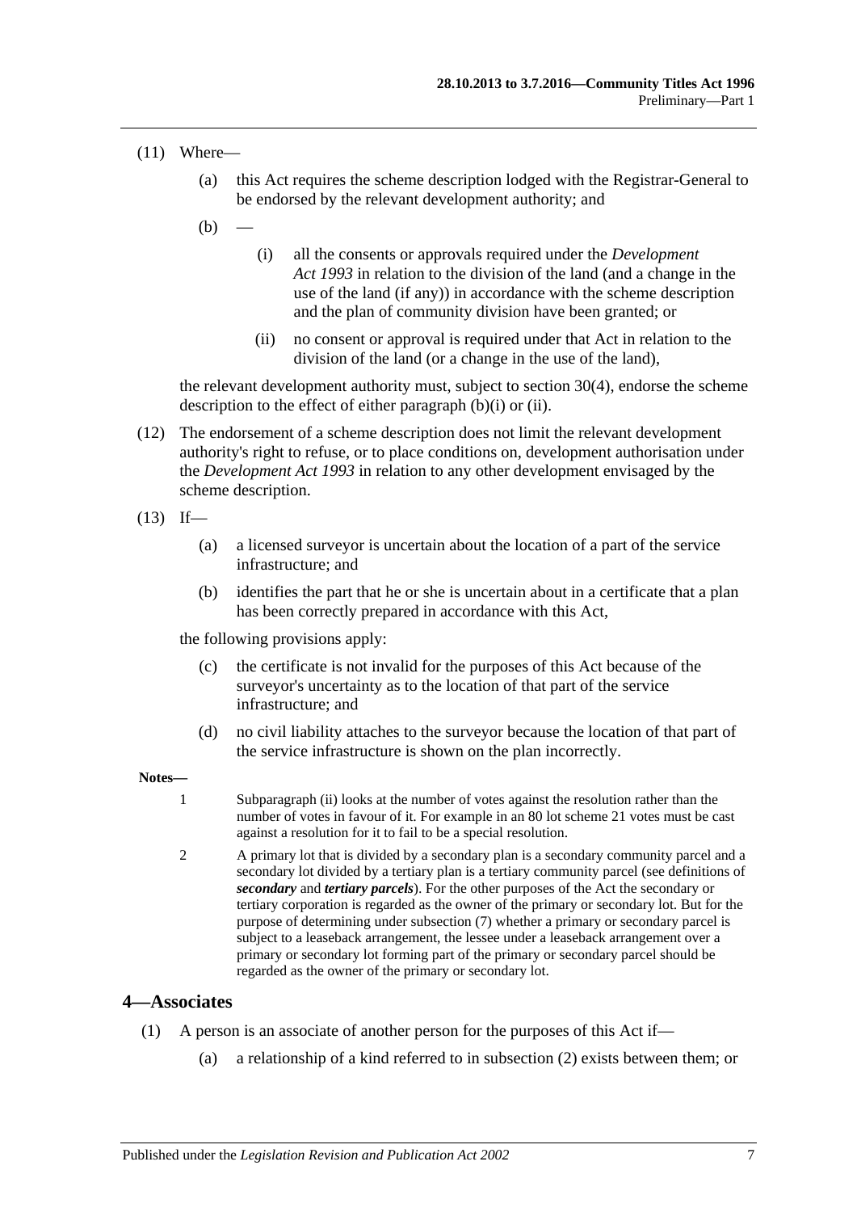(11) Where—

(a) this Act requires the scheme description lodged with the Registrar-General to be endorsed by the relevant development authority; and

(b) —

(i) all the consents or approvals required under the *Development Act 1993* in relation to the division of the land (and a change in the use of the land (if any)) in accordance with the scheme description and the plan of community division have been granted; or

(ii) no consent or approval is required under that Act in relation to the division of the land (or a change in the use of the land),

the relevant development authority must, subject to section 30(4), endorse the scheme description to the effect of either paragraph (b)(i) or (ii).

(12) The endorsement of a scheme description does not limit the relevant development authority's right to refuse, or to place conditions on, development authorisation under the *Development Act 1993* in relation to any other development envisaged by the scheme description.

(13) If—

(a) a licensed surveyor is uncertain about the location of a part of the service infrastructure; and

(b) identifies the part that he or she is uncertain about in a certificate that a plan has been correctly prepared in accordance with this Act,

the following provisions apply:

(c) the certificate is not invalid for the purposes of this Act because of the surveyor's uncertainty as to the location of that part of the service infrastructure; and

(d) no civil liability attaches to the surveyor because the location of that part of the service infrastructure is shown on the plan incorrectly.

**Notes—**

1 Subparagraph (ii) looks at the number of votes against the resolution rather than the number of votes in favour of it. For example in an 80 lot scheme 21 votes must be cast against a resolution for it to fail to be a special resolution.

2 A primary lot that is divided by a secondary plan is a secondary community parcel and a secondary lot divided by a tertiary plan is a tertiary community parcel (see definitions of ***secondary*** and ***tertiary parcels***). For the other purposes of the Act the secondary or tertiary corporation is regarded as the owner of the primary or secondary lot. But for the purpose of determining under subsection (7) whether a primary or secondary parcel is subject to a leaseback arrangement, the lessee under a leaseback arrangement over a primary or secondary lot forming part of the primary or secondary parcel should be regarded as the owner of the primary or secondary lot.

## 4—Associates

(1) A person is an associate of another person for the purposes of this Act if—

(a) a relationship of a kind referred to in subsection (2) exists between them; or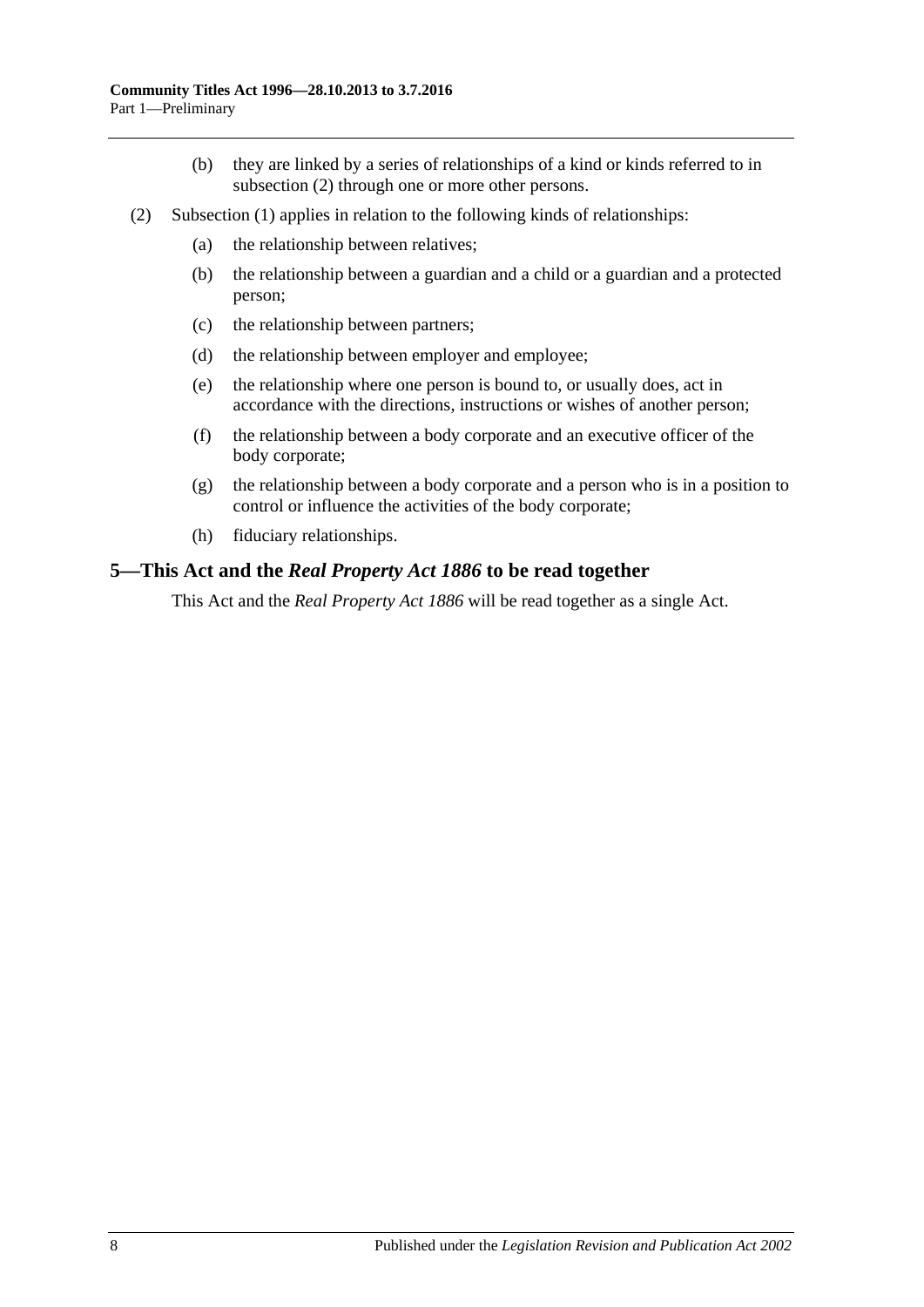(b) they are linked by a series of relationships of a kind or kinds referred to in subsection (2) through one or more other persons.

(2) Subsection (1) applies in relation to the following kinds of relationships:

(a) the relationship between relatives;

(b) the relationship between a guardian and a child or a guardian and a protected person;

(c) the relationship between partners;

(d) the relationship between employer and employee;

(e) the relationship where one person is bound to, or usually does, act in accordance with the directions, instructions or wishes of another person;

(f) the relationship between a body corporate and an executive officer of the body corporate;

(g) the relationship between a body corporate and a person who is in a position to control or influence the activities of the body corporate;

(h) fiduciary relationships.

## 5—This Act and the *Real Property Act 1886* to be read together

This Act and the *Real Property Act 1886* will be read together as a single Act.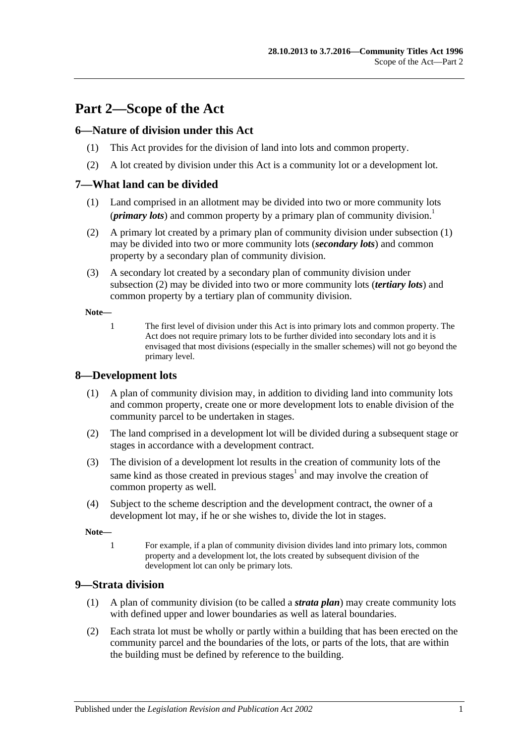# Part 2—Scope of the Act

## 6—Nature of division under this Act

(1) This Act provides for the division of land into lots and common property.

(2) A lot created by division under this Act is a community lot or a development lot.

## 7—What land can be divided

(1) Land comprised in an allotment may be divided into two or more community lots (***primary lots***) and common property by a primary plan of community division.[1]

(2) A primary lot created by a primary plan of community division under subsection (1) may be divided into two or more community lots (***secondary lots***) and common property by a secondary plan of community division.

(3) A secondary lot created by a secondary plan of community division under subsection (2) may be divided into two or more community lots (***tertiary lots***) and common property by a tertiary plan of community division.

**Note—**

1 The first level of division under this Act is into primary lots and common property. The Act does not require primary lots to be further divided into secondary lots and it is envisaged that most divisions (especially in the smaller schemes) will not go beyond the primary level.

## 8—Development lots

(1) A plan of community division may, in addition to dividing land into community lots and common property, create one or more development lots to enable division of the community parcel to be undertaken in stages.

(2) The land comprised in a development lot will be divided during a subsequent stage or stages in accordance with a development contract.

(3) The division of a development lot results in the creation of community lots of the same kind as those created in previous stages[1] and may involve the creation of common property as well.

(4) Subject to the scheme description and the development contract, the owner of a development lot may, if he or she wishes to, divide the lot in stages.

**Note—**

1 For example, if a plan of community division divides land into primary lots, common property and a development lot, the lots created by subsequent division of the development lot can only be primary lots.

## 9—Strata division

(1) A plan of community division (to be called a ***strata plan***) may create community lots with defined upper and lower boundaries as well as lateral boundaries.

(2) Each strata lot must be wholly or partly within a building that has been erected on the community parcel and the boundaries of the lots, or parts of the lots, that are within the building must be defined by reference to the building.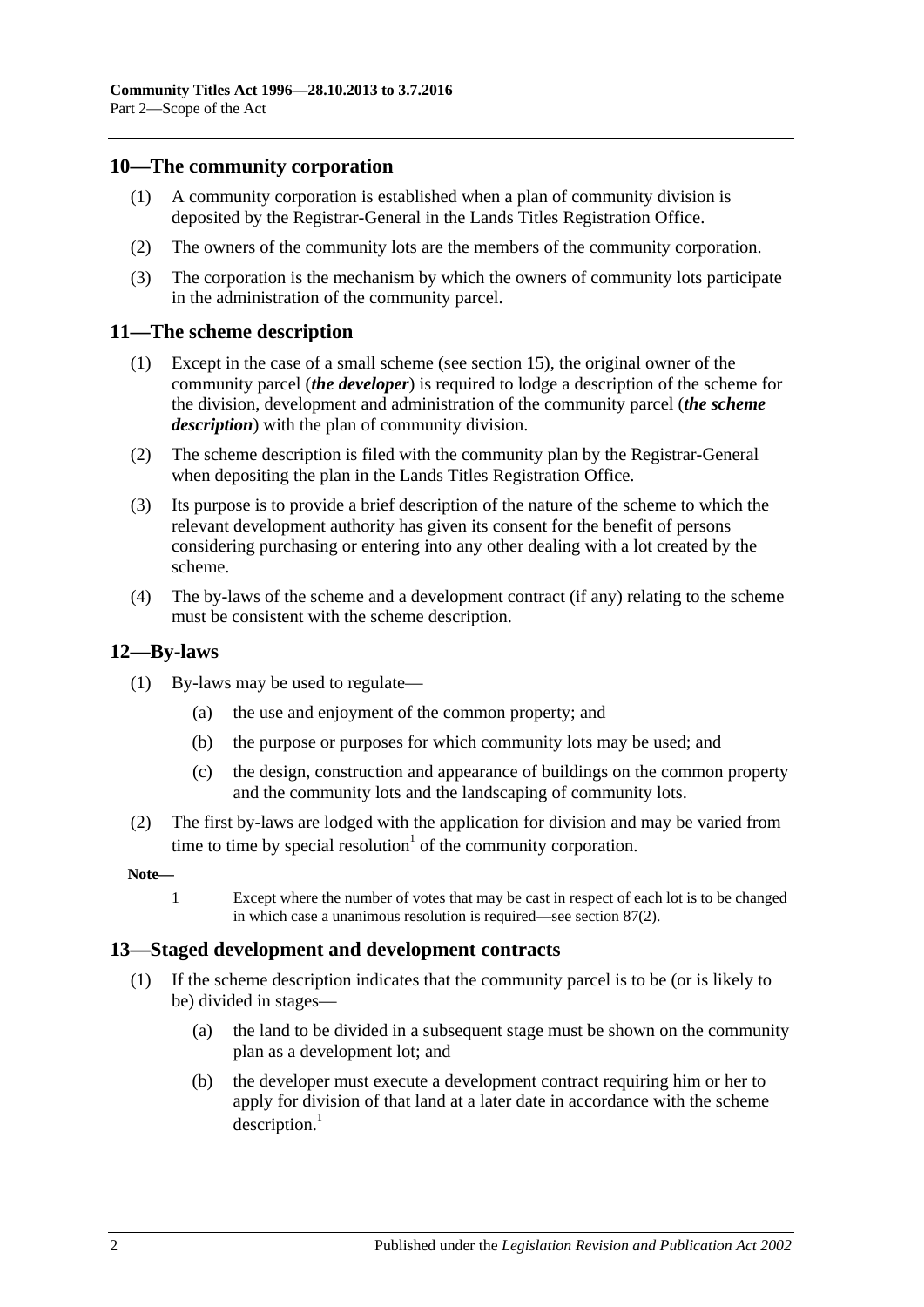## 10—The community corporation

(1) A community corporation is established when a plan of community division is deposited by the Registrar-General in the Lands Titles Registration Office.

(2) The owners of the community lots are the members of the community corporation.

(3) The corporation is the mechanism by which the owners of community lots participate in the administration of the community parcel.

## 11—The scheme description

(1) Except in the case of a small scheme (see section 15), the original owner of the community parcel (***the developer***) is required to lodge a description of the scheme for the division, development and administration of the community parcel (***the scheme description***) with the plan of community division.

(2) The scheme description is filed with the community plan by the Registrar-General when depositing the plan in the Lands Titles Registration Office.

(3) Its purpose is to provide a brief description of the nature of the scheme to which the relevant development authority has given its consent for the benefit of persons considering purchasing or entering into any other dealing with a lot created by the scheme.

(4) The by-laws of the scheme and a development contract (if any) relating to the scheme must be consistent with the scheme description.

## 12—By-laws

(1) By-laws may be used to regulate—

(a) the use and enjoyment of the common property; and

(b) the purpose or purposes for which community lots may be used; and

(c) the design, construction and appearance of buildings on the common property and the community lots and the landscaping of community lots.

(2) The first by-laws are lodged with the application for division and may be varied from time to time by special resolution[1] of the community corporation.

**Note—**

1 Except where the number of votes that may be cast in respect of each lot is to be changed in which case a unanimous resolution is required—see section 87(2).

## 13—Staged development and development contracts

(1) If the scheme description indicates that the community parcel is to be (or is likely to be) divided in stages—

(a) the land to be divided in a subsequent stage must be shown on the community plan as a development lot; and

(b) the developer must execute a development contract requiring him or her to apply for division of that land at a later date in accordance with the scheme description.[1]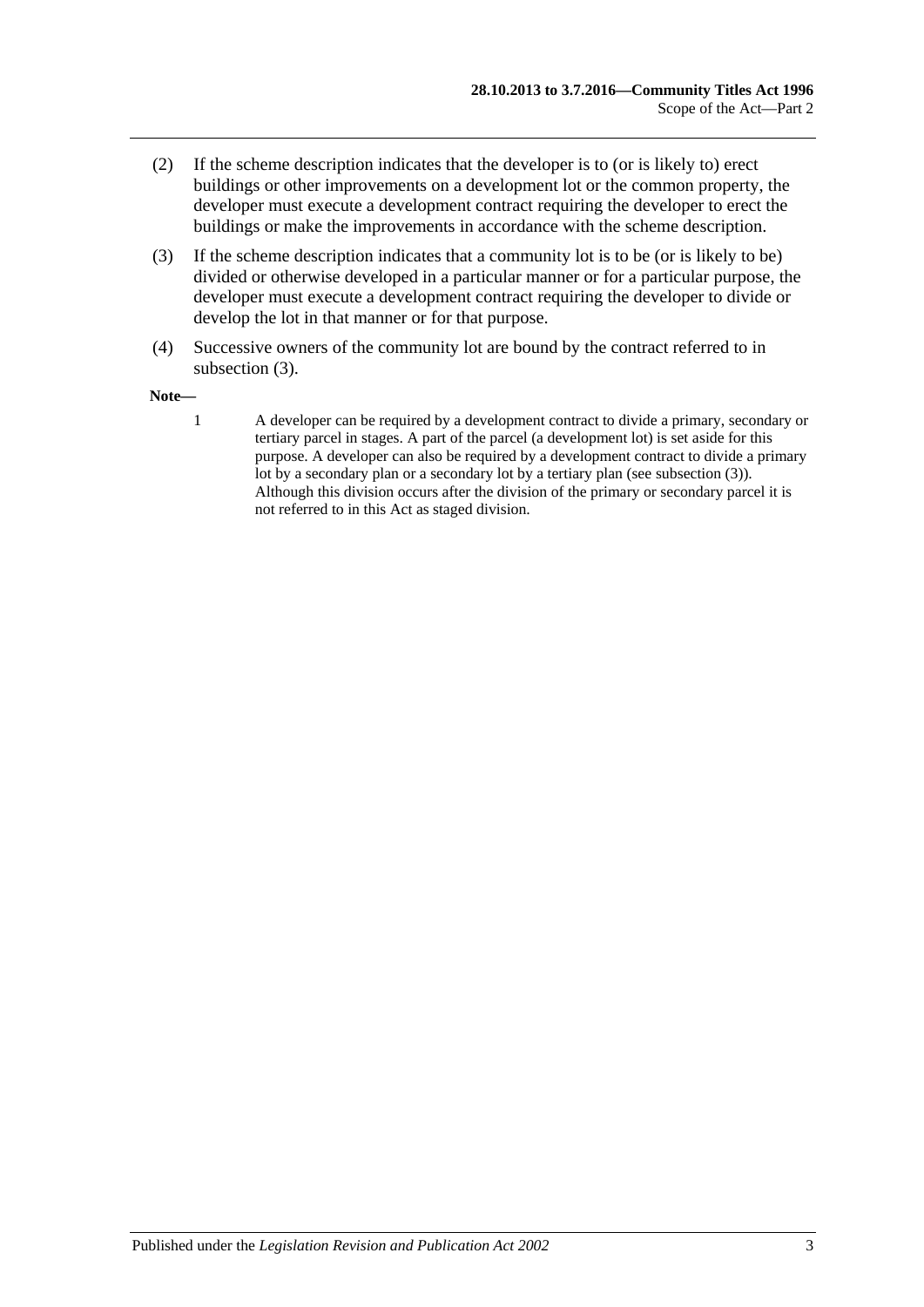(2) If the scheme description indicates that the developer is to (or is likely to) erect buildings or other improvements on a development lot or the common property, the developer must execute a development contract requiring the developer to erect the buildings or make the improvements in accordance with the scheme description.

(3) If the scheme description indicates that a community lot is to be (or is likely to be) divided or otherwise developed in a particular manner or for a particular purpose, the developer must execute a development contract requiring the developer to divide or develop the lot in that manner or for that purpose.

(4) Successive owners of the community lot are bound by the contract referred to in subsection (3).

**Note—**

1 A developer can be required by a development contract to divide a primary, secondary or tertiary parcel in stages. A part of the parcel (a development lot) is set aside for this purpose. A developer can also be required by a development contract to divide a primary lot by a secondary plan or a secondary lot by a tertiary plan (see subsection (3)). Although this division occurs after the division of the primary or secondary parcel it is not referred to in this Act as staged division.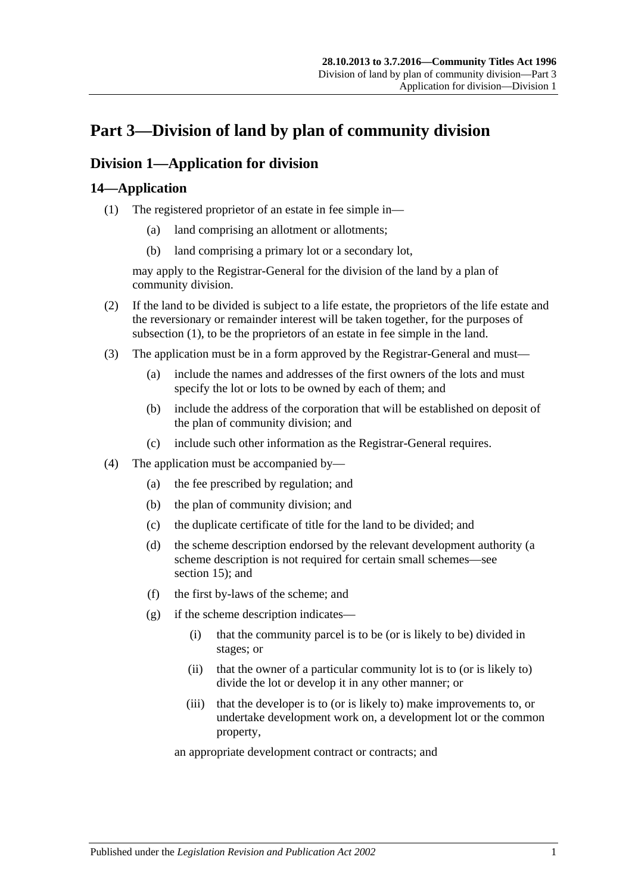# Part 3—Division of land by plan of community division

## Division 1—Application for division

### 14—Application

(1) The registered proprietor of an estate in fee simple in—

- (a) land comprising an allotment or allotments;
- (b) land comprising a primary lot or a secondary lot,

may apply to the Registrar-General for the division of the land by a plan of community division.

(2) If the land to be divided is subject to a life estate, the proprietors of the life estate and the reversionary or remainder interest will be taken together, for the purposes of subsection (1), to be the proprietors of an estate in fee simple in the land.

(3) The application must be in a form approved by the Registrar-General and must—

- (a) include the names and addresses of the first owners of the lots and must specify the lot or lots to be owned by each of them; and
- (b) include the address of the corporation that will be established on deposit of the plan of community division; and
- (c) include such other information as the Registrar-General requires.

(4) The application must be accompanied by—

- (a) the fee prescribed by regulation; and
- (b) the plan of community division; and
- (c) the duplicate certificate of title for the land to be divided; and
- (d) the scheme description endorsed by the relevant development authority (a scheme description is not required for certain small schemes—see section 15); and
- (f) the first by-laws of the scheme; and
- (g) if the scheme description indicates—
  - (i) that the community parcel is to be (or is likely to be) divided in stages; or
  - (ii) that the owner of a particular community lot is to (or is likely to) divide the lot or develop it in any other manner; or
  - (iii) that the developer is to (or is likely to) make improvements to, or undertake development work on, a development lot or the common property,

  an appropriate development contract or contracts; and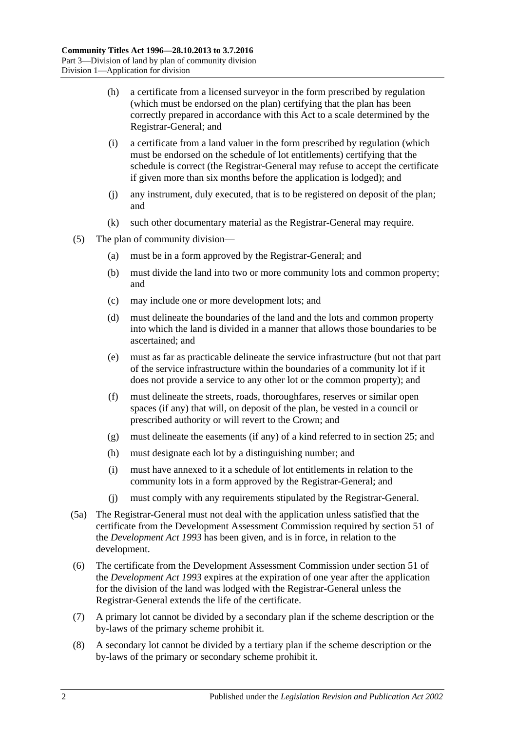(h) a certificate from a licensed surveyor in the form prescribed by regulation (which must be endorsed on the plan) certifying that the plan has been correctly prepared in accordance with this Act to a scale determined by the Registrar-General; and

(i) a certificate from a land valuer in the form prescribed by regulation (which must be endorsed on the schedule of lot entitlements) certifying that the schedule is correct (the Registrar-General may refuse to accept the certificate if given more than six months before the application is lodged); and

(j) any instrument, duly executed, that is to be registered on deposit of the plan; and

(k) such other documentary material as the Registrar-General may require.

(5) The plan of community division—

(a) must be in a form approved by the Registrar-General; and

(b) must divide the land into two or more community lots and common property; and

(c) may include one or more development lots; and

(d) must delineate the boundaries of the land and the lots and common property into which the land is divided in a manner that allows those boundaries to be ascertained; and

(e) must as far as practicable delineate the service infrastructure (but not that part of the service infrastructure within the boundaries of a community lot if it does not provide a service to any other lot or the common property); and

(f) must delineate the streets, roads, thoroughfares, reserves or similar open spaces (if any) that will, on deposit of the plan, be vested in a council or prescribed authority or will revert to the Crown; and

(g) must delineate the easements (if any) of a kind referred to in section 25; and

(h) must designate each lot by a distinguishing number; and

(i) must have annexed to it a schedule of lot entitlements in relation to the community lots in a form approved by the Registrar-General; and

(j) must comply with any requirements stipulated by the Registrar-General.

(5a) The Registrar-General must not deal with the application unless satisfied that the certificate from the Development Assessment Commission required by section 51 of the *Development Act 1993* has been given, and is in force, in relation to the development.

(6) The certificate from the Development Assessment Commission under section 51 of the *Development Act 1993* expires at the expiration of one year after the application for the division of the land was lodged with the Registrar-General unless the Registrar-General extends the life of the certificate.

(7) A primary lot cannot be divided by a secondary plan if the scheme description or the by-laws of the primary scheme prohibit it.

(8) A secondary lot cannot be divided by a tertiary plan if the scheme description or the by-laws of the primary or secondary scheme prohibit it.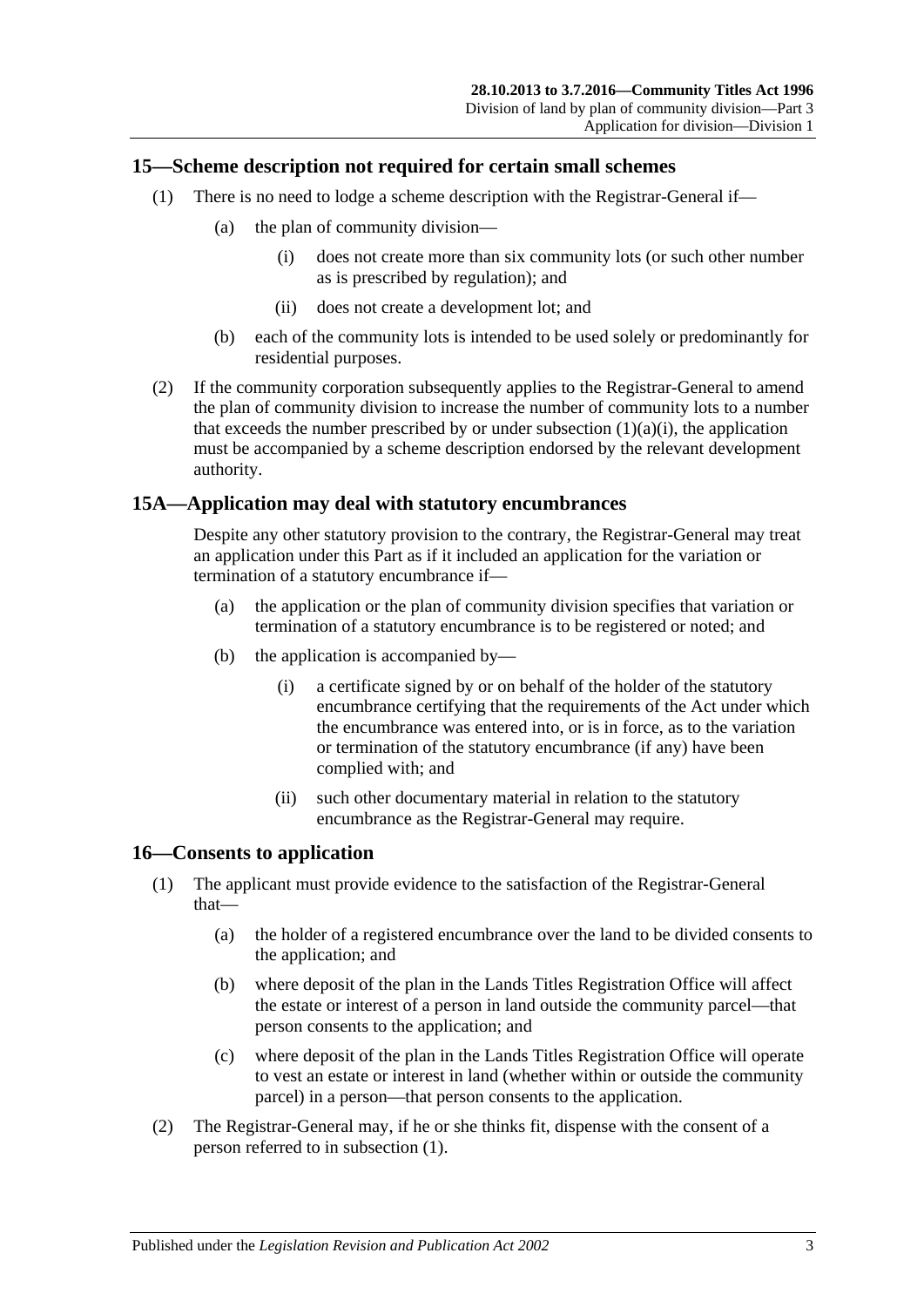## 15—Scheme description not required for certain small schemes

(1) There is no need to lodge a scheme description with the Registrar-General if—

(a) the plan of community division—

(i) does not create more than six community lots (or such other number as is prescribed by regulation); and

(ii) does not create a development lot; and

(b) each of the community lots is intended to be used solely or predominantly for residential purposes.

(2) If the community corporation subsequently applies to the Registrar-General to amend the plan of community division to increase the number of community lots to a number that exceeds the number prescribed by or under subsection (1)(a)(i), the application must be accompanied by a scheme description endorsed by the relevant development authority.

## 15A—Application may deal with statutory encumbrances

Despite any other statutory provision to the contrary, the Registrar-General may treat an application under this Part as if it included an application for the variation or termination of a statutory encumbrance if—

(a) the application or the plan of community division specifies that variation or termination of a statutory encumbrance is to be registered or noted; and

(b) the application is accompanied by—

(i) a certificate signed by or on behalf of the holder of the statutory encumbrance certifying that the requirements of the Act under which the encumbrance was entered into, or is in force, as to the variation or termination of the statutory encumbrance (if any) have been complied with; and

(ii) such other documentary material in relation to the statutory encumbrance as the Registrar-General may require.

## 16—Consents to application

(1) The applicant must provide evidence to the satisfaction of the Registrar-General that—

(a) the holder of a registered encumbrance over the land to be divided consents to the application; and

(b) where deposit of the plan in the Lands Titles Registration Office will affect the estate or interest of a person in land outside the community parcel—that person consents to the application; and

(c) where deposit of the plan in the Lands Titles Registration Office will operate to vest an estate or interest in land (whether within or outside the community parcel) in a person—that person consents to the application.

(2) The Registrar-General may, if he or she thinks fit, dispense with the consent of a person referred to in subsection (1).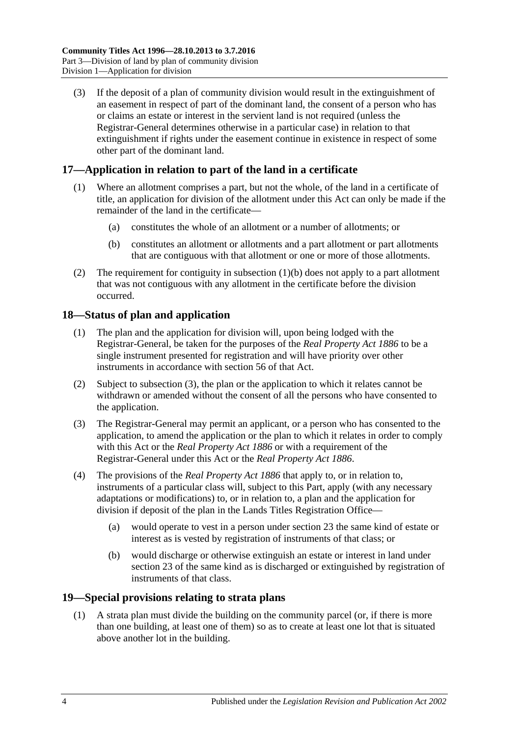(3) If the deposit of a plan of community division would result in the extinguishment of an easement in respect of part of the dominant land, the consent of a person who has or claims an estate or interest in the servient land is not required (unless the Registrar-General determines otherwise in a particular case) in relation to that extinguishment if rights under the easement continue in existence in respect of some other part of the dominant land.

## 17—Application in relation to part of the land in a certificate

(1) Where an allotment comprises a part, but not the whole, of the land in a certificate of title, an application for division of the allotment under this Act can only be made if the remainder of the land in the certificate—

(a) constitutes the whole of an allotment or a number of allotments; or

(b) constitutes an allotment or allotments and a part allotment or part allotments that are contiguous with that allotment or one or more of those allotments.

(2) The requirement for contiguity in subsection (1)(b) does not apply to a part allotment that was not contiguous with any allotment in the certificate before the division occurred.

## 18—Status of plan and application

(1) The plan and the application for division will, upon being lodged with the Registrar-General, be taken for the purposes of the *Real Property Act 1886* to be a single instrument presented for registration and will have priority over other instruments in accordance with section 56 of that Act.

(2) Subject to subsection (3), the plan or the application to which it relates cannot be withdrawn or amended without the consent of all the persons who have consented to the application.

(3) The Registrar-General may permit an applicant, or a person who has consented to the application, to amend the application or the plan to which it relates in order to comply with this Act or the *Real Property Act 1886* or with a requirement of the Registrar-General under this Act or the *Real Property Act 1886*.

(4) The provisions of the *Real Property Act 1886* that apply to, or in relation to, instruments of a particular class will, subject to this Part, apply (with any necessary adaptations or modifications) to, or in relation to, a plan and the application for division if deposit of the plan in the Lands Titles Registration Office—

(a) would operate to vest in a person under section 23 the same kind of estate or interest as is vested by registration of instruments of that class; or

(b) would discharge or otherwise extinguish an estate or interest in land under section 23 of the same kind as is discharged or extinguished by registration of instruments of that class.

## 19—Special provisions relating to strata plans

(1) A strata plan must divide the building on the community parcel (or, if there is more than one building, at least one of them) so as to create at least one lot that is situated above another lot in the building.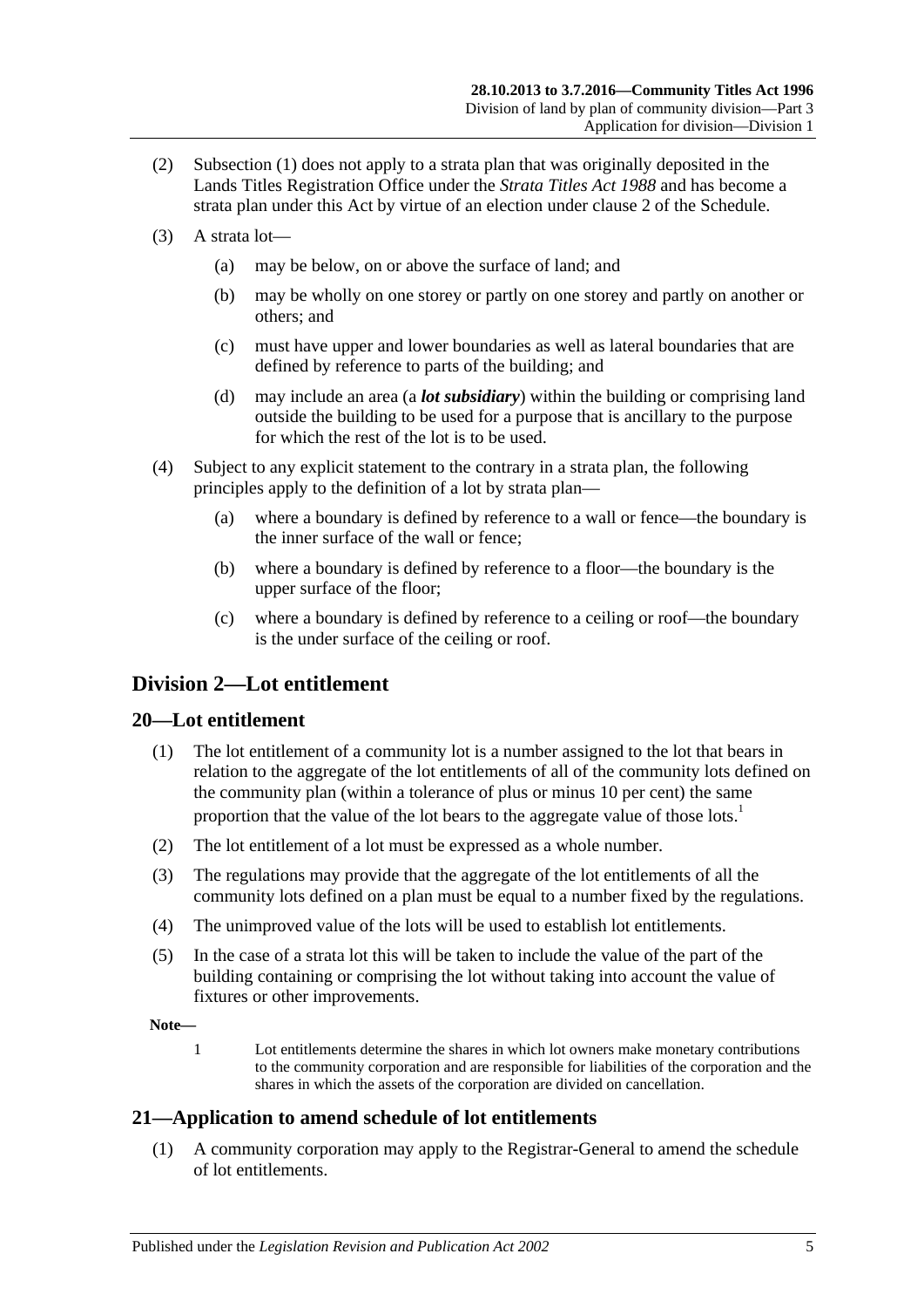(2) Subsection (1) does not apply to a strata plan that was originally deposited in the Lands Titles Registration Office under the *Strata Titles Act 1988* and has become a strata plan under this Act by virtue of an election under clause 2 of the Schedule.

(3) A strata lot—

(a) may be below, on or above the surface of land; and

(b) may be wholly on one storey or partly on one storey and partly on another or others; and

(c) must have upper and lower boundaries as well as lateral boundaries that are defined by reference to parts of the building; and

(d) may include an area (a ***lot subsidiary***) within the building or comprising land outside the building to be used for a purpose that is ancillary to the purpose for which the rest of the lot is to be used.

(4) Subject to any explicit statement to the contrary in a strata plan, the following principles apply to the definition of a lot by strata plan—

(a) where a boundary is defined by reference to a wall or fence—the boundary is the inner surface of the wall or fence;

(b) where a boundary is defined by reference to a floor—the boundary is the upper surface of the floor;

(c) where a boundary is defined by reference to a ceiling or roof—the boundary is the under surface of the ceiling or roof.

## Division 2—Lot entitlement

### 20—Lot entitlement

(1) The lot entitlement of a community lot is a number assigned to the lot that bears in relation to the aggregate of the lot entitlements of all of the community lots defined on the community plan (within a tolerance of plus or minus 10 per cent) the same proportion that the value of the lot bears to the aggregate value of those lots.[1]

(2) The lot entitlement of a lot must be expressed as a whole number.

(3) The regulations may provide that the aggregate of the lot entitlements of all the community lots defined on a plan must be equal to a number fixed by the regulations.

(4) The unimproved value of the lots will be used to establish lot entitlements.

(5) In the case of a strata lot this will be taken to include the value of the part of the building containing or comprising the lot without taking into account the value of fixtures or other improvements.

**Note—**

1 Lot entitlements determine the shares in which lot owners make monetary contributions to the community corporation and are responsible for liabilities of the corporation and the shares in which the assets of the corporation are divided on cancellation.

### 21—Application to amend schedule of lot entitlements

(1) A community corporation may apply to the Registrar-General to amend the schedule of lot entitlements.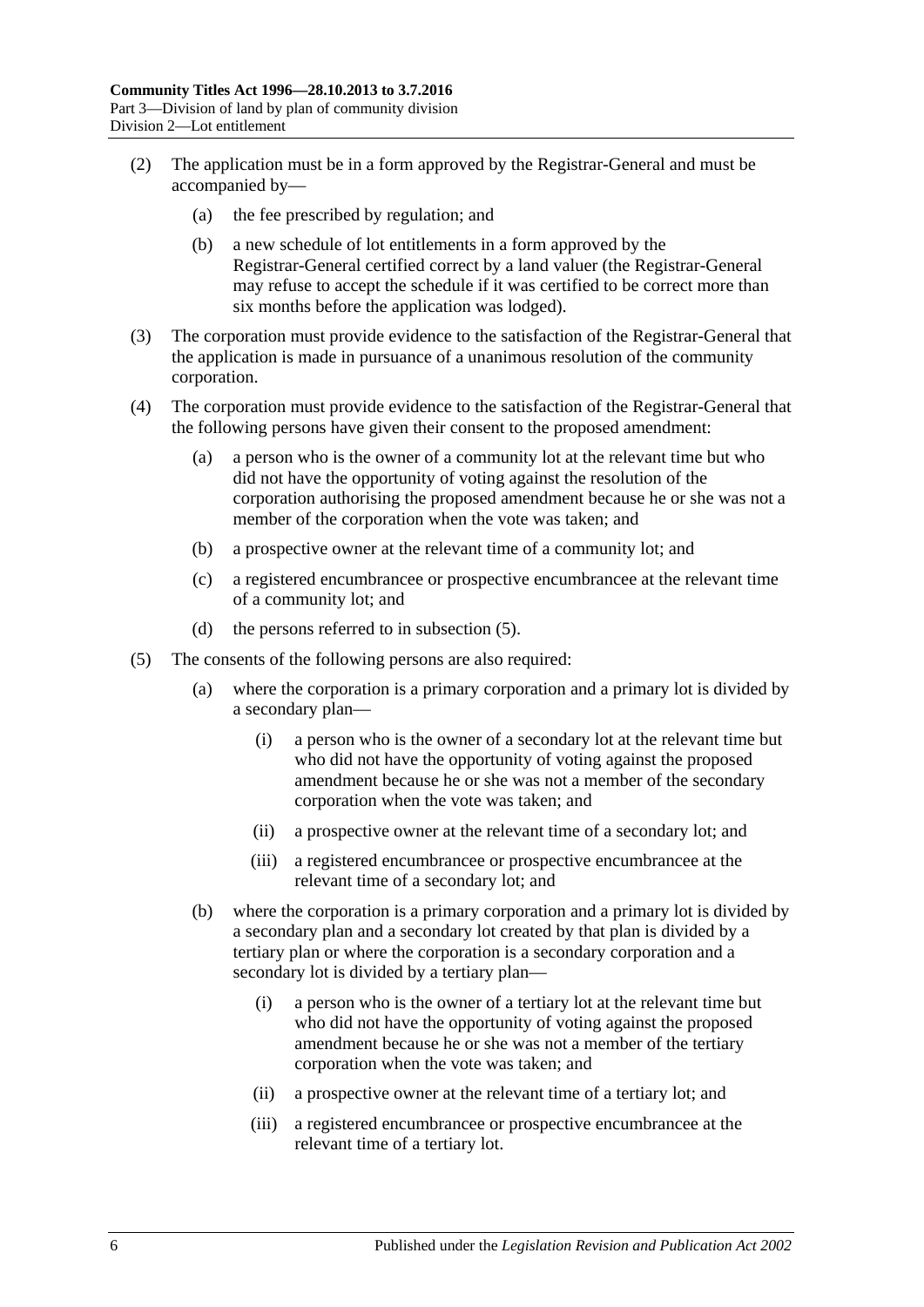(2) The application must be in a form approved by the Registrar-General and must be accompanied by—

(a) the fee prescribed by regulation; and

(b) a new schedule of lot entitlements in a form approved by the Registrar-General certified correct by a land valuer (the Registrar-General may refuse to accept the schedule if it was certified to be correct more than six months before the application was lodged).

(3) The corporation must provide evidence to the satisfaction of the Registrar-General that the application is made in pursuance of a unanimous resolution of the community corporation.

(4) The corporation must provide evidence to the satisfaction of the Registrar-General that the following persons have given their consent to the proposed amendment:

(a) a person who is the owner of a community lot at the relevant time but who did not have the opportunity of voting against the resolution of the corporation authorising the proposed amendment because he or she was not a member of the corporation when the vote was taken; and

(b) a prospective owner at the relevant time of a community lot; and

(c) a registered encumbrancee or prospective encumbrancee at the relevant time of a community lot; and

(d) the persons referred to in subsection (5).

(5) The consents of the following persons are also required:

(a) where the corporation is a primary corporation and a primary lot is divided by a secondary plan—

(i) a person who is the owner of a secondary lot at the relevant time but who did not have the opportunity of voting against the proposed amendment because he or she was not a member of the secondary corporation when the vote was taken; and

(ii) a prospective owner at the relevant time of a secondary lot; and

(iii) a registered encumbrancee or prospective encumbrancee at the relevant time of a secondary lot; and

(b) where the corporation is a primary corporation and a primary lot is divided by a secondary plan and a secondary lot created by that plan is divided by a tertiary plan or where the corporation is a secondary corporation and a secondary lot is divided by a tertiary plan—

(i) a person who is the owner of a tertiary lot at the relevant time but who did not have the opportunity of voting against the proposed amendment because he or she was not a member of the tertiary corporation when the vote was taken; and

(ii) a prospective owner at the relevant time of a tertiary lot; and

(iii) a registered encumbrancee or prospective encumbrancee at the relevant time of a tertiary lot.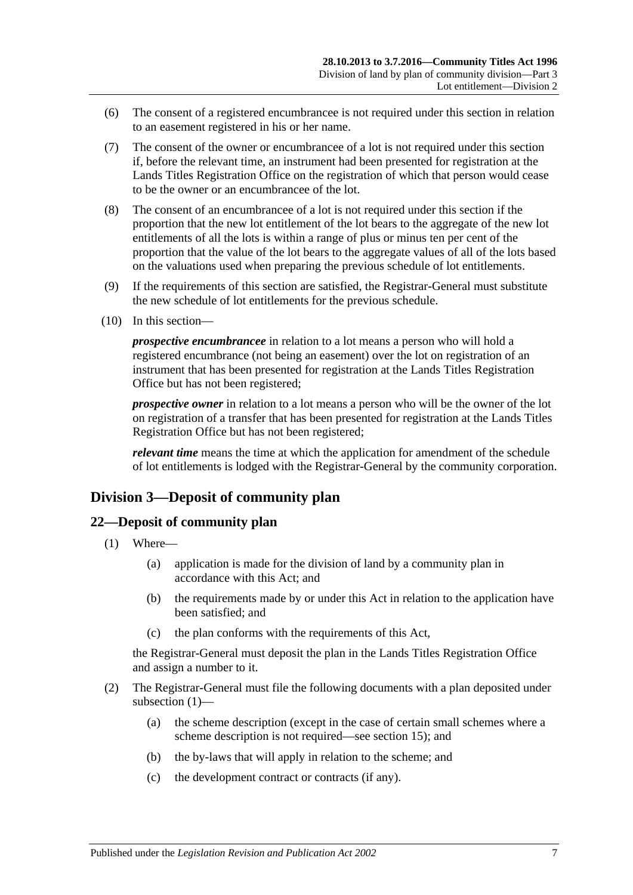(6) The consent of a registered encumbrancee is not required under this section in relation to an easement registered in his or her name.

(7) The consent of the owner or encumbrancee of a lot is not required under this section if, before the relevant time, an instrument had been presented for registration at the Lands Titles Registration Office on the registration of which that person would cease to be the owner or an encumbrancee of the lot.

(8) The consent of an encumbrancee of a lot is not required under this section if the proportion that the new lot entitlement of the lot bears to the aggregate of the new lot entitlements of all the lots is within a range of plus or minus ten per cent of the proportion that the value of the lot bears to the aggregate values of all of the lots based on the valuations used when preparing the previous schedule of lot entitlements.

(9) If the requirements of this section are satisfied, the Registrar-General must substitute the new schedule of lot entitlements for the previous schedule.

(10) In this section—

***prospective encumbrancee*** in relation to a lot means a person who will hold a registered encumbrance (not being an easement) over the lot on registration of an instrument that has been presented for registration at the Lands Titles Registration Office but has not been registered;

***prospective owner*** in relation to a lot means a person who will be the owner of the lot on registration of a transfer that has been presented for registration at the Lands Titles Registration Office but has not been registered;

***relevant time*** means the time at which the application for amendment of the schedule of lot entitlements is lodged with the Registrar-General by the community corporation.

## Division 3—Deposit of community plan

### 22—Deposit of community plan

(1) Where—

- (a) application is made for the division of land by a community plan in accordance with this Act; and
- (b) the requirements made by or under this Act in relation to the application have been satisfied; and
- (c) the plan conforms with the requirements of this Act,

the Registrar-General must deposit the plan in the Lands Titles Registration Office and assign a number to it.

(2) The Registrar-General must file the following documents with a plan deposited under subsection (1)—

- (a) the scheme description (except in the case of certain small schemes where a scheme description is not required—see section 15); and
- (b) the by-laws that will apply in relation to the scheme; and
- (c) the development contract or contracts (if any).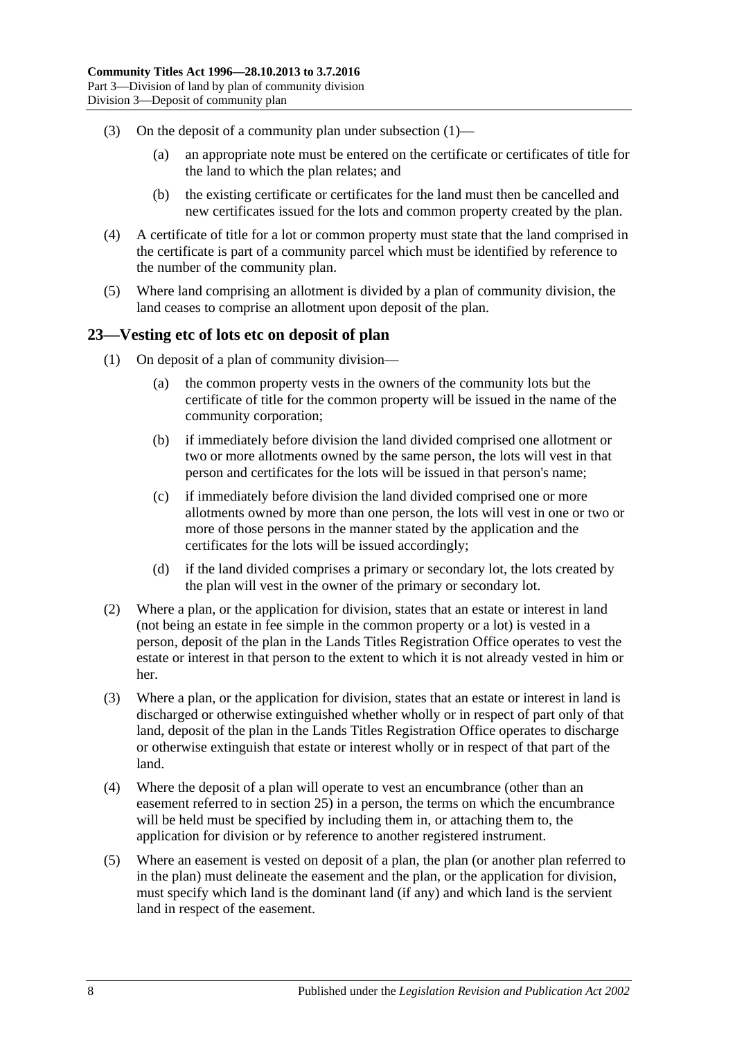(3) On the deposit of a community plan under subsection (1)—

(a) an appropriate note must be entered on the certificate or certificates of title for the land to which the plan relates; and

(b) the existing certificate or certificates for the land must then be cancelled and new certificates issued for the lots and common property created by the plan.

(4) A certificate of title for a lot or common property must state that the land comprised in the certificate is part of a community parcel which must be identified by reference to the number of the community plan.

(5) Where land comprising an allotment is divided by a plan of community division, the land ceases to comprise an allotment upon deposit of the plan.

## 23—Vesting etc of lots etc on deposit of plan

(1) On deposit of a plan of community division—

(a) the common property vests in the owners of the community lots but the certificate of title for the common property will be issued in the name of the community corporation;

(b) if immediately before division the land divided comprised one allotment or two or more allotments owned by the same person, the lots will vest in that person and certificates for the lots will be issued in that person's name;

(c) if immediately before division the land divided comprised one or more allotments owned by more than one person, the lots will vest in one or two or more of those persons in the manner stated by the application and the certificates for the lots will be issued accordingly;

(d) if the land divided comprises a primary or secondary lot, the lots created by the plan will vest in the owner of the primary or secondary lot.

(2) Where a plan, or the application for division, states that an estate or interest in land (not being an estate in fee simple in the common property or a lot) is vested in a person, deposit of the plan in the Lands Titles Registration Office operates to vest the estate or interest in that person to the extent to which it is not already vested in him or her.

(3) Where a plan, or the application for division, states that an estate or interest in land is discharged or otherwise extinguished whether wholly or in respect of part only of that land, deposit of the plan in the Lands Titles Registration Office operates to discharge or otherwise extinguish that estate or interest wholly or in respect of that part of the land.

(4) Where the deposit of a plan will operate to vest an encumbrance (other than an easement referred to in section 25) in a person, the terms on which the encumbrance will be held must be specified by including them in, or attaching them to, the application for division or by reference to another registered instrument.

(5) Where an easement is vested on deposit of a plan, the plan (or another plan referred to in the plan) must delineate the easement and the plan, or the application for division, must specify which land is the dominant land (if any) and which land is the servient land in respect of the easement.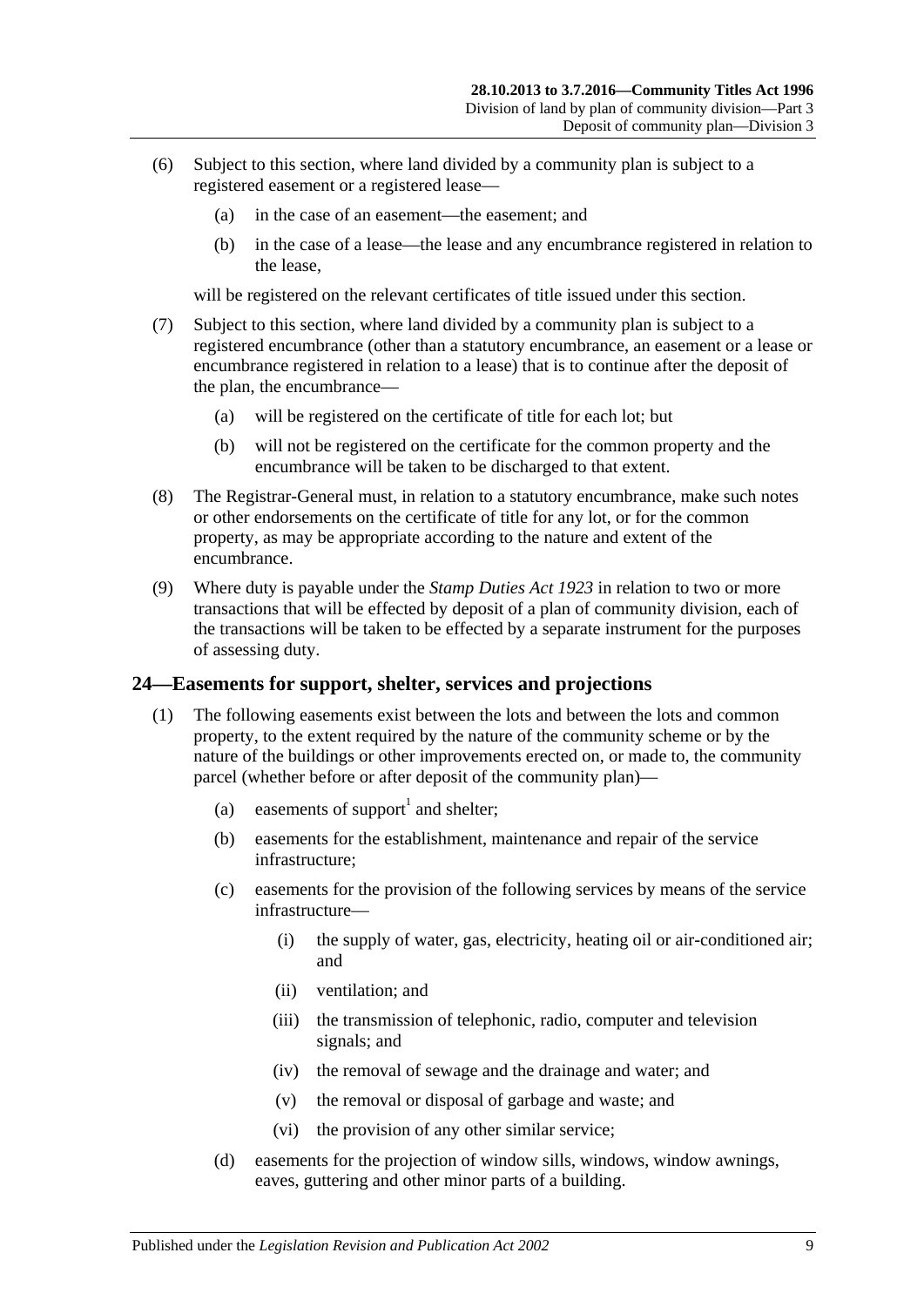(6) Subject to this section, where land divided by a community plan is subject to a registered easement or a registered lease—

(a) in the case of an easement—the easement; and

(b) in the case of a lease—the lease and any encumbrance registered in relation to the lease,

will be registered on the relevant certificates of title issued under this section.

(7) Subject to this section, where land divided by a community plan is subject to a registered encumbrance (other than a statutory encumbrance, an easement or a lease or encumbrance registered in relation to a lease) that is to continue after the deposit of the plan, the encumbrance—

(a) will be registered on the certificate of title for each lot; but

(b) will not be registered on the certificate for the common property and the encumbrance will be taken to be discharged to that extent.

(8) The Registrar-General must, in relation to a statutory encumbrance, make such notes or other endorsements on the certificate of title for any lot, or for the common property, as may be appropriate according to the nature and extent of the encumbrance.

(9) Where duty is payable under the *Stamp Duties Act 1923* in relation to two or more transactions that will be effected by deposit of a plan of community division, each of the transactions will be taken to be effected by a separate instrument for the purposes of assessing duty.

## 24—Easements for support, shelter, services and projections

(1) The following easements exist between the lots and between the lots and common property, to the extent required by the nature of the community scheme or by the nature of the buildings or other improvements erected on, or made to, the community parcel (whether before or after deposit of the community plan)—

(a) easements of support[1] and shelter;

(b) easements for the establishment, maintenance and repair of the service infrastructure;

(c) easements for the provision of the following services by means of the service infrastructure—

(i) the supply of water, gas, electricity, heating oil or air-conditioned air; and

(ii) ventilation; and

(iii) the transmission of telephonic, radio, computer and television signals; and

(iv) the removal of sewage and the drainage and water; and

(v) the removal or disposal of garbage and waste; and

(vi) the provision of any other similar service;

(d) easements for the projection of window sills, windows, window awnings, eaves, guttering and other minor parts of a building.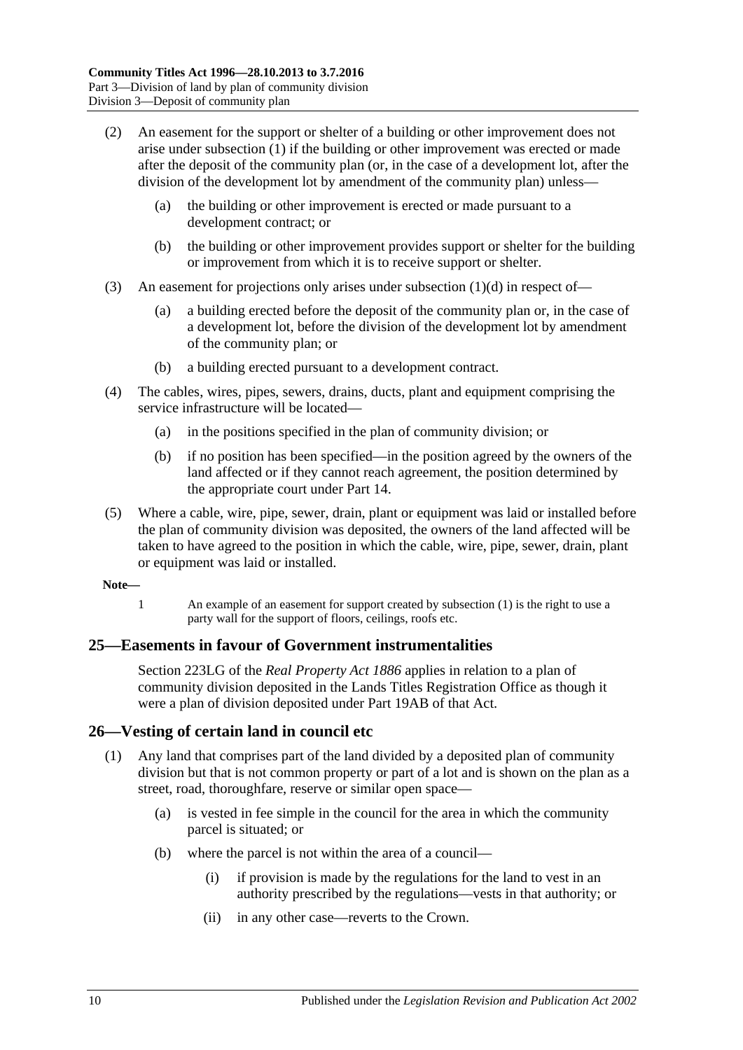(2) An easement for the support or shelter of a building or other improvement does not arise under subsection (1) if the building or other improvement was erected or made after the deposit of the community plan (or, in the case of a development lot, after the division of the development lot by amendment of the community plan) unless—

(a) the building or other improvement is erected or made pursuant to a development contract; or

(b) the building or other improvement provides support or shelter for the building or improvement from which it is to receive support or shelter.

(3) An easement for projections only arises under subsection (1)(d) in respect of—

(a) a building erected before the deposit of the community plan or, in the case of a development lot, before the division of the development lot by amendment of the community plan; or

(b) a building erected pursuant to a development contract.

(4) The cables, wires, pipes, sewers, drains, ducts, plant and equipment comprising the service infrastructure will be located—

(a) in the positions specified in the plan of community division; or

(b) if no position has been specified—in the position agreed by the owners of the land affected or if they cannot reach agreement, the position determined by the appropriate court under Part 14.

(5) Where a cable, wire, pipe, sewer, drain, plant or equipment was laid or installed before the plan of community division was deposited, the owners of the land affected will be taken to have agreed to the position in which the cable, wire, pipe, sewer, drain, plant or equipment was laid or installed.

**Note—**

1 An example of an easement for support created by subsection (1) is the right to use a party wall for the support of floors, ceilings, roofs etc.

## 25—Easements in favour of Government instrumentalities

Section 223LG of the *Real Property Act 1886* applies in relation to a plan of community division deposited in the Lands Titles Registration Office as though it were a plan of division deposited under Part 19AB of that Act.

## 26—Vesting of certain land in council etc

(1) Any land that comprises part of the land divided by a deposited plan of community division but that is not common property or part of a lot and is shown on the plan as a street, road, thoroughfare, reserve or similar open space—

(a) is vested in fee simple in the council for the area in which the community parcel is situated; or

(b) where the parcel is not within the area of a council—

(i) if provision is made by the regulations for the land to vest in an authority prescribed by the regulations—vests in that authority; or

(ii) in any other case—reverts to the Crown.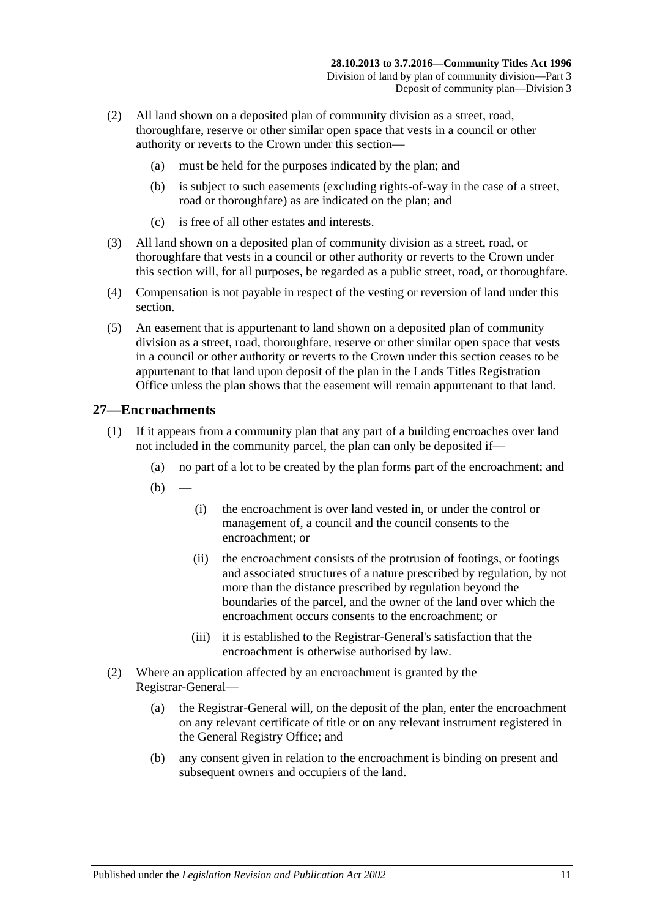(2) All land shown on a deposited plan of community division as a street, road, thoroughfare, reserve or other similar open space that vests in a council or other authority or reverts to the Crown under this section—

  (a) must be held for the purposes indicated by the plan; and

  (b) is subject to such easements (excluding rights-of-way in the case of a street, road or thoroughfare) as are indicated on the plan; and

  (c) is free of all other estates and interests.

(3) All land shown on a deposited plan of community division as a street, road, or thoroughfare that vests in a council or other authority or reverts to the Crown under this section will, for all purposes, be regarded as a public street, road, or thoroughfare.

(4) Compensation is not payable in respect of the vesting or reversion of land under this section.

(5) An easement that is appurtenant to land shown on a deposited plan of community division as a street, road, thoroughfare, reserve or other similar open space that vests in a council or other authority or reverts to the Crown under this section ceases to be appurtenant to that land upon deposit of the plan in the Lands Titles Registration Office unless the plan shows that the easement will remain appurtenant to that land.

## 27—Encroachments

(1) If it appears from a community plan that any part of a building encroaches over land not included in the community parcel, the plan can only be deposited if—

  (a) no part of a lot to be created by the plan forms part of the encroachment; and

  (b) —

    (i) the encroachment is over land vested in, or under the control or management of, a council and the council consents to the encroachment; or

    (ii) the encroachment consists of the protrusion of footings, or footings and associated structures of a nature prescribed by regulation, by not more than the distance prescribed by regulation beyond the boundaries of the parcel, and the owner of the land over which the encroachment occurs consents to the encroachment; or

    (iii) it is established to the Registrar-General's satisfaction that the encroachment is otherwise authorised by law.

(2) Where an application affected by an encroachment is granted by the Registrar-General—

  (a) the Registrar-General will, on the deposit of the plan, enter the encroachment on any relevant certificate of title or on any relevant instrument registered in the General Registry Office; and

  (b) any consent given in relation to the encroachment is binding on present and subsequent owners and occupiers of the land.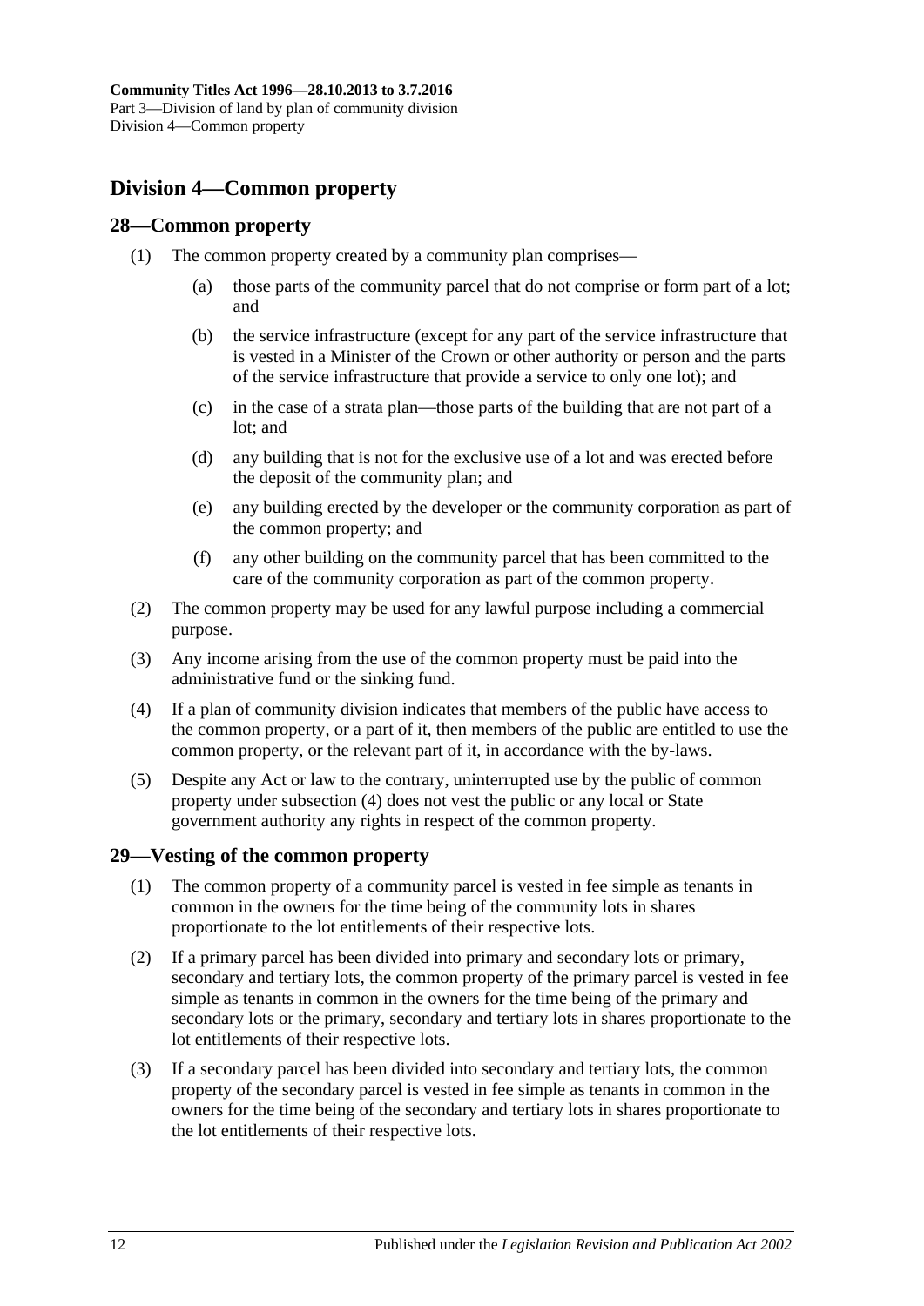## Division 4—Common property

### 28—Common property

(1) The common property created by a community plan comprises—

(a) those parts of the community parcel that do not comprise or form part of a lot; and

(b) the service infrastructure (except for any part of the service infrastructure that is vested in a Minister of the Crown or other authority or person and the parts of the service infrastructure that provide a service to only one lot); and

(c) in the case of a strata plan—those parts of the building that are not part of a lot; and

(d) any building that is not for the exclusive use of a lot and was erected before the deposit of the community plan; and

(e) any building erected by the developer or the community corporation as part of the common property; and

(f) any other building on the community parcel that has been committed to the care of the community corporation as part of the common property.

(2) The common property may be used for any lawful purpose including a commercial purpose.

(3) Any income arising from the use of the common property must be paid into the administrative fund or the sinking fund.

(4) If a plan of community division indicates that members of the public have access to the common property, or a part of it, then members of the public are entitled to use the common property, or the relevant part of it, in accordance with the by-laws.

(5) Despite any Act or law to the contrary, uninterrupted use by the public of common property under subsection (4) does not vest the public or any local or State government authority any rights in respect of the common property.

### 29—Vesting of the common property

(1) The common property of a community parcel is vested in fee simple as tenants in common in the owners for the time being of the community lots in shares proportionate to the lot entitlements of their respective lots.

(2) If a primary parcel has been divided into primary and secondary lots or primary, secondary and tertiary lots, the common property of the primary parcel is vested in fee simple as tenants in common in the owners for the time being of the primary and secondary lots or the primary, secondary and tertiary lots in shares proportionate to the lot entitlements of their respective lots.

(3) If a secondary parcel has been divided into secondary and tertiary lots, the common property of the secondary parcel is vested in fee simple as tenants in common in the owners for the time being of the secondary and tertiary lots in shares proportionate to the lot entitlements of their respective lots.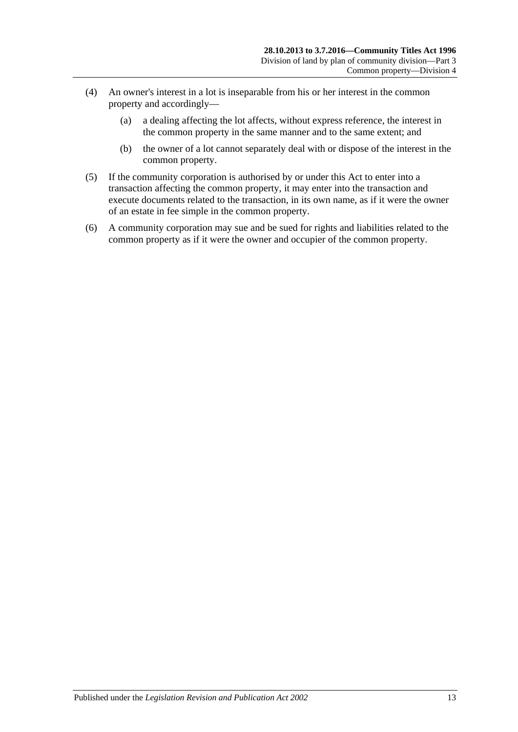(4) An owner's interest in a lot is inseparable from his or her interest in the common property and accordingly—

(a) a dealing affecting the lot affects, without express reference, the interest in the common property in the same manner and to the same extent; and

(b) the owner of a lot cannot separately deal with or dispose of the interest in the common property.

(5) If the community corporation is authorised by or under this Act to enter into a transaction affecting the common property, it may enter into the transaction and execute documents related to the transaction, in its own name, as if it were the owner of an estate in fee simple in the common property.

(6) A community corporation may sue and be sued for rights and liabilities related to the common property as if it were the owner and occupier of the common property.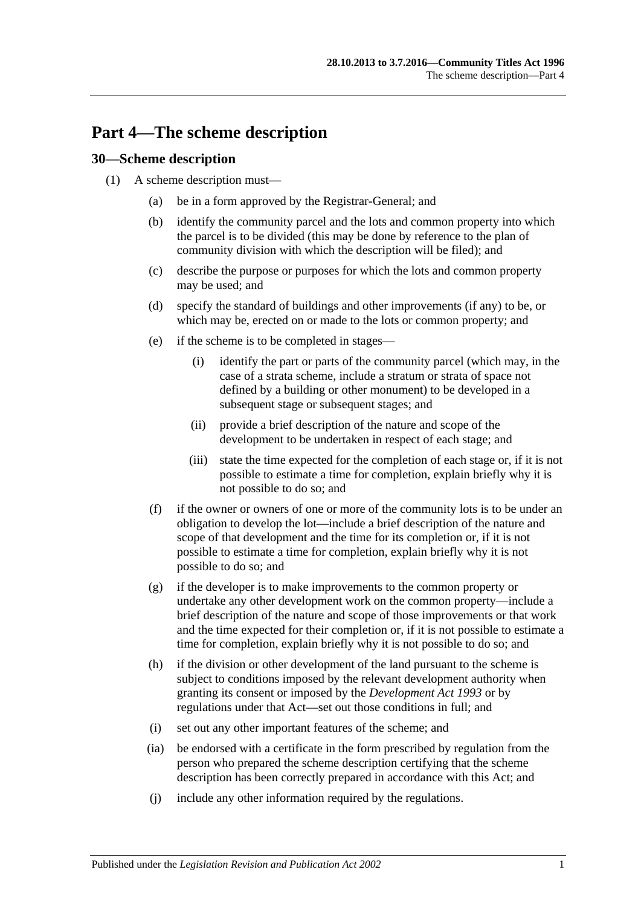# Part 4—The scheme description

## 30—Scheme description

(1) A scheme description must—

(a) be in a form approved by the Registrar-General; and

(b) identify the community parcel and the lots and common property into which the parcel is to be divided (this may be done by reference to the plan of community division with which the description will be filed); and

(c) describe the purpose or purposes for which the lots and common property may be used; and

(d) specify the standard of buildings and other improvements (if any) to be, or which may be, erected on or made to the lots or common property; and

(e) if the scheme is to be completed in stages—

(i) identify the part or parts of the community parcel (which may, in the case of a strata scheme, include a stratum or strata of space not defined by a building or other monument) to be developed in a subsequent stage or subsequent stages; and

(ii) provide a brief description of the nature and scope of the development to be undertaken in respect of each stage; and

(iii) state the time expected for the completion of each stage or, if it is not possible to estimate a time for completion, explain briefly why it is not possible to do so; and

(f) if the owner or owners of one or more of the community lots is to be under an obligation to develop the lot—include a brief description of the nature and scope of that development and the time for its completion or, if it is not possible to estimate a time for completion, explain briefly why it is not possible to do so; and

(g) if the developer is to make improvements to the common property or undertake any other development work on the common property—include a brief description of the nature and scope of those improvements or that work and the time expected for their completion or, if it is not possible to estimate a time for completion, explain briefly why it is not possible to do so; and

(h) if the division or other development of the land pursuant to the scheme is subject to conditions imposed by the relevant development authority when granting its consent or imposed by the *Development Act 1993* or by regulations under that Act—set out those conditions in full; and

(i) set out any other important features of the scheme; and

(ia) be endorsed with a certificate in the form prescribed by regulation from the person who prepared the scheme description certifying that the scheme description has been correctly prepared in accordance with this Act; and

(j) include any other information required by the regulations.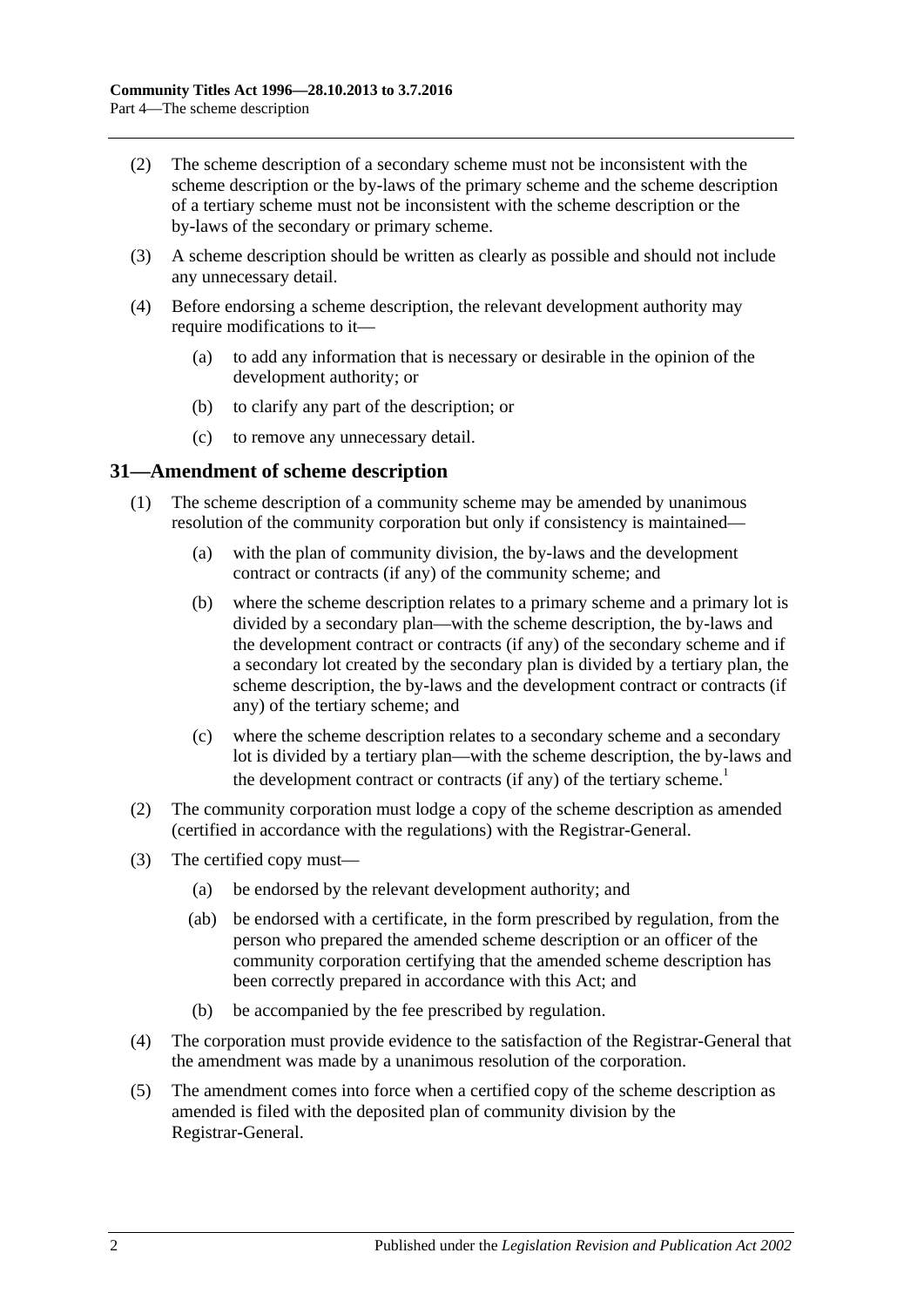(2) The scheme description of a secondary scheme must not be inconsistent with the scheme description or the by-laws of the primary scheme and the scheme description of a tertiary scheme must not be inconsistent with the scheme description or the by-laws of the secondary or primary scheme.

(3) A scheme description should be written as clearly as possible and should not include any unnecessary detail.

(4) Before endorsing a scheme description, the relevant development authority may require modifications to it—

(a) to add any information that is necessary or desirable in the opinion of the development authority; or

(b) to clarify any part of the description; or

(c) to remove any unnecessary detail.

## 31—Amendment of scheme description

(1) The scheme description of a community scheme may be amended by unanimous resolution of the community corporation but only if consistency is maintained—

(a) with the plan of community division, the by-laws and the development contract or contracts (if any) of the community scheme; and

(b) where the scheme description relates to a primary scheme and a primary lot is divided by a secondary plan—with the scheme description, the by-laws and the development contract or contracts (if any) of the secondary scheme and if a secondary lot created by the secondary plan is divided by a tertiary plan, the scheme description, the by-laws and the development contract or contracts (if any) of the tertiary scheme; and

(c) where the scheme description relates to a secondary scheme and a secondary lot is divided by a tertiary plan—with the scheme description, the by-laws and the development contract or contracts (if any) of the tertiary scheme.[1]

(2) The community corporation must lodge a copy of the scheme description as amended (certified in accordance with the regulations) with the Registrar-General.

(3) The certified copy must—

(a) be endorsed by the relevant development authority; and

(ab) be endorsed with a certificate, in the form prescribed by regulation, from the person who prepared the amended scheme description or an officer of the community corporation certifying that the amended scheme description has been correctly prepared in accordance with this Act; and

(b) be accompanied by the fee prescribed by regulation.

(4) The corporation must provide evidence to the satisfaction of the Registrar-General that the amendment was made by a unanimous resolution of the corporation.

(5) The amendment comes into force when a certified copy of the scheme description as amended is filed with the deposited plan of community division by the Registrar-General.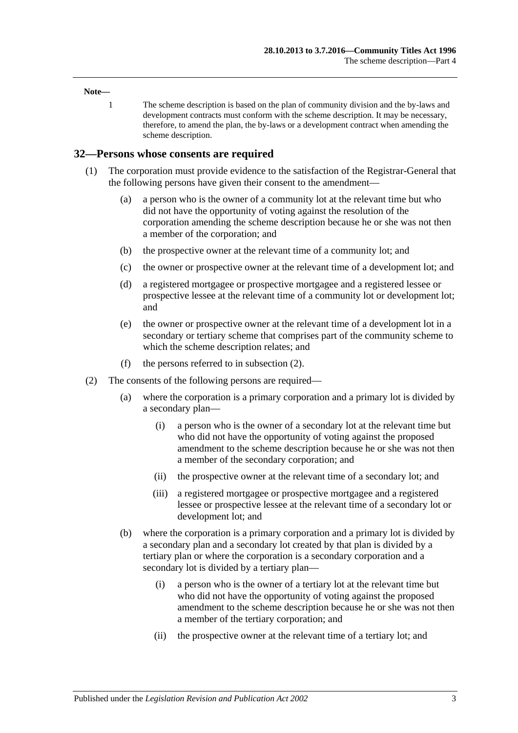**Note—**

1 The scheme description is based on the plan of community division and the by-laws and development contracts must conform with the scheme description. It may be necessary, therefore, to amend the plan, the by-laws or a development contract when amending the scheme description.

## 32—Persons whose consents are required

(1) The corporation must provide evidence to the satisfaction of the Registrar-General that the following persons have given their consent to the amendment—

- (a) a person who is the owner of a community lot at the relevant time but who did not have the opportunity of voting against the resolution of the corporation amending the scheme description because he or she was not then a member of the corporation; and
- (b) the prospective owner at the relevant time of a community lot; and
- (c) the owner or prospective owner at the relevant time of a development lot; and
- (d) a registered mortgagee or prospective mortgagee and a registered lessee or prospective lessee at the relevant time of a community lot or development lot; and
- (e) the owner or prospective owner at the relevant time of a development lot in a secondary or tertiary scheme that comprises part of the community scheme to which the scheme description relates; and
- (f) the persons referred to in subsection (2).

(2) The consents of the following persons are required—

- (a) where the corporation is a primary corporation and a primary lot is divided by a secondary plan—
  - (i) a person who is the owner of a secondary lot at the relevant time but who did not have the opportunity of voting against the proposed amendment to the scheme description because he or she was not then a member of the secondary corporation; and
  - (ii) the prospective owner at the relevant time of a secondary lot; and
  - (iii) a registered mortgagee or prospective mortgagee and a registered lessee or prospective lessee at the relevant time of a secondary lot or development lot; and
- (b) where the corporation is a primary corporation and a primary lot is divided by a secondary plan and a secondary lot created by that plan is divided by a tertiary plan or where the corporation is a secondary corporation and a secondary lot is divided by a tertiary plan—
  - (i) a person who is the owner of a tertiary lot at the relevant time but who did not have the opportunity of voting against the proposed amendment to the scheme description because he or she was not then a member of the tertiary corporation; and
  - (ii) the prospective owner at the relevant time of a tertiary lot; and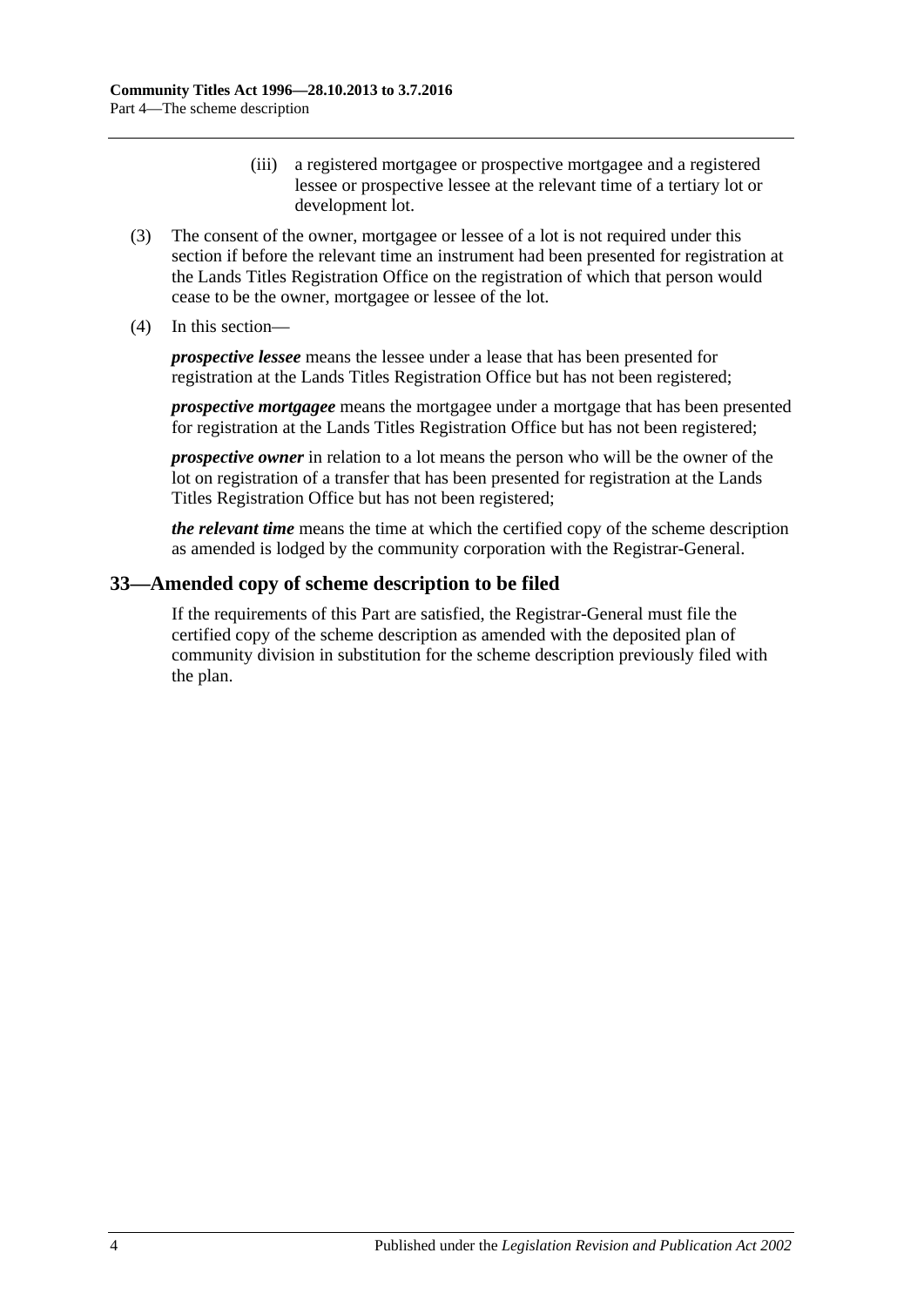(iii) a registered mortgagee or prospective mortgagee and a registered lessee or prospective lessee at the relevant time of a tertiary lot or development lot.

(3) The consent of the owner, mortgagee or lessee of a lot is not required under this section if before the relevant time an instrument had been presented for registration at the Lands Titles Registration Office on the registration of which that person would cease to be the owner, mortgagee or lessee of the lot.

(4) In this section—

***prospective lessee*** means the lessee under a lease that has been presented for registration at the Lands Titles Registration Office but has not been registered;

***prospective mortgagee*** means the mortgagee under a mortgage that has been presented for registration at the Lands Titles Registration Office but has not been registered;

***prospective owner*** in relation to a lot means the person who will be the owner of the lot on registration of a transfer that has been presented for registration at the Lands Titles Registration Office but has not been registered;

***the relevant time*** means the time at which the certified copy of the scheme description as amended is lodged by the community corporation with the Registrar-General.

## 33—Amended copy of scheme description to be filed

If the requirements of this Part are satisfied, the Registrar-General must file the certified copy of the scheme description as amended with the deposited plan of community division in substitution for the scheme description previously filed with the plan.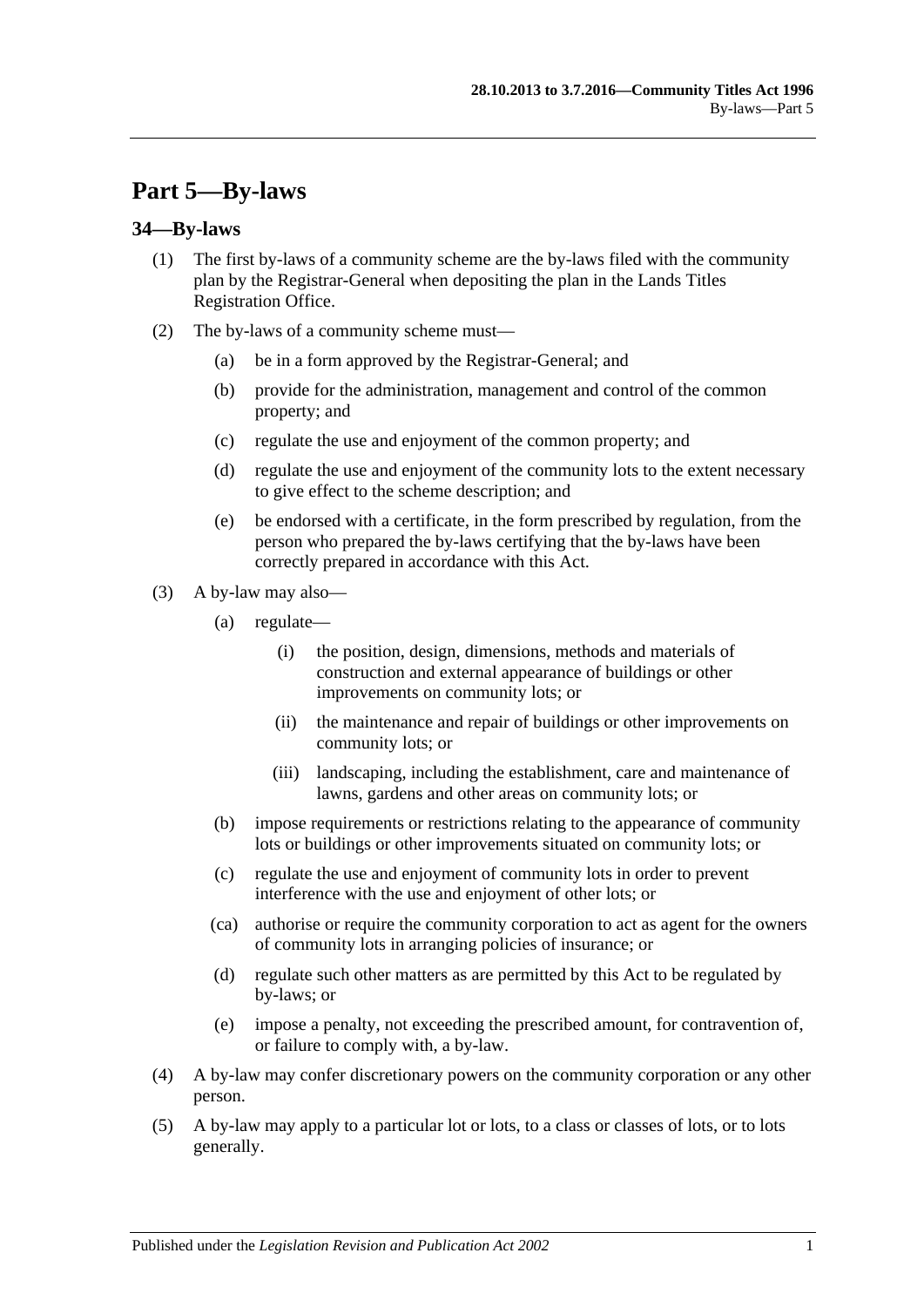# Part 5—By-laws

## 34—By-laws

(1) The first by-laws of a community scheme are the by-laws filed with the community plan by the Registrar-General when depositing the plan in the Lands Titles Registration Office.

(2) The by-laws of a community scheme must—

- (a) be in a form approved by the Registrar-General; and
- (b) provide for the administration, management and control of the common property; and
- (c) regulate the use and enjoyment of the common property; and
- (d) regulate the use and enjoyment of the community lots to the extent necessary to give effect to the scheme description; and
- (e) be endorsed with a certificate, in the form prescribed by regulation, from the person who prepared the by-laws certifying that the by-laws have been correctly prepared in accordance with this Act.

(3) A by-law may also—

- (a) regulate—
  - (i) the position, design, dimensions, methods and materials of construction and external appearance of buildings or other improvements on community lots; or
  - (ii) the maintenance and repair of buildings or other improvements on community lots; or
  - (iii) landscaping, including the establishment, care and maintenance of lawns, gardens and other areas on community lots; or
- (b) impose requirements or restrictions relating to the appearance of community lots or buildings or other improvements situated on community lots; or
- (c) regulate the use and enjoyment of community lots in order to prevent interference with the use and enjoyment of other lots; or
- (ca) authorise or require the community corporation to act as agent for the owners of community lots in arranging policies of insurance; or
- (d) regulate such other matters as are permitted by this Act to be regulated by by-laws; or
- (e) impose a penalty, not exceeding the prescribed amount, for contravention of, or failure to comply with, a by-law.

(4) A by-law may confer discretionary powers on the community corporation or any other person.

(5) A by-law may apply to a particular lot or lots, to a class or classes of lots, or to lots generally.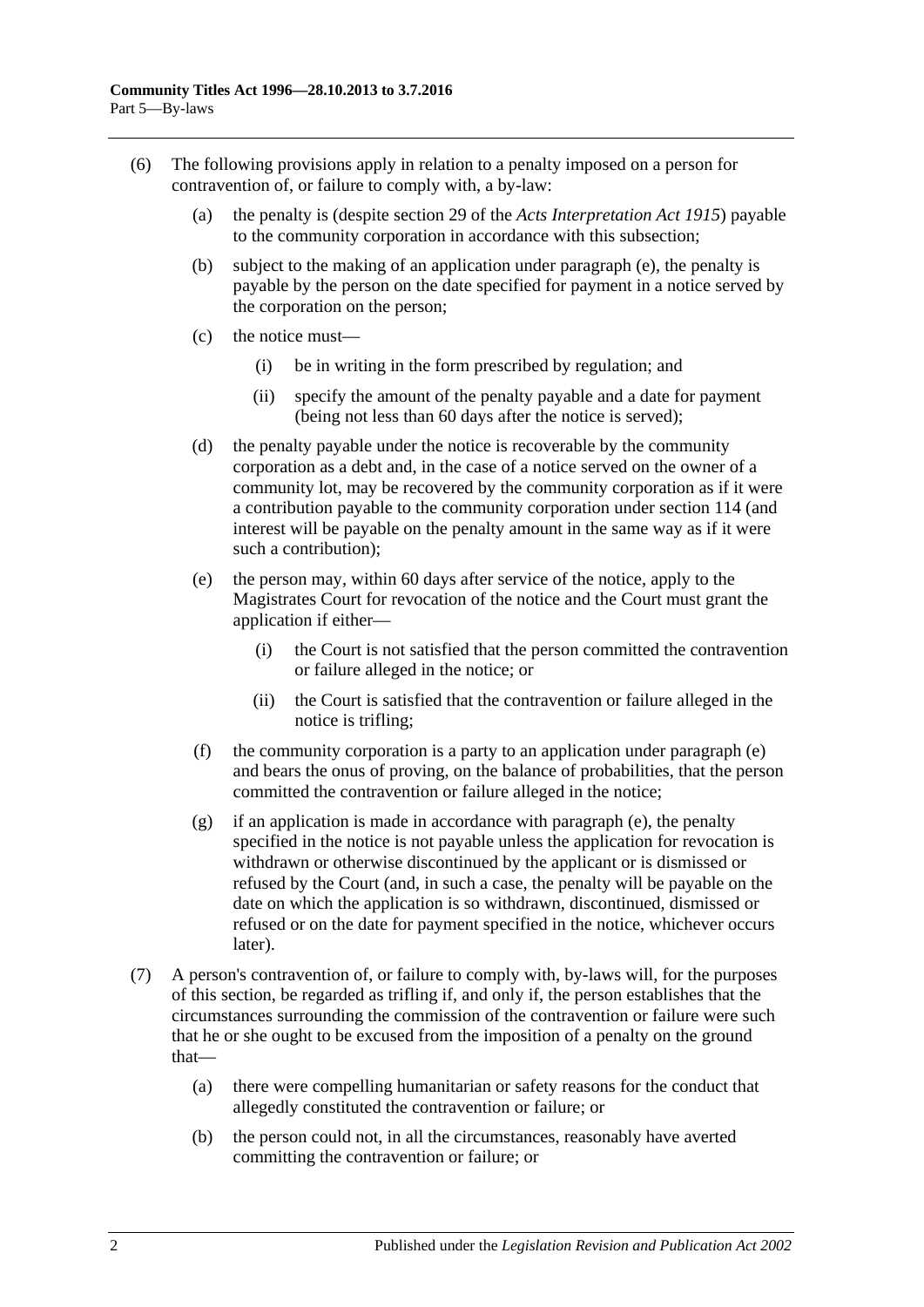(6) The following provisions apply in relation to a penalty imposed on a person for contravention of, or failure to comply with, a by-law:

(a) the penalty is (despite section 29 of the *Acts Interpretation Act 1915*) payable to the community corporation in accordance with this subsection;

(b) subject to the making of an application under paragraph (e), the penalty is payable by the person on the date specified for payment in a notice served by the corporation on the person;

(c) the notice must—

(i) be in writing in the form prescribed by regulation; and

(ii) specify the amount of the penalty payable and a date for payment (being not less than 60 days after the notice is served);

(d) the penalty payable under the notice is recoverable by the community corporation as a debt and, in the case of a notice served on the owner of a community lot, may be recovered by the community corporation as if it were a contribution payable to the community corporation under section 114 (and interest will be payable on the penalty amount in the same way as if it were such a contribution);

(e) the person may, within 60 days after service of the notice, apply to the Magistrates Court for revocation of the notice and the Court must grant the application if either—

(i) the Court is not satisfied that the person committed the contravention or failure alleged in the notice; or

(ii) the Court is satisfied that the contravention or failure alleged in the notice is trifling;

(f) the community corporation is a party to an application under paragraph (e) and bears the onus of proving, on the balance of probabilities, that the person committed the contravention or failure alleged in the notice;

(g) if an application is made in accordance with paragraph (e), the penalty specified in the notice is not payable unless the application for revocation is withdrawn or otherwise discontinued by the applicant or is dismissed or refused by the Court (and, in such a case, the penalty will be payable on the date on which the application is so withdrawn, discontinued, dismissed or refused or on the date for payment specified in the notice, whichever occurs later).

(7) A person's contravention of, or failure to comply with, by-laws will, for the purposes of this section, be regarded as trifling if, and only if, the person establishes that the circumstances surrounding the commission of the contravention or failure were such that he or she ought to be excused from the imposition of a penalty on the ground that—

(a) there were compelling humanitarian or safety reasons for the conduct that allegedly constituted the contravention or failure; or

(b) the person could not, in all the circumstances, reasonably have averted committing the contravention or failure; or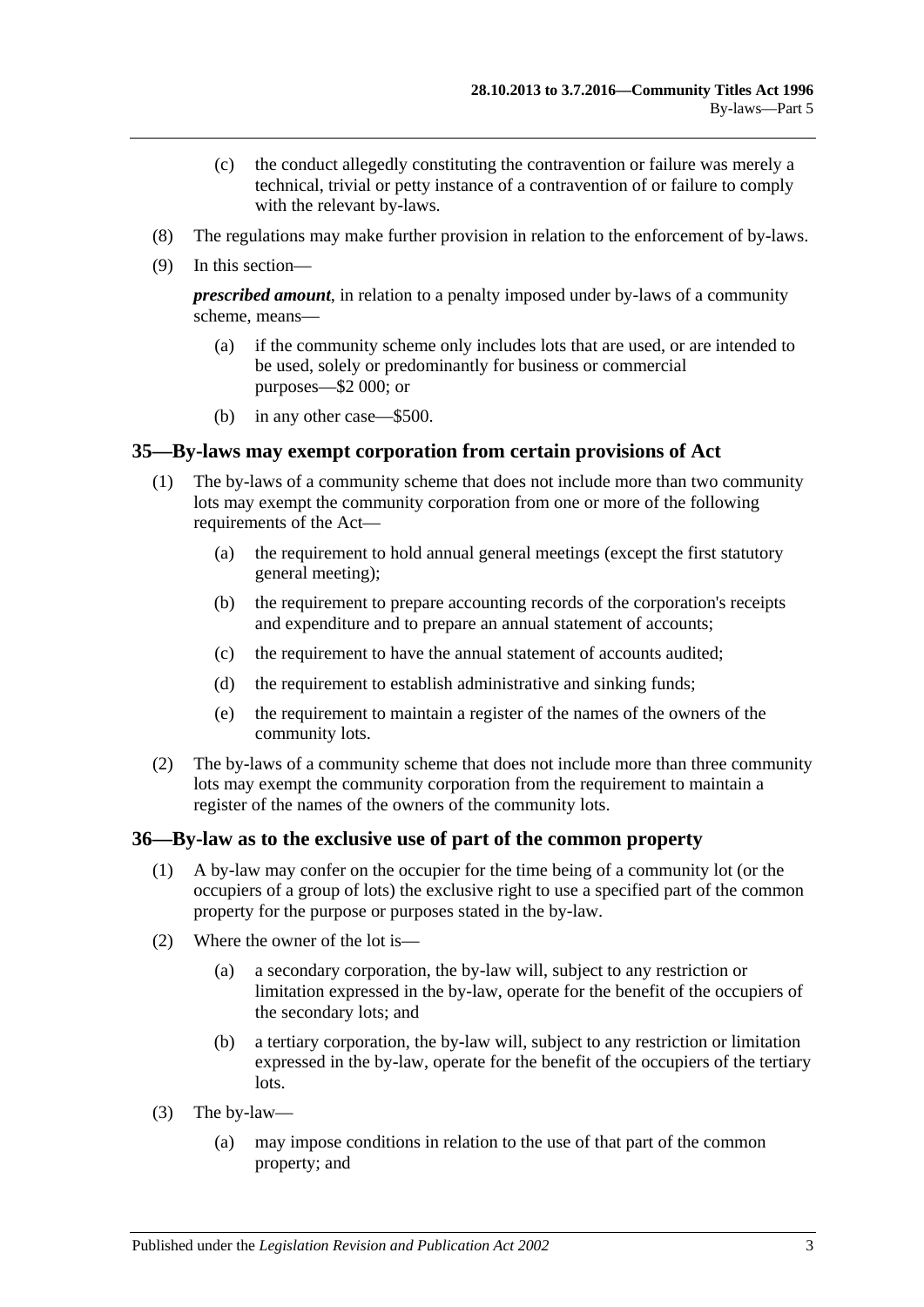(c) the conduct allegedly constituting the contravention or failure was merely a technical, trivial or petty instance of a contravention of or failure to comply with the relevant by-laws.

(8) The regulations may make further provision in relation to the enforcement of by-laws.

(9) In this section—

***prescribed amount***, in relation to a penalty imposed under by-laws of a community scheme, means—

(a) if the community scheme only includes lots that are used, or are intended to be used, solely or predominantly for business or commercial purposes—$2 000; or

(b) in any other case—$500.

## 35—By-laws may exempt corporation from certain provisions of Act

(1) The by-laws of a community scheme that does not include more than two community lots may exempt the community corporation from one or more of the following requirements of the Act—

(a) the requirement to hold annual general meetings (except the first statutory general meeting);

(b) the requirement to prepare accounting records of the corporation's receipts and expenditure and to prepare an annual statement of accounts;

(c) the requirement to have the annual statement of accounts audited;

(d) the requirement to establish administrative and sinking funds;

(e) the requirement to maintain a register of the names of the owners of the community lots.

(2) The by-laws of a community scheme that does not include more than three community lots may exempt the community corporation from the requirement to maintain a register of the names of the owners of the community lots.

## 36—By-law as to the exclusive use of part of the common property

(1) A by-law may confer on the occupier for the time being of a community lot (or the occupiers of a group of lots) the exclusive right to use a specified part of the common property for the purpose or purposes stated in the by-law.

(2) Where the owner of the lot is—

(a) a secondary corporation, the by-law will, subject to any restriction or limitation expressed in the by-law, operate for the benefit of the occupiers of the secondary lots; and

(b) a tertiary corporation, the by-law will, subject to any restriction or limitation expressed in the by-law, operate for the benefit of the occupiers of the tertiary lots.

(3) The by-law—

(a) may impose conditions in relation to the use of that part of the common property; and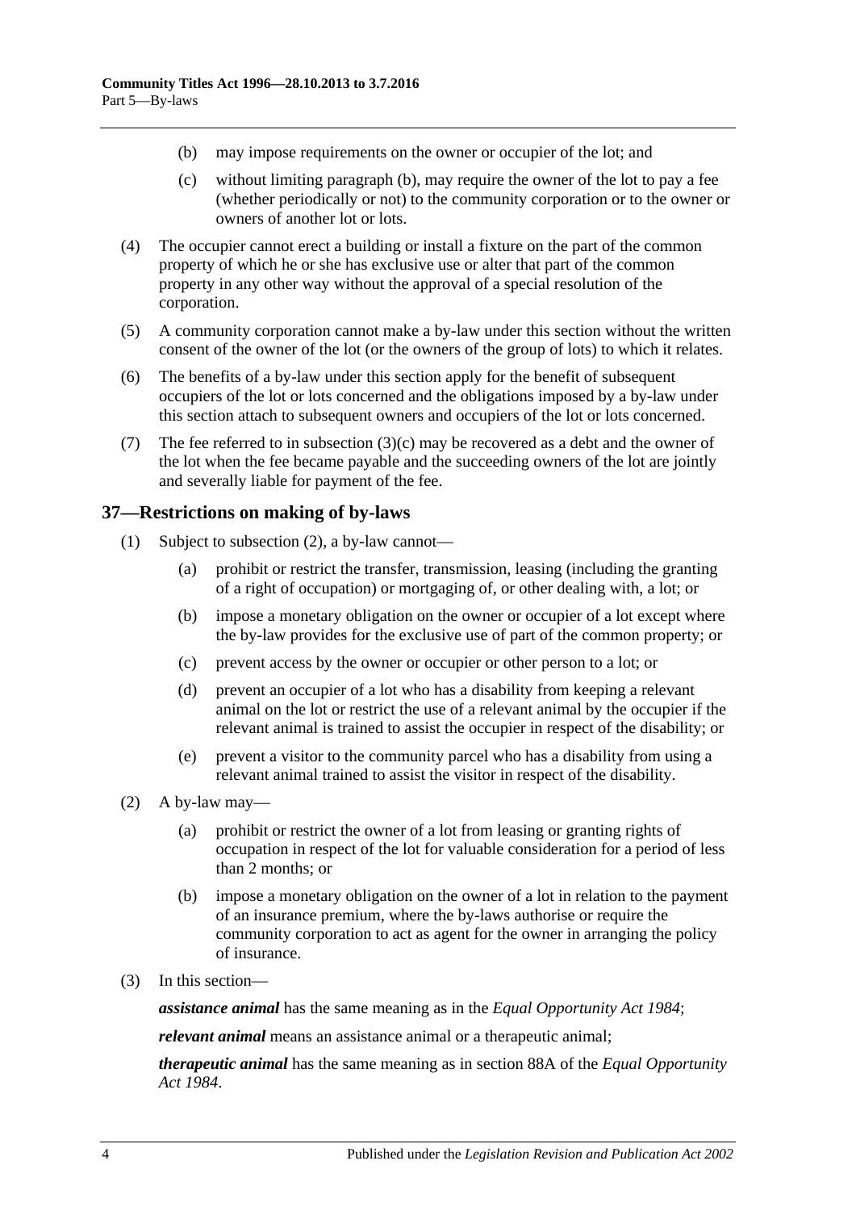(b) may impose requirements on the owner or occupier of the lot; and

(c) without limiting paragraph (b), may require the owner of the lot to pay a fee (whether periodically or not) to the community corporation or to the owner or owners of another lot or lots.

(4) The occupier cannot erect a building or install a fixture on the part of the common property of which he or she has exclusive use or alter that part of the common property in any other way without the approval of a special resolution of the corporation.

(5) A community corporation cannot make a by-law under this section without the written consent of the owner of the lot (or the owners of the group of lots) to which it relates.

(6) The benefits of a by-law under this section apply for the benefit of subsequent occupiers of the lot or lots concerned and the obligations imposed by a by-law under this section attach to subsequent owners and occupiers of the lot or lots concerned.

(7) The fee referred to in subsection (3)(c) may be recovered as a debt and the owner of the lot when the fee became payable and the succeeding owners of the lot are jointly and severally liable for payment of the fee.

## 37—Restrictions on making of by-laws

(1) Subject to subsection (2), a by-law cannot—

(a) prohibit or restrict the transfer, transmission, leasing (including the granting of a right of occupation) or mortgaging of, or other dealing with, a lot; or

(b) impose a monetary obligation on the owner or occupier of a lot except where the by-law provides for the exclusive use of part of the common property; or

(c) prevent access by the owner or occupier or other person to a lot; or

(d) prevent an occupier of a lot who has a disability from keeping a relevant animal on the lot or restrict the use of a relevant animal by the occupier if the relevant animal is trained to assist the occupier in respect of the disability; or

(e) prevent a visitor to the community parcel who has a disability from using a relevant animal trained to assist the visitor in respect of the disability.

(2) A by-law may—

(a) prohibit or restrict the owner of a lot from leasing or granting rights of occupation in respect of the lot for valuable consideration for a period of less than 2 months; or

(b) impose a monetary obligation on the owner of a lot in relation to the payment of an insurance premium, where the by-laws authorise or require the community corporation to act as agent for the owner in arranging the policy of insurance.

(3) In this section—

***assistance animal*** has the same meaning as in the *Equal Opportunity Act 1984*;

***relevant animal*** means an assistance animal or a therapeutic animal;

***therapeutic animal*** has the same meaning as in section 88A of the *Equal Opportunity Act 1984*.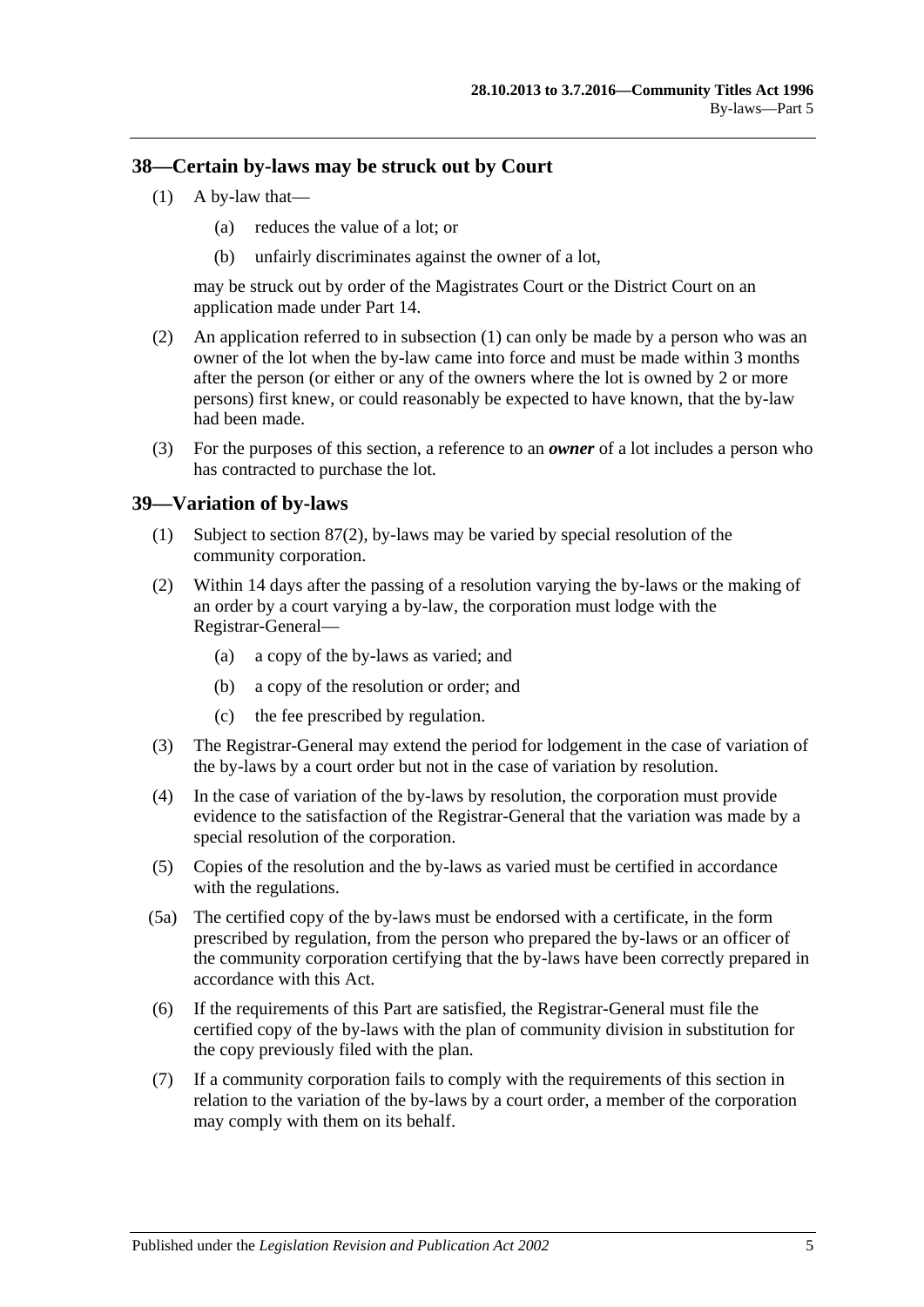## 38—Certain by-laws may be struck out by Court

(1) A by-law that—

(a) reduces the value of a lot; or

(b) unfairly discriminates against the owner of a lot,

may be struck out by order of the Magistrates Court or the District Court on an application made under Part 14.

(2) An application referred to in subsection (1) can only be made by a person who was an owner of the lot when the by-law came into force and must be made within 3 months after the person (or either or any of the owners where the lot is owned by 2 or more persons) first knew, or could reasonably be expected to have known, that the by-law had been made.

(3) For the purposes of this section, a reference to an ***owner*** of a lot includes a person who has contracted to purchase the lot.

## 39—Variation of by-laws

(1) Subject to section 87(2), by-laws may be varied by special resolution of the community corporation.

(2) Within 14 days after the passing of a resolution varying the by-laws or the making of an order by a court varying a by-law, the corporation must lodge with the Registrar-General—

(a) a copy of the by-laws as varied; and

(b) a copy of the resolution or order; and

(c) the fee prescribed by regulation.

(3) The Registrar-General may extend the period for lodgement in the case of variation of the by-laws by a court order but not in the case of variation by resolution.

(4) In the case of variation of the by-laws by resolution, the corporation must provide evidence to the satisfaction of the Registrar-General that the variation was made by a special resolution of the corporation.

(5) Copies of the resolution and the by-laws as varied must be certified in accordance with the regulations.

(5a) The certified copy of the by-laws must be endorsed with a certificate, in the form prescribed by regulation, from the person who prepared the by-laws or an officer of the community corporation certifying that the by-laws have been correctly prepared in accordance with this Act.

(6) If the requirements of this Part are satisfied, the Registrar-General must file the certified copy of the by-laws with the plan of community division in substitution for the copy previously filed with the plan.

(7) If a community corporation fails to comply with the requirements of this section in relation to the variation of the by-laws by a court order, a member of the corporation may comply with them on its behalf.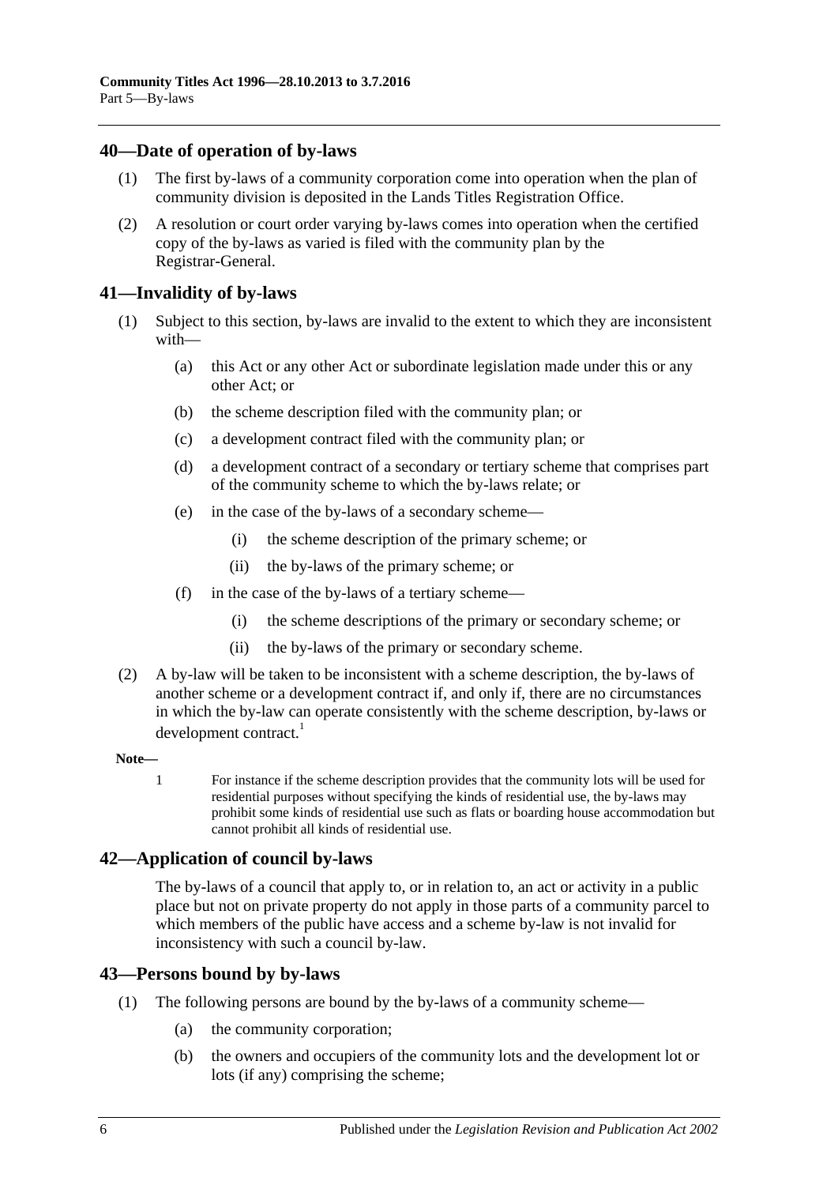## 40—Date of operation of by-laws

(1) The first by-laws of a community corporation come into operation when the plan of community division is deposited in the Lands Titles Registration Office.

(2) A resolution or court order varying by-laws comes into operation when the certified copy of the by-laws as varied is filed with the community plan by the Registrar-General.

## 41—Invalidity of by-laws

(1) Subject to this section, by-laws are invalid to the extent to which they are inconsistent with—

(a) this Act or any other Act or subordinate legislation made under this or any other Act; or

(b) the scheme description filed with the community plan; or

(c) a development contract filed with the community plan; or

(d) a development contract of a secondary or tertiary scheme that comprises part of the community scheme to which the by-laws relate; or

(e) in the case of the by-laws of a secondary scheme—

(i) the scheme description of the primary scheme; or

(ii) the by-laws of the primary scheme; or

(f) in the case of the by-laws of a tertiary scheme—

(i) the scheme descriptions of the primary or secondary scheme; or

(ii) the by-laws of the primary or secondary scheme.

(2) A by-law will be taken to be inconsistent with a scheme description, the by-laws of another scheme or a development contract if, and only if, there are no circumstances in which the by-law can operate consistently with the scheme description, by-laws or development contract.[1]

**Note—**

1 For instance if the scheme description provides that the community lots will be used for residential purposes without specifying the kinds of residential use, the by-laws may prohibit some kinds of residential use such as flats or boarding house accommodation but cannot prohibit all kinds of residential use.

## 42—Application of council by-laws

The by-laws of a council that apply to, or in relation to, an act or activity in a public place but not on private property do not apply in those parts of a community parcel to which members of the public have access and a scheme by-law is not invalid for inconsistency with such a council by-law.

## 43—Persons bound by by-laws

(1) The following persons are bound by the by-laws of a community scheme—

(a) the community corporation;

(b) the owners and occupiers of the community lots and the development lot or lots (if any) comprising the scheme;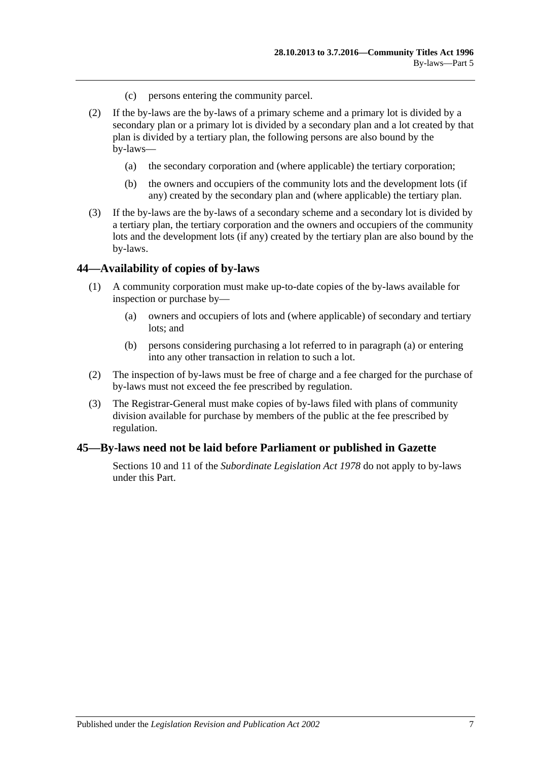(c) persons entering the community parcel.

(2) If the by-laws are the by-laws of a primary scheme and a primary lot is divided by a secondary plan or a primary lot is divided by a secondary plan and a lot created by that plan is divided by a tertiary plan, the following persons are also bound by the by-laws—

(a) the secondary corporation and (where applicable) the tertiary corporation;

(b) the owners and occupiers of the community lots and the development lots (if any) created by the secondary plan and (where applicable) the tertiary plan.

(3) If the by-laws are the by-laws of a secondary scheme and a secondary lot is divided by a tertiary plan, the tertiary corporation and the owners and occupiers of the community lots and the development lots (if any) created by the tertiary plan are also bound by the by-laws.

## 44—Availability of copies of by-laws

(1) A community corporation must make up-to-date copies of the by-laws available for inspection or purchase by—

(a) owners and occupiers of lots and (where applicable) of secondary and tertiary lots; and

(b) persons considering purchasing a lot referred to in paragraph (a) or entering into any other transaction in relation to such a lot.

(2) The inspection of by-laws must be free of charge and a fee charged for the purchase of by-laws must not exceed the fee prescribed by regulation.

(3) The Registrar-General must make copies of by-laws filed with plans of community division available for purchase by members of the public at the fee prescribed by regulation.

## 45—By-laws need not be laid before Parliament or published in Gazette

Sections 10 and 11 of the *Subordinate Legislation Act 1978* do not apply to by-laws under this Part.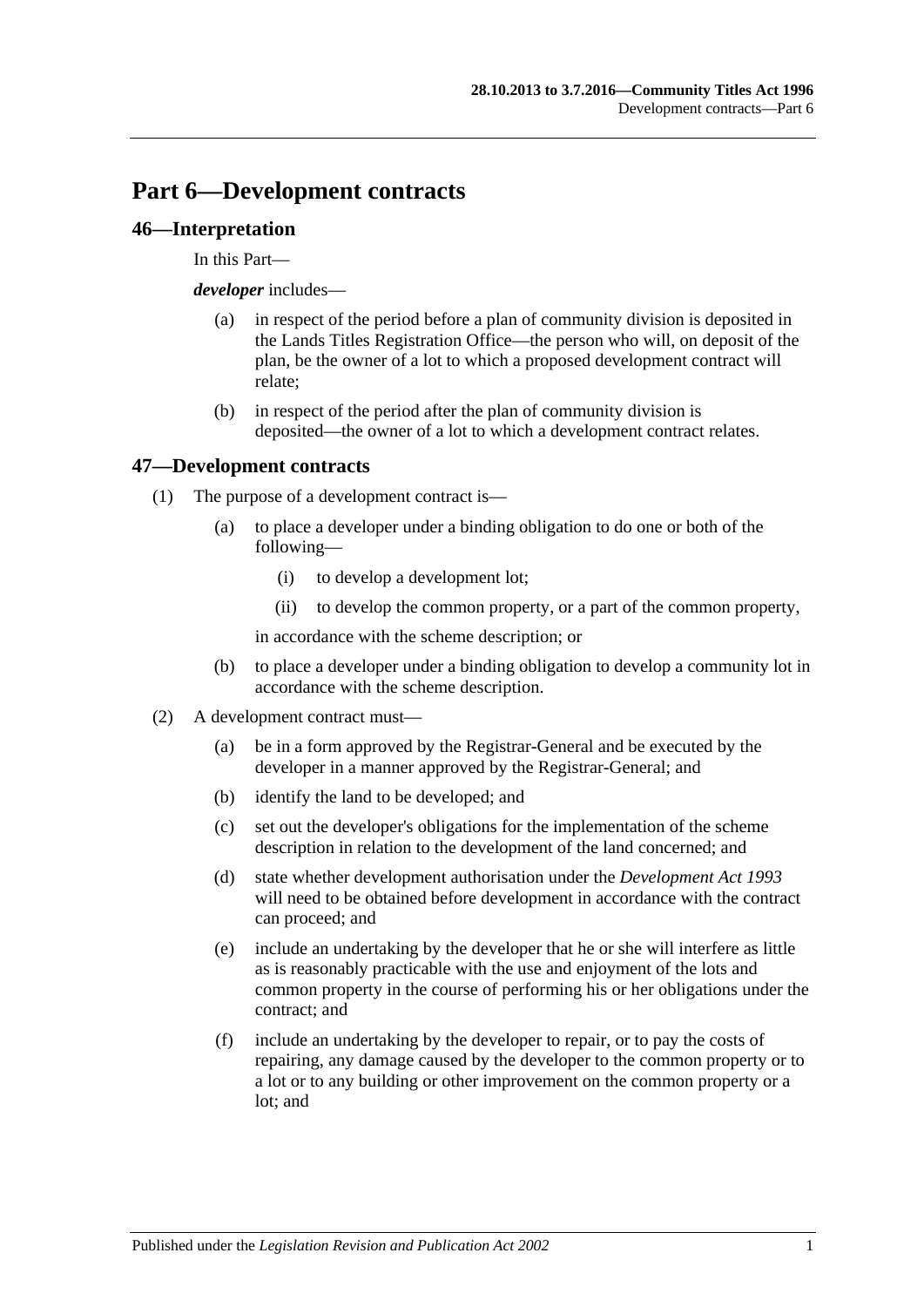# Part 6—Development contracts

## 46—Interpretation

In this Part—

***developer*** includes—

(a) in respect of the period before a plan of community division is deposited in the Lands Titles Registration Office—the person who will, on deposit of the plan, be the owner of a lot to which a proposed development contract will relate;

(b) in respect of the period after the plan of community division is deposited—the owner of a lot to which a development contract relates.

## 47—Development contracts

(1) The purpose of a development contract is—

(a) to place a developer under a binding obligation to do one or both of the following—

(i) to develop a development lot;

(ii) to develop the common property, or a part of the common property,

in accordance with the scheme description; or

(b) to place a developer under a binding obligation to develop a community lot in accordance with the scheme description.

(2) A development contract must—

(a) be in a form approved by the Registrar-General and be executed by the developer in a manner approved by the Registrar-General; and

(b) identify the land to be developed; and

(c) set out the developer's obligations for the implementation of the scheme description in relation to the development of the land concerned; and

(d) state whether development authorisation under the *Development Act 1993* will need to be obtained before development in accordance with the contract can proceed; and

(e) include an undertaking by the developer that he or she will interfere as little as is reasonably practicable with the use and enjoyment of the lots and common property in the course of performing his or her obligations under the contract; and

(f) include an undertaking by the developer to repair, or to pay the costs of repairing, any damage caused by the developer to the common property or to a lot or to any building or other improvement on the common property or a lot; and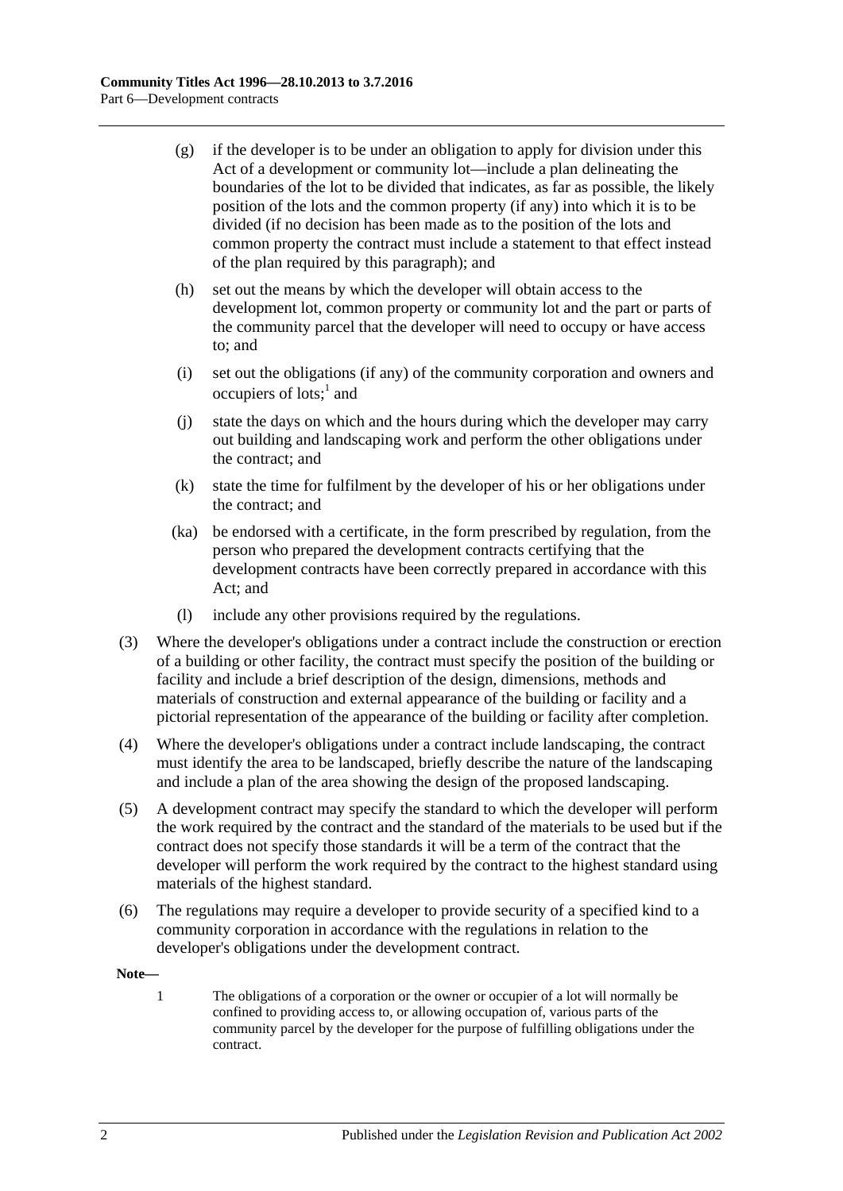(g) if the developer is to be under an obligation to apply for division under this Act of a development or community lot—include a plan delineating the boundaries of the lot to be divided that indicates, as far as possible, the likely position of the lots and the common property (if any) into which it is to be divided (if no decision has been made as to the position of the lots and common property the contract must include a statement to that effect instead of the plan required by this paragraph); and

(h) set out the means by which the developer will obtain access to the development lot, common property or community lot and the part or parts of the community parcel that the developer will need to occupy or have access to; and

(i) set out the obligations (if any) of the community corporation and owners and occupiers of lots;[1] and

(j) state the days on which and the hours during which the developer may carry out building and landscaping work and perform the other obligations under the contract; and

(k) state the time for fulfilment by the developer of his or her obligations under the contract; and

(ka) be endorsed with a certificate, in the form prescribed by regulation, from the person who prepared the development contracts certifying that the development contracts have been correctly prepared in accordance with this Act; and

(l) include any other provisions required by the regulations.

(3) Where the developer's obligations under a contract include the construction or erection of a building or other facility, the contract must specify the position of the building or facility and include a brief description of the design, dimensions, methods and materials of construction and external appearance of the building or facility and a pictorial representation of the appearance of the building or facility after completion.

(4) Where the developer's obligations under a contract include landscaping, the contract must identify the area to be landscaped, briefly describe the nature of the landscaping and include a plan of the area showing the design of the proposed landscaping.

(5) A development contract may specify the standard to which the developer will perform the work required by the contract and the standard of the materials to be used but if the contract does not specify those standards it will be a term of the contract that the developer will perform the work required by the contract to the highest standard using materials of the highest standard.

(6) The regulations may require a developer to provide security of a specified kind to a community corporation in accordance with the regulations in relation to the developer's obligations under the development contract.

**Note—**

1 The obligations of a corporation or the owner or occupier of a lot will normally be confined to providing access to, or allowing occupation of, various parts of the community parcel by the developer for the purpose of fulfilling obligations under the contract.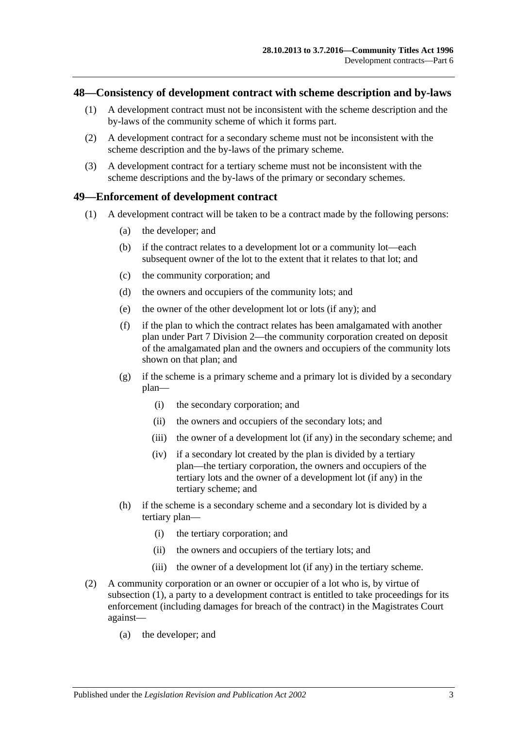## 48—Consistency of development contract with scheme description and by-laws

(1) A development contract must not be inconsistent with the scheme description and the by-laws of the community scheme of which it forms part.

(2) A development contract for a secondary scheme must not be inconsistent with the scheme description and the by-laws of the primary scheme.

(3) A development contract for a tertiary scheme must not be inconsistent with the scheme descriptions and the by-laws of the primary or secondary schemes.

## 49—Enforcement of development contract

(1) A development contract will be taken to be a contract made by the following persons:

- (a) the developer; and
- (b) if the contract relates to a development lot or a community lot—each subsequent owner of the lot to the extent that it relates to that lot; and
- (c) the community corporation; and
- (d) the owners and occupiers of the community lots; and
- (e) the owner of the other development lot or lots (if any); and
- (f) if the plan to which the contract relates has been amalgamated with another plan under Part 7 Division 2—the community corporation created on deposit of the amalgamated plan and the owners and occupiers of the community lots shown on that plan; and
- (g) if the scheme is a primary scheme and a primary lot is divided by a secondary plan—
  - (i) the secondary corporation; and
  - (ii) the owners and occupiers of the secondary lots; and
  - (iii) the owner of a development lot (if any) in the secondary scheme; and
  - (iv) if a secondary lot created by the plan is divided by a tertiary plan—the tertiary corporation, the owners and occupiers of the tertiary lots and the owner of a development lot (if any) in the tertiary scheme; and
- (h) if the scheme is a secondary scheme and a secondary lot is divided by a tertiary plan—
  - (i) the tertiary corporation; and
  - (ii) the owners and occupiers of the tertiary lots; and
  - (iii) the owner of a development lot (if any) in the tertiary scheme.

(2) A community corporation or an owner or occupier of a lot who is, by virtue of subsection (1), a party to a development contract is entitled to take proceedings for its enforcement (including damages for breach of the contract) in the Magistrates Court against—

- (a) the developer; and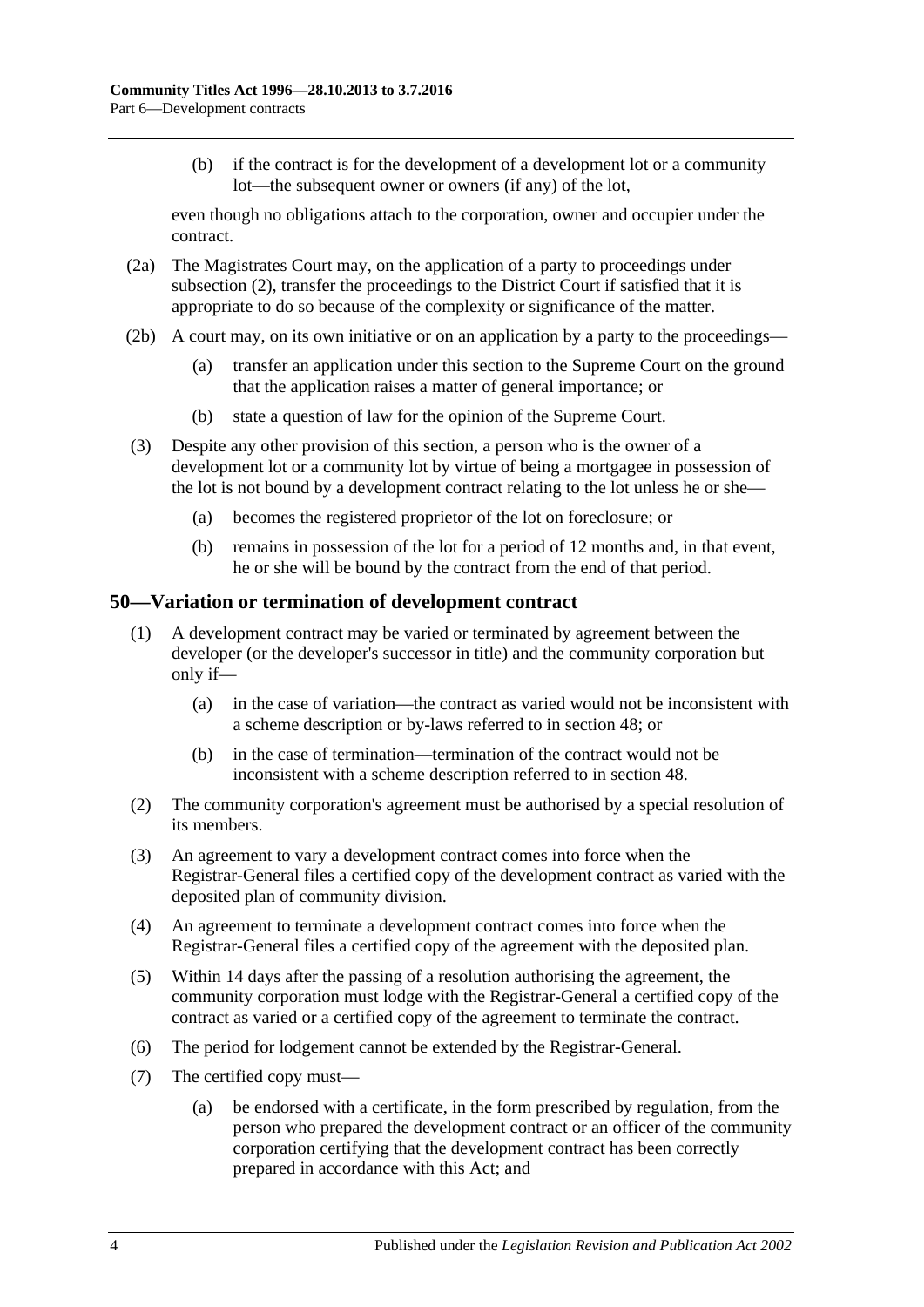(b) if the contract is for the development of a development lot or a community lot—the subsequent owner or owners (if any) of the lot,

even though no obligations attach to the corporation, owner and occupier under the contract.

(2a) The Magistrates Court may, on the application of a party to proceedings under subsection (2), transfer the proceedings to the District Court if satisfied that it is appropriate to do so because of the complexity or significance of the matter.

(2b) A court may, on its own initiative or on an application by a party to the proceedings—

(a) transfer an application under this section to the Supreme Court on the ground that the application raises a matter of general importance; or

(b) state a question of law for the opinion of the Supreme Court.

(3) Despite any other provision of this section, a person who is the owner of a development lot or a community lot by virtue of being a mortgagee in possession of the lot is not bound by a development contract relating to the lot unless he or she—

(a) becomes the registered proprietor of the lot on foreclosure; or

(b) remains in possession of the lot for a period of 12 months and, in that event, he or she will be bound by the contract from the end of that period.

## 50—Variation or termination of development contract

(1) A development contract may be varied or terminated by agreement between the developer (or the developer's successor in title) and the community corporation but only if—

(a) in the case of variation—the contract as varied would not be inconsistent with a scheme description or by-laws referred to in section 48; or

(b) in the case of termination—termination of the contract would not be inconsistent with a scheme description referred to in section 48.

(2) The community corporation's agreement must be authorised by a special resolution of its members.

(3) An agreement to vary a development contract comes into force when the Registrar-General files a certified copy of the development contract as varied with the deposited plan of community division.

(4) An agreement to terminate a development contract comes into force when the Registrar-General files a certified copy of the agreement with the deposited plan.

(5) Within 14 days after the passing of a resolution authorising the agreement, the community corporation must lodge with the Registrar-General a certified copy of the contract as varied or a certified copy of the agreement to terminate the contract.

(6) The period for lodgement cannot be extended by the Registrar-General.

(7) The certified copy must—

(a) be endorsed with a certificate, in the form prescribed by regulation, from the person who prepared the development contract or an officer of the community corporation certifying that the development contract has been correctly prepared in accordance with this Act; and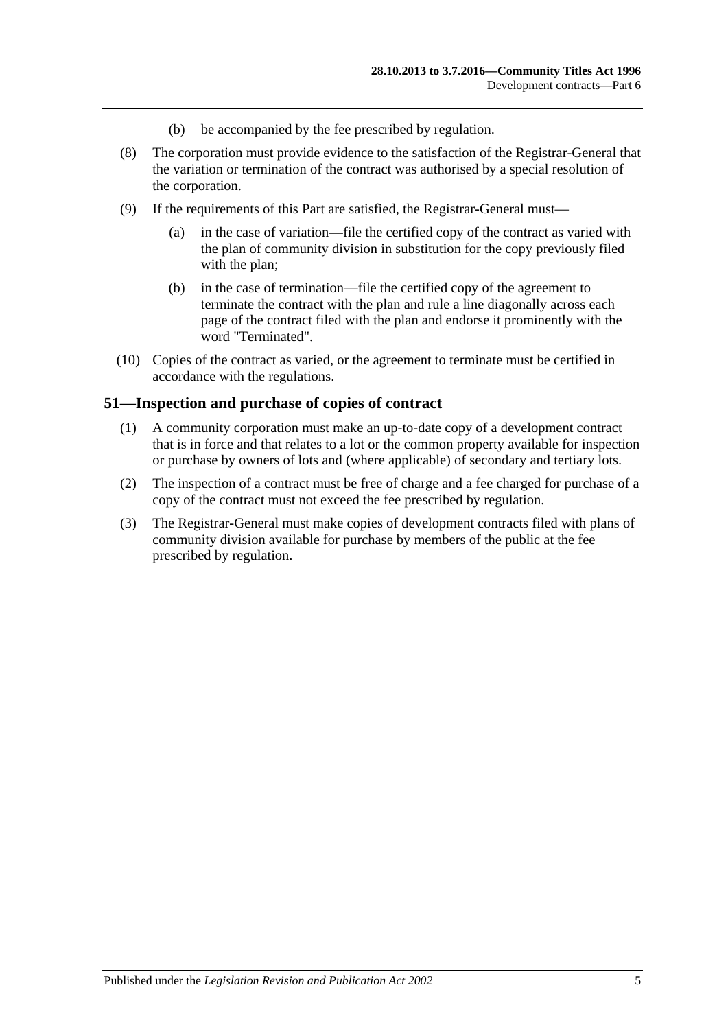(b) be accompanied by the fee prescribed by regulation.

(8) The corporation must provide evidence to the satisfaction of the Registrar-General that the variation or termination of the contract was authorised by a special resolution of the corporation.

(9) If the requirements of this Part are satisfied, the Registrar-General must—

(a) in the case of variation—file the certified copy of the contract as varied with the plan of community division in substitution for the copy previously filed with the plan;

(b) in the case of termination—file the certified copy of the agreement to terminate the contract with the plan and rule a line diagonally across each page of the contract filed with the plan and endorse it prominently with the word "Terminated".

(10) Copies of the contract as varied, or the agreement to terminate must be certified in accordance with the regulations.

## 51—Inspection and purchase of copies of contract

(1) A community corporation must make an up-to-date copy of a development contract that is in force and that relates to a lot or the common property available for inspection or purchase by owners of lots and (where applicable) of secondary and tertiary lots.

(2) The inspection of a contract must be free of charge and a fee charged for purchase of a copy of the contract must not exceed the fee prescribed by regulation.

(3) The Registrar-General must make copies of development contracts filed with plans of community division available for purchase by members of the public at the fee prescribed by regulation.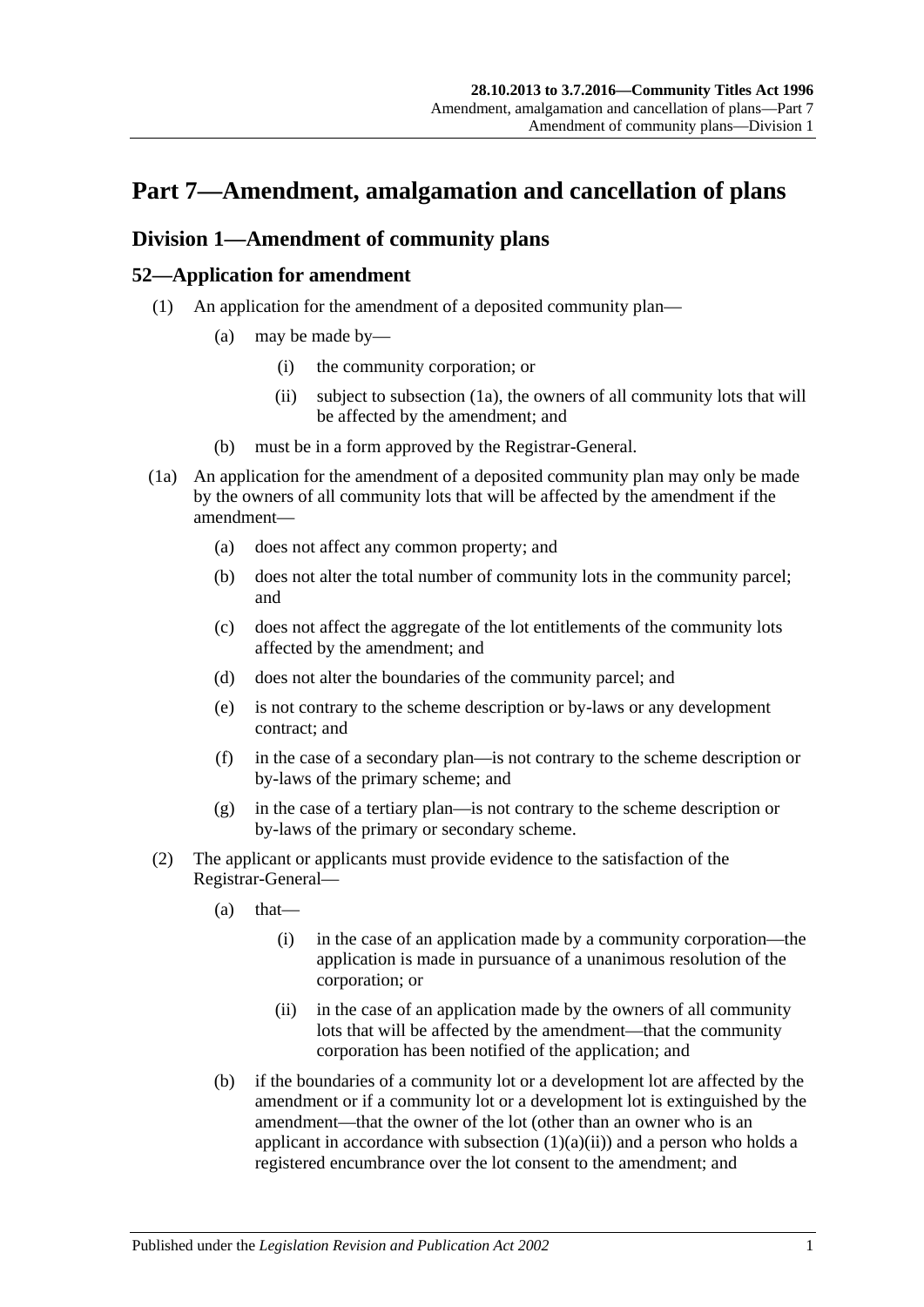# Part 7—Amendment, amalgamation and cancellation of plans

## Division 1—Amendment of community plans

### 52—Application for amendment

(1) An application for the amendment of a deposited community plan—

(a) may be made by—

(i) the community corporation; or

(ii) subject to subsection (1a), the owners of all community lots that will be affected by the amendment; and

(b) must be in a form approved by the Registrar-General.

(1a) An application for the amendment of a deposited community plan may only be made by the owners of all community lots that will be affected by the amendment if the amendment—

(a) does not affect any common property; and

(b) does not alter the total number of community lots in the community parcel; and

(c) does not affect the aggregate of the lot entitlements of the community lots affected by the amendment; and

(d) does not alter the boundaries of the community parcel; and

(e) is not contrary to the scheme description or by-laws or any development contract; and

(f) in the case of a secondary plan—is not contrary to the scheme description or by-laws of the primary scheme; and

(g) in the case of a tertiary plan—is not contrary to the scheme description or by-laws of the primary or secondary scheme.

(2) The applicant or applicants must provide evidence to the satisfaction of the Registrar-General—

(a) that—

(i) in the case of an application made by a community corporation—the application is made in pursuance of a unanimous resolution of the corporation; or

(ii) in the case of an application made by the owners of all community lots that will be affected by the amendment—that the community corporation has been notified of the application; and

(b) if the boundaries of a community lot or a development lot are affected by the amendment or if a community lot or a development lot is extinguished by the amendment—that the owner of the lot (other than an owner who is an applicant in accordance with subsection (1)(a)(ii)) and a person who holds a registered encumbrance over the lot consent to the amendment; and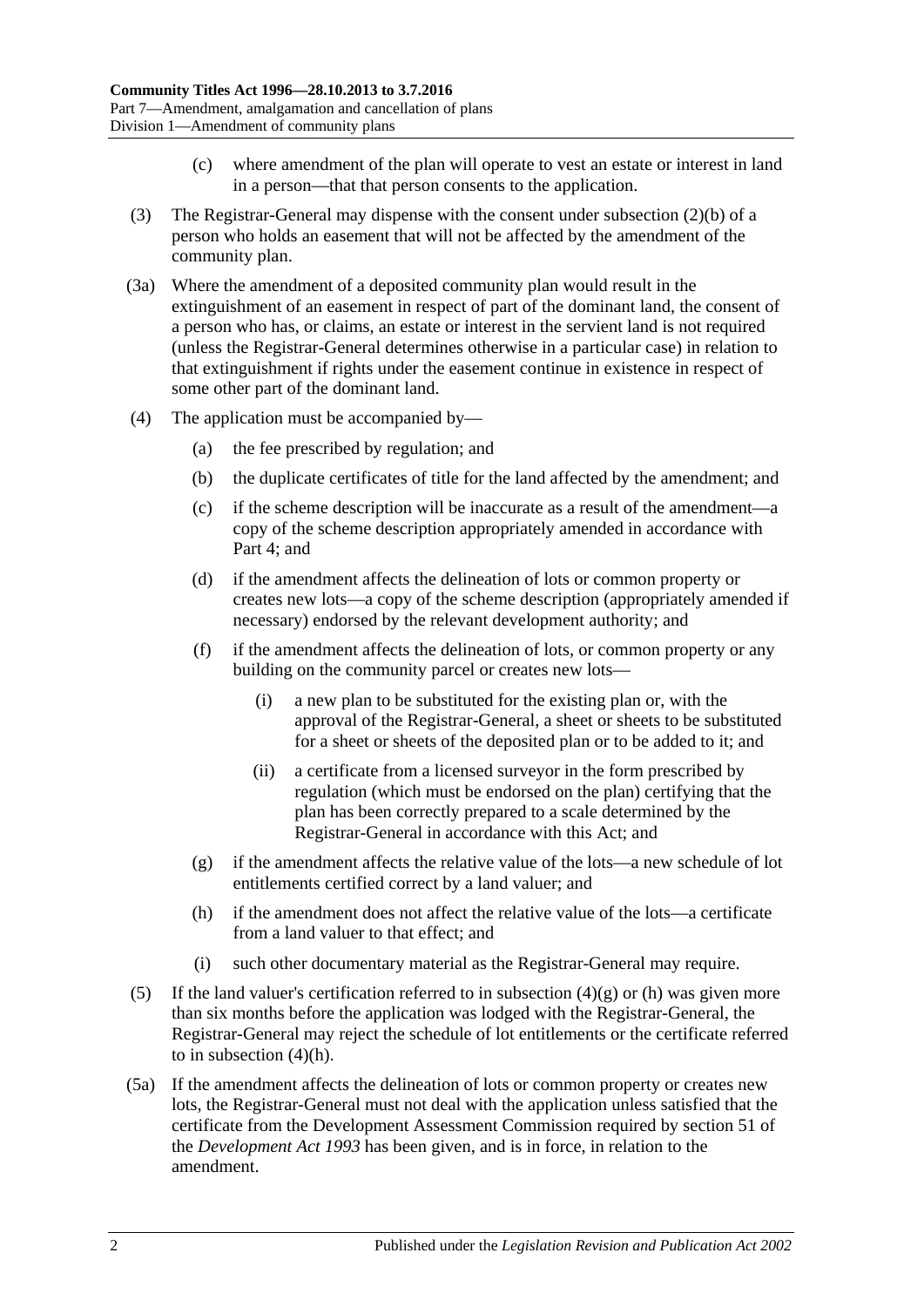(c) where amendment of the plan will operate to vest an estate or interest in land in a person—that that person consents to the application.

(3) The Registrar-General may dispense with the consent under subsection (2)(b) of a person who holds an easement that will not be affected by the amendment of the community plan.

(3a) Where the amendment of a deposited community plan would result in the extinguishment of an easement in respect of part of the dominant land, the consent of a person who has, or claims, an estate or interest in the servient land is not required (unless the Registrar-General determines otherwise in a particular case) in relation to that extinguishment if rights under the easement continue in existence in respect of some other part of the dominant land.

(4) The application must be accompanied by—

(a) the fee prescribed by regulation; and

(b) the duplicate certificates of title for the land affected by the amendment; and

(c) if the scheme description will be inaccurate as a result of the amendment—a copy of the scheme description appropriately amended in accordance with Part 4; and

(d) if the amendment affects the delineation of lots or common property or creates new lots—a copy of the scheme description (appropriately amended if necessary) endorsed by the relevant development authority; and

(f) if the amendment affects the delineation of lots, or common property or any building on the community parcel or creates new lots—

(i) a new plan to be substituted for the existing plan or, with the approval of the Registrar-General, a sheet or sheets to be substituted for a sheet or sheets of the deposited plan or to be added to it; and

(ii) a certificate from a licensed surveyor in the form prescribed by regulation (which must be endorsed on the plan) certifying that the plan has been correctly prepared to a scale determined by the Registrar-General in accordance with this Act; and

(g) if the amendment affects the relative value of the lots—a new schedule of lot entitlements certified correct by a land valuer; and

(h) if the amendment does not affect the relative value of the lots—a certificate from a land valuer to that effect; and

(i) such other documentary material as the Registrar-General may require.

(5) If the land valuer's certification referred to in subsection (4)(g) or (h) was given more than six months before the application was lodged with the Registrar-General, the Registrar-General may reject the schedule of lot entitlements or the certificate referred to in subsection (4)(h).

(5a) If the amendment affects the delineation of lots or common property or creates new lots, the Registrar-General must not deal with the application unless satisfied that the certificate from the Development Assessment Commission required by section 51 of the *Development Act 1993* has been given, and is in force, in relation to the amendment.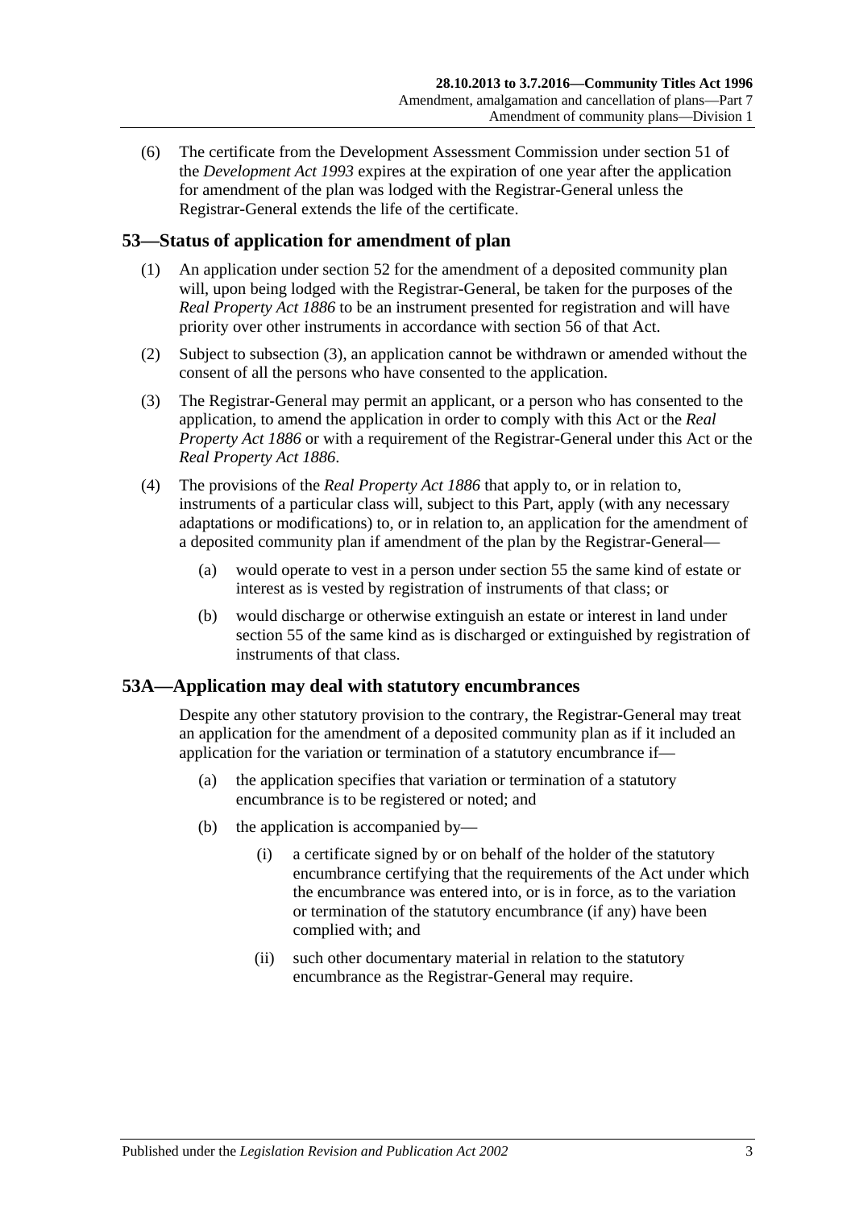(6) The certificate from the Development Assessment Commission under section 51 of the *Development Act 1993* expires at the expiration of one year after the application for amendment of the plan was lodged with the Registrar-General unless the Registrar-General extends the life of the certificate.

## 53—Status of application for amendment of plan

(1) An application under section 52 for the amendment of a deposited community plan will, upon being lodged with the Registrar-General, be taken for the purposes of the *Real Property Act 1886* to be an instrument presented for registration and will have priority over other instruments in accordance with section 56 of that Act.

(2) Subject to subsection (3), an application cannot be withdrawn or amended without the consent of all the persons who have consented to the application.

(3) The Registrar-General may permit an applicant, or a person who has consented to the application, to amend the application in order to comply with this Act or the *Real Property Act 1886* or with a requirement of the Registrar-General under this Act or the *Real Property Act 1886*.

(4) The provisions of the *Real Property Act 1886* that apply to, or in relation to, instruments of a particular class will, subject to this Part, apply (with any necessary adaptations or modifications) to, or in relation to, an application for the amendment of a deposited community plan if amendment of the plan by the Registrar-General—

- (a) would operate to vest in a person under section 55 the same kind of estate or interest as is vested by registration of instruments of that class; or
- (b) would discharge or otherwise extinguish an estate or interest in land under section 55 of the same kind as is discharged or extinguished by registration of instruments of that class.

## 53A—Application may deal with statutory encumbrances

Despite any other statutory provision to the contrary, the Registrar-General may treat an application for the amendment of a deposited community plan as if it included an application for the variation or termination of a statutory encumbrance if—

- (a) the application specifies that variation or termination of a statutory encumbrance is to be registered or noted; and
- (b) the application is accompanied by—
  - (i) a certificate signed by or on behalf of the holder of the statutory encumbrance certifying that the requirements of the Act under which the encumbrance was entered into, or is in force, as to the variation or termination of the statutory encumbrance (if any) have been complied with; and
  - (ii) such other documentary material in relation to the statutory encumbrance as the Registrar-General may require.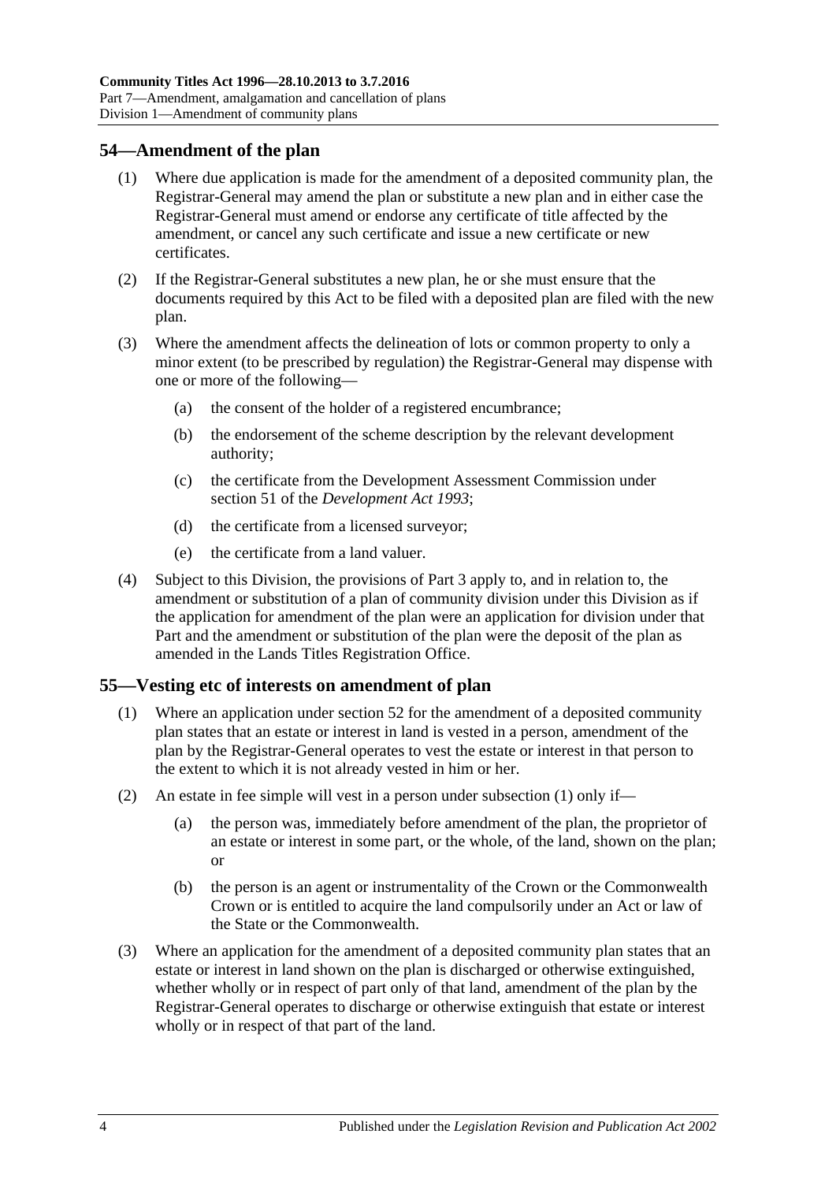## 54—Amendment of the plan

(1) Where due application is made for the amendment of a deposited community plan, the Registrar-General may amend the plan or substitute a new plan and in either case the Registrar-General must amend or endorse any certificate of title affected by the amendment, or cancel any such certificate and issue a new certificate or new certificates.

(2) If the Registrar-General substitutes a new plan, he or she must ensure that the documents required by this Act to be filed with a deposited plan are filed with the new plan.

(3) Where the amendment affects the delineation of lots or common property to only a minor extent (to be prescribed by regulation) the Registrar-General may dispense with one or more of the following—

(a) the consent of the holder of a registered encumbrance;

(b) the endorsement of the scheme description by the relevant development authority;

(c) the certificate from the Development Assessment Commission under section 51 of the *Development Act 1993*;

(d) the certificate from a licensed surveyor;

(e) the certificate from a land valuer.

(4) Subject to this Division, the provisions of Part 3 apply to, and in relation to, the amendment or substitution of a plan of community division under this Division as if the application for amendment of the plan were an application for division under that Part and the amendment or substitution of the plan were the deposit of the plan as amended in the Lands Titles Registration Office.

## 55—Vesting etc of interests on amendment of plan

(1) Where an application under section 52 for the amendment of a deposited community plan states that an estate or interest in land is vested in a person, amendment of the plan by the Registrar-General operates to vest the estate or interest in that person to the extent to which it is not already vested in him or her.

(2) An estate in fee simple will vest in a person under subsection (1) only if—

(a) the person was, immediately before amendment of the plan, the proprietor of an estate or interest in some part, or the whole, of the land, shown on the plan; or

(b) the person is an agent or instrumentality of the Crown or the Commonwealth Crown or is entitled to acquire the land compulsorily under an Act or law of the State or the Commonwealth.

(3) Where an application for the amendment of a deposited community plan states that an estate or interest in land shown on the plan is discharged or otherwise extinguished, whether wholly or in respect of part only of that land, amendment of the plan by the Registrar-General operates to discharge or otherwise extinguish that estate or interest wholly or in respect of that part of the land.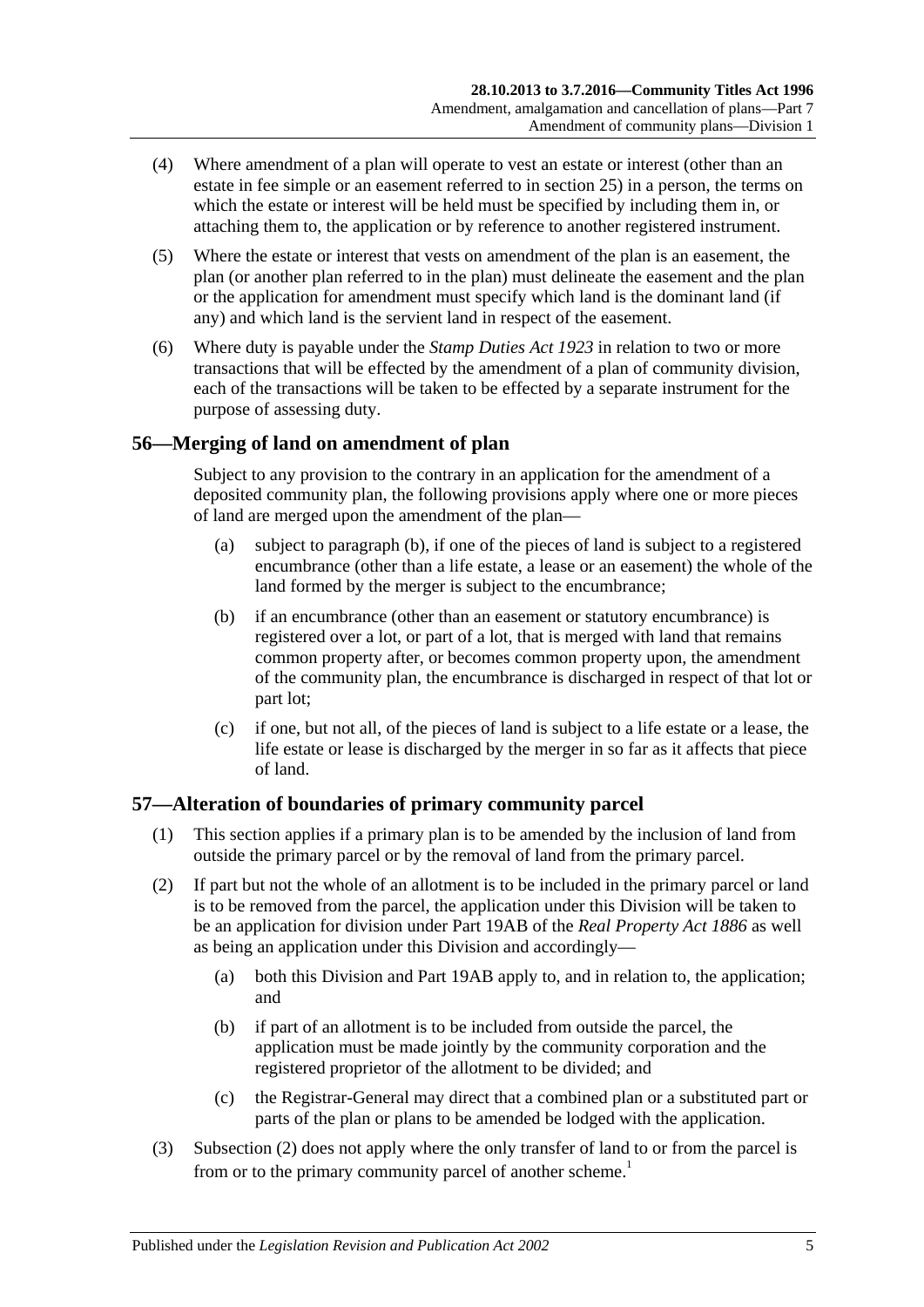(4) Where amendment of a plan will operate to vest an estate or interest (other than an estate in fee simple or an easement referred to in section 25) in a person, the terms on which the estate or interest will be held must be specified by including them in, or attaching them to, the application or by reference to another registered instrument.

(5) Where the estate or interest that vests on amendment of the plan is an easement, the plan (or another plan referred to in the plan) must delineate the easement and the plan or the application for amendment must specify which land is the dominant land (if any) and which land is the servient land in respect of the easement.

(6) Where duty is payable under the *Stamp Duties Act 1923* in relation to two or more transactions that will be effected by the amendment of a plan of community division, each of the transactions will be taken to be effected by a separate instrument for the purpose of assessing duty.

## 56—Merging of land on amendment of plan

Subject to any provision to the contrary in an application for the amendment of a deposited community plan, the following provisions apply where one or more pieces of land are merged upon the amendment of the plan—

(a) subject to paragraph (b), if one of the pieces of land is subject to a registered encumbrance (other than a life estate, a lease or an easement) the whole of the land formed by the merger is subject to the encumbrance;

(b) if an encumbrance (other than an easement or statutory encumbrance) is registered over a lot, or part of a lot, that is merged with land that remains common property after, or becomes common property upon, the amendment of the community plan, the encumbrance is discharged in respect of that lot or part lot;

(c) if one, but not all, of the pieces of land is subject to a life estate or a lease, the life estate or lease is discharged by the merger in so far as it affects that piece of land.

## 57—Alteration of boundaries of primary community parcel

(1) This section applies if a primary plan is to be amended by the inclusion of land from outside the primary parcel or by the removal of land from the primary parcel.

(2) If part but not the whole of an allotment is to be included in the primary parcel or land is to be removed from the parcel, the application under this Division will be taken to be an application for division under Part 19AB of the *Real Property Act 1886* as well as being an application under this Division and accordingly—

(a) both this Division and Part 19AB apply to, and in relation to, the application; and

(b) if part of an allotment is to be included from outside the parcel, the application must be made jointly by the community corporation and the registered proprietor of the allotment to be divided; and

(c) the Registrar-General may direct that a combined plan or a substituted part or parts of the plan or plans to be amended be lodged with the application.

(3) Subsection (2) does not apply where the only transfer of land to or from the parcel is from or to the primary community parcel of another scheme.[1]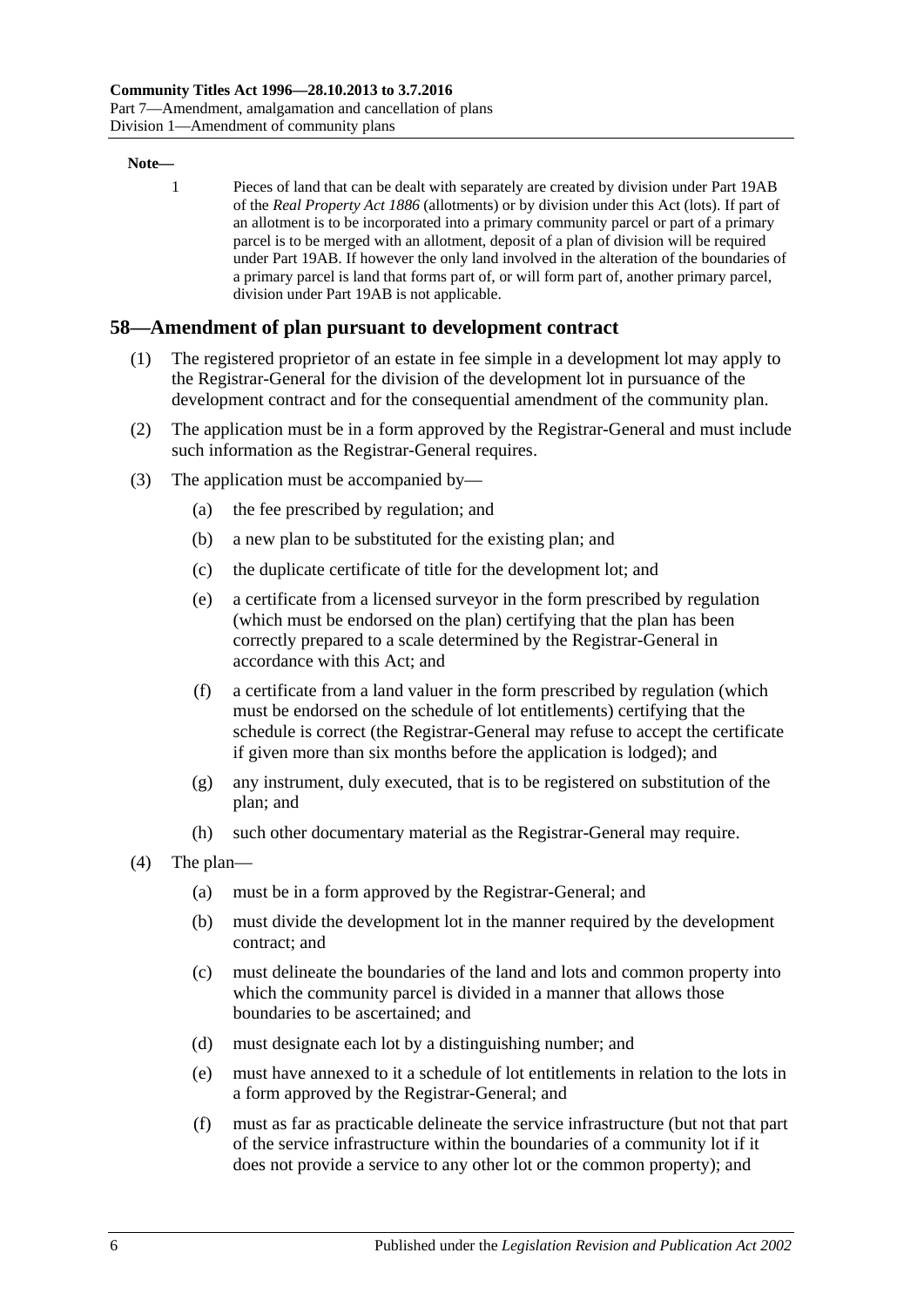**Note—**

1 Pieces of land that can be dealt with separately are created by division under Part 19AB of the *Real Property Act 1886* (allotments) or by division under this Act (lots). If part of an allotment is to be incorporated into a primary community parcel or part of a primary parcel is to be merged with an allotment, deposit of a plan of division will be required under Part 19AB. If however the only land involved in the alteration of the boundaries of a primary parcel is land that forms part of, or will form part of, another primary parcel, division under Part 19AB is not applicable.

## 58—Amendment of plan pursuant to development contract

(1) The registered proprietor of an estate in fee simple in a development lot may apply to the Registrar-General for the division of the development lot in pursuance of the development contract and for the consequential amendment of the community plan.

(2) The application must be in a form approved by the Registrar-General and must include such information as the Registrar-General requires.

(3) The application must be accompanied by—

(a) the fee prescribed by regulation; and

(b) a new plan to be substituted for the existing plan; and

(c) the duplicate certificate of title for the development lot; and

(e) a certificate from a licensed surveyor in the form prescribed by regulation (which must be endorsed on the plan) certifying that the plan has been correctly prepared to a scale determined by the Registrar-General in accordance with this Act; and

(f) a certificate from a land valuer in the form prescribed by regulation (which must be endorsed on the schedule of lot entitlements) certifying that the schedule is correct (the Registrar-General may refuse to accept the certificate if given more than six months before the application is lodged); and

(g) any instrument, duly executed, that is to be registered on substitution of the plan; and

(h) such other documentary material as the Registrar-General may require.

(4) The plan—

(a) must be in a form approved by the Registrar-General; and

(b) must divide the development lot in the manner required by the development contract; and

(c) must delineate the boundaries of the land and lots and common property into which the community parcel is divided in a manner that allows those boundaries to be ascertained; and

(d) must designate each lot by a distinguishing number; and

(e) must have annexed to it a schedule of lot entitlements in relation to the lots in a form approved by the Registrar-General; and

(f) must as far as practicable delineate the service infrastructure (but not that part of the service infrastructure within the boundaries of a community lot if it does not provide a service to any other lot or the common property); and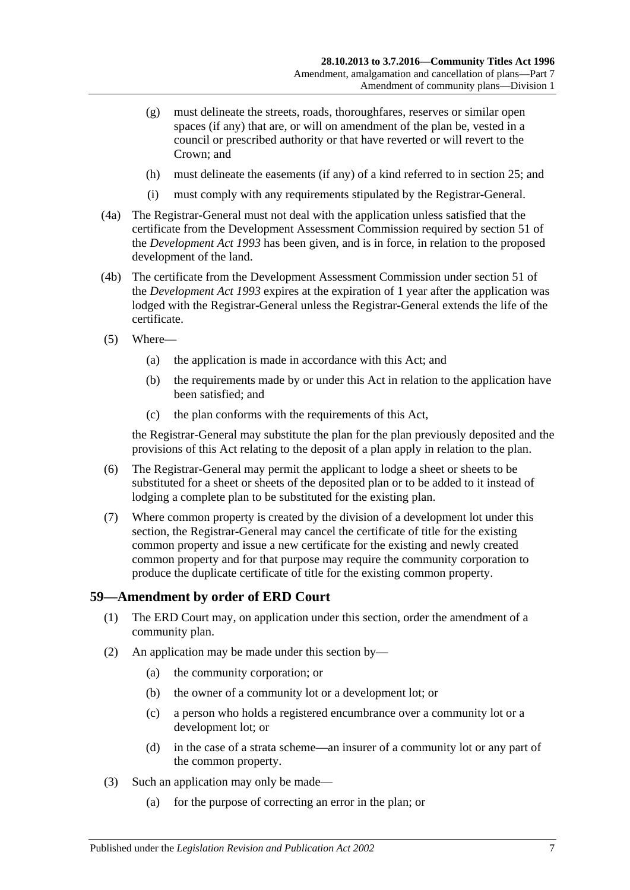(g) must delineate the streets, roads, thoroughfares, reserves or similar open spaces (if any) that are, or will on amendment of the plan be, vested in a council or prescribed authority or that have reverted or will revert to the Crown; and

(h) must delineate the easements (if any) of a kind referred to in section 25; and

(i) must comply with any requirements stipulated by the Registrar-General.

(4a) The Registrar-General must not deal with the application unless satisfied that the certificate from the Development Assessment Commission required by section 51 of the *Development Act 1993* has been given, and is in force, in relation to the proposed development of the land.

(4b) The certificate from the Development Assessment Commission under section 51 of the *Development Act 1993* expires at the expiration of 1 year after the application was lodged with the Registrar-General unless the Registrar-General extends the life of the certificate.

(5) Where—

(a) the application is made in accordance with this Act; and

(b) the requirements made by or under this Act in relation to the application have been satisfied; and

(c) the plan conforms with the requirements of this Act,

the Registrar-General may substitute the plan for the plan previously deposited and the provisions of this Act relating to the deposit of a plan apply in relation to the plan.

(6) The Registrar-General may permit the applicant to lodge a sheet or sheets to be substituted for a sheet or sheets of the deposited plan or to be added to it instead of lodging a complete plan to be substituted for the existing plan.

(7) Where common property is created by the division of a development lot under this section, the Registrar-General may cancel the certificate of title for the existing common property and issue a new certificate for the existing and newly created common property and for that purpose may require the community corporation to produce the duplicate certificate of title for the existing common property.

## 59—Amendment by order of ERD Court

(1) The ERD Court may, on application under this section, order the amendment of a community plan.

(2) An application may be made under this section by—

(a) the community corporation; or

(b) the owner of a community lot or a development lot; or

(c) a person who holds a registered encumbrance over a community lot or a development lot; or

(d) in the case of a strata scheme—an insurer of a community lot or any part of the common property.

(3) Such an application may only be made—

(a) for the purpose of correcting an error in the plan; or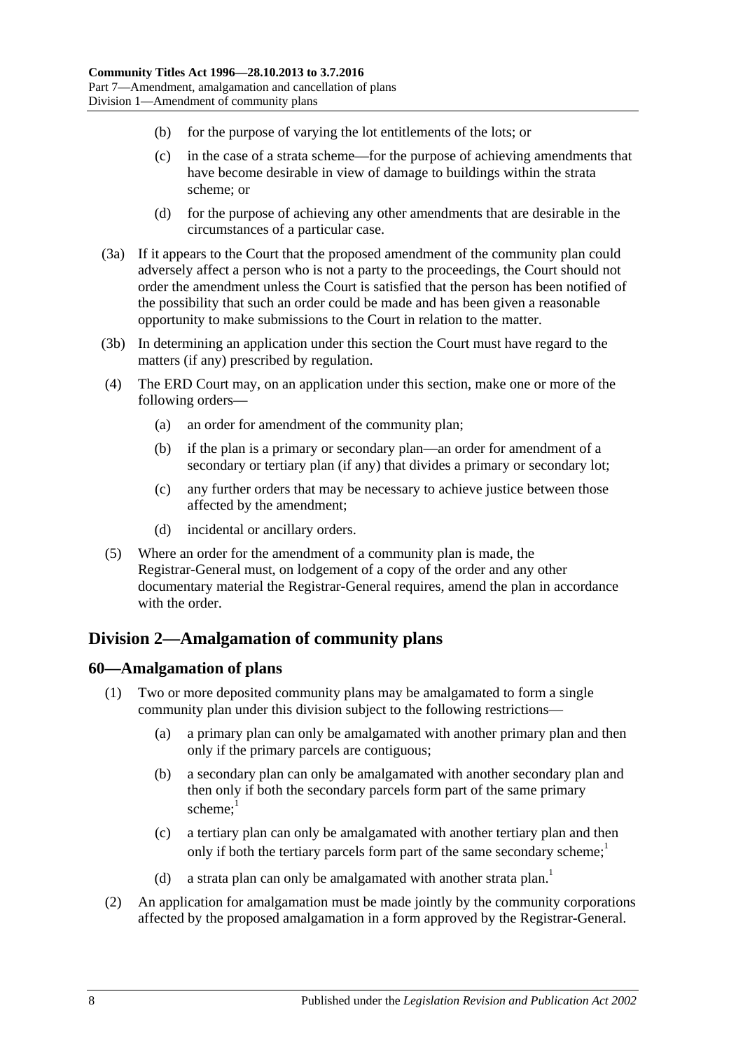- (b) for the purpose of varying the lot entitlements of the lots; or
- (c) in the case of a strata scheme—for the purpose of achieving amendments that have become desirable in view of damage to buildings within the strata scheme; or
- (d) for the purpose of achieving any other amendments that are desirable in the circumstances of a particular case.

(3a) If it appears to the Court that the proposed amendment of the community plan could adversely affect a person who is not a party to the proceedings, the Court should not order the amendment unless the Court is satisfied that the person has been notified of the possibility that such an order could be made and has been given a reasonable opportunity to make submissions to the Court in relation to the matter.

(3b) In determining an application under this section the Court must have regard to the matters (if any) prescribed by regulation.

(4) The ERD Court may, on an application under this section, make one or more of the following orders—

- (a) an order for amendment of the community plan;
- (b) if the plan is a primary or secondary plan—an order for amendment of a secondary or tertiary plan (if any) that divides a primary or secondary lot;
- (c) any further orders that may be necessary to achieve justice between those affected by the amendment;
- (d) incidental or ancillary orders.

(5) Where an order for the amendment of a community plan is made, the Registrar-General must, on lodgement of a copy of the order and any other documentary material the Registrar-General requires, amend the plan in accordance with the order.

## Division 2—Amalgamation of community plans

### 60—Amalgamation of plans

(1) Two or more deposited community plans may be amalgamated to form a single community plan under this division subject to the following restrictions—

- (a) a primary plan can only be amalgamated with another primary plan and then only if the primary parcels are contiguous;
- (b) a secondary plan can only be amalgamated with another secondary plan and then only if both the secondary parcels form part of the same primary scheme;[1]
- (c) a tertiary plan can only be amalgamated with another tertiary plan and then only if both the tertiary parcels form part of the same secondary scheme;[1]
- (d) a strata plan can only be amalgamated with another strata plan.[1]

(2) An application for amalgamation must be made jointly by the community corporations affected by the proposed amalgamation in a form approved by the Registrar-General.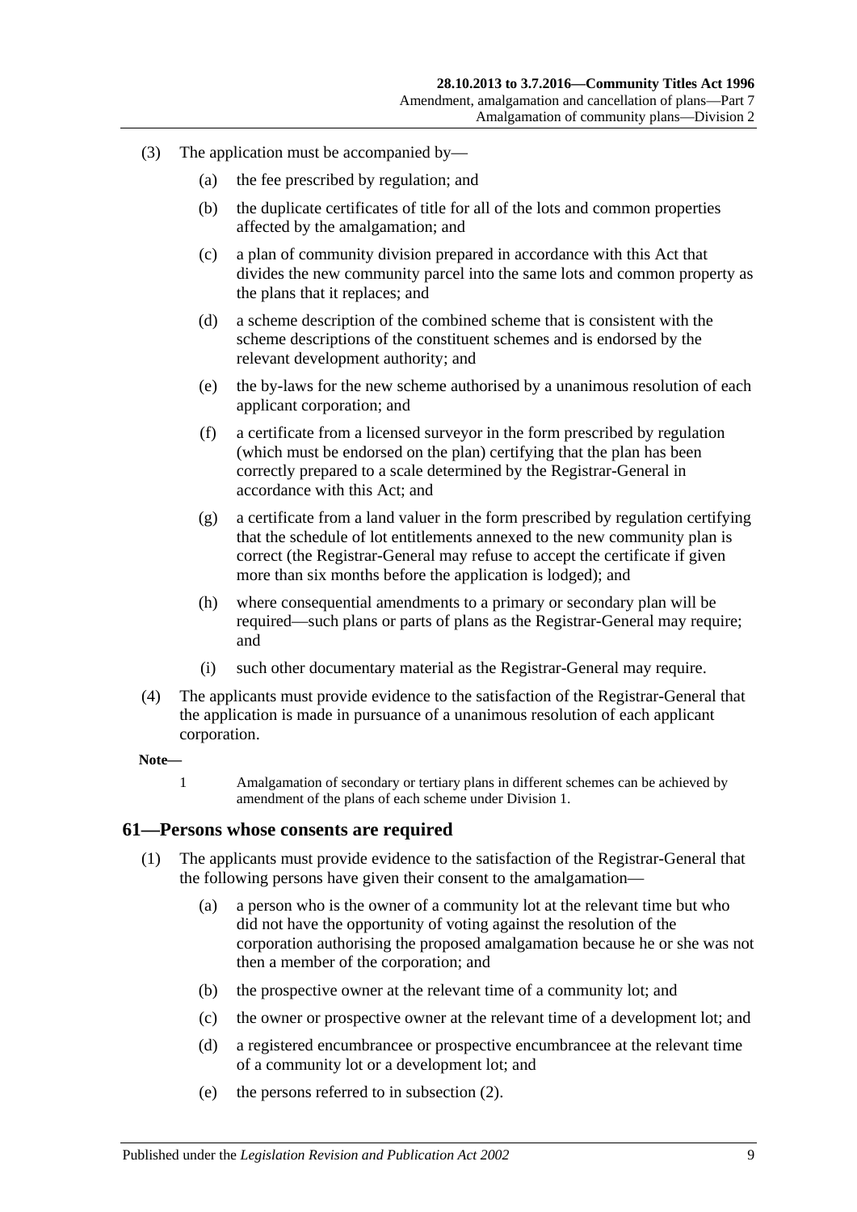(3) The application must be accompanied by—

(a) the fee prescribed by regulation; and

(b) the duplicate certificates of title for all of the lots and common properties affected by the amalgamation; and

(c) a plan of community division prepared in accordance with this Act that divides the new community parcel into the same lots and common property as the plans that it replaces; and

(d) a scheme description of the combined scheme that is consistent with the scheme descriptions of the constituent schemes and is endorsed by the relevant development authority; and

(e) the by-laws for the new scheme authorised by a unanimous resolution of each applicant corporation; and

(f) a certificate from a licensed surveyor in the form prescribed by regulation (which must be endorsed on the plan) certifying that the plan has been correctly prepared to a scale determined by the Registrar-General in accordance with this Act; and

(g) a certificate from a land valuer in the form prescribed by regulation certifying that the schedule of lot entitlements annexed to the new community plan is correct (the Registrar-General may refuse to accept the certificate if given more than six months before the application is lodged); and

(h) where consequential amendments to a primary or secondary plan will be required—such plans or parts of plans as the Registrar-General may require; and

(i) such other documentary material as the Registrar-General may require.

(4) The applicants must provide evidence to the satisfaction of the Registrar-General that the application is made in pursuance of a unanimous resolution of each applicant corporation.

**Note—**

1 Amalgamation of secondary or tertiary plans in different schemes can be achieved by amendment of the plans of each scheme under Division 1.

## 61—Persons whose consents are required

(1) The applicants must provide evidence to the satisfaction of the Registrar-General that the following persons have given their consent to the amalgamation—

(a) a person who is the owner of a community lot at the relevant time but who did not have the opportunity of voting against the resolution of the corporation authorising the proposed amalgamation because he or she was not then a member of the corporation; and

(b) the prospective owner at the relevant time of a community lot; and

(c) the owner or prospective owner at the relevant time of a development lot; and

(d) a registered encumbrancee or prospective encumbrancee at the relevant time of a community lot or a development lot; and

(e) the persons referred to in subsection (2).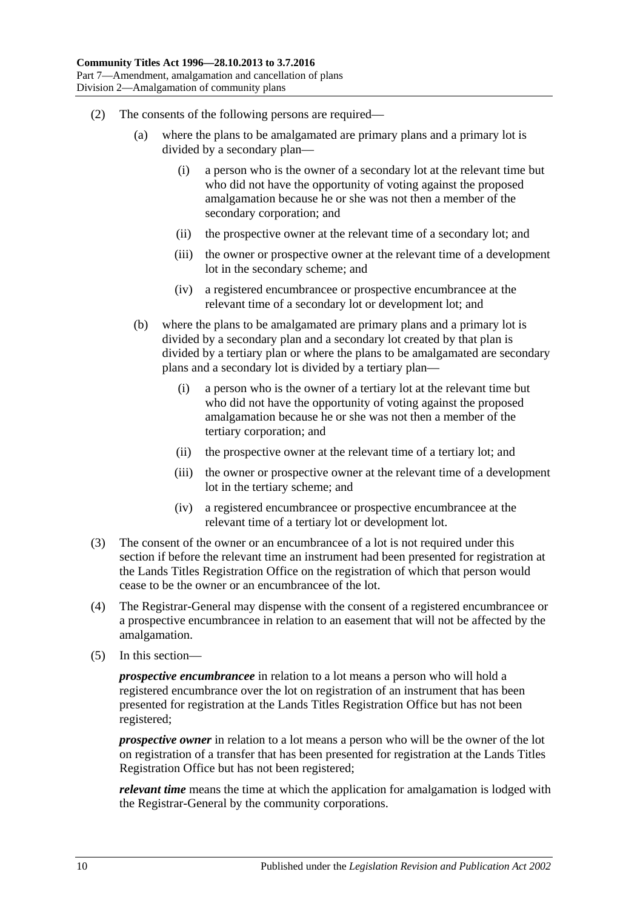(2) The consents of the following persons are required—

(a) where the plans to be amalgamated are primary plans and a primary lot is divided by a secondary plan—

(i) a person who is the owner of a secondary lot at the relevant time but who did not have the opportunity of voting against the proposed amalgamation because he or she was not then a member of the secondary corporation; and

(ii) the prospective owner at the relevant time of a secondary lot; and

(iii) the owner or prospective owner at the relevant time of a development lot in the secondary scheme; and

(iv) a registered encumbrancee or prospective encumbrancee at the relevant time of a secondary lot or development lot; and

(b) where the plans to be amalgamated are primary plans and a primary lot is divided by a secondary plan and a secondary lot created by that plan is divided by a tertiary plan or where the plans to be amalgamated are secondary plans and a secondary lot is divided by a tertiary plan—

(i) a person who is the owner of a tertiary lot at the relevant time but who did not have the opportunity of voting against the proposed amalgamation because he or she was not then a member of the tertiary corporation; and

(ii) the prospective owner at the relevant time of a tertiary lot; and

(iii) the owner or prospective owner at the relevant time of a development lot in the tertiary scheme; and

(iv) a registered encumbrancee or prospective encumbrancee at the relevant time of a tertiary lot or development lot.

(3) The consent of the owner or an encumbrancee of a lot is not required under this section if before the relevant time an instrument had been presented for registration at the Lands Titles Registration Office on the registration of which that person would cease to be the owner or an encumbrancee of the lot.

(4) The Registrar-General may dispense with the consent of a registered encumbrancee or a prospective encumbrancee in relation to an easement that will not be affected by the amalgamation.

(5) In this section—

***prospective encumbrancee*** in relation to a lot means a person who will hold a registered encumbrance over the lot on registration of an instrument that has been presented for registration at the Lands Titles Registration Office but has not been registered;

***prospective owner*** in relation to a lot means a person who will be the owner of the lot on registration of a transfer that has been presented for registration at the Lands Titles Registration Office but has not been registered;

***relevant time*** means the time at which the application for amalgamation is lodged with the Registrar-General by the community corporations.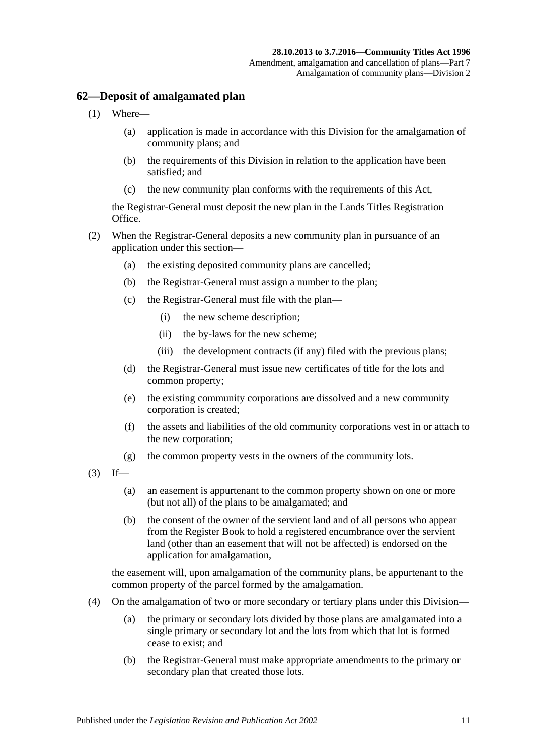## 62—Deposit of amalgamated plan

(1) Where—

(a) application is made in accordance with this Division for the amalgamation of community plans; and

(b) the requirements of this Division in relation to the application have been satisfied; and

(c) the new community plan conforms with the requirements of this Act,

the Registrar-General must deposit the new plan in the Lands Titles Registration Office.

(2) When the Registrar-General deposits a new community plan in pursuance of an application under this section—

(a) the existing deposited community plans are cancelled;

(b) the Registrar-General must assign a number to the plan;

(c) the Registrar-General must file with the plan—

(i) the new scheme description;

(ii) the by-laws for the new scheme;

(iii) the development contracts (if any) filed with the previous plans;

(d) the Registrar-General must issue new certificates of title for the lots and common property;

(e) the existing community corporations are dissolved and a new community corporation is created;

(f) the assets and liabilities of the old community corporations vest in or attach to the new corporation;

(g) the common property vests in the owners of the community lots.

(3) If—

(a) an easement is appurtenant to the common property shown on one or more (but not all) of the plans to be amalgamated; and

(b) the consent of the owner of the servient land and of all persons who appear from the Register Book to hold a registered encumbrance over the servient land (other than an easement that will not be affected) is endorsed on the application for amalgamation,

the easement will, upon amalgamation of the community plans, be appurtenant to the common property of the parcel formed by the amalgamation.

(4) On the amalgamation of two or more secondary or tertiary plans under this Division—

(a) the primary or secondary lots divided by those plans are amalgamated into a single primary or secondary lot and the lots from which that lot is formed cease to exist; and

(b) the Registrar-General must make appropriate amendments to the primary or secondary plan that created those lots.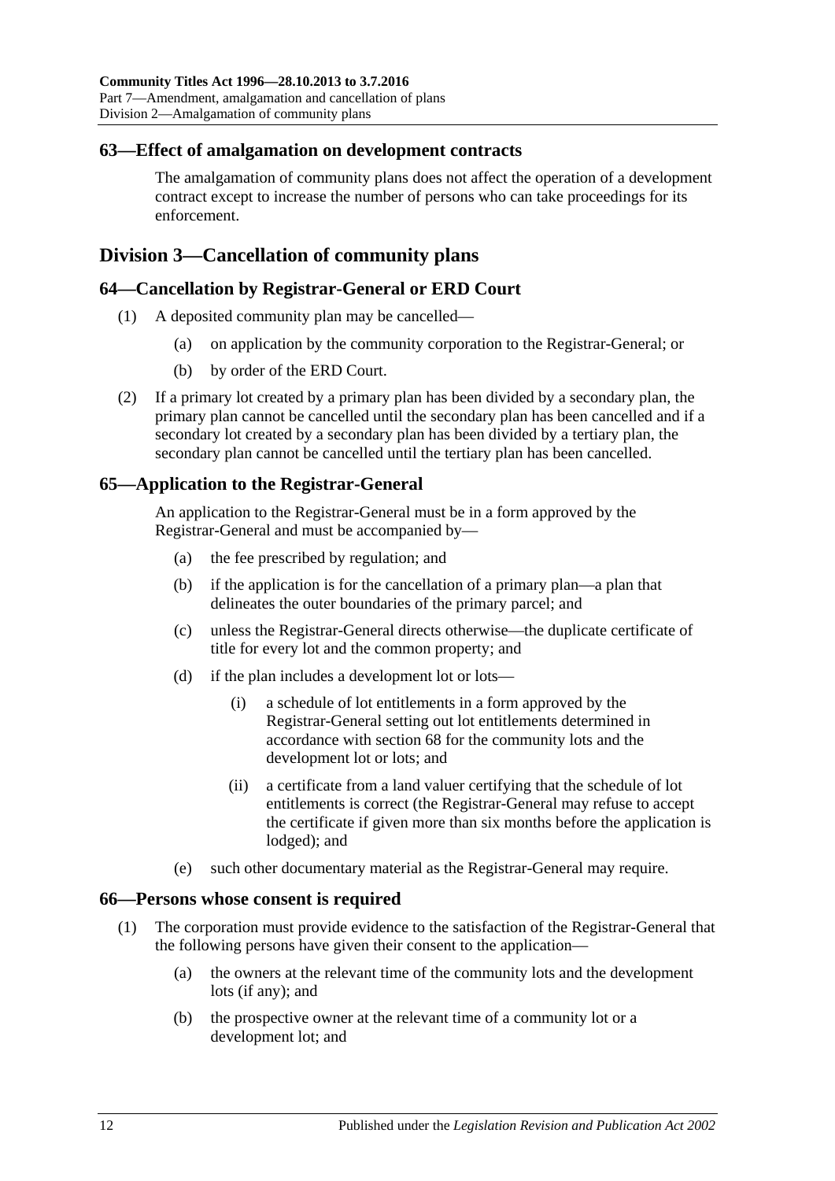## 63—Effect of amalgamation on development contracts

The amalgamation of community plans does not affect the operation of a development contract except to increase the number of persons who can take proceedings for its enforcement.

# Division 3—Cancellation of community plans

## 64—Cancellation by Registrar-General or ERD Court

(1) A deposited community plan may be cancelled—

(a) on application by the community corporation to the Registrar-General; or

(b) by order of the ERD Court.

(2) If a primary lot created by a primary plan has been divided by a secondary plan, the primary plan cannot be cancelled until the secondary plan has been cancelled and if a secondary lot created by a secondary plan has been divided by a tertiary plan, the secondary plan cannot be cancelled until the tertiary plan has been cancelled.

## 65—Application to the Registrar-General

An application to the Registrar-General must be in a form approved by the Registrar-General and must be accompanied by—

(a) the fee prescribed by regulation; and

(b) if the application is for the cancellation of a primary plan—a plan that delineates the outer boundaries of the primary parcel; and

(c) unless the Registrar-General directs otherwise—the duplicate certificate of title for every lot and the common property; and

(d) if the plan includes a development lot or lots—

(i) a schedule of lot entitlements in a form approved by the Registrar-General setting out lot entitlements determined in accordance with section 68 for the community lots and the development lot or lots; and

(ii) a certificate from a land valuer certifying that the schedule of lot entitlements is correct (the Registrar-General may refuse to accept the certificate if given more than six months before the application is lodged); and

(e) such other documentary material as the Registrar-General may require.

## 66—Persons whose consent is required

(1) The corporation must provide evidence to the satisfaction of the Registrar-General that the following persons have given their consent to the application—

(a) the owners at the relevant time of the community lots and the development lots (if any); and

(b) the prospective owner at the relevant time of a community lot or a development lot; and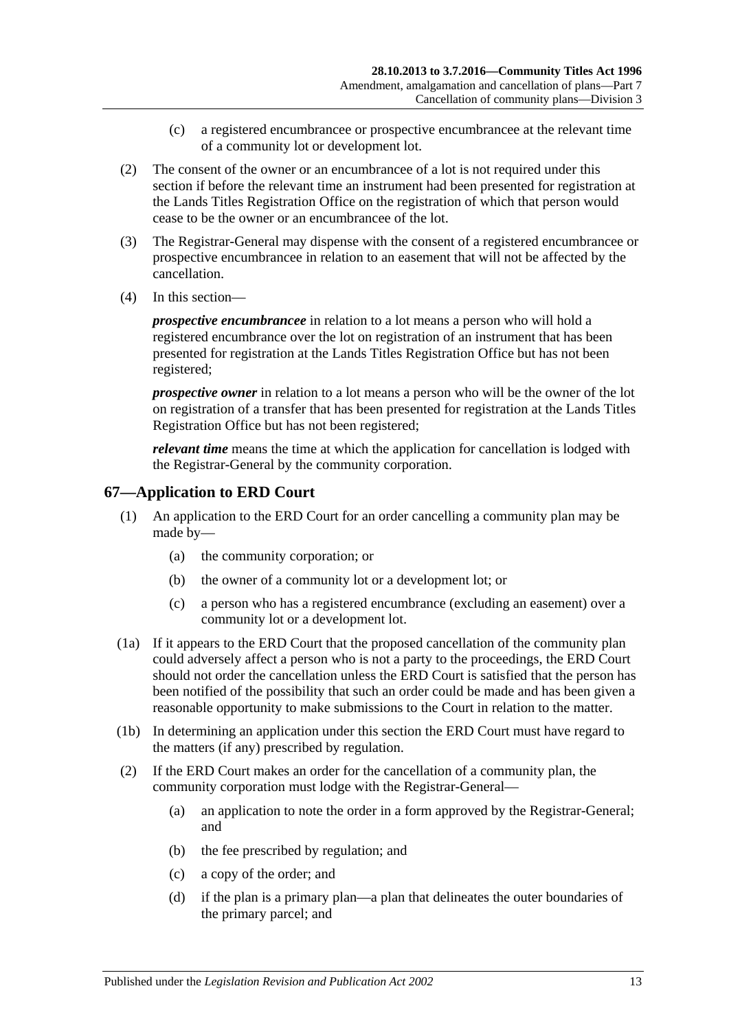(c) a registered encumbrancee or prospective encumbrancee at the relevant time of a community lot or development lot.

(2) The consent of the owner or an encumbrancee of a lot is not required under this section if before the relevant time an instrument had been presented for registration at the Lands Titles Registration Office on the registration of which that person would cease to be the owner or an encumbrancee of the lot.

(3) The Registrar-General may dispense with the consent of a registered encumbrancee or prospective encumbrancee in relation to an easement that will not be affected by the cancellation.

(4) In this section—

***prospective encumbrancee*** in relation to a lot means a person who will hold a registered encumbrance over the lot on registration of an instrument that has been presented for registration at the Lands Titles Registration Office but has not been registered;

***prospective owner*** in relation to a lot means a person who will be the owner of the lot on registration of a transfer that has been presented for registration at the Lands Titles Registration Office but has not been registered;

***relevant time*** means the time at which the application for cancellation is lodged with the Registrar-General by the community corporation.

## 67—Application to ERD Court

(1) An application to the ERD Court for an order cancelling a community plan may be made by—

(a) the community corporation; or

(b) the owner of a community lot or a development lot; or

(c) a person who has a registered encumbrance (excluding an easement) over a community lot or a development lot.

(1a) If it appears to the ERD Court that the proposed cancellation of the community plan could adversely affect a person who is not a party to the proceedings, the ERD Court should not order the cancellation unless the ERD Court is satisfied that the person has been notified of the possibility that such an order could be made and has been given a reasonable opportunity to make submissions to the Court in relation to the matter.

(1b) In determining an application under this section the ERD Court must have regard to the matters (if any) prescribed by regulation.

(2) If the ERD Court makes an order for the cancellation of a community plan, the community corporation must lodge with the Registrar-General—

(a) an application to note the order in a form approved by the Registrar-General; and

(b) the fee prescribed by regulation; and

(c) a copy of the order; and

(d) if the plan is a primary plan—a plan that delineates the outer boundaries of the primary parcel; and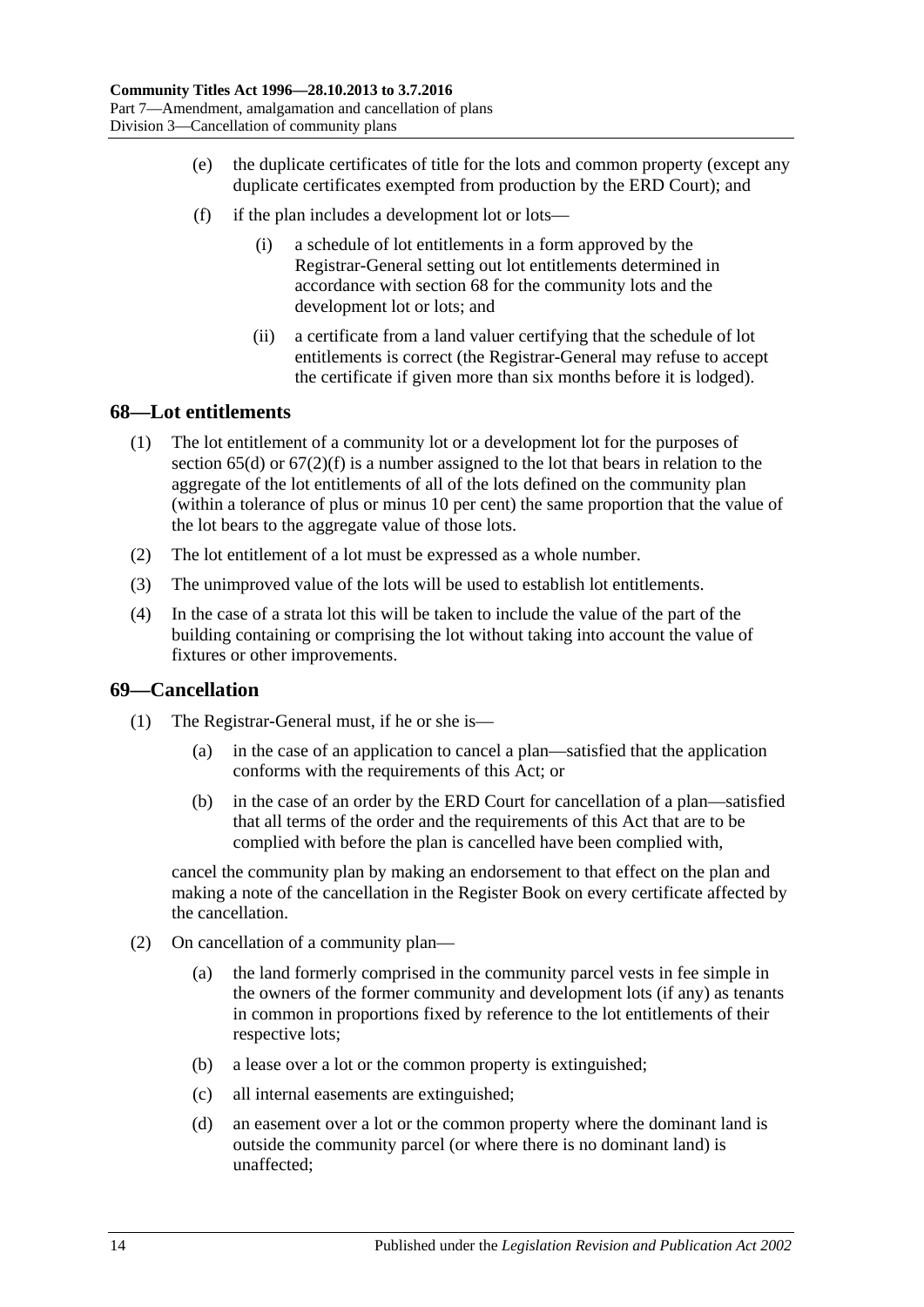(e) the duplicate certificates of title for the lots and common property (except any duplicate certificates exempted from production by the ERD Court); and

(f) if the plan includes a development lot or lots—

(i) a schedule of lot entitlements in a form approved by the Registrar-General setting out lot entitlements determined in accordance with section 68 for the community lots and the development lot or lots; and

(ii) a certificate from a land valuer certifying that the schedule of lot entitlements is correct (the Registrar-General may refuse to accept the certificate if given more than six months before it is lodged).

## 68—Lot entitlements

(1) The lot entitlement of a community lot or a development lot for the purposes of section 65(d) or 67(2)(f) is a number assigned to the lot that bears in relation to the aggregate of the lot entitlements of all of the lots defined on the community plan (within a tolerance of plus or minus 10 per cent) the same proportion that the value of the lot bears to the aggregate value of those lots.

(2) The lot entitlement of a lot must be expressed as a whole number.

(3) The unimproved value of the lots will be used to establish lot entitlements.

(4) In the case of a strata lot this will be taken to include the value of the part of the building containing or comprising the lot without taking into account the value of fixtures or other improvements.

## 69—Cancellation

(1) The Registrar-General must, if he or she is—

(a) in the case of an application to cancel a plan—satisfied that the application conforms with the requirements of this Act; or

(b) in the case of an order by the ERD Court for cancellation of a plan—satisfied that all terms of the order and the requirements of this Act that are to be complied with before the plan is cancelled have been complied with,

cancel the community plan by making an endorsement to that effect on the plan and making a note of the cancellation in the Register Book on every certificate affected by the cancellation.

(2) On cancellation of a community plan—

(a) the land formerly comprised in the community parcel vests in fee simple in the owners of the former community and development lots (if any) as tenants in common in proportions fixed by reference to the lot entitlements of their respective lots;

(b) a lease over a lot or the common property is extinguished;

(c) all internal easements are extinguished;

(d) an easement over a lot or the common property where the dominant land is outside the community parcel (or where there is no dominant land) is unaffected;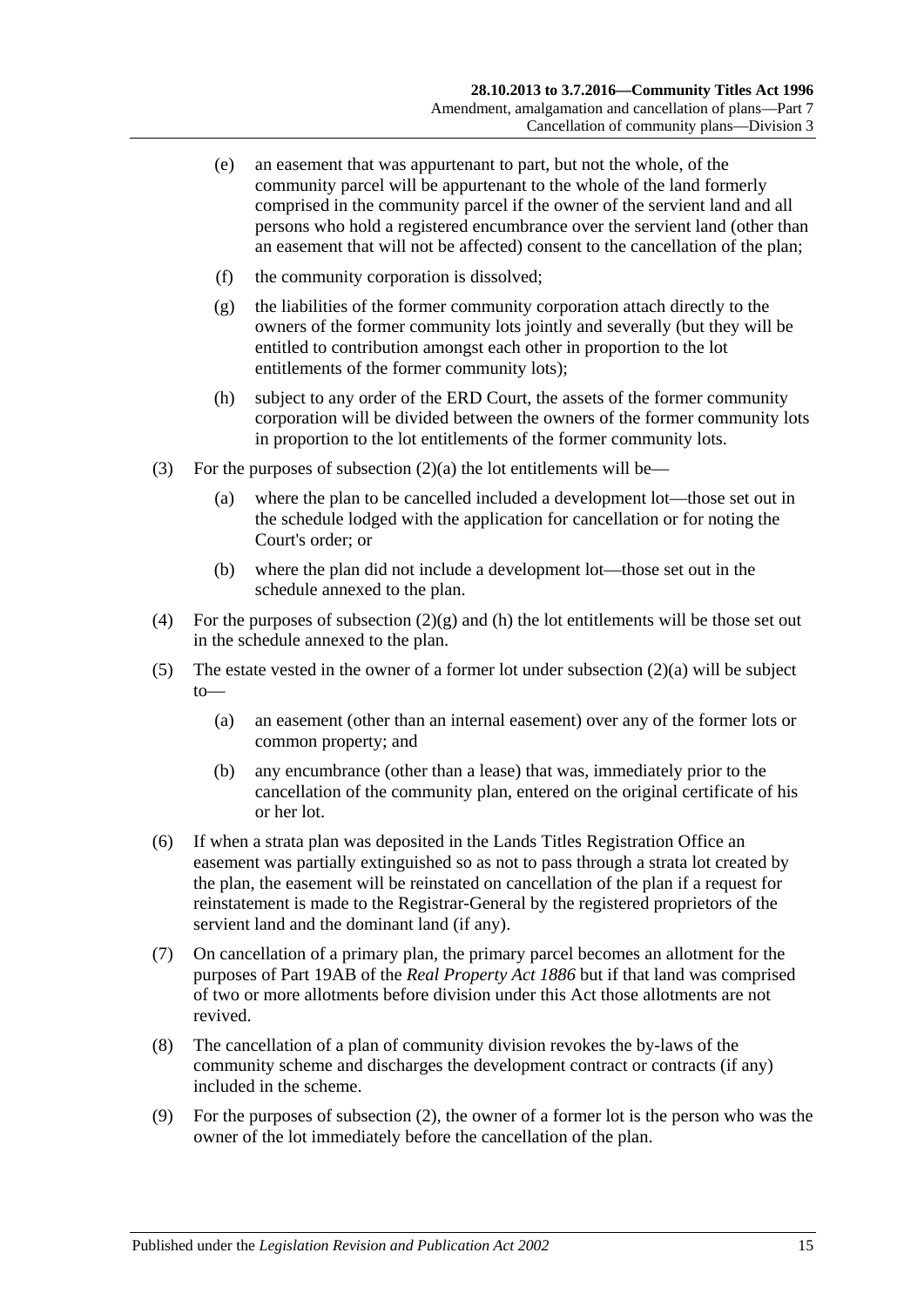(e) an easement that was appurtenant to part, but not the whole, of the community parcel will be appurtenant to the whole of the land formerly comprised in the community parcel if the owner of the servient land and all persons who hold a registered encumbrance over the servient land (other than an easement that will not be affected) consent to the cancellation of the plan;

(f) the community corporation is dissolved;

(g) the liabilities of the former community corporation attach directly to the owners of the former community lots jointly and severally (but they will be entitled to contribution amongst each other in proportion to the lot entitlements of the former community lots);

(h) subject to any order of the ERD Court, the assets of the former community corporation will be divided between the owners of the former community lots in proportion to the lot entitlements of the former community lots.

(3) For the purposes of subsection (2)(a) the lot entitlements will be—

(a) where the plan to be cancelled included a development lot—those set out in the schedule lodged with the application for cancellation or for noting the Court's order; or

(b) where the plan did not include a development lot—those set out in the schedule annexed to the plan.

(4) For the purposes of subsection (2)(g) and (h) the lot entitlements will be those set out in the schedule annexed to the plan.

(5) The estate vested in the owner of a former lot under subsection (2)(a) will be subject to—

(a) an easement (other than an internal easement) over any of the former lots or common property; and

(b) any encumbrance (other than a lease) that was, immediately prior to the cancellation of the community plan, entered on the original certificate of his or her lot.

(6) If when a strata plan was deposited in the Lands Titles Registration Office an easement was partially extinguished so as not to pass through a strata lot created by the plan, the easement will be reinstated on cancellation of the plan if a request for reinstatement is made to the Registrar-General by the registered proprietors of the servient land and the dominant land (if any).

(7) On cancellation of a primary plan, the primary parcel becomes an allotment for the purposes of Part 19AB of the *Real Property Act 1886* but if that land was comprised of two or more allotments before division under this Act those allotments are not revived.

(8) The cancellation of a plan of community division revokes the by-laws of the community scheme and discharges the development contract or contracts (if any) included in the scheme.

(9) For the purposes of subsection (2), the owner of a former lot is the person who was the owner of the lot immediately before the cancellation of the plan.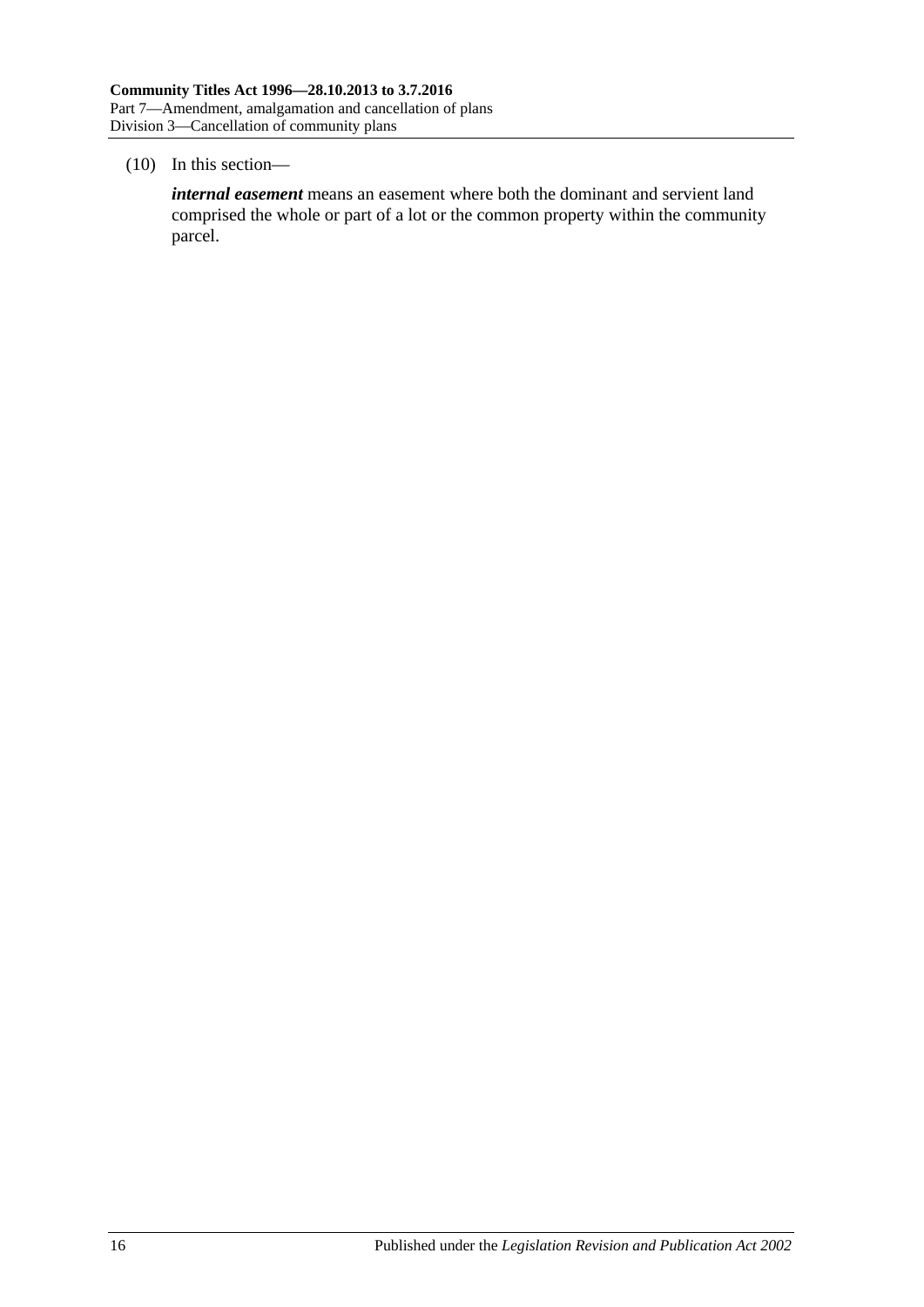(10) In this section—

***internal easement*** means an easement where both the dominant and servient land comprised the whole or part of a lot or the common property within the community parcel.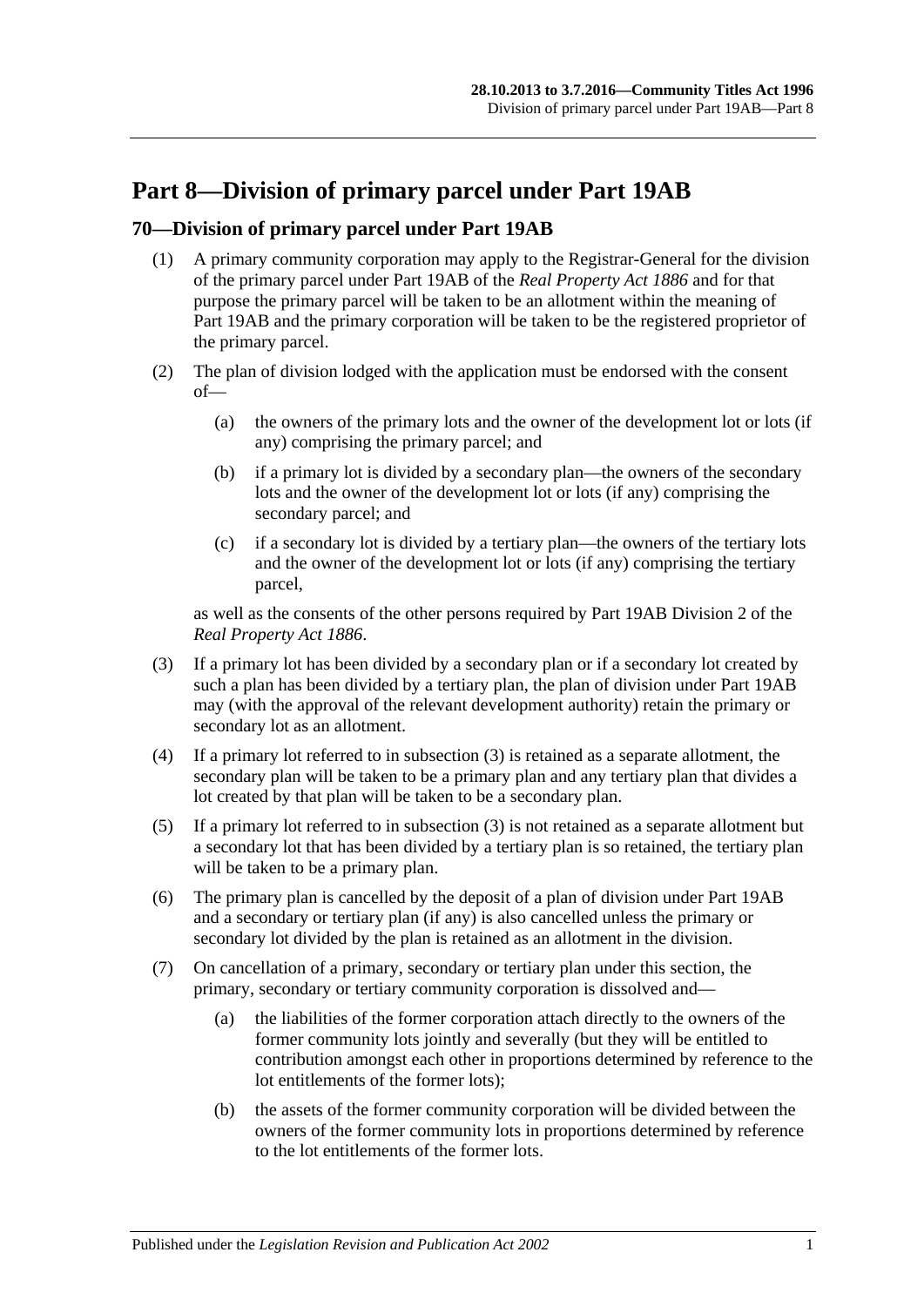# Part 8—Division of primary parcel under Part 19AB

## 70—Division of primary parcel under Part 19AB

(1) A primary community corporation may apply to the Registrar-General for the division of the primary parcel under Part 19AB of the *Real Property Act 1886* and for that purpose the primary parcel will be taken to be an allotment within the meaning of Part 19AB and the primary corporation will be taken to be the registered proprietor of the primary parcel.

(2) The plan of division lodged with the application must be endorsed with the consent of—

(a) the owners of the primary lots and the owner of the development lot or lots (if any) comprising the primary parcel; and

(b) if a primary lot is divided by a secondary plan—the owners of the secondary lots and the owner of the development lot or lots (if any) comprising the secondary parcel; and

(c) if a secondary lot is divided by a tertiary plan—the owners of the tertiary lots and the owner of the development lot or lots (if any) comprising the tertiary parcel,

as well as the consents of the other persons required by Part 19AB Division 2 of the *Real Property Act 1886*.

(3) If a primary lot has been divided by a secondary plan or if a secondary lot created by such a plan has been divided by a tertiary plan, the plan of division under Part 19AB may (with the approval of the relevant development authority) retain the primary or secondary lot as an allotment.

(4) If a primary lot referred to in subsection (3) is retained as a separate allotment, the secondary plan will be taken to be a primary plan and any tertiary plan that divides a lot created by that plan will be taken to be a secondary plan.

(5) If a primary lot referred to in subsection (3) is not retained as a separate allotment but a secondary lot that has been divided by a tertiary plan is so retained, the tertiary plan will be taken to be a primary plan.

(6) The primary plan is cancelled by the deposit of a plan of division under Part 19AB and a secondary or tertiary plan (if any) is also cancelled unless the primary or secondary lot divided by the plan is retained as an allotment in the division.

(7) On cancellation of a primary, secondary or tertiary plan under this section, the primary, secondary or tertiary community corporation is dissolved and—

(a) the liabilities of the former corporation attach directly to the owners of the former community lots jointly and severally (but they will be entitled to contribution amongst each other in proportions determined by reference to the lot entitlements of the former lots);

(b) the assets of the former community corporation will be divided between the owners of the former community lots in proportions determined by reference to the lot entitlements of the former lots.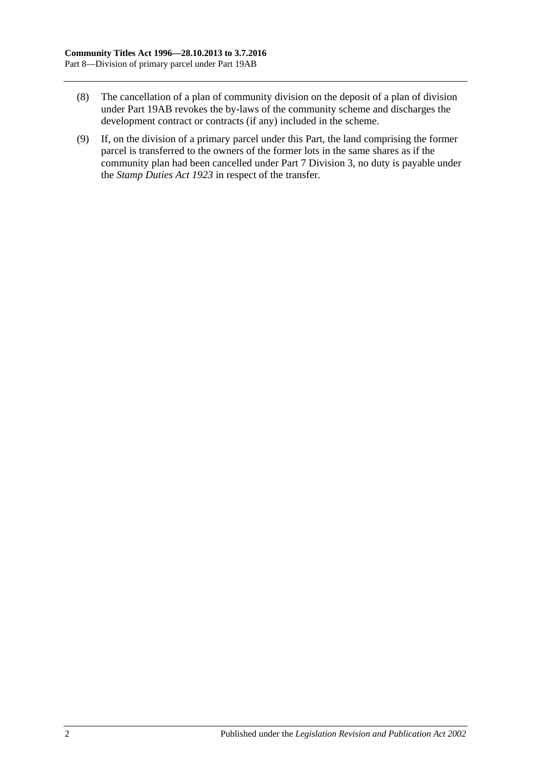(8) The cancellation of a plan of community division on the deposit of a plan of division under Part 19AB revokes the by-laws of the community scheme and discharges the development contract or contracts (if any) included in the scheme.

(9) If, on the division of a primary parcel under this Part, the land comprising the former parcel is transferred to the owners of the former lots in the same shares as if the community plan had been cancelled under Part 7 Division 3, no duty is payable under the *Stamp Duties Act 1923* in respect of the transfer.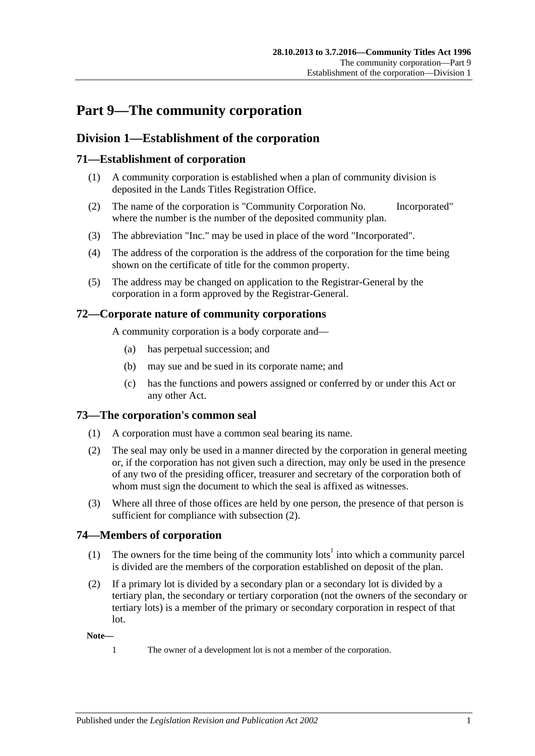# Part 9—The community corporation

## Division 1—Establishment of the corporation

### 71—Establishment of corporation

(1) A community corporation is established when a plan of community division is deposited in the Lands Titles Registration Office.

(2) The name of the corporation is "Community Corporation No.          Incorporated" where the number is the number of the deposited community plan.

(3) The abbreviation "Inc." may be used in place of the word "Incorporated".

(4) The address of the corporation is the address of the corporation for the time being shown on the certificate of title for the common property.

(5) The address may be changed on application to the Registrar-General by the corporation in a form approved by the Registrar-General.

### 72—Corporate nature of community corporations

A community corporation is a body corporate and—

(a) has perpetual succession; and

(b) may sue and be sued in its corporate name; and

(c) has the functions and powers assigned or conferred by or under this Act or any other Act.

### 73—The corporation's common seal

(1) A corporation must have a common seal bearing its name.

(2) The seal may only be used in a manner directed by the corporation in general meeting or, if the corporation has not given such a direction, may only be used in the presence of any two of the presiding officer, treasurer and secretary of the corporation both of whom must sign the document to which the seal is affixed as witnesses.

(3) Where all three of those offices are held by one person, the presence of that person is sufficient for compliance with subsection (2).

### 74—Members of corporation

(1) The owners for the time being of the community lots[1] into which a community parcel is divided are the members of the corporation established on deposit of the plan.

(2) If a primary lot is divided by a secondary plan or a secondary lot is divided by a tertiary plan, the secondary or tertiary corporation (not the owners of the secondary or tertiary lots) is a member of the primary or secondary corporation in respect of that lot.

**Note—**

1 The owner of a development lot is not a member of the corporation.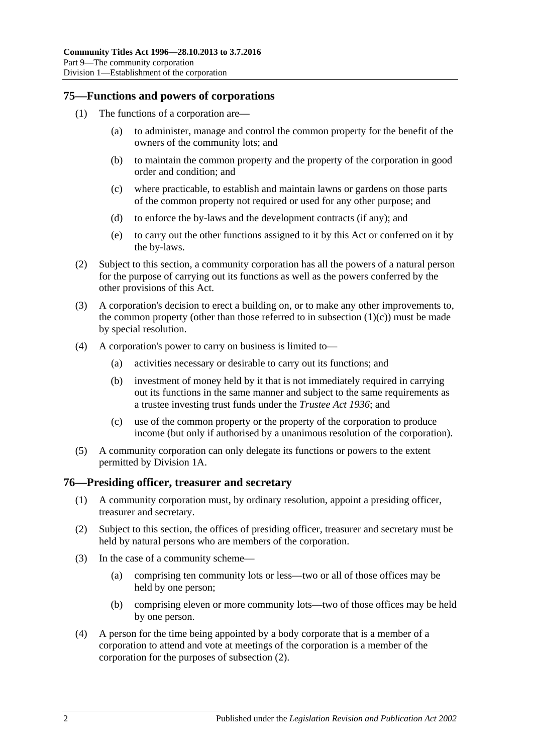## 75—Functions and powers of corporations

(1) The functions of a corporation are—

(a) to administer, manage and control the common property for the benefit of the owners of the community lots; and

(b) to maintain the common property and the property of the corporation in good order and condition; and

(c) where practicable, to establish and maintain lawns or gardens on those parts of the common property not required or used for any other purpose; and

(d) to enforce the by-laws and the development contracts (if any); and

(e) to carry out the other functions assigned to it by this Act or conferred on it by the by-laws.

(2) Subject to this section, a community corporation has all the powers of a natural person for the purpose of carrying out its functions as well as the powers conferred by the other provisions of this Act.

(3) A corporation's decision to erect a building on, or to make any other improvements to, the common property (other than those referred to in subsection (1)(c)) must be made by special resolution.

(4) A corporation's power to carry on business is limited to—

(a) activities necessary or desirable to carry out its functions; and

(b) investment of money held by it that is not immediately required in carrying out its functions in the same manner and subject to the same requirements as a trustee investing trust funds under the *Trustee Act 1936*; and

(c) use of the common property or the property of the corporation to produce income (but only if authorised by a unanimous resolution of the corporation).

(5) A community corporation can only delegate its functions or powers to the extent permitted by Division 1A.

## 76—Presiding officer, treasurer and secretary

(1) A community corporation must, by ordinary resolution, appoint a presiding officer, treasurer and secretary.

(2) Subject to this section, the offices of presiding officer, treasurer and secretary must be held by natural persons who are members of the corporation.

(3) In the case of a community scheme—

(a) comprising ten community lots or less—two or all of those offices may be held by one person;

(b) comprising eleven or more community lots—two of those offices may be held by one person.

(4) A person for the time being appointed by a body corporate that is a member of a corporation to attend and vote at meetings of the corporation is a member of the corporation for the purposes of subsection (2).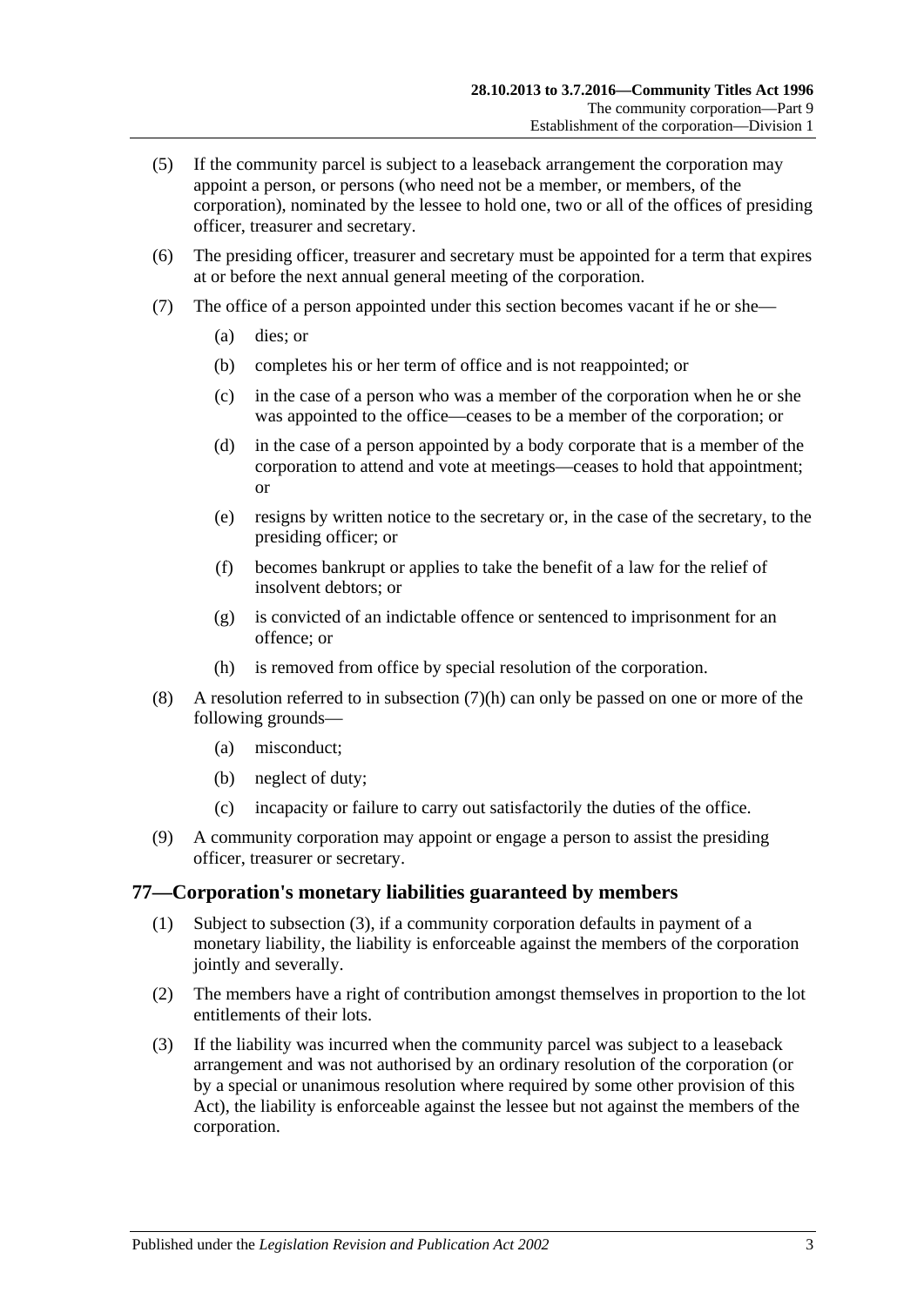(5) If the community parcel is subject to a leaseback arrangement the corporation may appoint a person, or persons (who need not be a member, or members, of the corporation), nominated by the lessee to hold one, two or all of the offices of presiding officer, treasurer and secretary.

(6) The presiding officer, treasurer and secretary must be appointed for a term that expires at or before the next annual general meeting of the corporation.

(7) The office of a person appointed under this section becomes vacant if he or she—

(a) dies; or

(b) completes his or her term of office and is not reappointed; or

(c) in the case of a person who was a member of the corporation when he or she was appointed to the office—ceases to be a member of the corporation; or

(d) in the case of a person appointed by a body corporate that is a member of the corporation to attend and vote at meetings—ceases to hold that appointment; or

(e) resigns by written notice to the secretary or, in the case of the secretary, to the presiding officer; or

(f) becomes bankrupt or applies to take the benefit of a law for the relief of insolvent debtors; or

(g) is convicted of an indictable offence or sentenced to imprisonment for an offence; or

(h) is removed from office by special resolution of the corporation.

(8) A resolution referred to in subsection (7)(h) can only be passed on one or more of the following grounds—

(a) misconduct;

(b) neglect of duty;

(c) incapacity or failure to carry out satisfactorily the duties of the office.

(9) A community corporation may appoint or engage a person to assist the presiding officer, treasurer or secretary.

## 77—Corporation's monetary liabilities guaranteed by members

(1) Subject to subsection (3), if a community corporation defaults in payment of a monetary liability, the liability is enforceable against the members of the corporation jointly and severally.

(2) The members have a right of contribution amongst themselves in proportion to the lot entitlements of their lots.

(3) If the liability was incurred when the community parcel was subject to a leaseback arrangement and was not authorised by an ordinary resolution of the corporation (or by a special or unanimous resolution where required by some other provision of this Act), the liability is enforceable against the lessee but not against the members of the corporation.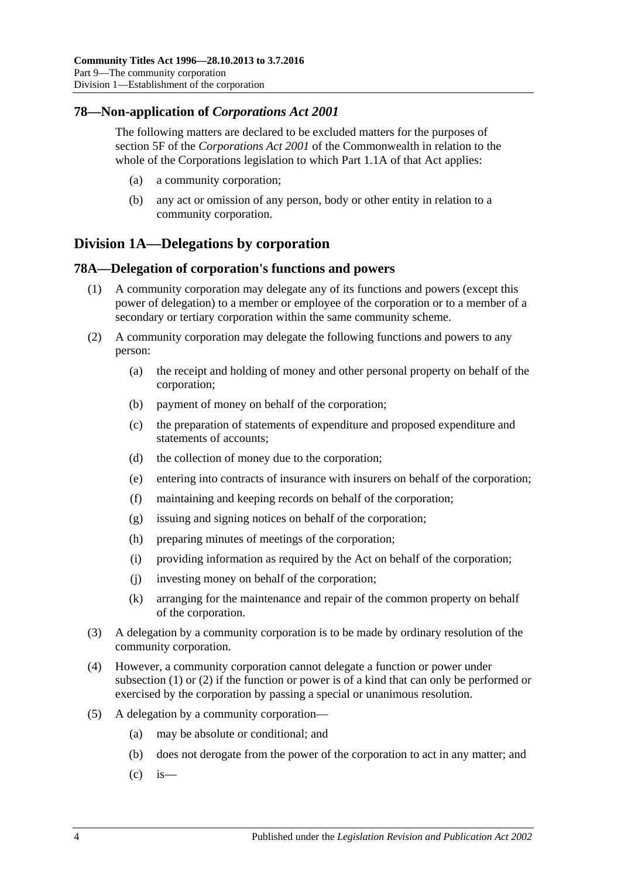## 78—Non-application of *Corporations Act 2001*

The following matters are declared to be excluded matters for the purposes of section 5F of the *Corporations Act 2001* of the Commonwealth in relation to the whole of the Corporations legislation to which Part 1.1A of that Act applies:

(a) a community corporation;

(b) any act or omission of any person, body or other entity in relation to a community corporation.

# Division 1A—Delegations by corporation

## 78A—Delegation of corporation's functions and powers

(1) A community corporation may delegate any of its functions and powers (except this power of delegation) to a member or employee of the corporation or to a member of a secondary or tertiary corporation within the same community scheme.

(2) A community corporation may delegate the following functions and powers to any person:

(a) the receipt and holding of money and other personal property on behalf of the corporation;

(b) payment of money on behalf of the corporation;

(c) the preparation of statements of expenditure and proposed expenditure and statements of accounts;

(d) the collection of money due to the corporation;

(e) entering into contracts of insurance with insurers on behalf of the corporation;

(f) maintaining and keeping records on behalf of the corporation;

(g) issuing and signing notices on behalf of the corporation;

(h) preparing minutes of meetings of the corporation;

(i) providing information as required by the Act on behalf of the corporation;

(j) investing money on behalf of the corporation;

(k) arranging for the maintenance and repair of the common property on behalf of the corporation.

(3) A delegation by a community corporation is to be made by ordinary resolution of the community corporation.

(4) However, a community corporation cannot delegate a function or power under subsection (1) or (2) if the function or power is of a kind that can only be performed or exercised by the corporation by passing a special or unanimous resolution.

(5) A delegation by a community corporation—

(a) may be absolute or conditional; and

(b) does not derogate from the power of the corporation to act in any matter; and

(c) is—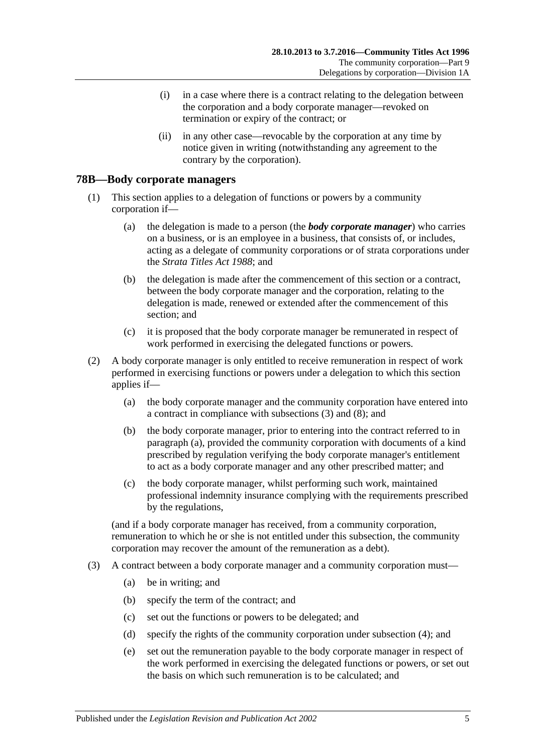(i) in a case where there is a contract relating to the delegation between the corporation and a body corporate manager—revoked on termination or expiry of the contract; or

(ii) in any other case—revocable by the corporation at any time by notice given in writing (notwithstanding any agreement to the contrary by the corporation).

## 78B—Body corporate managers

(1) This section applies to a delegation of functions or powers by a community corporation if—

(a) the delegation is made to a person (the ***body corporate manager***) who carries on a business, or is an employee in a business, that consists of, or includes, acting as a delegate of community corporations or of strata corporations under the *Strata Titles Act 1988*; and

(b) the delegation is made after the commencement of this section or a contract, between the body corporate manager and the corporation, relating to the delegation is made, renewed or extended after the commencement of this section; and

(c) it is proposed that the body corporate manager be remunerated in respect of work performed in exercising the delegated functions or powers.

(2) A body corporate manager is only entitled to receive remuneration in respect of work performed in exercising functions or powers under a delegation to which this section applies if—

(a) the body corporate manager and the community corporation have entered into a contract in compliance with subsections (3) and (8); and

(b) the body corporate manager, prior to entering into the contract referred to in paragraph (a), provided the community corporation with documents of a kind prescribed by regulation verifying the body corporate manager's entitlement to act as a body corporate manager and any other prescribed matter; and

(c) the body corporate manager, whilst performing such work, maintained professional indemnity insurance complying with the requirements prescribed by the regulations,

(and if a body corporate manager has received, from a community corporation, remuneration to which he or she is not entitled under this subsection, the community corporation may recover the amount of the remuneration as a debt).

(3) A contract between a body corporate manager and a community corporation must—

(a) be in writing; and

(b) specify the term of the contract; and

(c) set out the functions or powers to be delegated; and

(d) specify the rights of the community corporation under subsection (4); and

(e) set out the remuneration payable to the body corporate manager in respect of the work performed in exercising the delegated functions or powers, or set out the basis on which such remuneration is to be calculated; and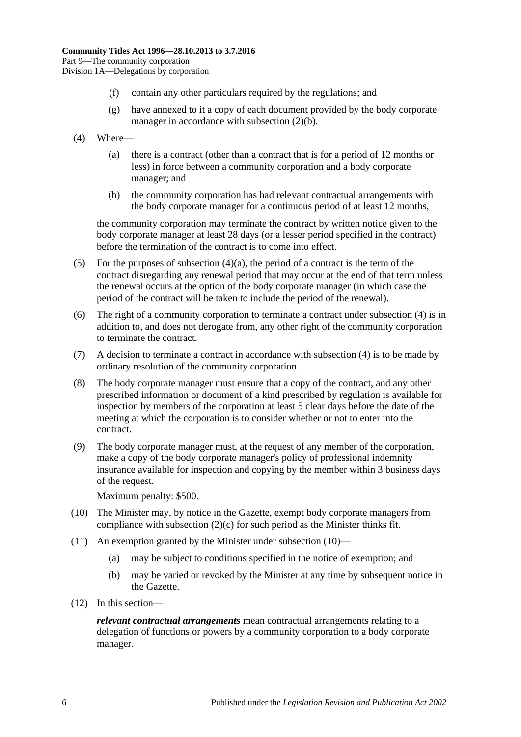(f) contain any other particulars required by the regulations; and

(g) have annexed to it a copy of each document provided by the body corporate manager in accordance with subsection (2)(b).

(4) Where—

(a) there is a contract (other than a contract that is for a period of 12 months or less) in force between a community corporation and a body corporate manager; and

(b) the community corporation has had relevant contractual arrangements with the body corporate manager for a continuous period of at least 12 months,

the community corporation may terminate the contract by written notice given to the body corporate manager at least 28 days (or a lesser period specified in the contract) before the termination of the contract is to come into effect.

(5) For the purposes of subsection (4)(a), the period of a contract is the term of the contract disregarding any renewal period that may occur at the end of that term unless the renewal occurs at the option of the body corporate manager (in which case the period of the contract will be taken to include the period of the renewal).

(6) The right of a community corporation to terminate a contract under subsection (4) is in addition to, and does not derogate from, any other right of the community corporation to terminate the contract.

(7) A decision to terminate a contract in accordance with subsection (4) is to be made by ordinary resolution of the community corporation.

(8) The body corporate manager must ensure that a copy of the contract, and any other prescribed information or document of a kind prescribed by regulation is available for inspection by members of the corporation at least 5 clear days before the date of the meeting at which the corporation is to consider whether or not to enter into the contract.

(9) The body corporate manager must, at the request of any member of the corporation, make a copy of the body corporate manager's policy of professional indemnity insurance available for inspection and copying by the member within 3 business days of the request.

Maximum penalty: $500.

(10) The Minister may, by notice in the Gazette, exempt body corporate managers from compliance with subsection (2)(c) for such period as the Minister thinks fit.

(11) An exemption granted by the Minister under subsection (10)—

(a) may be subject to conditions specified in the notice of exemption; and

(b) may be varied or revoked by the Minister at any time by subsequent notice in the Gazette.

(12) In this section—

***relevant contractual arrangements*** mean contractual arrangements relating to a delegation of functions or powers by a community corporation to a body corporate manager.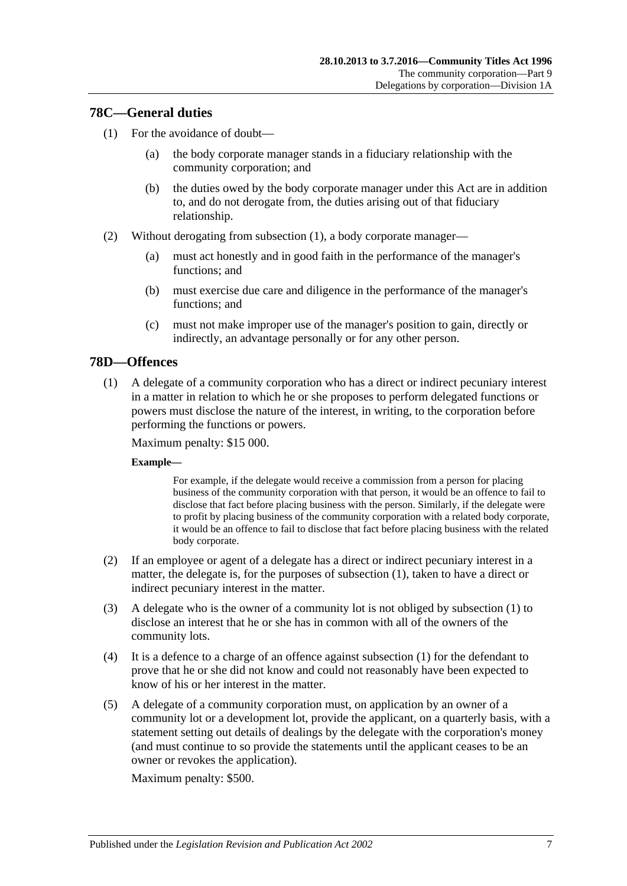## 78C—General duties

(1) For the avoidance of doubt—

(a) the body corporate manager stands in a fiduciary relationship with the community corporation; and

(b) the duties owed by the body corporate manager under this Act are in addition to, and do not derogate from, the duties arising out of that fiduciary relationship.

(2) Without derogating from subsection (1), a body corporate manager—

(a) must act honestly and in good faith in the performance of the manager's functions; and

(b) must exercise due care and diligence in the performance of the manager's functions; and

(c) must not make improper use of the manager's position to gain, directly or indirectly, an advantage personally or for any other person.

## 78D—Offences

(1) A delegate of a community corporation who has a direct or indirect pecuniary interest in a matter in relation to which he or she proposes to perform delegated functions or powers must disclose the nature of the interest, in writing, to the corporation before performing the functions or powers.

Maximum penalty: $15 000.

**Example—**

For example, if the delegate would receive a commission from a person for placing business of the community corporation with that person, it would be an offence to fail to disclose that fact before placing business with the person. Similarly, if the delegate were to profit by placing business of the community corporation with a related body corporate, it would be an offence to fail to disclose that fact before placing business with the related body corporate.

(2) If an employee or agent of a delegate has a direct or indirect pecuniary interest in a matter, the delegate is, for the purposes of subsection (1), taken to have a direct or indirect pecuniary interest in the matter.

(3) A delegate who is the owner of a community lot is not obliged by subsection (1) to disclose an interest that he or she has in common with all of the owners of the community lots.

(4) It is a defence to a charge of an offence against subsection (1) for the defendant to prove that he or she did not know and could not reasonably have been expected to know of his or her interest in the matter.

(5) A delegate of a community corporation must, on application by an owner of a community lot or a development lot, provide the applicant, on a quarterly basis, with a statement setting out details of dealings by the delegate with the corporation's money (and must continue to so provide the statements until the applicant ceases to be an owner or revokes the application).

Maximum penalty: $500.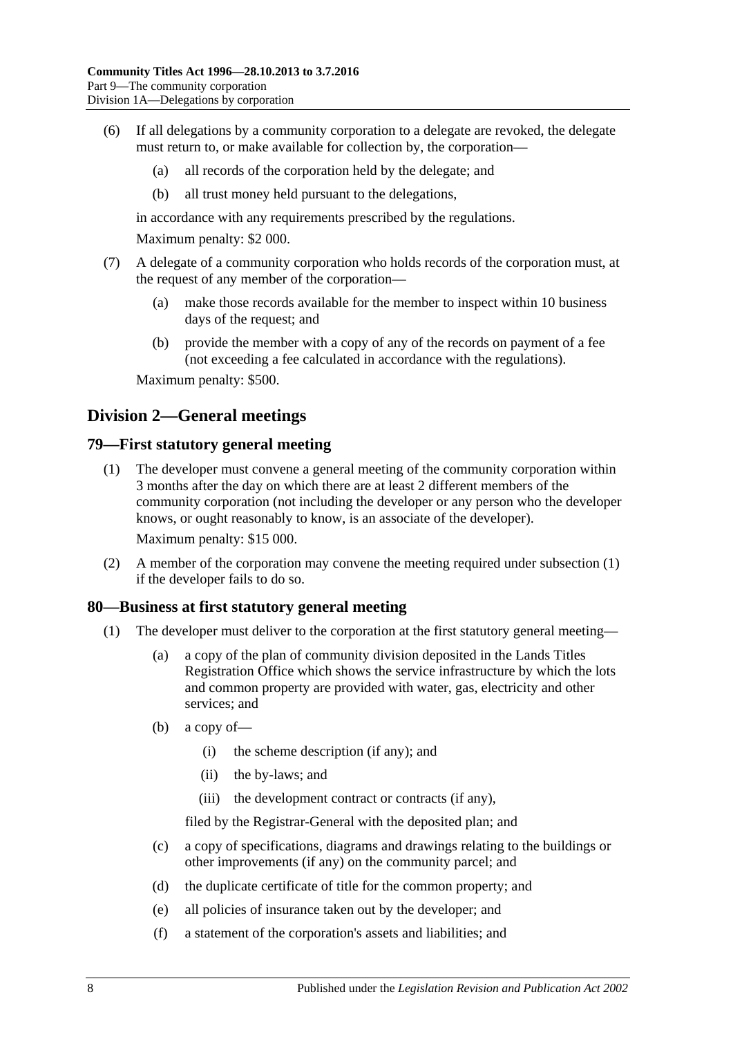(6) If all delegations by a community corporation to a delegate are revoked, the delegate must return to, or make available for collection by, the corporation—

(a) all records of the corporation held by the delegate; and

(b) all trust money held pursuant to the delegations,

in accordance with any requirements prescribed by the regulations.

Maximum penalty: $2 000.

(7) A delegate of a community corporation who holds records of the corporation must, at the request of any member of the corporation—

(a) make those records available for the member to inspect within 10 business days of the request; and

(b) provide the member with a copy of any of the records on payment of a fee (not exceeding a fee calculated in accordance with the regulations).

Maximum penalty: $500.

## Division 2—General meetings

### 79—First statutory general meeting

(1) The developer must convene a general meeting of the community corporation within 3 months after the day on which there are at least 2 different members of the community corporation (not including the developer or any person who the developer knows, or ought reasonably to know, is an associate of the developer).

Maximum penalty: $15 000.

(2) A member of the corporation may convene the meeting required under subsection (1) if the developer fails to do so.

### 80—Business at first statutory general meeting

(1) The developer must deliver to the corporation at the first statutory general meeting—

(a) a copy of the plan of community division deposited in the Lands Titles Registration Office which shows the service infrastructure by which the lots and common property are provided with water, gas, electricity and other services; and

(b) a copy of—

(i) the scheme description (if any); and

(ii) the by-laws; and

(iii) the development contract or contracts (if any),

filed by the Registrar-General with the deposited plan; and

(c) a copy of specifications, diagrams and drawings relating to the buildings or other improvements (if any) on the community parcel; and

(d) the duplicate certificate of title for the common property; and

(e) all policies of insurance taken out by the developer; and

(f) a statement of the corporation's assets and liabilities; and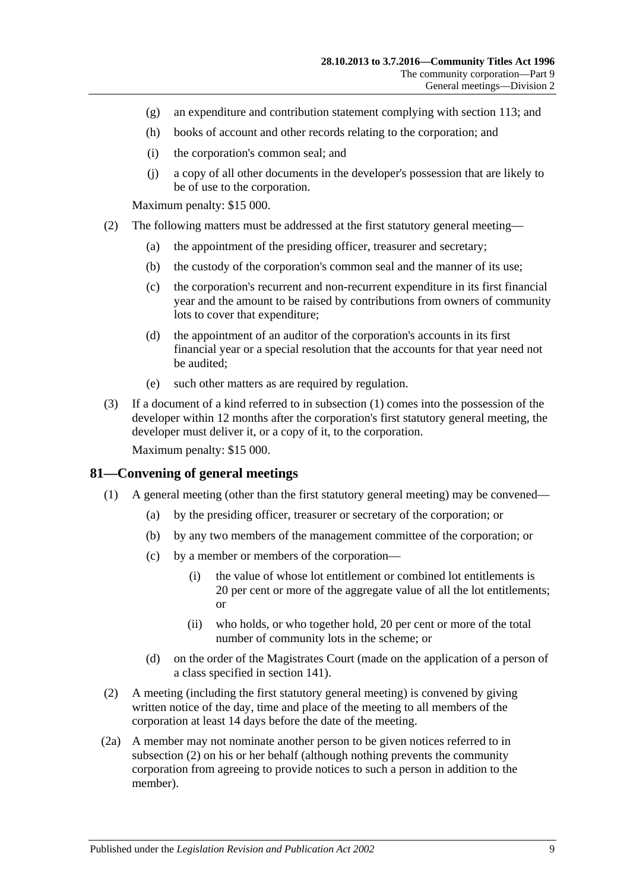- (g) an expenditure and contribution statement complying with section 113; and
- (h) books of account and other records relating to the corporation; and
- (i) the corporation's common seal; and
- (j) a copy of all other documents in the developer's possession that are likely to be of use to the corporation.

Maximum penalty: $15 000.

(2) The following matters must be addressed at the first statutory general meeting—

- (a) the appointment of the presiding officer, treasurer and secretary;
- (b) the custody of the corporation's common seal and the manner of its use;
- (c) the corporation's recurrent and non-recurrent expenditure in its first financial year and the amount to be raised by contributions from owners of community lots to cover that expenditure;
- (d) the appointment of an auditor of the corporation's accounts in its first financial year or a special resolution that the accounts for that year need not be audited;
- (e) such other matters as are required by regulation.

(3) If a document of a kind referred to in subsection (1) comes into the possession of the developer within 12 months after the corporation's first statutory general meeting, the developer must deliver it, or a copy of it, to the corporation.

Maximum penalty: $15 000.

## 81—Convening of general meetings

(1) A general meeting (other than the first statutory general meeting) may be convened—

- (a) by the presiding officer, treasurer or secretary of the corporation; or
- (b) by any two members of the management committee of the corporation; or
- (c) by a member or members of the corporation—
  - (i) the value of whose lot entitlement or combined lot entitlements is 20 per cent or more of the aggregate value of all the lot entitlements; or
  - (ii) who holds, or who together hold, 20 per cent or more of the total number of community lots in the scheme; or
- (d) on the order of the Magistrates Court (made on the application of a person of a class specified in section 141).

(2) A meeting (including the first statutory general meeting) is convened by giving written notice of the day, time and place of the meeting to all members of the corporation at least 14 days before the date of the meeting.

(2a) A member may not nominate another person to be given notices referred to in subsection (2) on his or her behalf (although nothing prevents the community corporation from agreeing to provide notices to such a person in addition to the member).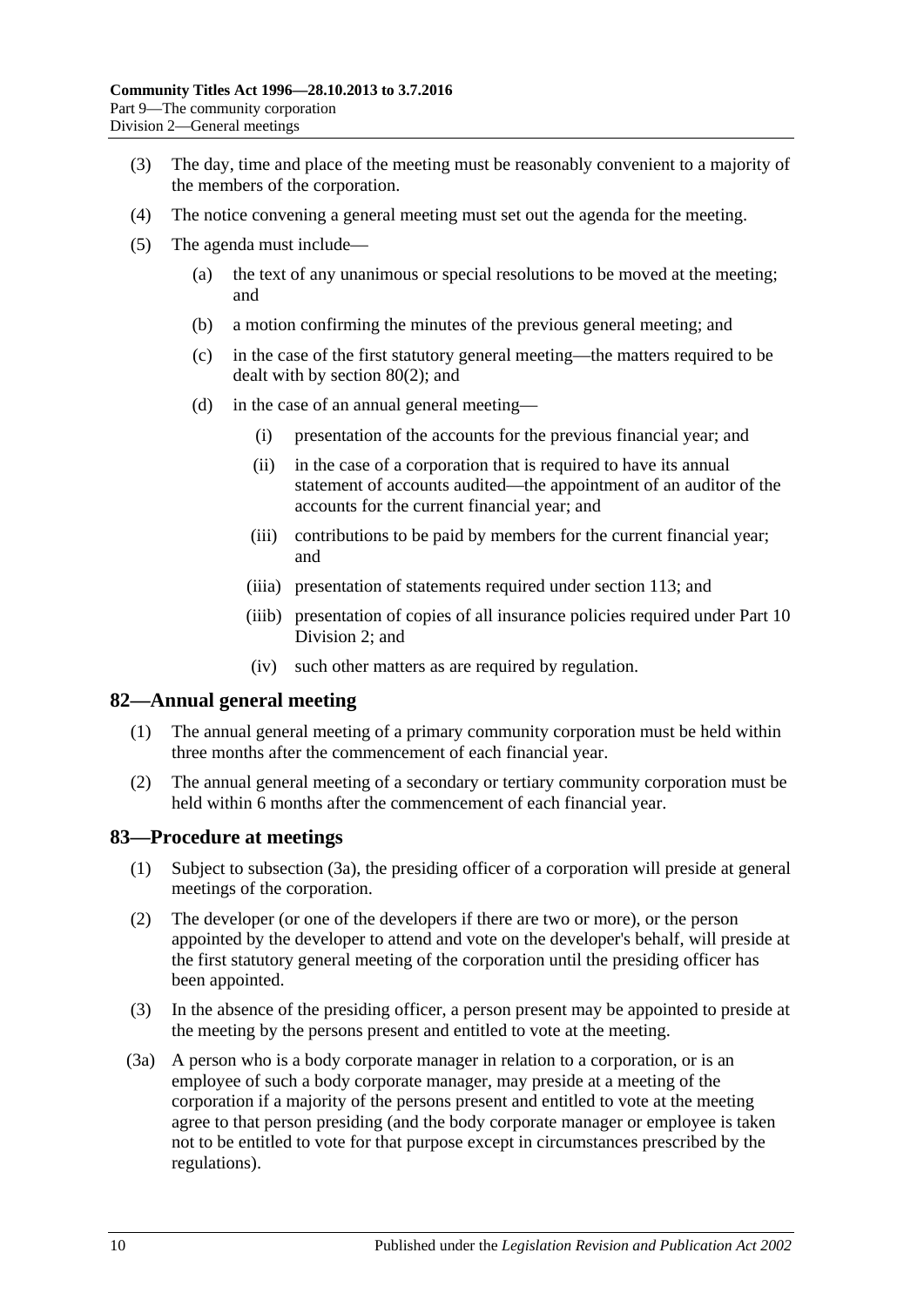(3) The day, time and place of the meeting must be reasonably convenient to a majority of the members of the corporation.

(4) The notice convening a general meeting must set out the agenda for the meeting.

(5) The agenda must include—

(a) the text of any unanimous or special resolutions to be moved at the meeting; and

(b) a motion confirming the minutes of the previous general meeting; and

(c) in the case of the first statutory general meeting—the matters required to be dealt with by section 80(2); and

(d) in the case of an annual general meeting—

(i) presentation of the accounts for the previous financial year; and

(ii) in the case of a corporation that is required to have its annual statement of accounts audited—the appointment of an auditor of the accounts for the current financial year; and

(iii) contributions to be paid by members for the current financial year; and

(iiia) presentation of statements required under section 113; and

(iiib) presentation of copies of all insurance policies required under Part 10 Division 2; and

(iv) such other matters as are required by regulation.

## 82—Annual general meeting

(1) The annual general meeting of a primary community corporation must be held within three months after the commencement of each financial year.

(2) The annual general meeting of a secondary or tertiary community corporation must be held within 6 months after the commencement of each financial year.

## 83—Procedure at meetings

(1) Subject to subsection (3a), the presiding officer of a corporation will preside at general meetings of the corporation.

(2) The developer (or one of the developers if there are two or more), or the person appointed by the developer to attend and vote on the developer's behalf, will preside at the first statutory general meeting of the corporation until the presiding officer has been appointed.

(3) In the absence of the presiding officer, a person present may be appointed to preside at the meeting by the persons present and entitled to vote at the meeting.

(3a) A person who is a body corporate manager in relation to a corporation, or is an employee of such a body corporate manager, may preside at a meeting of the corporation if a majority of the persons present and entitled to vote at the meeting agree to that person presiding (and the body corporate manager or employee is taken not to be entitled to vote for that purpose except in circumstances prescribed by the regulations).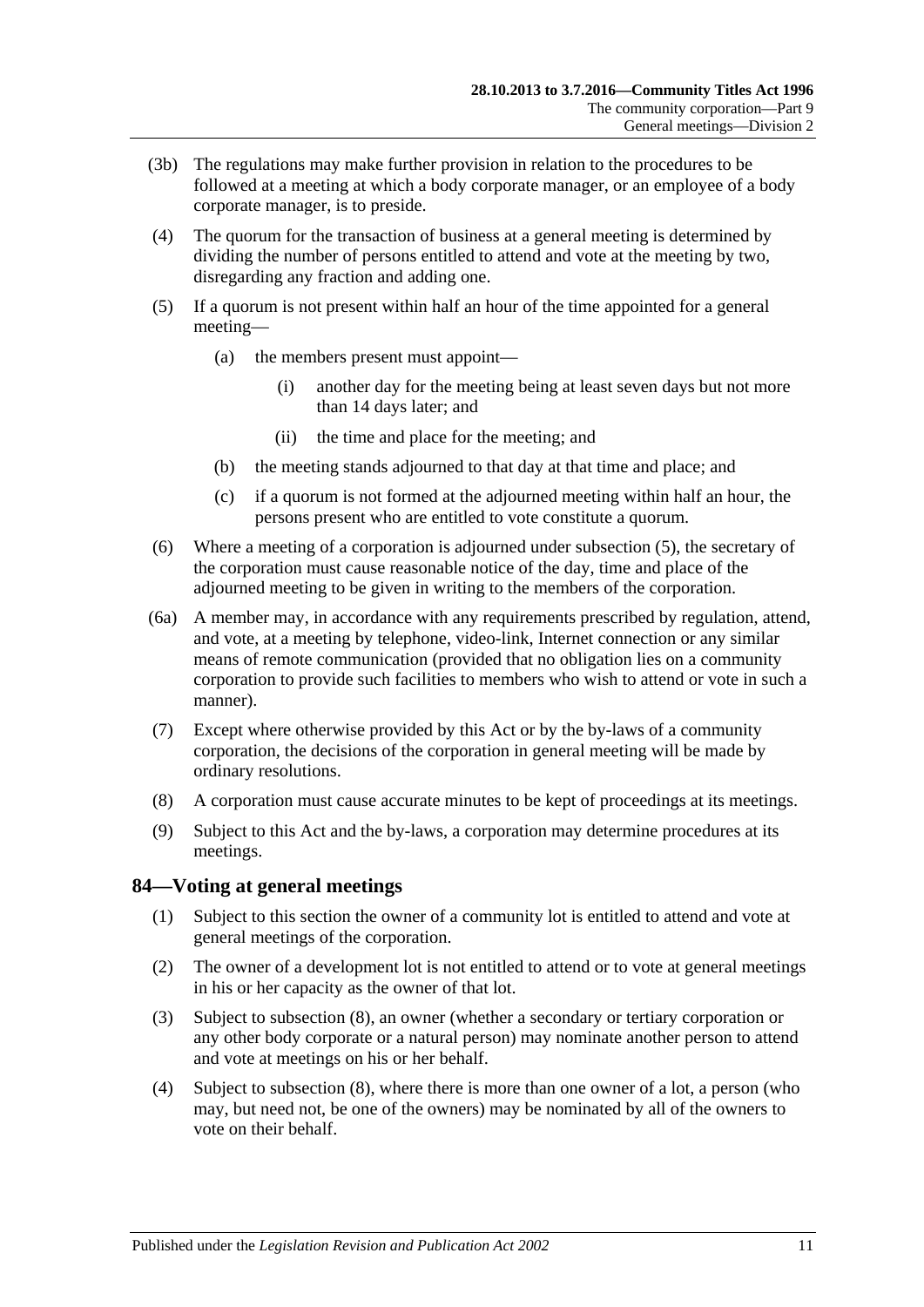(3b) The regulations may make further provision in relation to the procedures to be followed at a meeting at which a body corporate manager, or an employee of a body corporate manager, is to preside.

(4) The quorum for the transaction of business at a general meeting is determined by dividing the number of persons entitled to attend and vote at the meeting by two, disregarding any fraction and adding one.

(5) If a quorum is not present within half an hour of the time appointed for a general meeting—

(a) the members present must appoint—

(i) another day for the meeting being at least seven days but not more than 14 days later; and

(ii) the time and place for the meeting; and

(b) the meeting stands adjourned to that day at that time and place; and

(c) if a quorum is not formed at the adjourned meeting within half an hour, the persons present who are entitled to vote constitute a quorum.

(6) Where a meeting of a corporation is adjourned under subsection (5), the secretary of the corporation must cause reasonable notice of the day, time and place of the adjourned meeting to be given in writing to the members of the corporation.

(6a) A member may, in accordance with any requirements prescribed by regulation, attend, and vote, at a meeting by telephone, video-link, Internet connection or any similar means of remote communication (provided that no obligation lies on a community corporation to provide such facilities to members who wish to attend or vote in such a manner).

(7) Except where otherwise provided by this Act or by the by-laws of a community corporation, the decisions of the corporation in general meeting will be made by ordinary resolutions.

(8) A corporation must cause accurate minutes to be kept of proceedings at its meetings.

(9) Subject to this Act and the by-laws, a corporation may determine procedures at its meetings.

## 84—Voting at general meetings

(1) Subject to this section the owner of a community lot is entitled to attend and vote at general meetings of the corporation.

(2) The owner of a development lot is not entitled to attend or to vote at general meetings in his or her capacity as the owner of that lot.

(3) Subject to subsection (8), an owner (whether a secondary or tertiary corporation or any other body corporate or a natural person) may nominate another person to attend and vote at meetings on his or her behalf.

(4) Subject to subsection (8), where there is more than one owner of a lot, a person (who may, but need not, be one of the owners) may be nominated by all of the owners to vote on their behalf.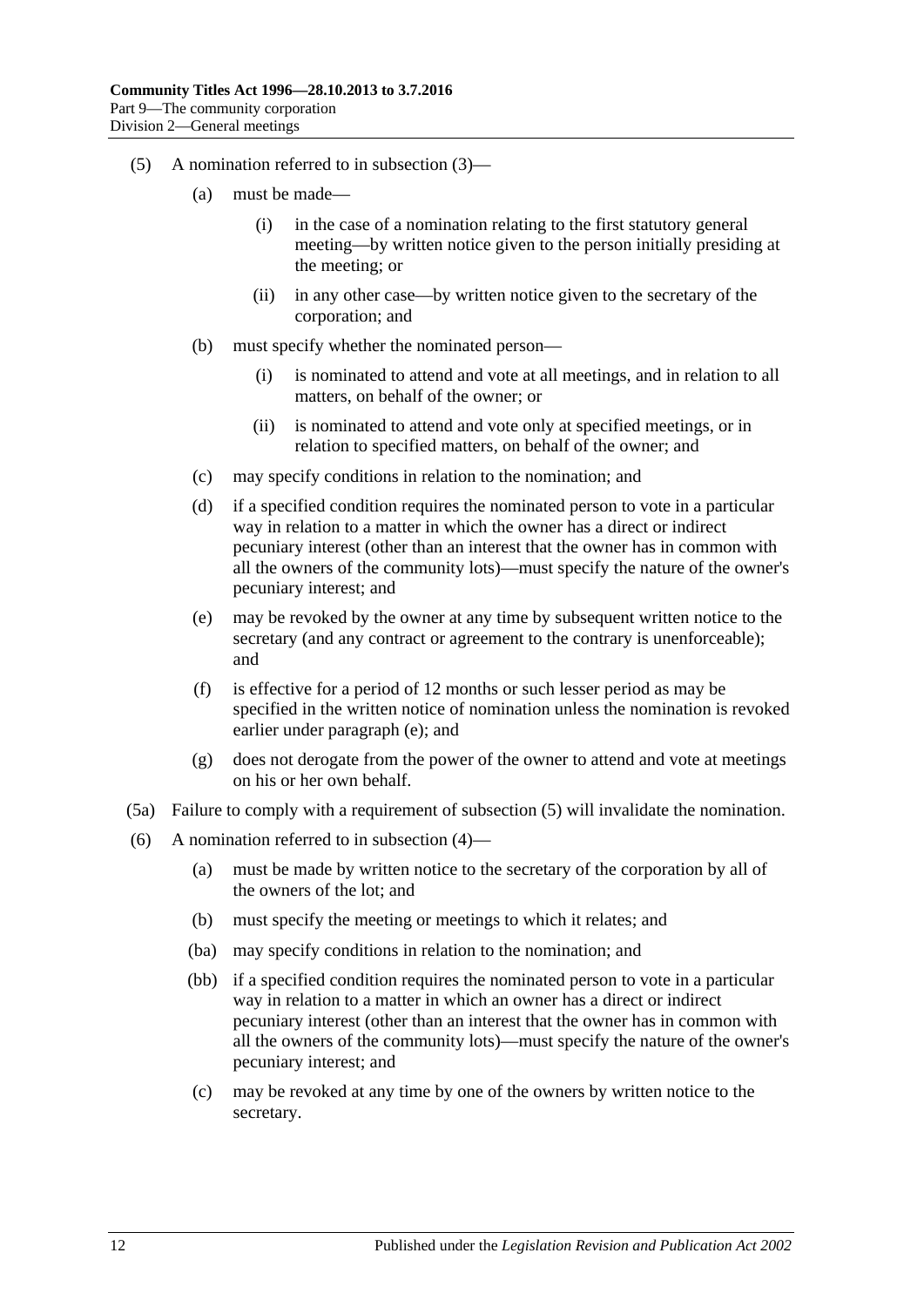(5) A nomination referred to in subsection (3)—

(a) must be made—

(i) in the case of a nomination relating to the first statutory general meeting—by written notice given to the person initially presiding at the meeting; or

(ii) in any other case—by written notice given to the secretary of the corporation; and

(b) must specify whether the nominated person—

(i) is nominated to attend and vote at all meetings, and in relation to all matters, on behalf of the owner; or

(ii) is nominated to attend and vote only at specified meetings, or in relation to specified matters, on behalf of the owner; and

(c) may specify conditions in relation to the nomination; and

(d) if a specified condition requires the nominated person to vote in a particular way in relation to a matter in which the owner has a direct or indirect pecuniary interest (other than an interest that the owner has in common with all the owners of the community lots)—must specify the nature of the owner's pecuniary interest; and

(e) may be revoked by the owner at any time by subsequent written notice to the secretary (and any contract or agreement to the contrary is unenforceable); and

(f) is effective for a period of 12 months or such lesser period as may be specified in the written notice of nomination unless the nomination is revoked earlier under paragraph (e); and

(g) does not derogate from the power of the owner to attend and vote at meetings on his or her own behalf.

(5a) Failure to comply with a requirement of subsection (5) will invalidate the nomination.

(6) A nomination referred to in subsection (4)—

(a) must be made by written notice to the secretary of the corporation by all of the owners of the lot; and

(b) must specify the meeting or meetings to which it relates; and

(ba) may specify conditions in relation to the nomination; and

(bb) if a specified condition requires the nominated person to vote in a particular way in relation to a matter in which an owner has a direct or indirect pecuniary interest (other than an interest that the owner has in common with all the owners of the community lots)—must specify the nature of the owner's pecuniary interest; and

(c) may be revoked at any time by one of the owners by written notice to the secretary.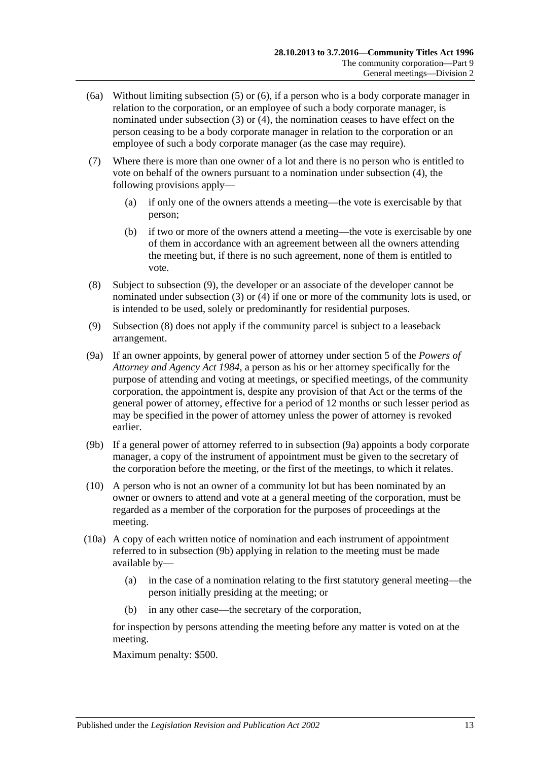(6a) Without limiting subsection (5) or (6), if a person who is a body corporate manager in relation to the corporation, or an employee of such a body corporate manager, is nominated under subsection (3) or (4), the nomination ceases to have effect on the person ceasing to be a body corporate manager in relation to the corporation or an employee of such a body corporate manager (as the case may require).

(7) Where there is more than one owner of a lot and there is no person who is entitled to vote on behalf of the owners pursuant to a nomination under subsection (4), the following provisions apply—

(a) if only one of the owners attends a meeting—the vote is exercisable by that person;

(b) if two or more of the owners attend a meeting—the vote is exercisable by one of them in accordance with an agreement between all the owners attending the meeting but, if there is no such agreement, none of them is entitled to vote.

(8) Subject to subsection (9), the developer or an associate of the developer cannot be nominated under subsection (3) or (4) if one or more of the community lots is used, or is intended to be used, solely or predominantly for residential purposes.

(9) Subsection (8) does not apply if the community parcel is subject to a leaseback arrangement.

(9a) If an owner appoints, by general power of attorney under section 5 of the *Powers of Attorney and Agency Act 1984*, a person as his or her attorney specifically for the purpose of attending and voting at meetings, or specified meetings, of the community corporation, the appointment is, despite any provision of that Act or the terms of the general power of attorney, effective for a period of 12 months or such lesser period as may be specified in the power of attorney unless the power of attorney is revoked earlier.

(9b) If a general power of attorney referred to in subsection (9a) appoints a body corporate manager, a copy of the instrument of appointment must be given to the secretary of the corporation before the meeting, or the first of the meetings, to which it relates.

(10) A person who is not an owner of a community lot but has been nominated by an owner or owners to attend and vote at a general meeting of the corporation, must be regarded as a member of the corporation for the purposes of proceedings at the meeting.

(10a) A copy of each written notice of nomination and each instrument of appointment referred to in subsection (9b) applying in relation to the meeting must be made available by—

(a) in the case of a nomination relating to the first statutory general meeting—the person initially presiding at the meeting; or

(b) in any other case—the secretary of the corporation,

for inspection by persons attending the meeting before any matter is voted on at the meeting.

Maximum penalty: $500.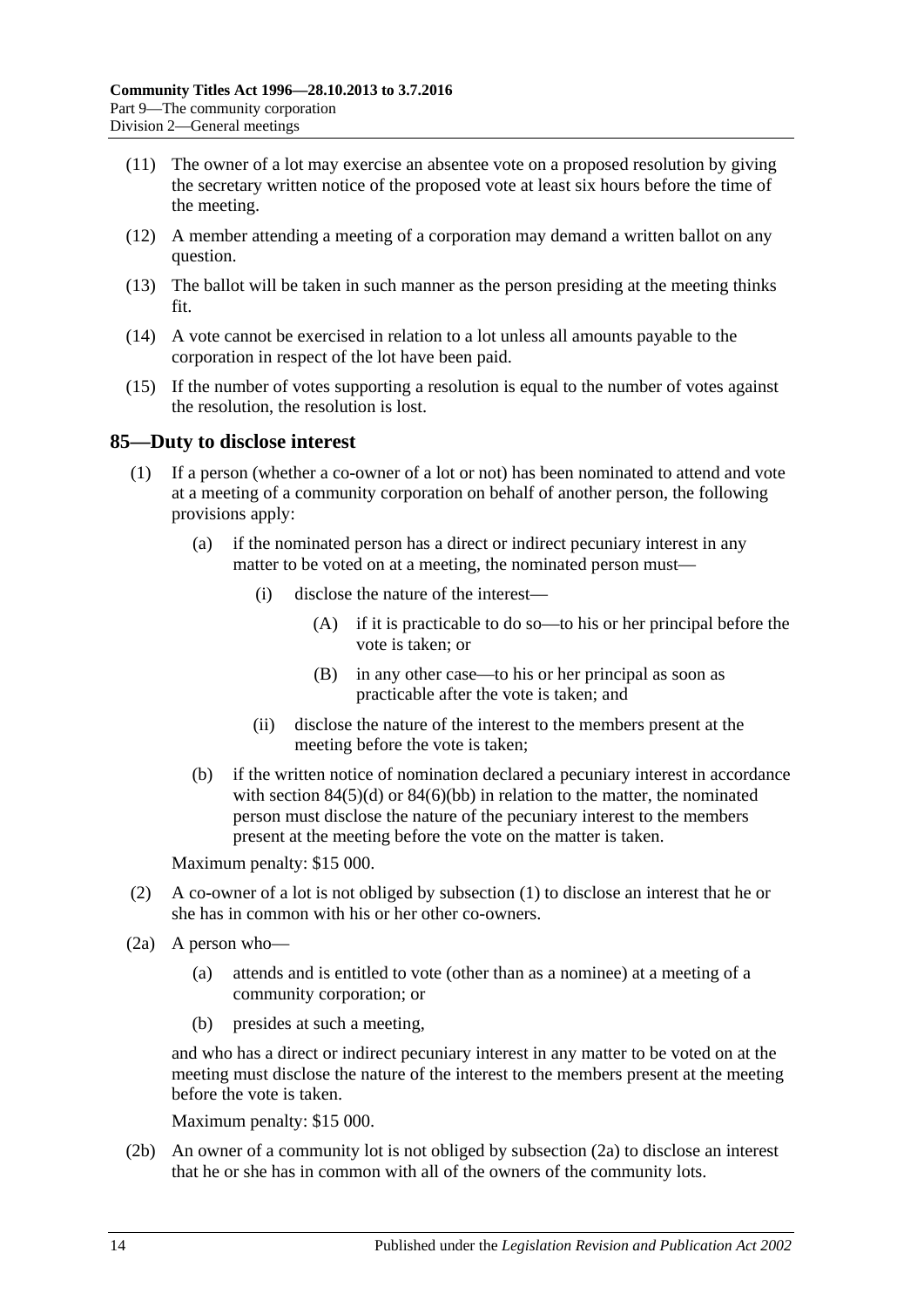(11) The owner of a lot may exercise an absentee vote on a proposed resolution by giving the secretary written notice of the proposed vote at least six hours before the time of the meeting.

(12) A member attending a meeting of a corporation may demand a written ballot on any question.

(13) The ballot will be taken in such manner as the person presiding at the meeting thinks fit.

(14) A vote cannot be exercised in relation to a lot unless all amounts payable to the corporation in respect of the lot have been paid.

(15) If the number of votes supporting a resolution is equal to the number of votes against the resolution, the resolution is lost.

## 85—Duty to disclose interest

(1) If a person (whether a co-owner of a lot or not) has been nominated to attend and vote at a meeting of a community corporation on behalf of another person, the following provisions apply:

(a) if the nominated person has a direct or indirect pecuniary interest in any matter to be voted on at a meeting, the nominated person must—

(i) disclose the nature of the interest—

(A) if it is practicable to do so—to his or her principal before the vote is taken; or

(B) in any other case—to his or her principal as soon as practicable after the vote is taken; and

(ii) disclose the nature of the interest to the members present at the meeting before the vote is taken;

(b) if the written notice of nomination declared a pecuniary interest in accordance with section 84(5)(d) or 84(6)(bb) in relation to the matter, the nominated person must disclose the nature of the pecuniary interest to the members present at the meeting before the vote on the matter is taken.

Maximum penalty: $15 000.

(2) A co-owner of a lot is not obliged by subsection (1) to disclose an interest that he or she has in common with his or her other co-owners.

(2a) A person who—

(a) attends and is entitled to vote (other than as a nominee) at a meeting of a community corporation; or

(b) presides at such a meeting,

and who has a direct or indirect pecuniary interest in any matter to be voted on at the meeting must disclose the nature of the interest to the members present at the meeting before the vote is taken.

Maximum penalty: $15 000.

(2b) An owner of a community lot is not obliged by subsection (2a) to disclose an interest that he or she has in common with all of the owners of the community lots.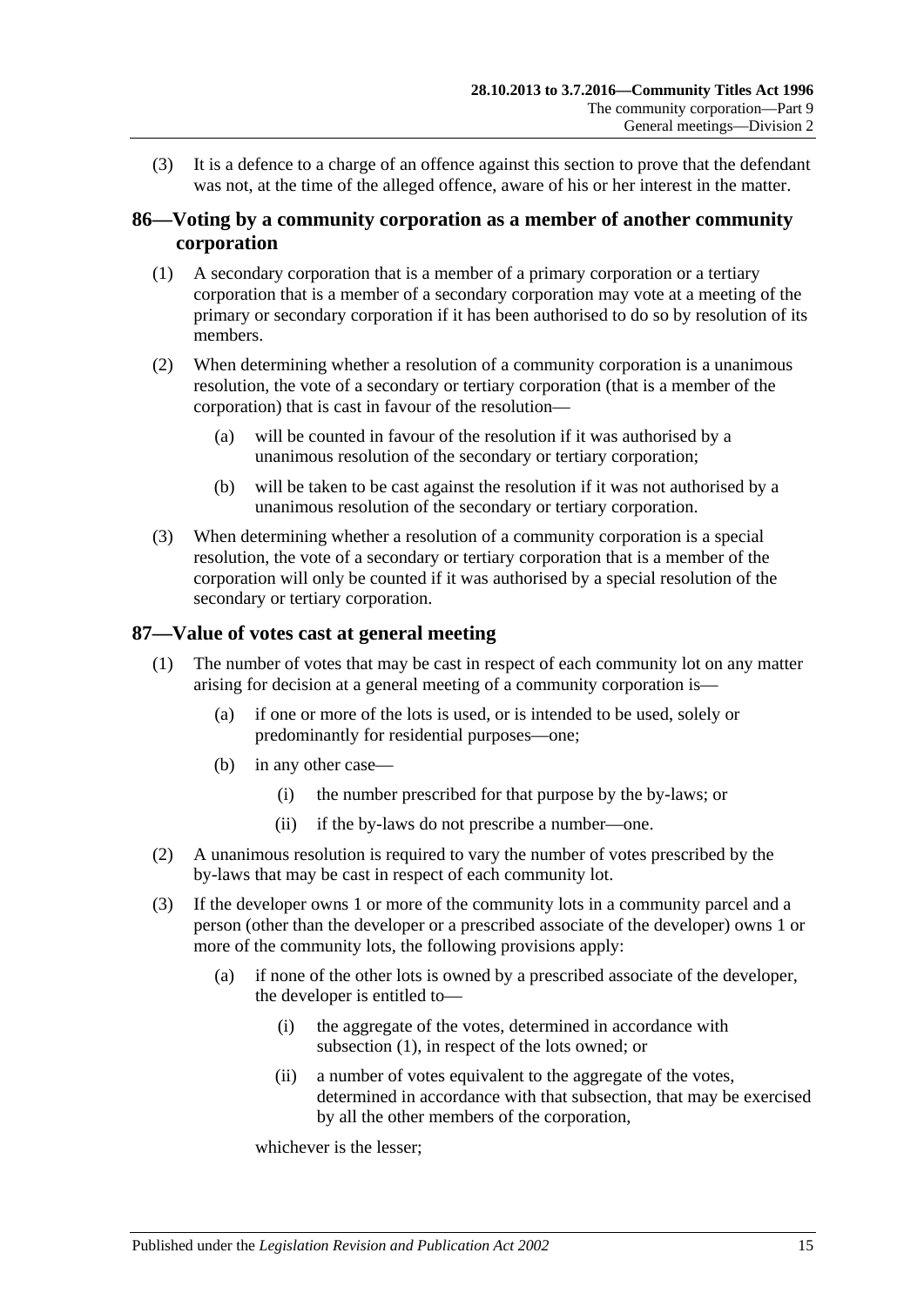(3) It is a defence to a charge of an offence against this section to prove that the defendant was not, at the time of the alleged offence, aware of his or her interest in the matter.

## 86—Voting by a community corporation as a member of another community corporation

(1) A secondary corporation that is a member of a primary corporation or a tertiary corporation that is a member of a secondary corporation may vote at a meeting of the primary or secondary corporation if it has been authorised to do so by resolution of its members.

(2) When determining whether a resolution of a community corporation is a unanimous resolution, the vote of a secondary or tertiary corporation (that is a member of the corporation) that is cast in favour of the resolution—

- (a) will be counted in favour of the resolution if it was authorised by a unanimous resolution of the secondary or tertiary corporation;
- (b) will be taken to be cast against the resolution if it was not authorised by a unanimous resolution of the secondary or tertiary corporation.

(3) When determining whether a resolution of a community corporation is a special resolution, the vote of a secondary or tertiary corporation that is a member of the corporation will only be counted if it was authorised by a special resolution of the secondary or tertiary corporation.

## 87—Value of votes cast at general meeting

(1) The number of votes that may be cast in respect of each community lot on any matter arising for decision at a general meeting of a community corporation is—

- (a) if one or more of the lots is used, or is intended to be used, solely or predominantly for residential purposes—one;
- (b) in any other case—
  - (i) the number prescribed for that purpose by the by-laws; or
  - (ii) if the by-laws do not prescribe a number—one.

(2) A unanimous resolution is required to vary the number of votes prescribed by the by-laws that may be cast in respect of each community lot.

(3) If the developer owns 1 or more of the community lots in a community parcel and a person (other than the developer or a prescribed associate of the developer) owns 1 or more of the community lots, the following provisions apply:

- (a) if none of the other lots is owned by a prescribed associate of the developer, the developer is entitled to—
  - (i) the aggregate of the votes, determined in accordance with subsection (1), in respect of the lots owned; or
  - (ii) a number of votes equivalent to the aggregate of the votes, determined in accordance with that subsection, that may be exercised by all the other members of the corporation,

  whichever is the lesser;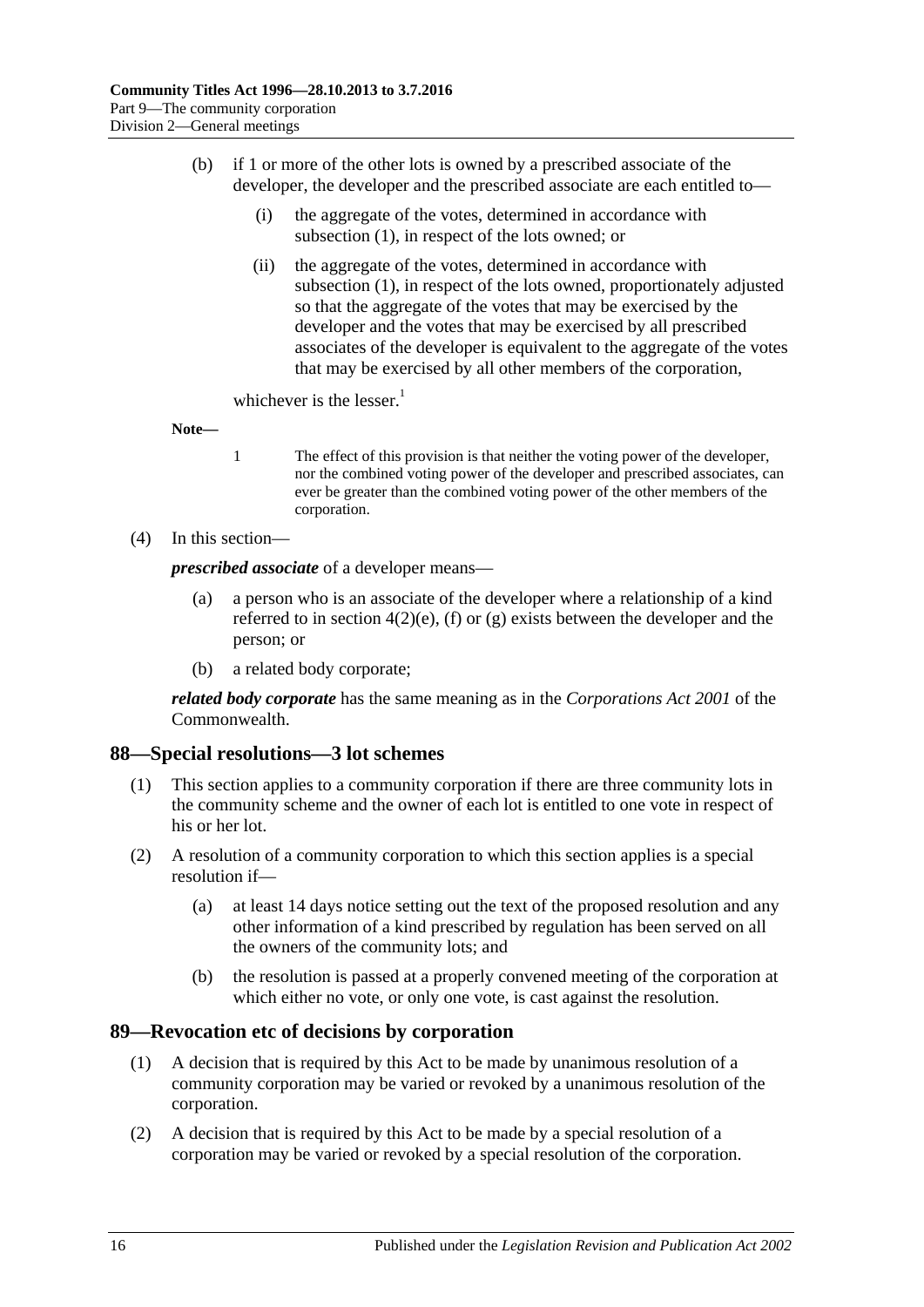(b) if 1 or more of the other lots is owned by a prescribed associate of the developer, the developer and the prescribed associate are each entitled to—

(i) the aggregate of the votes, determined in accordance with subsection (1), in respect of the lots owned; or

(ii) the aggregate of the votes, determined in accordance with subsection (1), in respect of the lots owned, proportionately adjusted so that the aggregate of the votes that may be exercised by the developer and the votes that may be exercised by all prescribed associates of the developer is equivalent to the aggregate of the votes that may be exercised by all other members of the corporation,

whichever is the lesser.[1]

**Note—**

1 The effect of this provision is that neither the voting power of the developer, nor the combined voting power of the developer and prescribed associates, can ever be greater than the combined voting power of the other members of the corporation.

(4) In this section—

***prescribed associate*** of a developer means—

(a) a person who is an associate of the developer where a relationship of a kind referred to in section 4(2)(e), (f) or (g) exists between the developer and the person; or

(b) a related body corporate;

***related body corporate*** has the same meaning as in the *Corporations Act 2001* of the Commonwealth.

## 88—Special resolutions—3 lot schemes

(1) This section applies to a community corporation if there are three community lots in the community scheme and the owner of each lot is entitled to one vote in respect of his or her lot.

(2) A resolution of a community corporation to which this section applies is a special resolution if—

(a) at least 14 days notice setting out the text of the proposed resolution and any other information of a kind prescribed by regulation has been served on all the owners of the community lots; and

(b) the resolution is passed at a properly convened meeting of the corporation at which either no vote, or only one vote, is cast against the resolution.

## 89—Revocation etc of decisions by corporation

(1) A decision that is required by this Act to be made by unanimous resolution of a community corporation may be varied or revoked by a unanimous resolution of the corporation.

(2) A decision that is required by this Act to be made by a special resolution of a corporation may be varied or revoked by a special resolution of the corporation.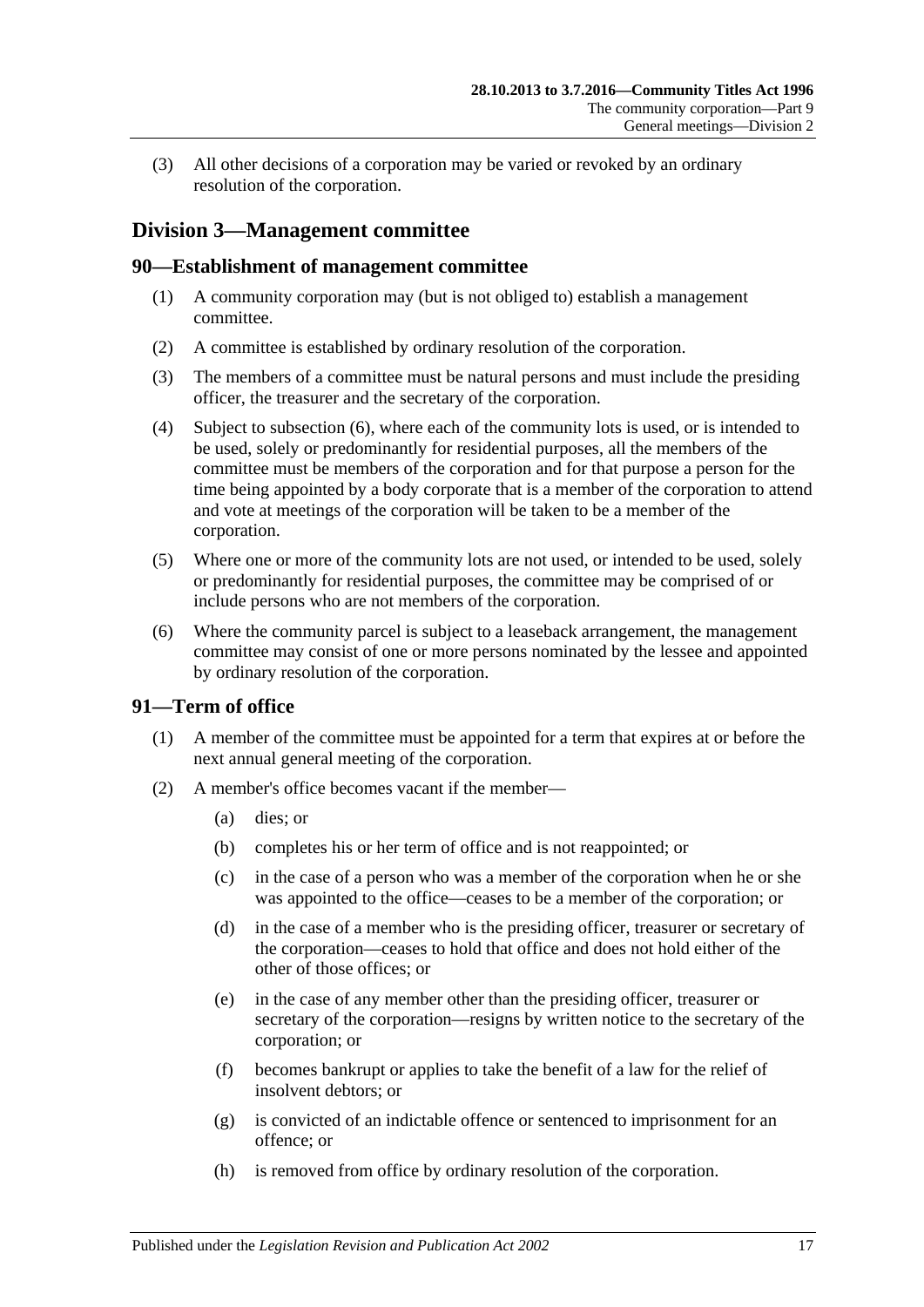(3) All other decisions of a corporation may be varied or revoked by an ordinary resolution of the corporation.

## Division 3—Management committee

### 90—Establishment of management committee

(1) A community corporation may (but is not obliged to) establish a management committee.

(2) A committee is established by ordinary resolution of the corporation.

(3) The members of a committee must be natural persons and must include the presiding officer, the treasurer and the secretary of the corporation.

(4) Subject to subsection (6), where each of the community lots is used, or is intended to be used, solely or predominantly for residential purposes, all the members of the committee must be members of the corporation and for that purpose a person for the time being appointed by a body corporate that is a member of the corporation to attend and vote at meetings of the corporation will be taken to be a member of the corporation.

(5) Where one or more of the community lots are not used, or intended to be used, solely or predominantly for residential purposes, the committee may be comprised of or include persons who are not members of the corporation.

(6) Where the community parcel is subject to a leaseback arrangement, the management committee may consist of one or more persons nominated by the lessee and appointed by ordinary resolution of the corporation.

### 91—Term of office

(1) A member of the committee must be appointed for a term that expires at or before the next annual general meeting of the corporation.

(2) A member's office becomes vacant if the member—

(a) dies; or

(b) completes his or her term of office and is not reappointed; or

(c) in the case of a person who was a member of the corporation when he or she was appointed to the office—ceases to be a member of the corporation; or

(d) in the case of a member who is the presiding officer, treasurer or secretary of the corporation—ceases to hold that office and does not hold either of the other of those offices; or

(e) in the case of any member other than the presiding officer, treasurer or secretary of the corporation—resigns by written notice to the secretary of the corporation; or

(f) becomes bankrupt or applies to take the benefit of a law for the relief of insolvent debtors; or

(g) is convicted of an indictable offence or sentenced to imprisonment for an offence; or

(h) is removed from office by ordinary resolution of the corporation.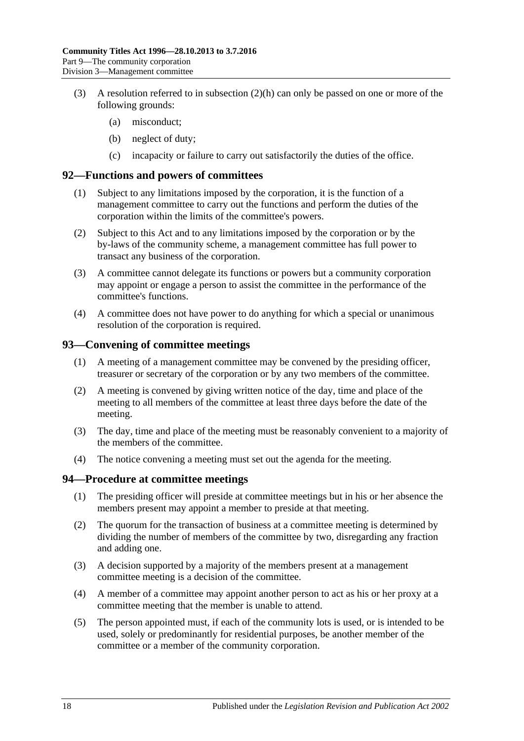(3) A resolution referred to in subsection (2)(h) can only be passed on one or more of the following grounds:

  (a) misconduct;

  (b) neglect of duty;

  (c) incapacity or failure to carry out satisfactorily the duties of the office.

## 92—Functions and powers of committees

(1) Subject to any limitations imposed by the corporation, it is the function of a management committee to carry out the functions and perform the duties of the corporation within the limits of the committee's powers.

(2) Subject to this Act and to any limitations imposed by the corporation or by the by-laws of the community scheme, a management committee has full power to transact any business of the corporation.

(3) A committee cannot delegate its functions or powers but a community corporation may appoint or engage a person to assist the committee in the performance of the committee's functions.

(4) A committee does not have power to do anything for which a special or unanimous resolution of the corporation is required.

## 93—Convening of committee meetings

(1) A meeting of a management committee may be convened by the presiding officer, treasurer or secretary of the corporation or by any two members of the committee.

(2) A meeting is convened by giving written notice of the day, time and place of the meeting to all members of the committee at least three days before the date of the meeting.

(3) The day, time and place of the meeting must be reasonably convenient to a majority of the members of the committee.

(4) The notice convening a meeting must set out the agenda for the meeting.

## 94—Procedure at committee meetings

(1) The presiding officer will preside at committee meetings but in his or her absence the members present may appoint a member to preside at that meeting.

(2) The quorum for the transaction of business at a committee meeting is determined by dividing the number of members of the committee by two, disregarding any fraction and adding one.

(3) A decision supported by a majority of the members present at a management committee meeting is a decision of the committee.

(4) A member of a committee may appoint another person to act as his or her proxy at a committee meeting that the member is unable to attend.

(5) The person appointed must, if each of the community lots is used, or is intended to be used, solely or predominantly for residential purposes, be another member of the committee or a member of the community corporation.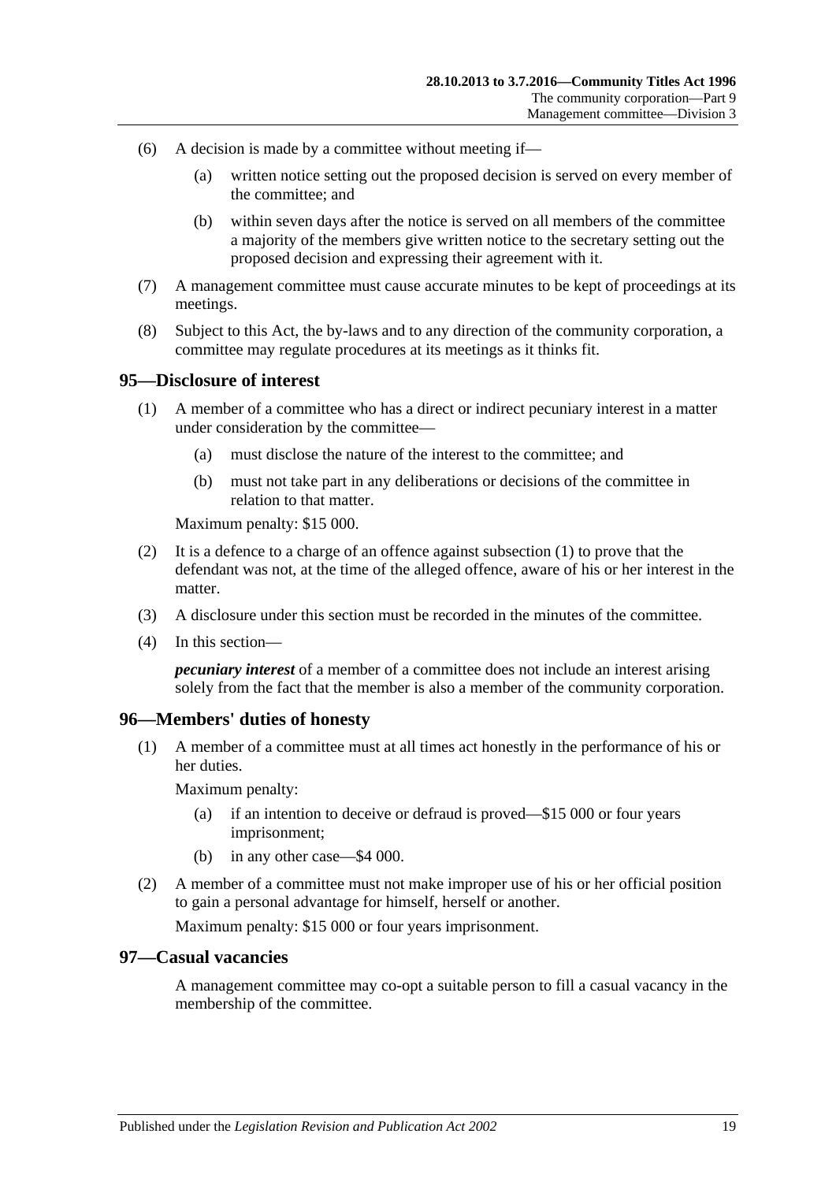(6) A decision is made by a committee without meeting if—

(a) written notice setting out the proposed decision is served on every member of the committee; and

(b) within seven days after the notice is served on all members of the committee a majority of the members give written notice to the secretary setting out the proposed decision and expressing their agreement with it.

(7) A management committee must cause accurate minutes to be kept of proceedings at its meetings.

(8) Subject to this Act, the by-laws and to any direction of the community corporation, a committee may regulate procedures at its meetings as it thinks fit.

## 95—Disclosure of interest

(1) A member of a committee who has a direct or indirect pecuniary interest in a matter under consideration by the committee—

(a) must disclose the nature of the interest to the committee; and

(b) must not take part in any deliberations or decisions of the committee in relation to that matter.

Maximum penalty: $15 000.

(2) It is a defence to a charge of an offence against subsection (1) to prove that the defendant was not, at the time of the alleged offence, aware of his or her interest in the matter.

(3) A disclosure under this section must be recorded in the minutes of the committee.

(4) In this section—

***pecuniary interest*** of a member of a committee does not include an interest arising solely from the fact that the member is also a member of the community corporation.

## 96—Members' duties of honesty

(1) A member of a committee must at all times act honestly in the performance of his or her duties.

Maximum penalty:

(a) if an intention to deceive or defraud is proved—$15 000 or four years imprisonment;

(b) in any other case—$4 000.

(2) A member of a committee must not make improper use of his or her official position to gain a personal advantage for himself, herself or another.

Maximum penalty: $15 000 or four years imprisonment.

## 97—Casual vacancies

A management committee may co-opt a suitable person to fill a casual vacancy in the membership of the committee.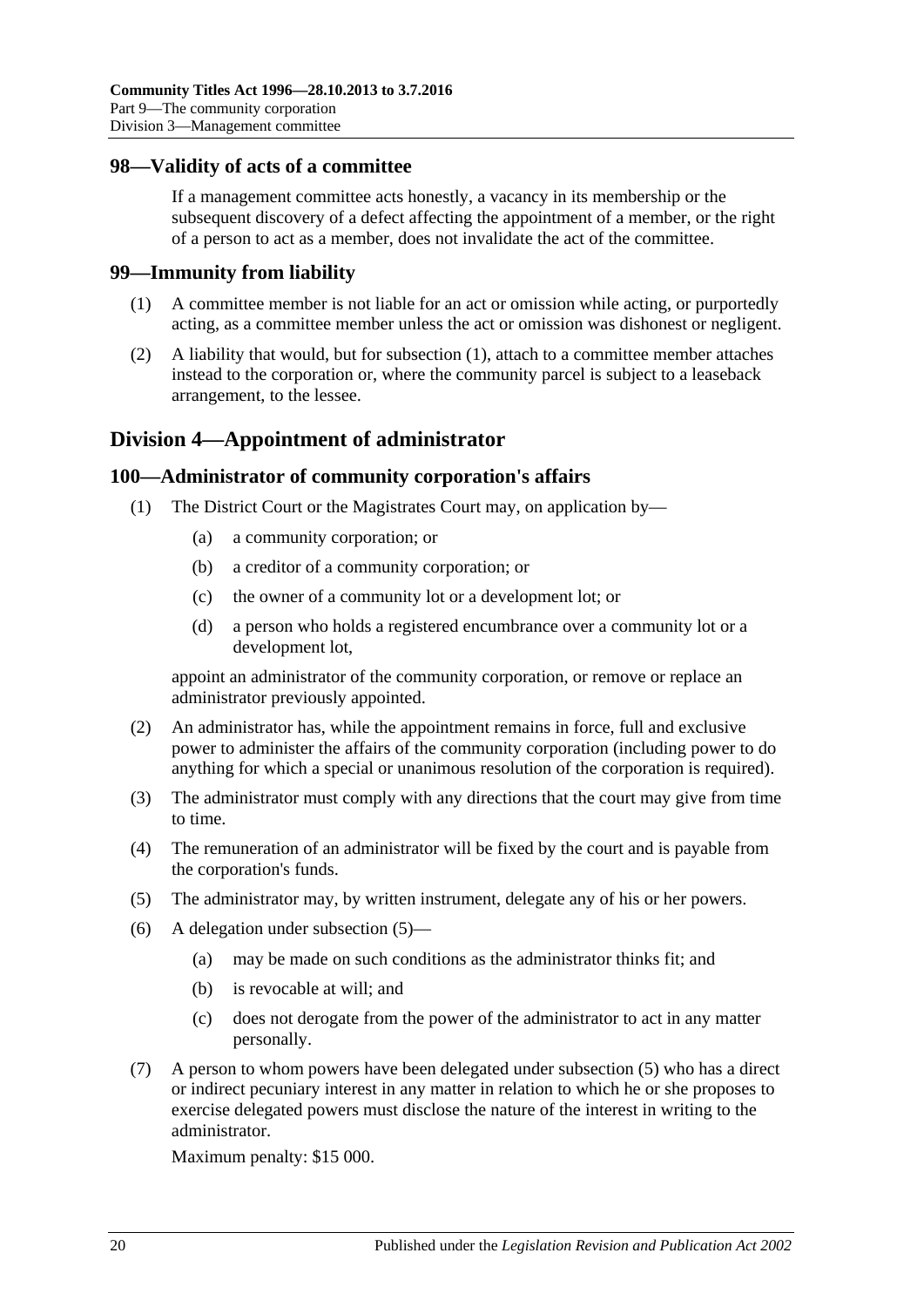## 98—Validity of acts of a committee

If a management committee acts honestly, a vacancy in its membership or the subsequent discovery of a defect affecting the appointment of a member, or the right of a person to act as a member, does not invalidate the act of the committee.

## 99—Immunity from liability

(1) A committee member is not liable for an act or omission while acting, or purportedly acting, as a committee member unless the act or omission was dishonest or negligent.

(2) A liability that would, but for subsection (1), attach to a committee member attaches instead to the corporation or, where the community parcel is subject to a leaseback arrangement, to the lessee.

# Division 4—Appointment of administrator

## 100—Administrator of community corporation's affairs

(1) The District Court or the Magistrates Court may, on application by—

- (a) a community corporation; or
- (b) a creditor of a community corporation; or
- (c) the owner of a community lot or a development lot; or
- (d) a person who holds a registered encumbrance over a community lot or a development lot,

appoint an administrator of the community corporation, or remove or replace an administrator previously appointed.

(2) An administrator has, while the appointment remains in force, full and exclusive power to administer the affairs of the community corporation (including power to do anything for which a special or unanimous resolution of the corporation is required).

(3) The administrator must comply with any directions that the court may give from time to time.

(4) The remuneration of an administrator will be fixed by the court and is payable from the corporation's funds.

(5) The administrator may, by written instrument, delegate any of his or her powers.

(6) A delegation under subsection (5)—

- (a) may be made on such conditions as the administrator thinks fit; and
- (b) is revocable at will; and
- (c) does not derogate from the power of the administrator to act in any matter personally.

(7) A person to whom powers have been delegated under subsection (5) who has a direct or indirect pecuniary interest in any matter in relation to which he or she proposes to exercise delegated powers must disclose the nature of the interest in writing to the administrator.

Maximum penalty: $15 000.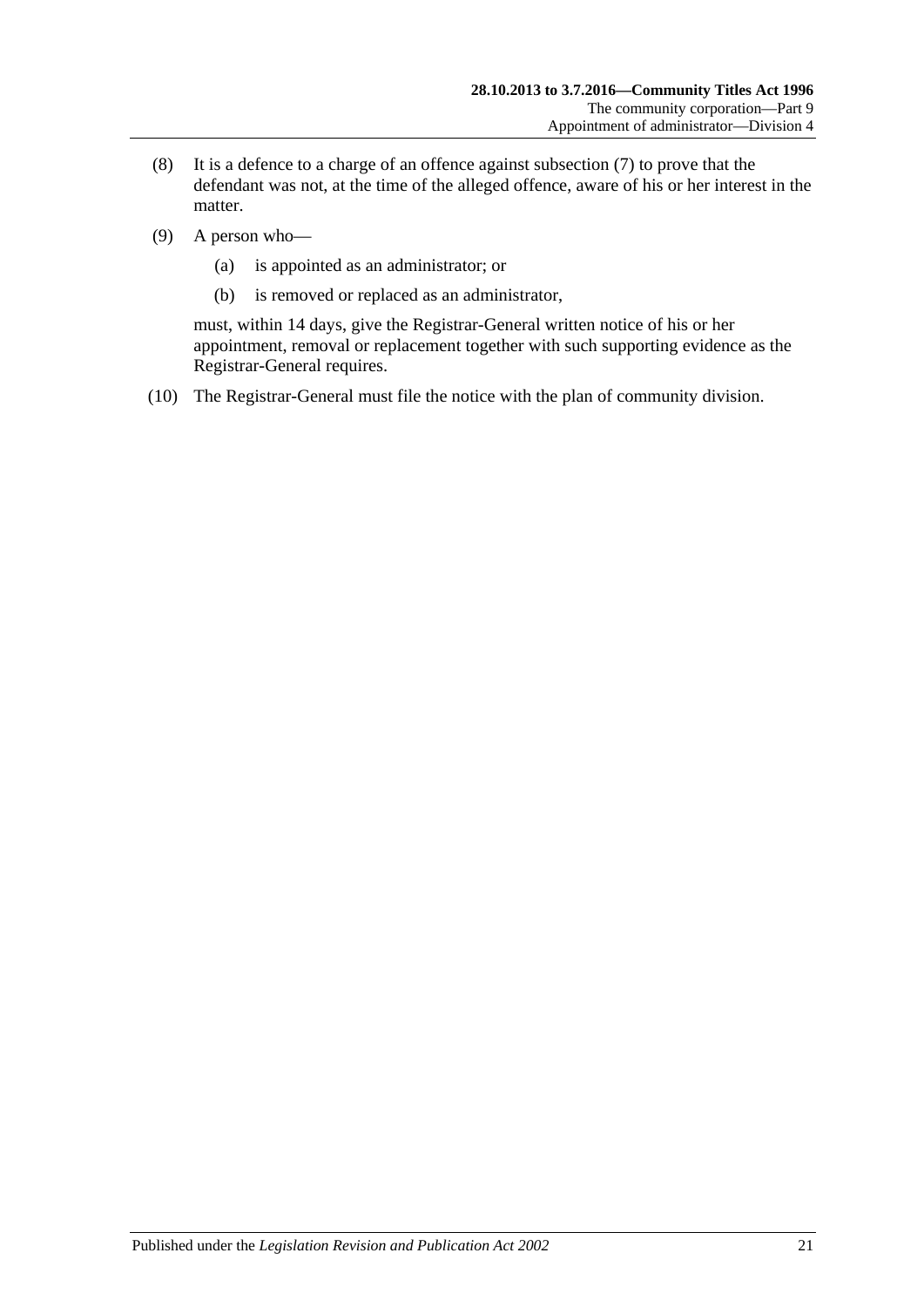(8) It is a defence to a charge of an offence against subsection (7) to prove that the defendant was not, at the time of the alleged offence, aware of his or her interest in the matter.

(9) A person who—

(a) is appointed as an administrator; or

(b) is removed or replaced as an administrator,

must, within 14 days, give the Registrar-General written notice of his or her appointment, removal or replacement together with such supporting evidence as the Registrar-General requires.

(10) The Registrar-General must file the notice with the plan of community division.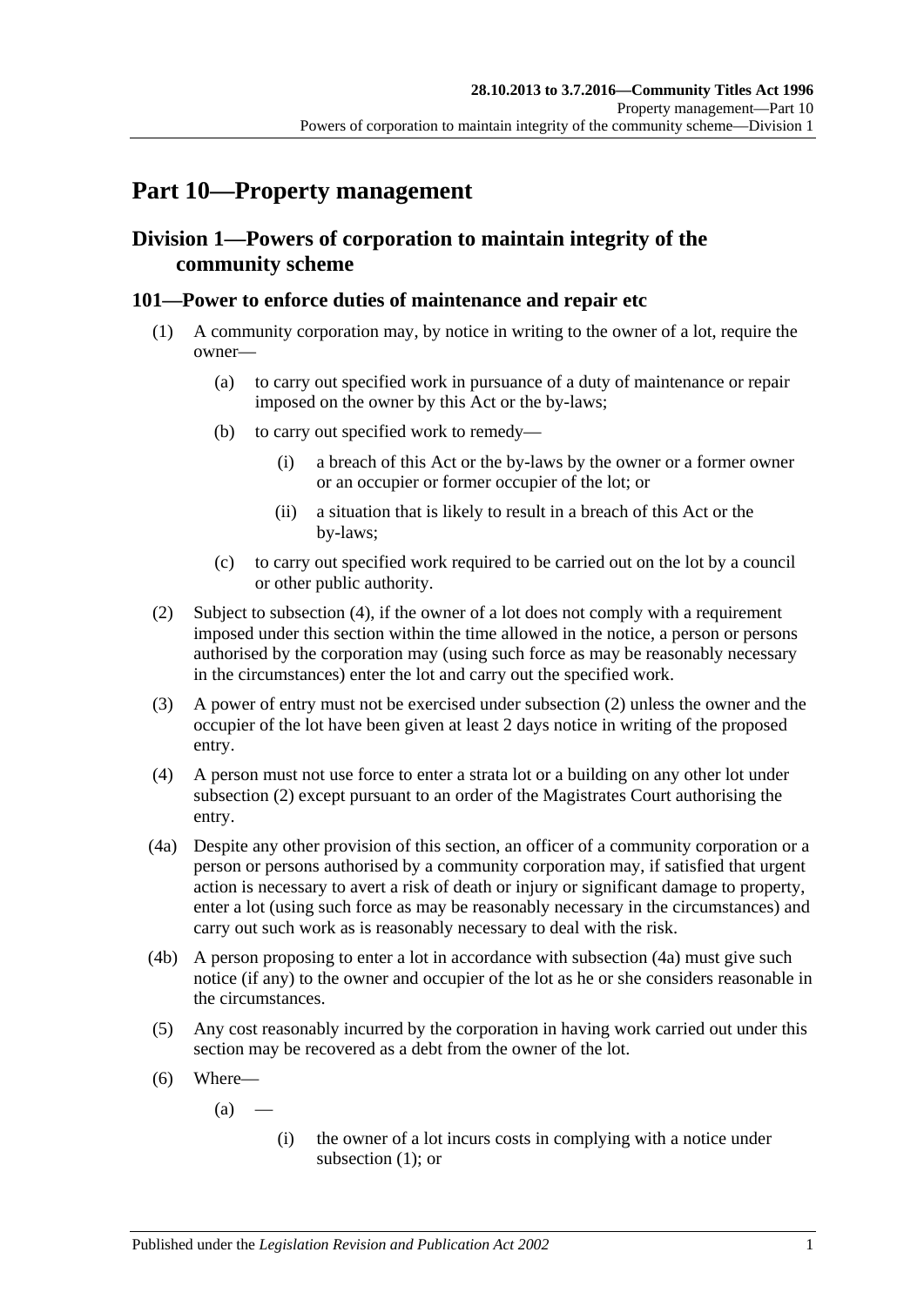# Part 10—Property management

## Division 1—Powers of corporation to maintain integrity of the community scheme

### 101—Power to enforce duties of maintenance and repair etc

(1) A community corporation may, by notice in writing to the owner of a lot, require the owner—

(a) to carry out specified work in pursuance of a duty of maintenance or repair imposed on the owner by this Act or the by-laws;

(b) to carry out specified work to remedy—

(i) a breach of this Act or the by-laws by the owner or a former owner or an occupier or former occupier of the lot; or

(ii) a situation that is likely to result in a breach of this Act or the by-laws;

(c) to carry out specified work required to be carried out on the lot by a council or other public authority.

(2) Subject to subsection (4), if the owner of a lot does not comply with a requirement imposed under this section within the time allowed in the notice, a person or persons authorised by the corporation may (using such force as may be reasonably necessary in the circumstances) enter the lot and carry out the specified work.

(3) A power of entry must not be exercised under subsection (2) unless the owner and the occupier of the lot have been given at least 2 days notice in writing of the proposed entry.

(4) A person must not use force to enter a strata lot or a building on any other lot under subsection (2) except pursuant to an order of the Magistrates Court authorising the entry.

(4a) Despite any other provision of this section, an officer of a community corporation or a person or persons authorised by a community corporation may, if satisfied that urgent action is necessary to avert a risk of death or injury or significant damage to property, enter a lot (using such force as may be reasonably necessary in the circumstances) and carry out such work as is reasonably necessary to deal with the risk.

(4b) A person proposing to enter a lot in accordance with subsection (4a) must give such notice (if any) to the owner and occupier of the lot as he or she considers reasonable in the circumstances.

(5) Any cost reasonably incurred by the corporation in having work carried out under this section may be recovered as a debt from the owner of the lot.

(6) Where—

(a) —

(i) the owner of a lot incurs costs in complying with a notice under subsection (1); or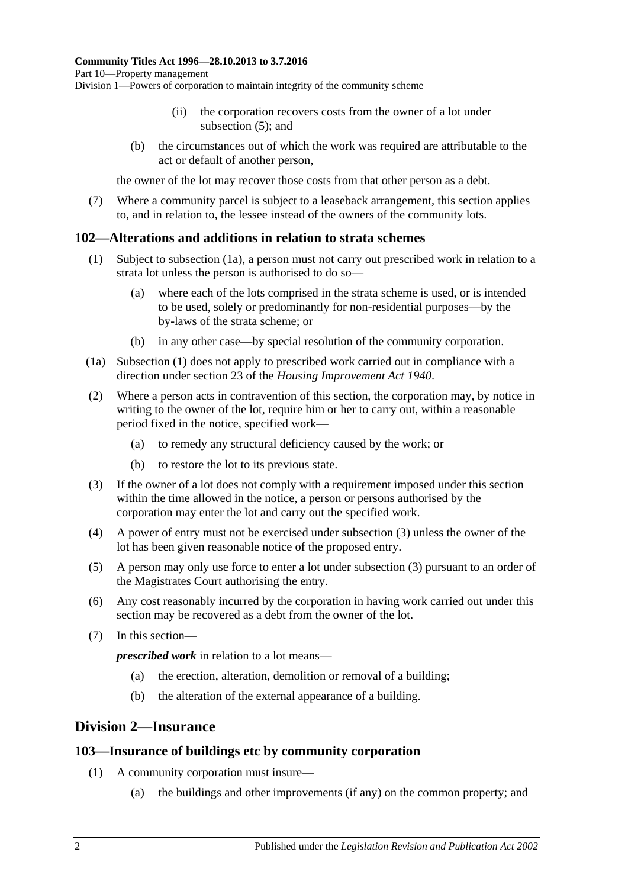(ii) the corporation recovers costs from the owner of a lot under subsection (5); and

(b) the circumstances out of which the work was required are attributable to the act or default of another person,

the owner of the lot may recover those costs from that other person as a debt.

(7) Where a community parcel is subject to a leaseback arrangement, this section applies to, and in relation to, the lessee instead of the owners of the community lots.

### 102—Alterations and additions in relation to strata schemes

(1) Subject to subsection (1a), a person must not carry out prescribed work in relation to a strata lot unless the person is authorised to do so—

(a) where each of the lots comprised in the strata scheme is used, or is intended to be used, solely or predominantly for non-residential purposes—by the by-laws of the strata scheme; or

(b) in any other case—by special resolution of the community corporation.

(1a) Subsection (1) does not apply to prescribed work carried out in compliance with a direction under section 23 of the *Housing Improvement Act 1940*.

(2) Where a person acts in contravention of this section, the corporation may, by notice in writing to the owner of the lot, require him or her to carry out, within a reasonable period fixed in the notice, specified work—

(a) to remedy any structural deficiency caused by the work; or

(b) to restore the lot to its previous state.

(3) If the owner of a lot does not comply with a requirement imposed under this section within the time allowed in the notice, a person or persons authorised by the corporation may enter the lot and carry out the specified work.

(4) A power of entry must not be exercised under subsection (3) unless the owner of the lot has been given reasonable notice of the proposed entry.

(5) A person may only use force to enter a lot under subsection (3) pursuant to an order of the Magistrates Court authorising the entry.

(6) Any cost reasonably incurred by the corporation in having work carried out under this section may be recovered as a debt from the owner of the lot.

(7) In this section—

***prescribed work*** in relation to a lot means—

(a) the erection, alteration, demolition or removal of a building;

(b) the alteration of the external appearance of a building.

## Division 2—Insurance

### 103—Insurance of buildings etc by community corporation

(1) A community corporation must insure—

(a) the buildings and other improvements (if any) on the common property; and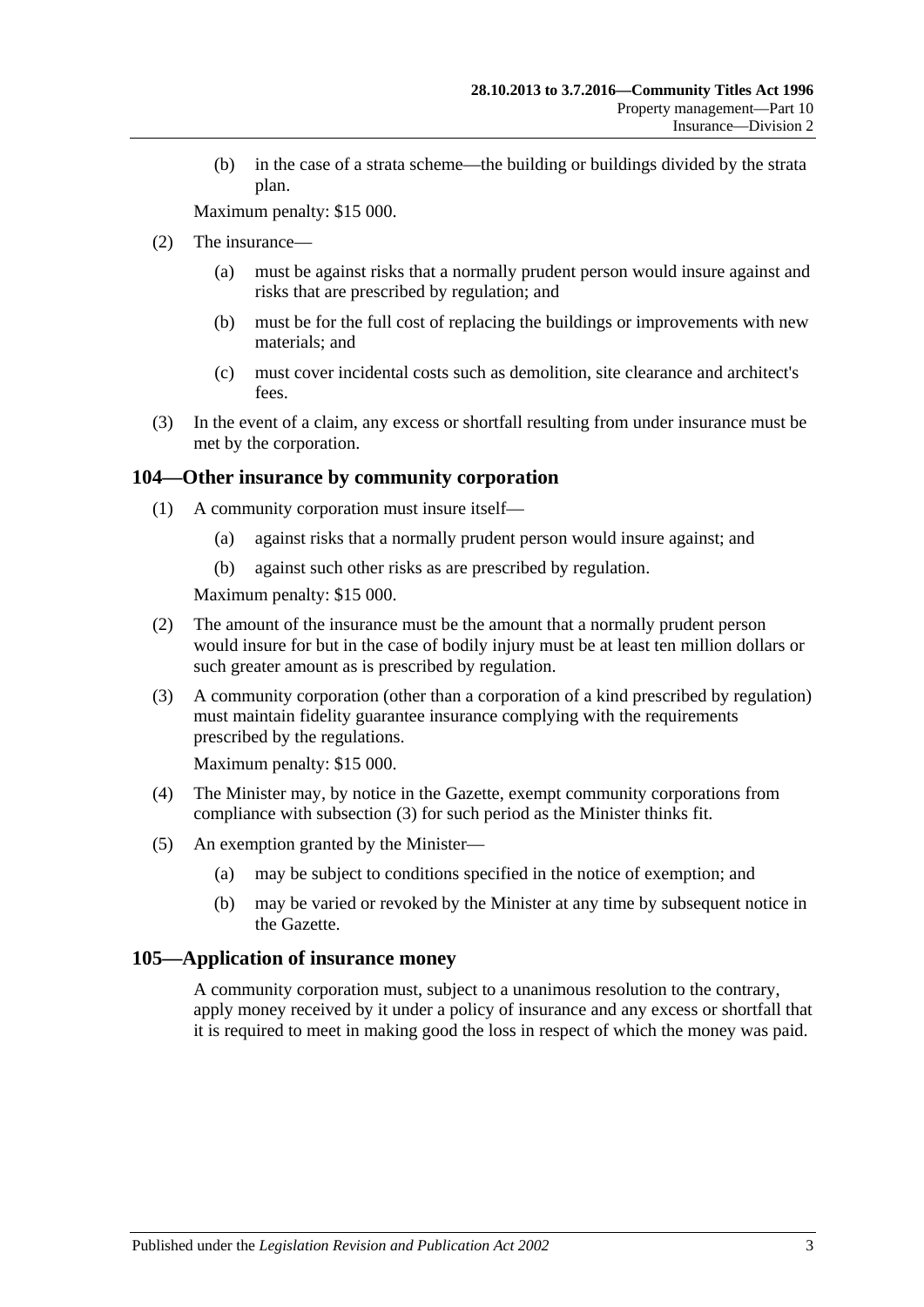(b) in the case of a strata scheme—the building or buildings divided by the strata plan.

Maximum penalty: $15 000.

(2) The insurance—

(a) must be against risks that a normally prudent person would insure against and risks that are prescribed by regulation; and

(b) must be for the full cost of replacing the buildings or improvements with new materials; and

(c) must cover incidental costs such as demolition, site clearance and architect's fees.

(3) In the event of a claim, any excess or shortfall resulting from under insurance must be met by the corporation.

## 104—Other insurance by community corporation

(1) A community corporation must insure itself—

(a) against risks that a normally prudent person would insure against; and

(b) against such other risks as are prescribed by regulation.

Maximum penalty: $15 000.

(2) The amount of the insurance must be the amount that a normally prudent person would insure for but in the case of bodily injury must be at least ten million dollars or such greater amount as is prescribed by regulation.

(3) A community corporation (other than a corporation of a kind prescribed by regulation) must maintain fidelity guarantee insurance complying with the requirements prescribed by the regulations.

Maximum penalty: $15 000.

(4) The Minister may, by notice in the Gazette, exempt community corporations from compliance with subsection (3) for such period as the Minister thinks fit.

(5) An exemption granted by the Minister—

(a) may be subject to conditions specified in the notice of exemption; and

(b) may be varied or revoked by the Minister at any time by subsequent notice in the Gazette.

## 105—Application of insurance money

A community corporation must, subject to a unanimous resolution to the contrary, apply money received by it under a policy of insurance and any excess or shortfall that it is required to meet in making good the loss in respect of which the money was paid.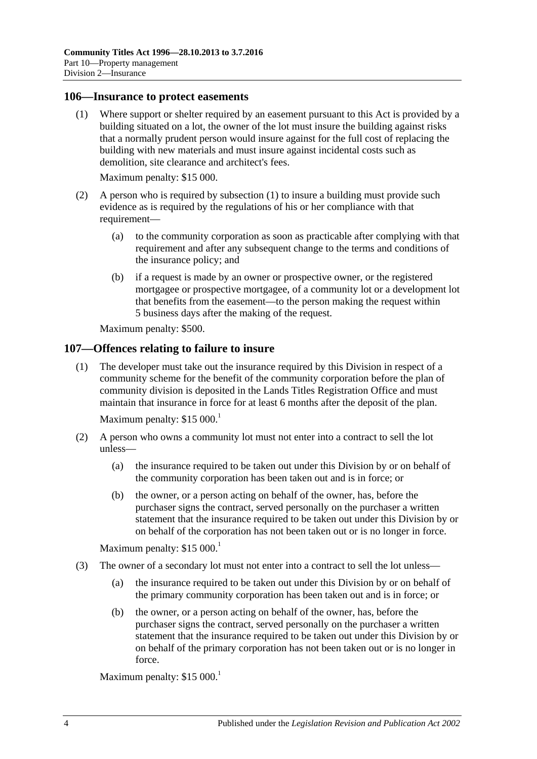## 106—Insurance to protect easements

(1) Where support or shelter required by an easement pursuant to this Act is provided by a building situated on a lot, the owner of the lot must insure the building against risks that a normally prudent person would insure against for the full cost of replacing the building with new materials and must insure against incidental costs such as demolition, site clearance and architect's fees.

Maximum penalty: $15 000.

(2) A person who is required by subsection (1) to insure a building must provide such evidence as is required by the regulations of his or her compliance with that requirement—

(a) to the community corporation as soon as practicable after complying with that requirement and after any subsequent change to the terms and conditions of the insurance policy; and

(b) if a request is made by an owner or prospective owner, or the registered mortgagee or prospective mortgagee, of a community lot or a development lot that benefits from the easement—to the person making the request within 5 business days after the making of the request.

Maximum penalty: $500.

## 107—Offences relating to failure to insure

(1) The developer must take out the insurance required by this Division in respect of a community scheme for the benefit of the community corporation before the plan of community division is deposited in the Lands Titles Registration Office and must maintain that insurance in force for at least 6 months after the deposit of the plan.

Maximum penalty: $15 000.[1]

(2) A person who owns a community lot must not enter into a contract to sell the lot unless—

(a) the insurance required to be taken out under this Division by or on behalf of the community corporation has been taken out and is in force; or

(b) the owner, or a person acting on behalf of the owner, has, before the purchaser signs the contract, served personally on the purchaser a written statement that the insurance required to be taken out under this Division by or on behalf of the corporation has not been taken out or is no longer in force.

Maximum penalty: $15 000.[1]

(3) The owner of a secondary lot must not enter into a contract to sell the lot unless—

(a) the insurance required to be taken out under this Division by or on behalf of the primary community corporation has been taken out and is in force; or

(b) the owner, or a person acting on behalf of the owner, has, before the purchaser signs the contract, served personally on the purchaser a written statement that the insurance required to be taken out under this Division by or on behalf of the primary corporation has not been taken out or is no longer in force.

Maximum penalty: $15 000.[1]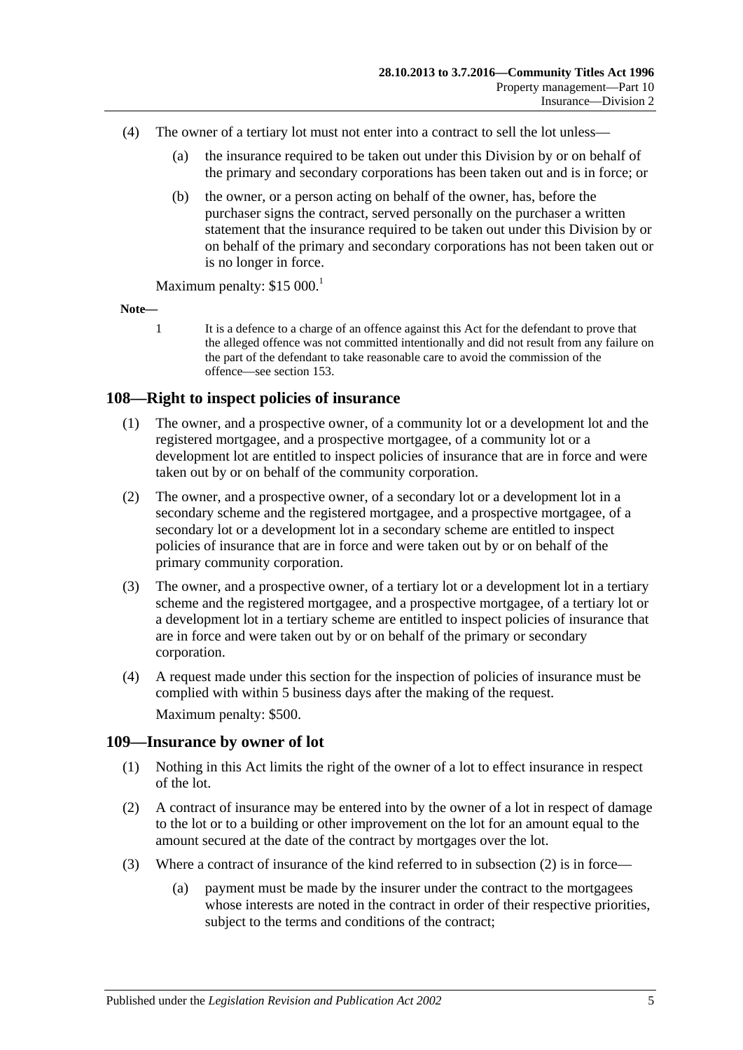(4) The owner of a tertiary lot must not enter into a contract to sell the lot unless—

(a) the insurance required to be taken out under this Division by or on behalf of the primary and secondary corporations has been taken out and is in force; or

(b) the owner, or a person acting on behalf of the owner, has, before the purchaser signs the contract, served personally on the purchaser a written statement that the insurance required to be taken out under this Division by or on behalf of the primary and secondary corporations has not been taken out or is no longer in force.

Maximum penalty: $15 000.[1]

**Note—**

1 It is a defence to a charge of an offence against this Act for the defendant to prove that the alleged offence was not committed intentionally and did not result from any failure on the part of the defendant to take reasonable care to avoid the commission of the offence—see section 153.

## 108—Right to inspect policies of insurance

(1) The owner, and a prospective owner, of a community lot or a development lot and the registered mortgagee, and a prospective mortgagee, of a community lot or a development lot are entitled to inspect policies of insurance that are in force and were taken out by or on behalf of the community corporation.

(2) The owner, and a prospective owner, of a secondary lot or a development lot in a secondary scheme and the registered mortgagee, and a prospective mortgagee, of a secondary lot or a development lot in a secondary scheme are entitled to inspect policies of insurance that are in force and were taken out by or on behalf of the primary community corporation.

(3) The owner, and a prospective owner, of a tertiary lot or a development lot in a tertiary scheme and the registered mortgagee, and a prospective mortgagee, of a tertiary lot or a development lot in a tertiary scheme are entitled to inspect policies of insurance that are in force and were taken out by or on behalf of the primary or secondary corporation.

(4) A request made under this section for the inspection of policies of insurance must be complied with within 5 business days after the making of the request.

Maximum penalty: $500.

## 109—Insurance by owner of lot

(1) Nothing in this Act limits the right of the owner of a lot to effect insurance in respect of the lot.

(2) A contract of insurance may be entered into by the owner of a lot in respect of damage to the lot or to a building or other improvement on the lot for an amount equal to the amount secured at the date of the contract by mortgages over the lot.

(3) Where a contract of insurance of the kind referred to in subsection (2) is in force—

(a) payment must be made by the insurer under the contract to the mortgagees whose interests are noted in the contract in order of their respective priorities, subject to the terms and conditions of the contract;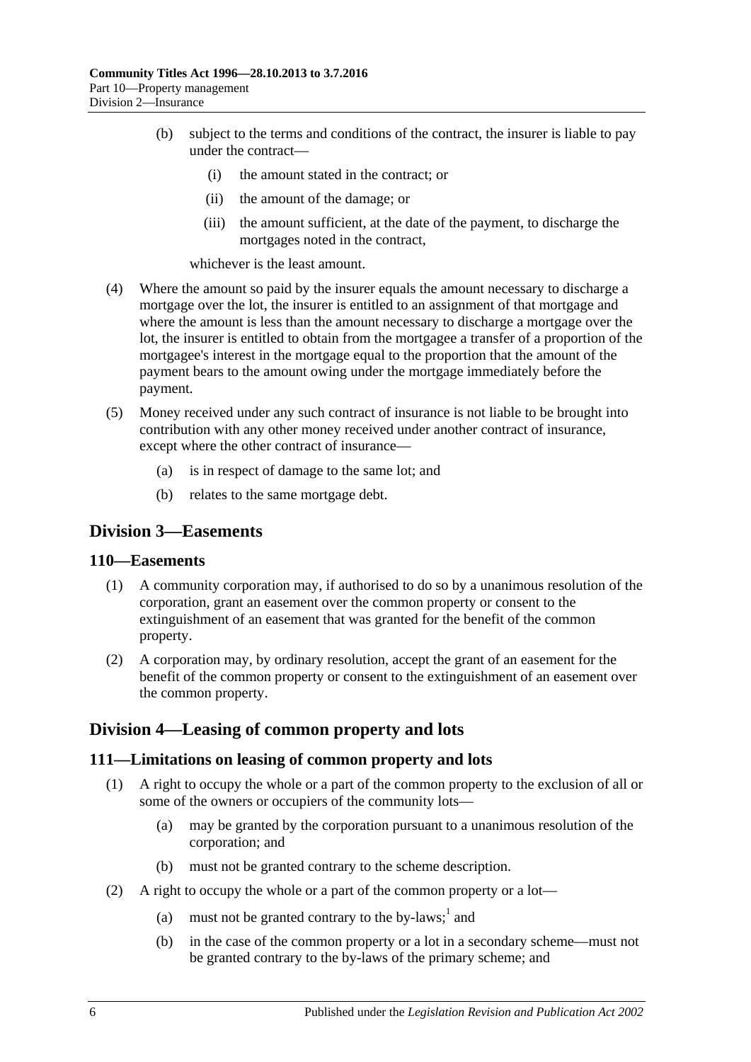(b) subject to the terms and conditions of the contract, the insurer is liable to pay under the contract—

(i) the amount stated in the contract; or

(ii) the amount of the damage; or

(iii) the amount sufficient, at the date of the payment, to discharge the mortgages noted in the contract,

whichever is the least amount.

(4) Where the amount so paid by the insurer equals the amount necessary to discharge a mortgage over the lot, the insurer is entitled to an assignment of that mortgage and where the amount is less than the amount necessary to discharge a mortgage over the lot, the insurer is entitled to obtain from the mortgagee a transfer of a proportion of the mortgagee's interest in the mortgage equal to the proportion that the amount of the payment bears to the amount owing under the mortgage immediately before the payment.

(5) Money received under any such contract of insurance is not liable to be brought into contribution with any other money received under another contract of insurance, except where the other contract of insurance—

(a) is in respect of damage to the same lot; and

(b) relates to the same mortgage debt.

## Division 3—Easements

### 110—Easements

(1) A community corporation may, if authorised to do so by a unanimous resolution of the corporation, grant an easement over the common property or consent to the extinguishment of an easement that was granted for the benefit of the common property.

(2) A corporation may, by ordinary resolution, accept the grant of an easement for the benefit of the common property or consent to the extinguishment of an easement over the common property.

## Division 4—Leasing of common property and lots

### 111—Limitations on leasing of common property and lots

(1) A right to occupy the whole or a part of the common property to the exclusion of all or some of the owners or occupiers of the community lots—

(a) may be granted by the corporation pursuant to a unanimous resolution of the corporation; and

(b) must not be granted contrary to the scheme description.

(2) A right to occupy the whole or a part of the common property or a lot—

(a) must not be granted contrary to the by-laws;[1] and

(b) in the case of the common property or a lot in a secondary scheme—must not be granted contrary to the by-laws of the primary scheme; and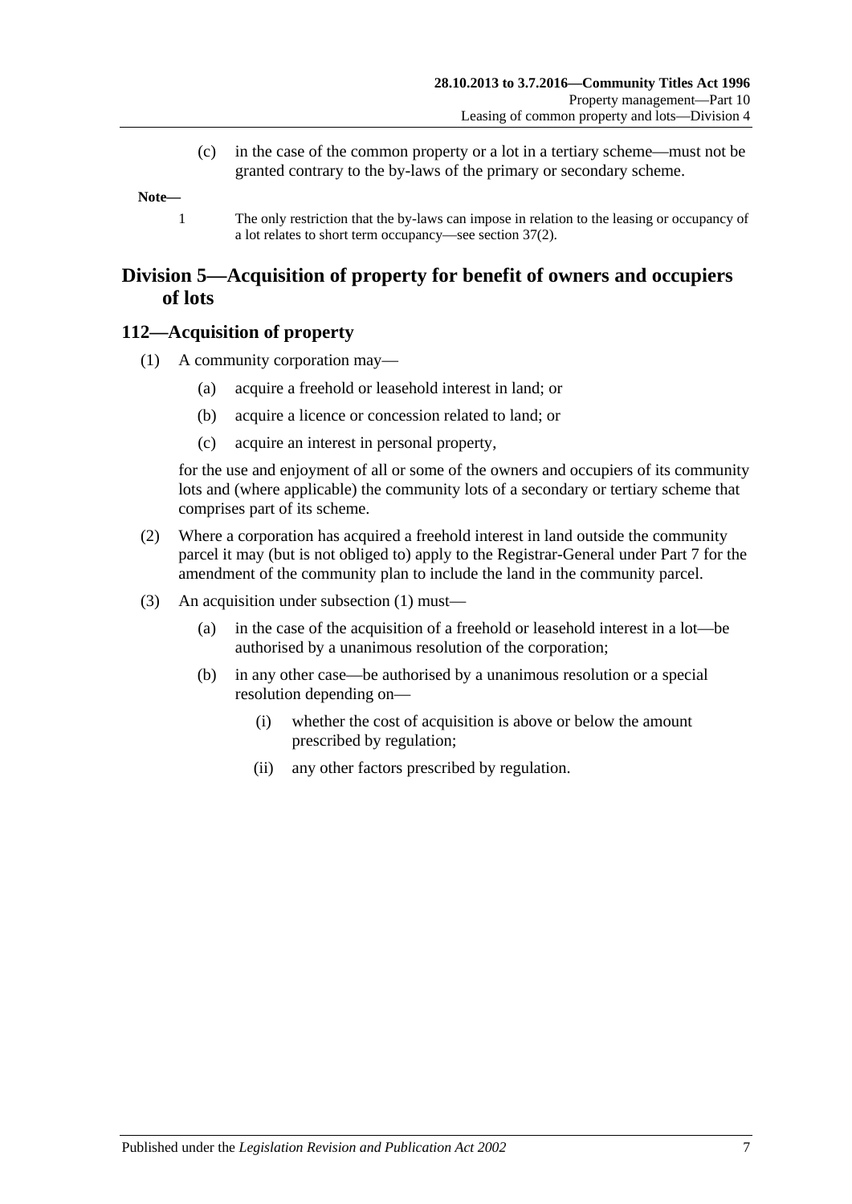(c) in the case of the common property or a lot in a tertiary scheme—must not be granted contrary to the by-laws of the primary or secondary scheme.

**Note—**

1 The only restriction that the by-laws can impose in relation to the leasing or occupancy of a lot relates to short term occupancy—see section 37(2).

## Division 5—Acquisition of property for benefit of owners and occupiers of lots

### 112—Acquisition of property

(1) A community corporation may—

(a) acquire a freehold or leasehold interest in land; or

(b) acquire a licence or concession related to land; or

(c) acquire an interest in personal property,

for the use and enjoyment of all or some of the owners and occupiers of its community lots and (where applicable) the community lots of a secondary or tertiary scheme that comprises part of its scheme.

(2) Where a corporation has acquired a freehold interest in land outside the community parcel it may (but is not obliged to) apply to the Registrar-General under Part 7 for the amendment of the community plan to include the land in the community parcel.

(3) An acquisition under subsection (1) must—

(a) in the case of the acquisition of a freehold or leasehold interest in a lot—be authorised by a unanimous resolution of the corporation;

(b) in any other case—be authorised by a unanimous resolution or a special resolution depending on—

(i) whether the cost of acquisition is above or below the amount prescribed by regulation;

(ii) any other factors prescribed by regulation.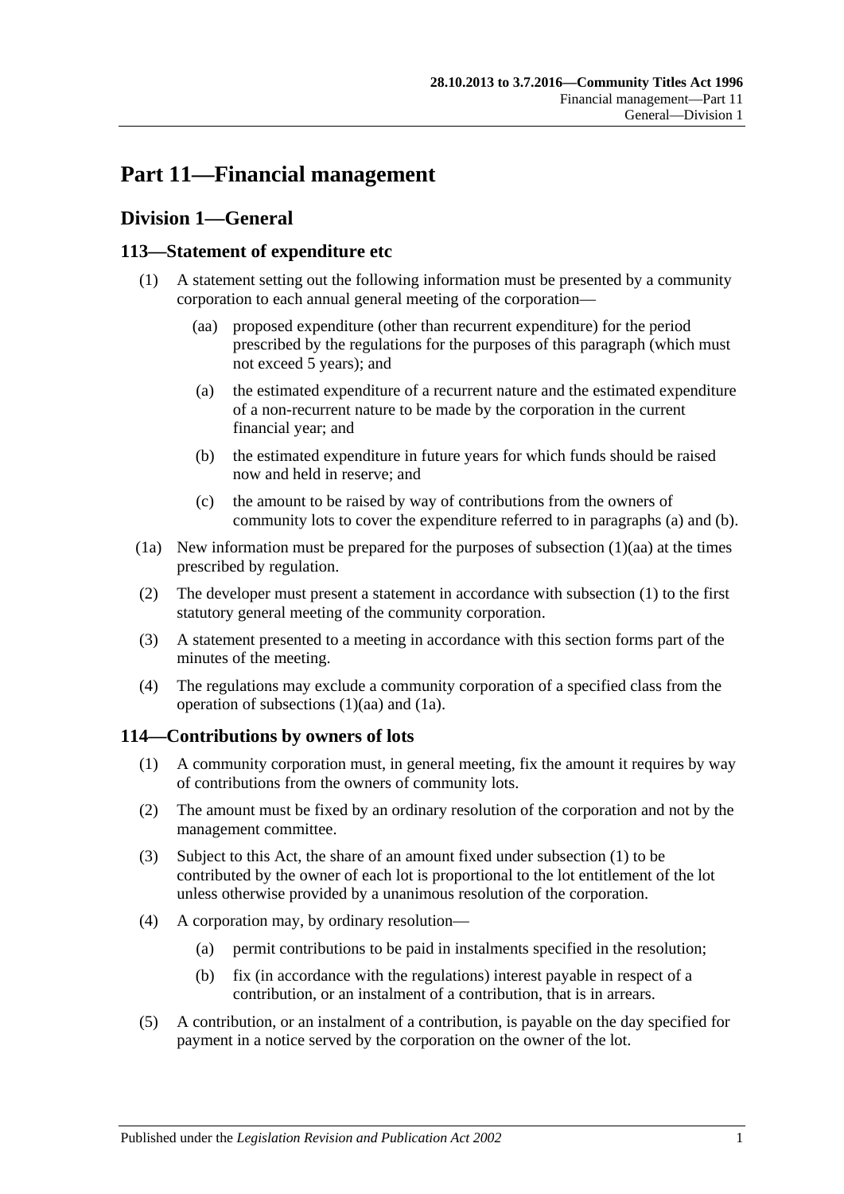# Part 11—Financial management

## Division 1—General

### 113—Statement of expenditure etc

(1) A statement setting out the following information must be presented by a community corporation to each annual general meeting of the corporation—

(aa) proposed expenditure (other than recurrent expenditure) for the period prescribed by the regulations for the purposes of this paragraph (which must not exceed 5 years); and

(a) the estimated expenditure of a recurrent nature and the estimated expenditure of a non-recurrent nature to be made by the corporation in the current financial year; and

(b) the estimated expenditure in future years for which funds should be raised now and held in reserve; and

(c) the amount to be raised by way of contributions from the owners of community lots to cover the expenditure referred to in paragraphs (a) and (b).

(1a) New information must be prepared for the purposes of subsection (1)(aa) at the times prescribed by regulation.

(2) The developer must present a statement in accordance with subsection (1) to the first statutory general meeting of the community corporation.

(3) A statement presented to a meeting in accordance with this section forms part of the minutes of the meeting.

(4) The regulations may exclude a community corporation of a specified class from the operation of subsections (1)(aa) and (1a).

### 114—Contributions by owners of lots

(1) A community corporation must, in general meeting, fix the amount it requires by way of contributions from the owners of community lots.

(2) The amount must be fixed by an ordinary resolution of the corporation and not by the management committee.

(3) Subject to this Act, the share of an amount fixed under subsection (1) to be contributed by the owner of each lot is proportional to the lot entitlement of the lot unless otherwise provided by a unanimous resolution of the corporation.

(4) A corporation may, by ordinary resolution—

(a) permit contributions to be paid in instalments specified in the resolution;

(b) fix (in accordance with the regulations) interest payable in respect of a contribution, or an instalment of a contribution, that is in arrears.

(5) A contribution, or an instalment of a contribution, is payable on the day specified for payment in a notice served by the corporation on the owner of the lot.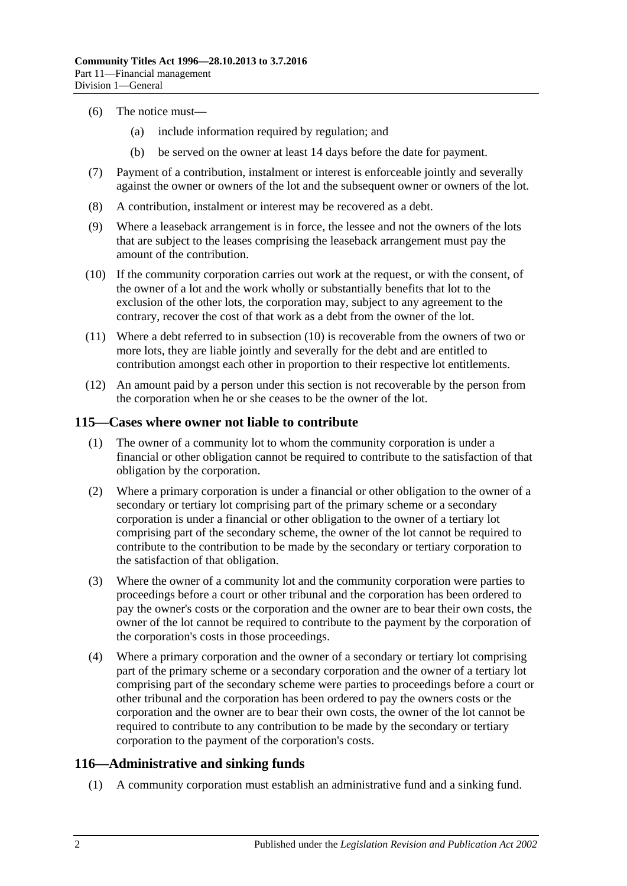(6) The notice must—

(a) include information required by regulation; and

(b) be served on the owner at least 14 days before the date for payment.

(7) Payment of a contribution, instalment or interest is enforceable jointly and severally against the owner or owners of the lot and the subsequent owner or owners of the lot.

(8) A contribution, instalment or interest may be recovered as a debt.

(9) Where a leaseback arrangement is in force, the lessee and not the owners of the lots that are subject to the leases comprising the leaseback arrangement must pay the amount of the contribution.

(10) If the community corporation carries out work at the request, or with the consent, of the owner of a lot and the work wholly or substantially benefits that lot to the exclusion of the other lots, the corporation may, subject to any agreement to the contrary, recover the cost of that work as a debt from the owner of the lot.

(11) Where a debt referred to in subsection (10) is recoverable from the owners of two or more lots, they are liable jointly and severally for the debt and are entitled to contribution amongst each other in proportion to their respective lot entitlements.

(12) An amount paid by a person under this section is not recoverable by the person from the corporation when he or she ceases to be the owner of the lot.

## 115—Cases where owner not liable to contribute

(1) The owner of a community lot to whom the community corporation is under a financial or other obligation cannot be required to contribute to the satisfaction of that obligation by the corporation.

(2) Where a primary corporation is under a financial or other obligation to the owner of a secondary or tertiary lot comprising part of the primary scheme or a secondary corporation is under a financial or other obligation to the owner of a tertiary lot comprising part of the secondary scheme, the owner of the lot cannot be required to contribute to the contribution to be made by the secondary or tertiary corporation to the satisfaction of that obligation.

(3) Where the owner of a community lot and the community corporation were parties to proceedings before a court or other tribunal and the corporation has been ordered to pay the owner's costs or the corporation and the owner are to bear their own costs, the owner of the lot cannot be required to contribute to the payment by the corporation of the corporation's costs in those proceedings.

(4) Where a primary corporation and the owner of a secondary or tertiary lot comprising part of the primary scheme or a secondary corporation and the owner of a tertiary lot comprising part of the secondary scheme were parties to proceedings before a court or other tribunal and the corporation has been ordered to pay the owners costs or the corporation and the owner are to bear their own costs, the owner of the lot cannot be required to contribute to any contribution to be made by the secondary or tertiary corporation to the payment of the corporation's costs.

## 116—Administrative and sinking funds

(1) A community corporation must establish an administrative fund and a sinking fund.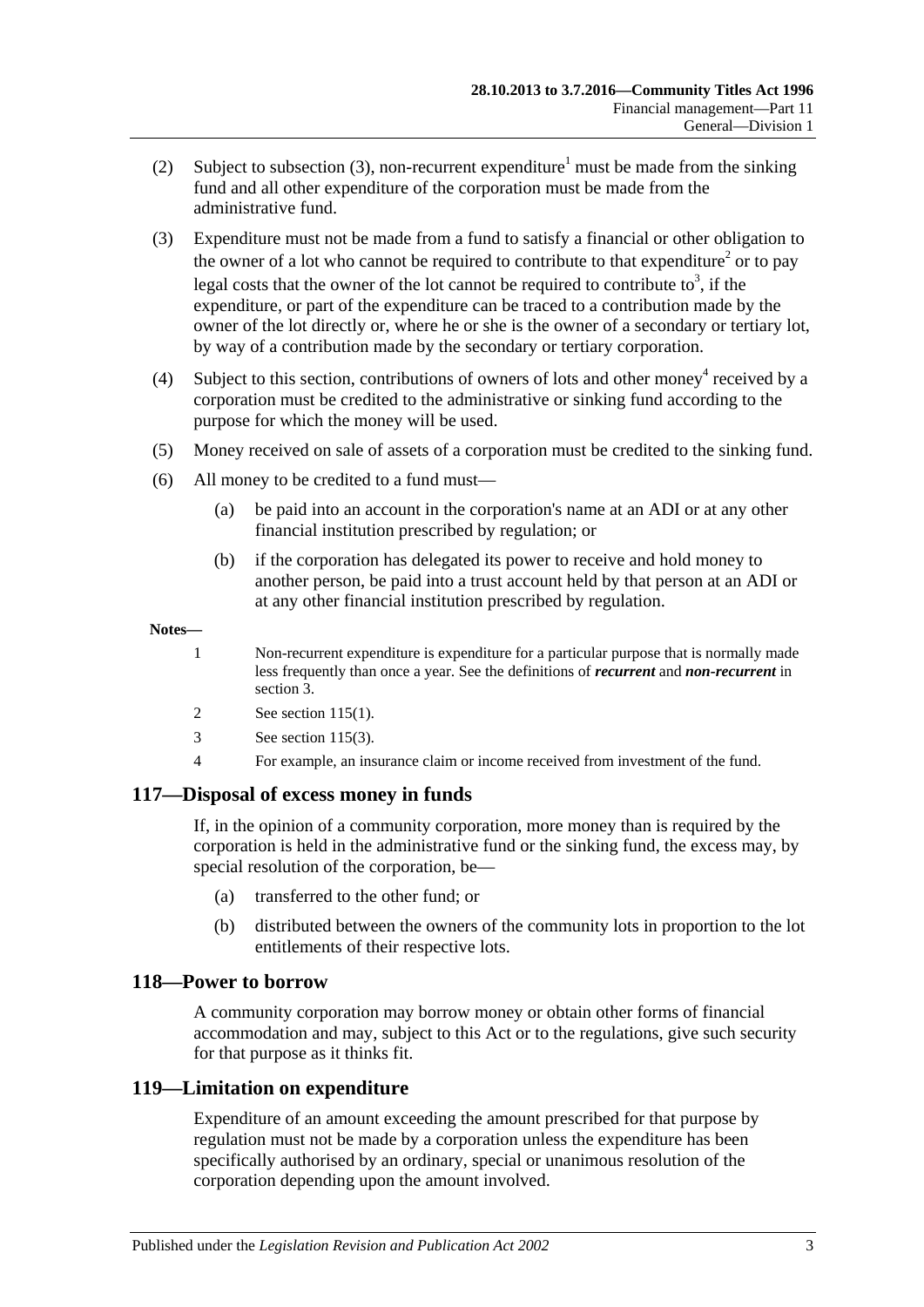(2) Subject to subsection (3), non-recurrent expenditure[1] must be made from the sinking fund and all other expenditure of the corporation must be made from the administrative fund.

(3) Expenditure must not be made from a fund to satisfy a financial or other obligation to the owner of a lot who cannot be required to contribute to that expenditure[2] or to pay legal costs that the owner of the lot cannot be required to contribute to[3], if the expenditure, or part of the expenditure can be traced to a contribution made by the owner of the lot directly or, where he or she is the owner of a secondary or tertiary lot, by way of a contribution made by the secondary or tertiary corporation.

(4) Subject to this section, contributions of owners of lots and other money[4] received by a corporation must be credited to the administrative or sinking fund according to the purpose for which the money will be used.

(5) Money received on sale of assets of a corporation must be credited to the sinking fund.

(6) All money to be credited to a fund must—

(a) be paid into an account in the corporation's name at an ADI or at any other financial institution prescribed by regulation; or

(b) if the corporation has delegated its power to receive and hold money to another person, be paid into a trust account held by that person at an ADI or at any other financial institution prescribed by regulation.

**Notes—**

1 Non-recurrent expenditure is expenditure for a particular purpose that is normally made less frequently than once a year. See the definitions of ***recurrent*** and ***non-recurrent*** in section 3.

2 See section 115(1).

3 See section 115(3).

4 For example, an insurance claim or income received from investment of the fund.

## 117—Disposal of excess money in funds

If, in the opinion of a community corporation, more money than is required by the corporation is held in the administrative fund or the sinking fund, the excess may, by special resolution of the corporation, be—

(a) transferred to the other fund; or

(b) distributed between the owners of the community lots in proportion to the lot entitlements of their respective lots.

## 118—Power to borrow

A community corporation may borrow money or obtain other forms of financial accommodation and may, subject to this Act or to the regulations, give such security for that purpose as it thinks fit.

## 119—Limitation on expenditure

Expenditure of an amount exceeding the amount prescribed for that purpose by regulation must not be made by a corporation unless the expenditure has been specifically authorised by an ordinary, special or unanimous resolution of the corporation depending upon the amount involved.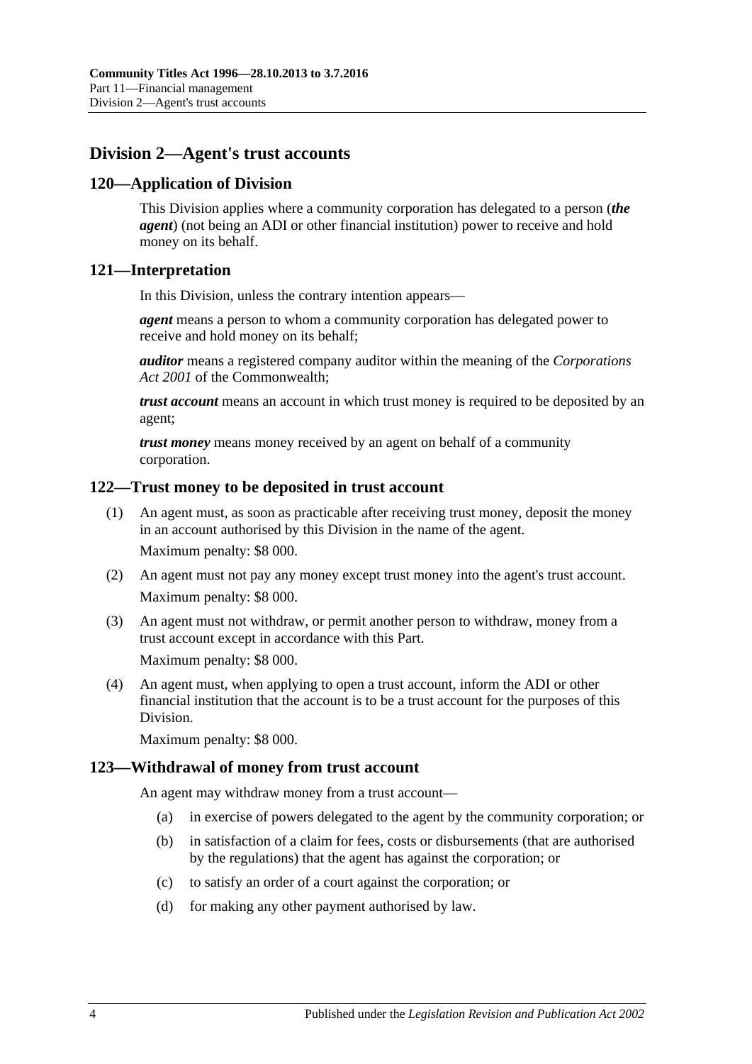## Division 2—Agent's trust accounts

### 120—Application of Division

This Division applies where a community corporation has delegated to a person (***the agent***) (not being an ADI or other financial institution) power to receive and hold money on its behalf.

### 121—Interpretation

In this Division, unless the contrary intention appears—

***agent*** means a person to whom a community corporation has delegated power to receive and hold money on its behalf;

***auditor*** means a registered company auditor within the meaning of the *Corporations Act 2001* of the Commonwealth;

***trust account*** means an account in which trust money is required to be deposited by an agent;

***trust money*** means money received by an agent on behalf of a community corporation.

### 122—Trust money to be deposited in trust account

(1) An agent must, as soon as practicable after receiving trust money, deposit the money in an account authorised by this Division in the name of the agent.

Maximum penalty: $8 000.

(2) An agent must not pay any money except trust money into the agent's trust account.

Maximum penalty: $8 000.

(3) An agent must not withdraw, or permit another person to withdraw, money from a trust account except in accordance with this Part.

Maximum penalty: $8 000.

(4) An agent must, when applying to open a trust account, inform the ADI or other financial institution that the account is to be a trust account for the purposes of this Division.

Maximum penalty: $8 000.

### 123—Withdrawal of money from trust account

An agent may withdraw money from a trust account—

(a) in exercise of powers delegated to the agent by the community corporation; or

(b) in satisfaction of a claim for fees, costs or disbursements (that are authorised by the regulations) that the agent has against the corporation; or

(c) to satisfy an order of a court against the corporation; or

(d) for making any other payment authorised by law.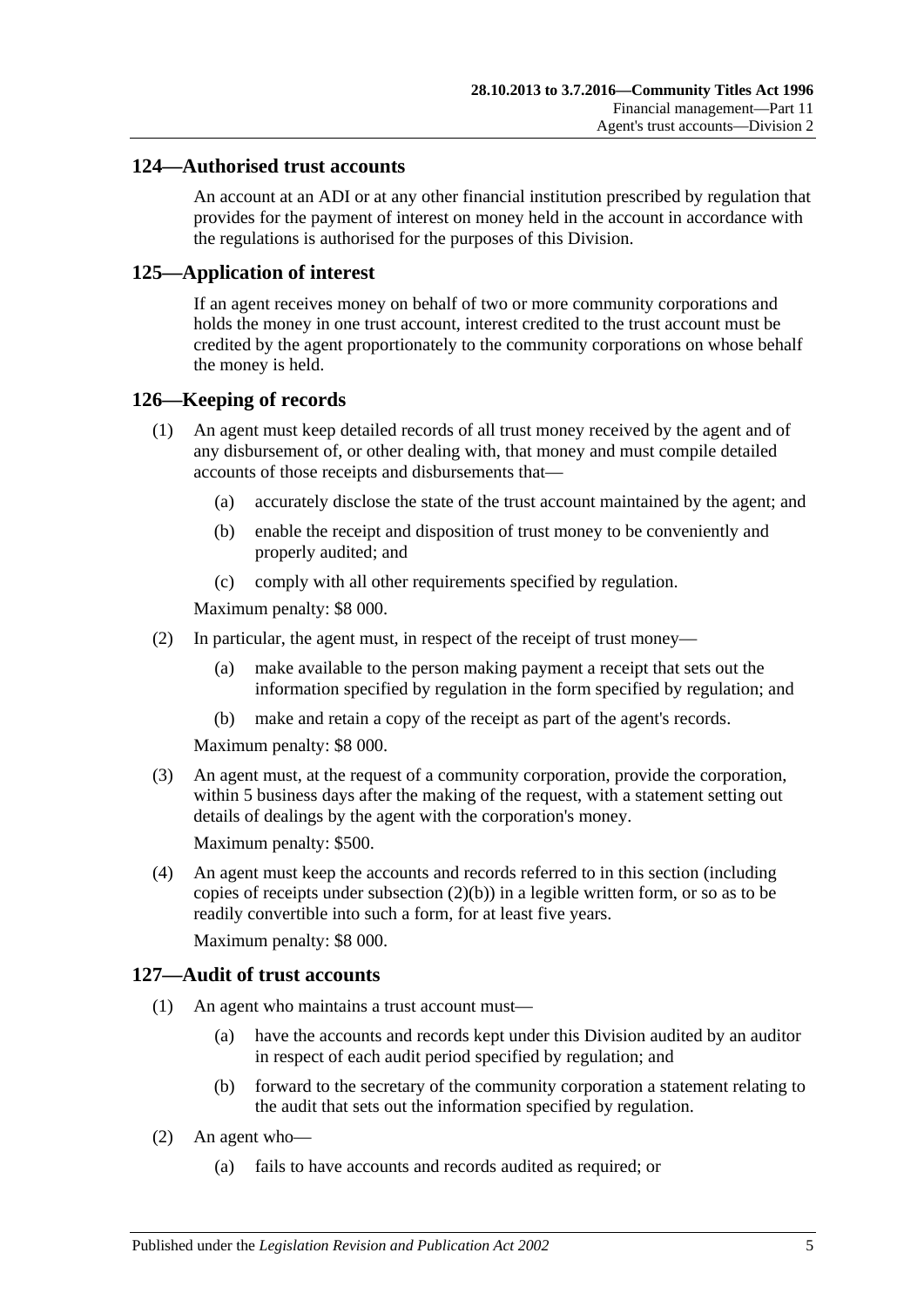## 124—Authorised trust accounts

An account at an ADI or at any other financial institution prescribed by regulation that provides for the payment of interest on money held in the account in accordance with the regulations is authorised for the purposes of this Division.

## 125—Application of interest

If an agent receives money on behalf of two or more community corporations and holds the money in one trust account, interest credited to the trust account must be credited by the agent proportionately to the community corporations on whose behalf the money is held.

## 126—Keeping of records

(1) An agent must keep detailed records of all trust money received by the agent and of any disbursement of, or other dealing with, that money and must compile detailed accounts of those receipts and disbursements that—

(a) accurately disclose the state of the trust account maintained by the agent; and

(b) enable the receipt and disposition of trust money to be conveniently and properly audited; and

(c) comply with all other requirements specified by regulation.

Maximum penalty: $8 000.

(2) In particular, the agent must, in respect of the receipt of trust money—

(a) make available to the person making payment a receipt that sets out the information specified by regulation in the form specified by regulation; and

(b) make and retain a copy of the receipt as part of the agent's records.

Maximum penalty: $8 000.

(3) An agent must, at the request of a community corporation, provide the corporation, within 5 business days after the making of the request, with a statement setting out details of dealings by the agent with the corporation's money.

Maximum penalty: $500.

(4) An agent must keep the accounts and records referred to in this section (including copies of receipts under subsection (2)(b)) in a legible written form, or so as to be readily convertible into such a form, for at least five years.

Maximum penalty: $8 000.

## 127—Audit of trust accounts

(1) An agent who maintains a trust account must—

(a) have the accounts and records kept under this Division audited by an auditor in respect of each audit period specified by regulation; and

(b) forward to the secretary of the community corporation a statement relating to the audit that sets out the information specified by regulation.

(2) An agent who—

(a) fails to have accounts and records audited as required; or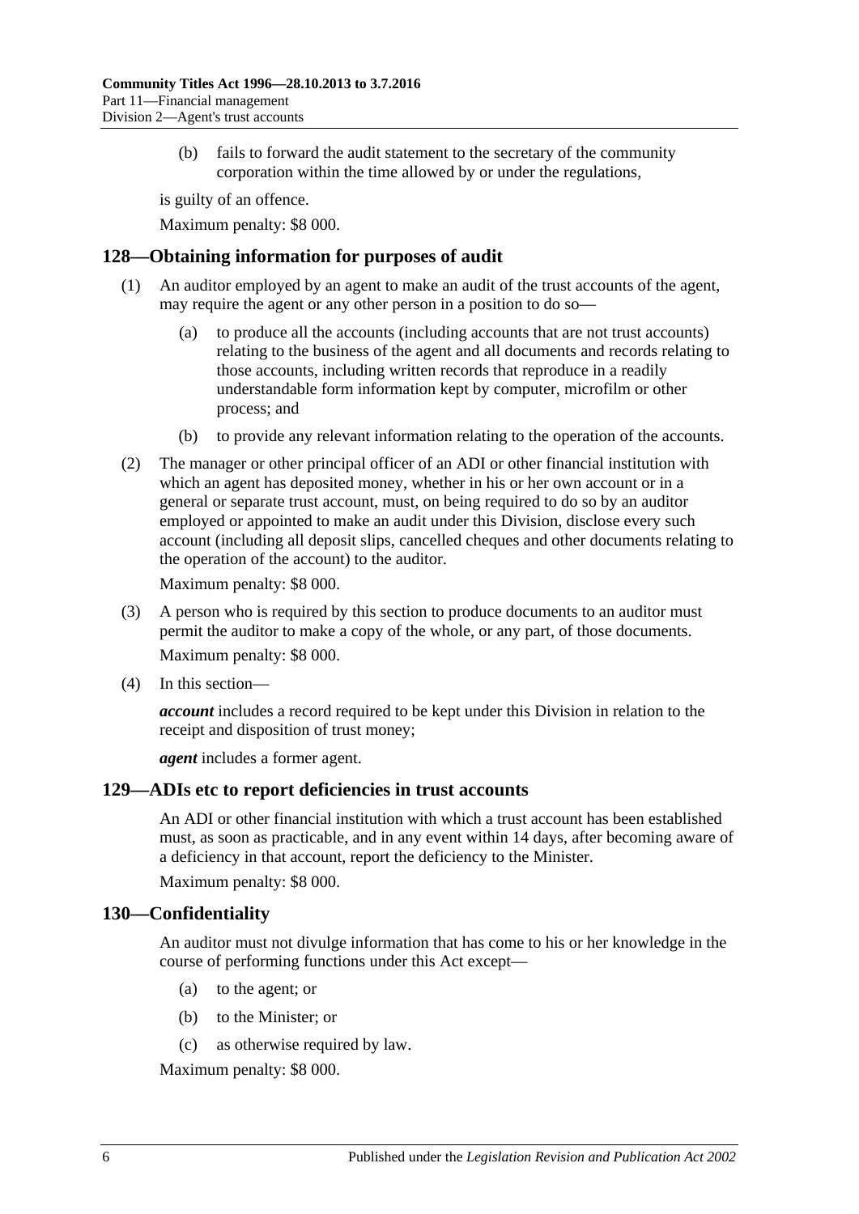(b) fails to forward the audit statement to the secretary of the community corporation within the time allowed by or under the regulations,

is guilty of an offence.

Maximum penalty: $8 000.

## 128—Obtaining information for purposes of audit

(1) An auditor employed by an agent to make an audit of the trust accounts of the agent, may require the agent or any other person in a position to do so—

(a) to produce all the accounts (including accounts that are not trust accounts) relating to the business of the agent and all documents and records relating to those accounts, including written records that reproduce in a readily understandable form information kept by computer, microfilm or other process; and

(b) to provide any relevant information relating to the operation of the accounts.

(2) The manager or other principal officer of an ADI or other financial institution with which an agent has deposited money, whether in his or her own account or in a general or separate trust account, must, on being required to do so by an auditor employed or appointed to make an audit under this Division, disclose every such account (including all deposit slips, cancelled cheques and other documents relating to the operation of the account) to the auditor.

Maximum penalty: $8 000.

(3) A person who is required by this section to produce documents to an auditor must permit the auditor to make a copy of the whole, or any part, of those documents.

Maximum penalty: $8 000.

(4) In this section—

***account*** includes a record required to be kept under this Division in relation to the receipt and disposition of trust money;

***agent*** includes a former agent.

## 129—ADIs etc to report deficiencies in trust accounts

An ADI or other financial institution with which a trust account has been established must, as soon as practicable, and in any event within 14 days, after becoming aware of a deficiency in that account, report the deficiency to the Minister.

Maximum penalty: $8 000.

## 130—Confidentiality

An auditor must not divulge information that has come to his or her knowledge in the course of performing functions under this Act except—

(a) to the agent; or

(b) to the Minister; or

(c) as otherwise required by law.

Maximum penalty: $8 000.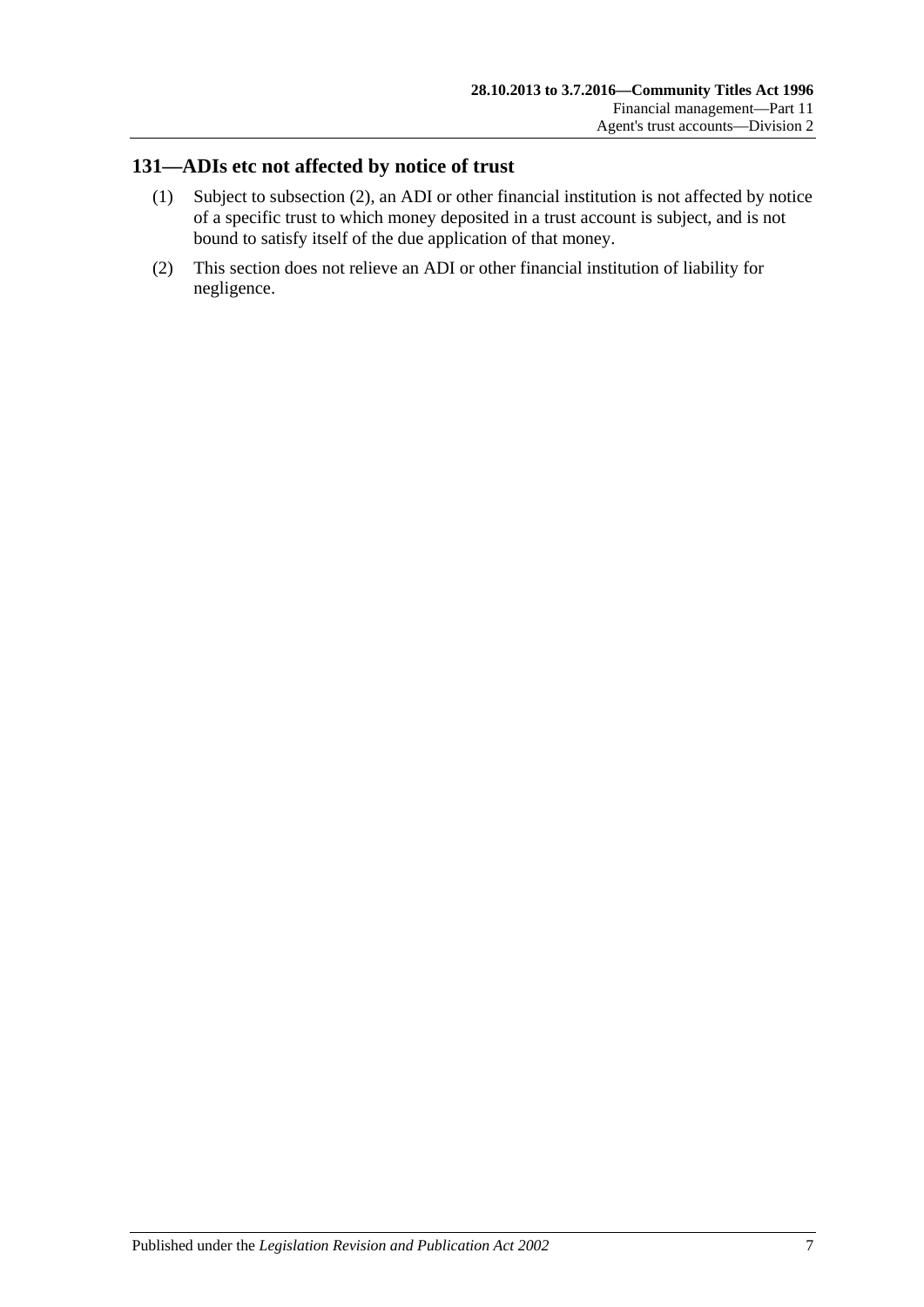## 131—ADIs etc not affected by notice of trust

(1) Subject to subsection (2), an ADI or other financial institution is not affected by notice of a specific trust to which money deposited in a trust account is subject, and is not bound to satisfy itself of the due application of that money.

(2) This section does not relieve an ADI or other financial institution of liability for negligence.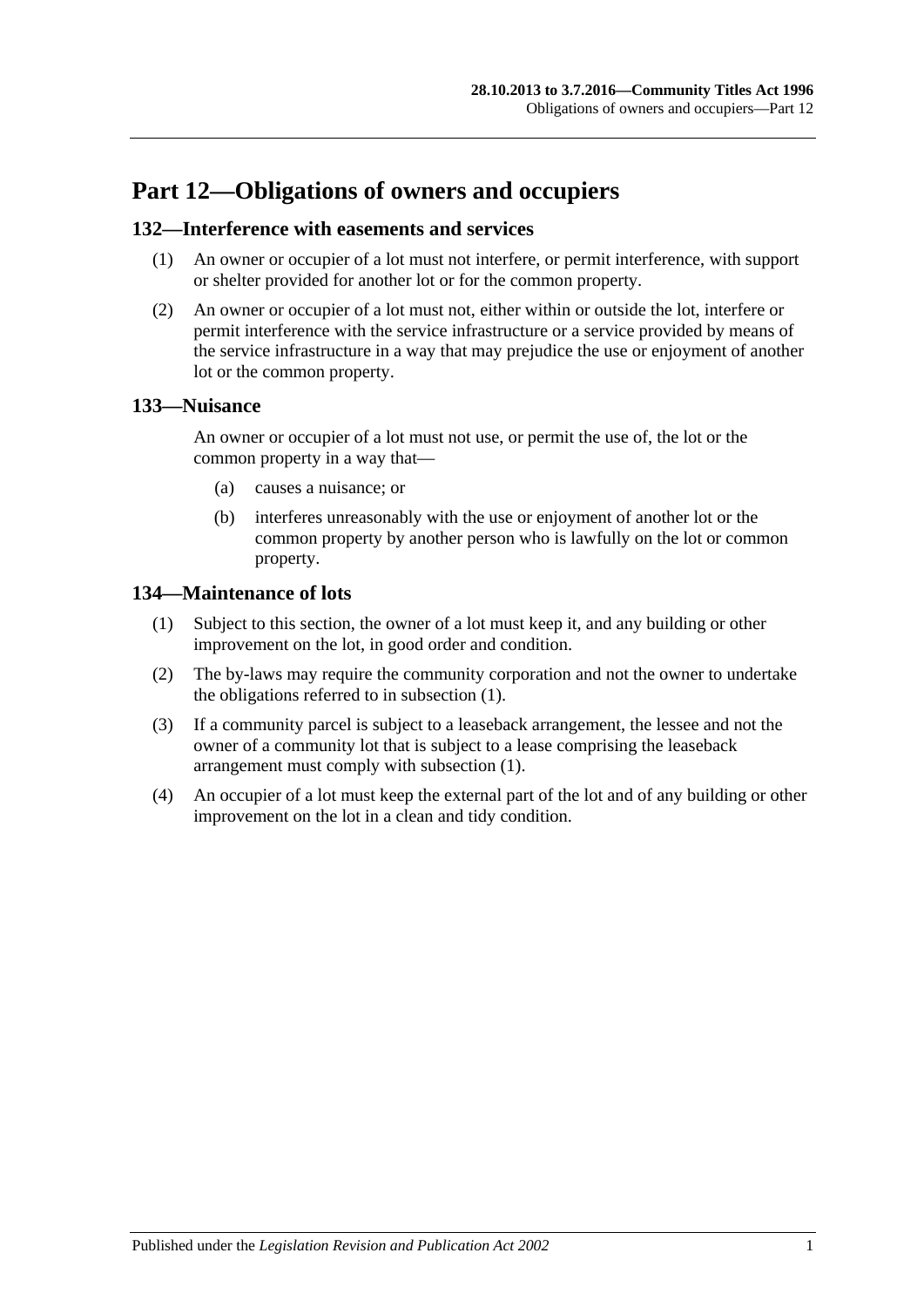# Part 12—Obligations of owners and occupiers

## 132—Interference with easements and services

(1) An owner or occupier of a lot must not interfere, or permit interference, with support or shelter provided for another lot or for the common property.

(2) An owner or occupier of a lot must not, either within or outside the lot, interfere or permit interference with the service infrastructure or a service provided by means of the service infrastructure in a way that may prejudice the use or enjoyment of another lot or the common property.

## 133—Nuisance

An owner or occupier of a lot must not use, or permit the use of, the lot or the common property in a way that—

(a) causes a nuisance; or

(b) interferes unreasonably with the use or enjoyment of another lot or the common property by another person who is lawfully on the lot or common property.

## 134—Maintenance of lots

(1) Subject to this section, the owner of a lot must keep it, and any building or other improvement on the lot, in good order and condition.

(2) The by-laws may require the community corporation and not the owner to undertake the obligations referred to in subsection (1).

(3) If a community parcel is subject to a leaseback arrangement, the lessee and not the owner of a community lot that is subject to a lease comprising the leaseback arrangement must comply with subsection (1).

(4) An occupier of a lot must keep the external part of the lot and of any building or other improvement on the lot in a clean and tidy condition.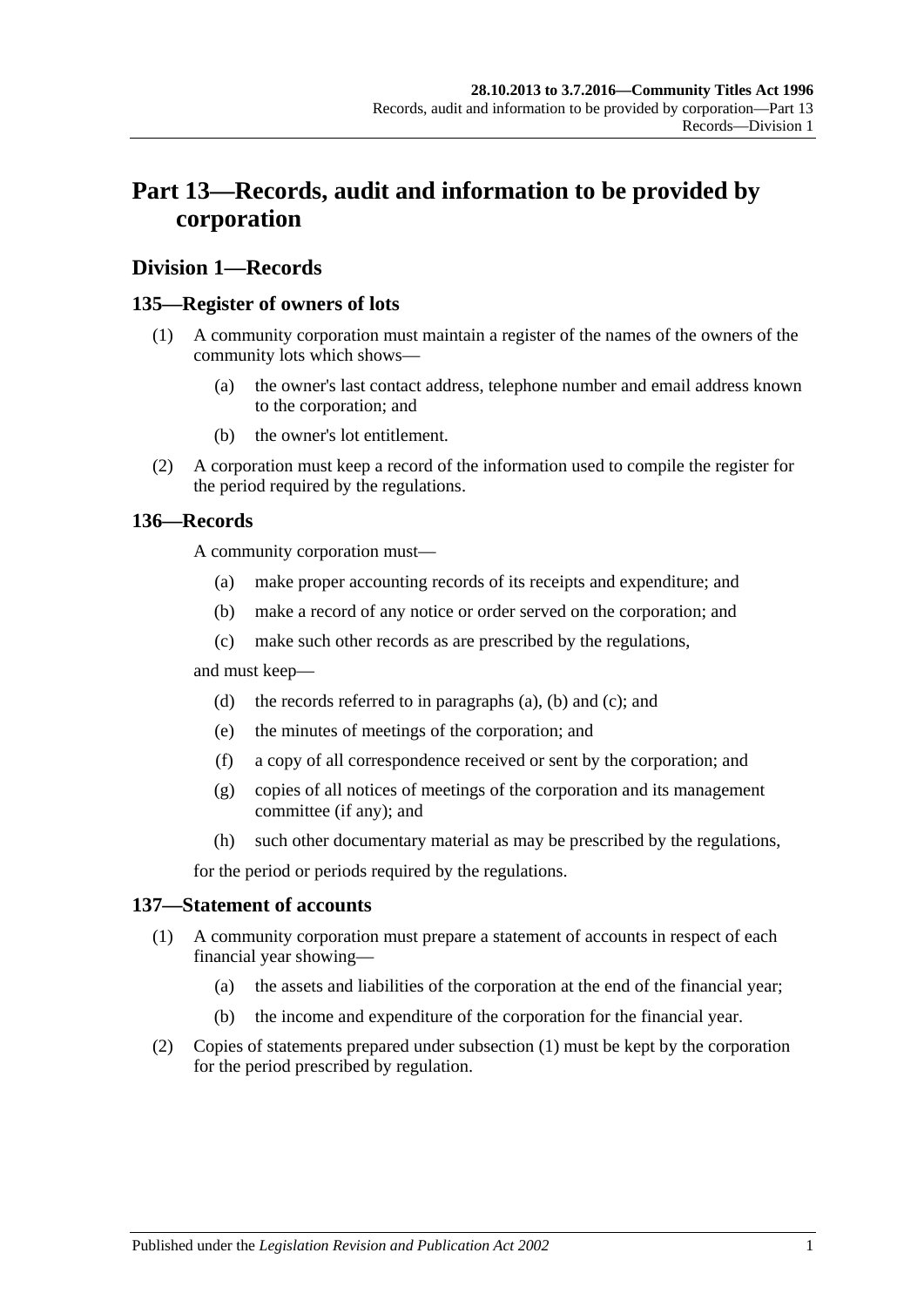# Part 13—Records, audit and information to be provided by corporation

## Division 1—Records

### 135—Register of owners of lots

(1) A community corporation must maintain a register of the names of the owners of the community lots which shows—

   (a) the owner's last contact address, telephone number and email address known to the corporation; and

   (b) the owner's lot entitlement.

(2) A corporation must keep a record of the information used to compile the register for the period required by the regulations.

### 136—Records

A community corporation must—

   (a) make proper accounting records of its receipts and expenditure; and

   (b) make a record of any notice or order served on the corporation; and

   (c) make such other records as are prescribed by the regulations,

and must keep—

   (d) the records referred to in paragraphs (a), (b) and (c); and

   (e) the minutes of meetings of the corporation; and

   (f) a copy of all correspondence received or sent by the corporation; and

   (g) copies of all notices of meetings of the corporation and its management committee (if any); and

   (h) such other documentary material as may be prescribed by the regulations,

for the period or periods required by the regulations.

### 137—Statement of accounts

(1) A community corporation must prepare a statement of accounts in respect of each financial year showing—

   (a) the assets and liabilities of the corporation at the end of the financial year;

   (b) the income and expenditure of the corporation for the financial year.

(2) Copies of statements prepared under subsection (1) must be kept by the corporation for the period prescribed by regulation.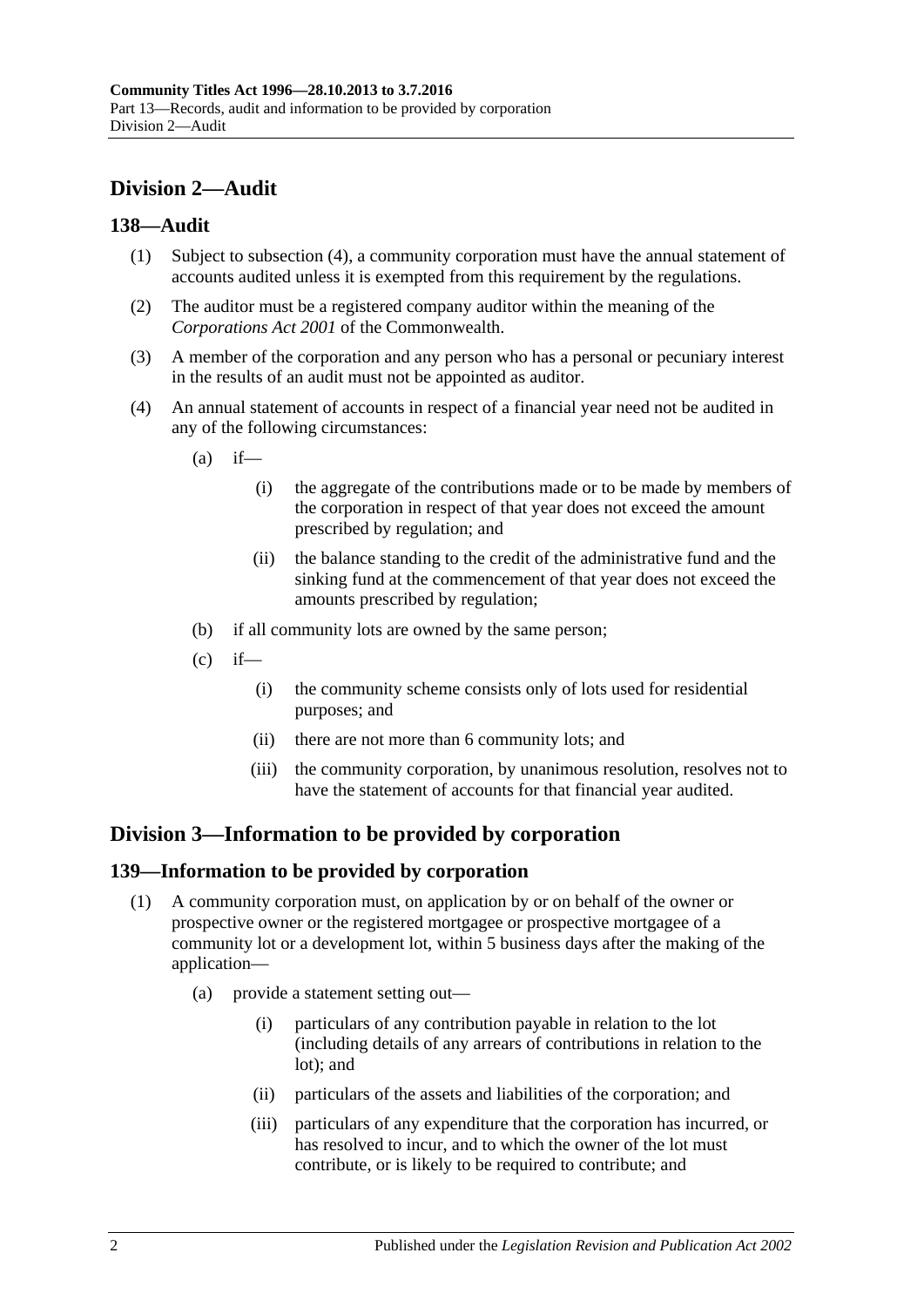## Division 2—Audit

### 138—Audit

(1) Subject to subsection (4), a community corporation must have the annual statement of accounts audited unless it is exempted from this requirement by the regulations.

(2) The auditor must be a registered company auditor within the meaning of the *Corporations Act 2001* of the Commonwealth.

(3) A member of the corporation and any person who has a personal or pecuniary interest in the results of an audit must not be appointed as auditor.

(4) An annual statement of accounts in respect of a financial year need not be audited in any of the following circumstances:

- (a) if—
  - (i) the aggregate of the contributions made or to be made by members of the corporation in respect of that year does not exceed the amount prescribed by regulation; and
  - (ii) the balance standing to the credit of the administrative fund and the sinking fund at the commencement of that year does not exceed the amounts prescribed by regulation;
- (b) if all community lots are owned by the same person;
- (c) if—
  - (i) the community scheme consists only of lots used for residential purposes; and
  - (ii) there are not more than 6 community lots; and
  - (iii) the community corporation, by unanimous resolution, resolves not to have the statement of accounts for that financial year audited.

## Division 3—Information to be provided by corporation

### 139—Information to be provided by corporation

(1) A community corporation must, on application by or on behalf of the owner or prospective owner or the registered mortgagee or prospective mortgagee of a community lot or a development lot, within 5 business days after the making of the application—

- (a) provide a statement setting out—
  - (i) particulars of any contribution payable in relation to the lot (including details of any arrears of contributions in relation to the lot); and
  - (ii) particulars of the assets and liabilities of the corporation; and
  - (iii) particulars of any expenditure that the corporation has incurred, or has resolved to incur, and to which the owner of the lot must contribute, or is likely to be required to contribute; and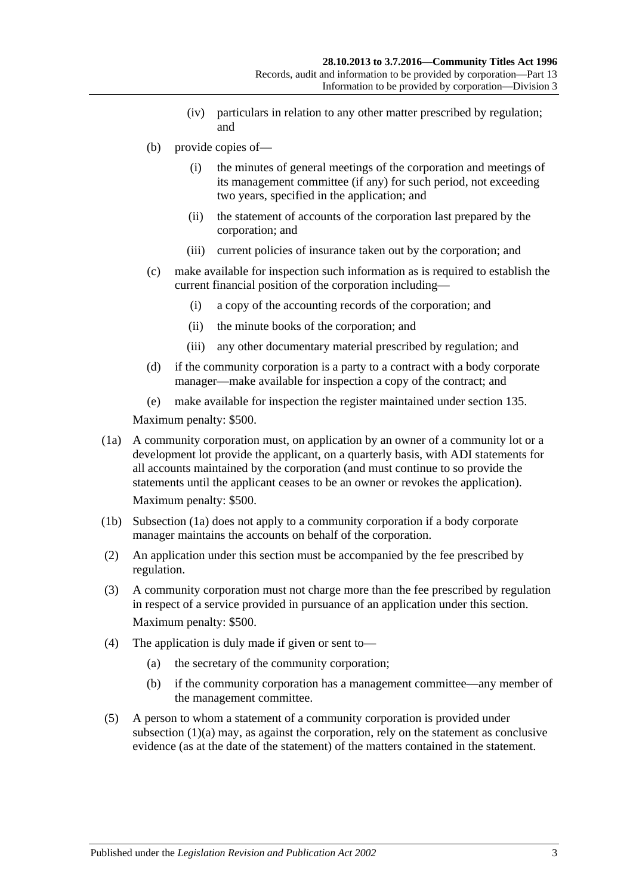(iv) particulars in relation to any other matter prescribed by regulation; and

(b) provide copies of—

(i) the minutes of general meetings of the corporation and meetings of its management committee (if any) for such period, not exceeding two years, specified in the application; and

(ii) the statement of accounts of the corporation last prepared by the corporation; and

(iii) current policies of insurance taken out by the corporation; and

(c) make available for inspection such information as is required to establish the current financial position of the corporation including—

(i) a copy of the accounting records of the corporation; and

(ii) the minute books of the corporation; and

(iii) any other documentary material prescribed by regulation; and

(d) if the community corporation is a party to a contract with a body corporate manager—make available for inspection a copy of the contract; and

(e) make available for inspection the register maintained under section 135.

Maximum penalty: $500.

(1a) A community corporation must, on application by an owner of a community lot or a development lot provide the applicant, on a quarterly basis, with ADI statements for all accounts maintained by the corporation (and must continue to so provide the statements until the applicant ceases to be an owner or revokes the application).

Maximum penalty: $500.

(1b) Subsection (1a) does not apply to a community corporation if a body corporate manager maintains the accounts on behalf of the corporation.

(2) An application under this section must be accompanied by the fee prescribed by regulation.

(3) A community corporation must not charge more than the fee prescribed by regulation in respect of a service provided in pursuance of an application under this section.

Maximum penalty: $500.

(4) The application is duly made if given or sent to—

(a) the secretary of the community corporation;

(b) if the community corporation has a management committee—any member of the management committee.

(5) A person to whom a statement of a community corporation is provided under subsection (1)(a) may, as against the corporation, rely on the statement as conclusive evidence (as at the date of the statement) of the matters contained in the statement.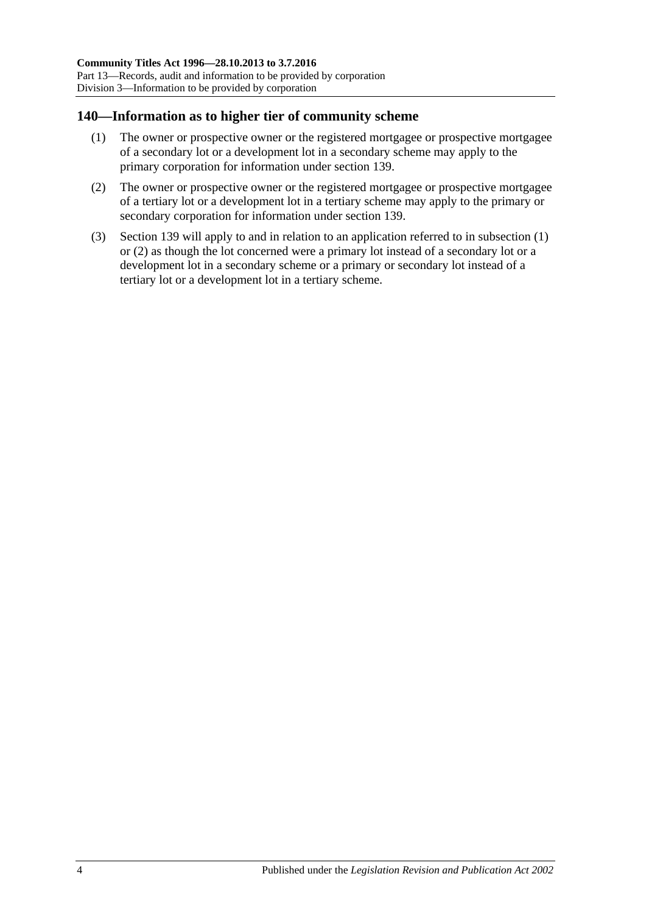## 140—Information as to higher tier of community scheme

(1) The owner or prospective owner or the registered mortgagee or prospective mortgagee of a secondary lot or a development lot in a secondary scheme may apply to the primary corporation for information under section 139.

(2) The owner or prospective owner or the registered mortgagee or prospective mortgagee of a tertiary lot or a development lot in a tertiary scheme may apply to the primary or secondary corporation for information under section 139.

(3) Section 139 will apply to and in relation to an application referred to in subsection (1) or (2) as though the lot concerned were a primary lot instead of a secondary lot or a development lot in a secondary scheme or a primary or secondary lot instead of a tertiary lot or a development lot in a tertiary scheme.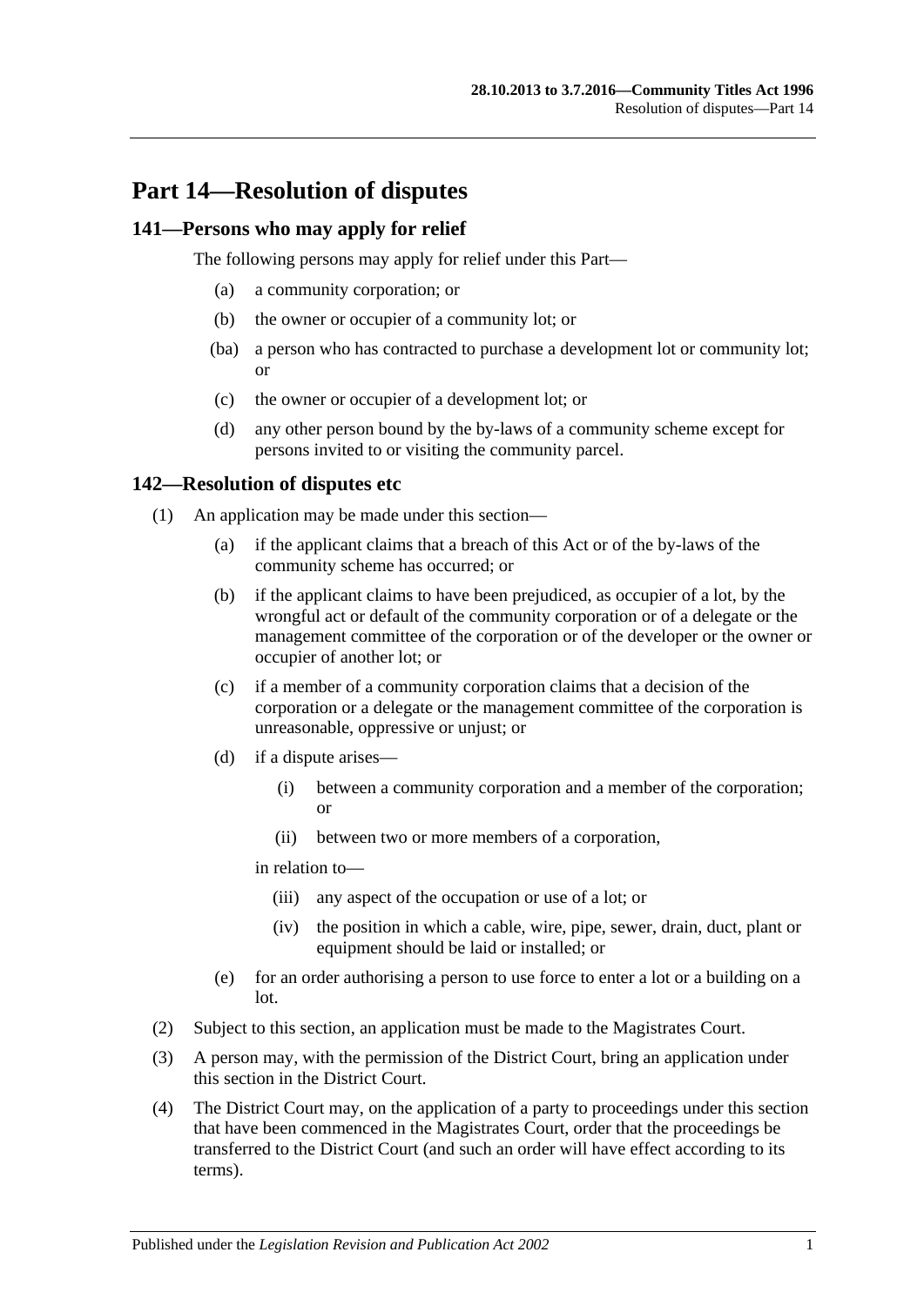# Part 14—Resolution of disputes

## 141—Persons who may apply for relief

The following persons may apply for relief under this Part—

- (a) a community corporation; or
- (b) the owner or occupier of a community lot; or
- (ba) a person who has contracted to purchase a development lot or community lot; or
- (c) the owner or occupier of a development lot; or
- (d) any other person bound by the by-laws of a community scheme except for persons invited to or visiting the community parcel.

## 142—Resolution of disputes etc

(1) An application may be made under this section—

- (a) if the applicant claims that a breach of this Act or of the by-laws of the community scheme has occurred; or
- (b) if the applicant claims to have been prejudiced, as occupier of a lot, by the wrongful act or default of the community corporation or of a delegate or the management committee of the corporation or of the developer or the owner or occupier of another lot; or
- (c) if a member of a community corporation claims that a decision of the corporation or a delegate or the management committee of the corporation is unreasonable, oppressive or unjust; or
- (d) if a dispute arises—
  - (i) between a community corporation and a member of the corporation; or
  - (ii) between two or more members of a corporation,

  in relation to—

  - (iii) any aspect of the occupation or use of a lot; or
  - (iv) the position in which a cable, wire, pipe, sewer, drain, duct, plant or equipment should be laid or installed; or
- (e) for an order authorising a person to use force to enter a lot or a building on a lot.

(2) Subject to this section, an application must be made to the Magistrates Court.

(3) A person may, with the permission of the District Court, bring an application under this section in the District Court.

(4) The District Court may, on the application of a party to proceedings under this section that have been commenced in the Magistrates Court, order that the proceedings be transferred to the District Court (and such an order will have effect according to its terms).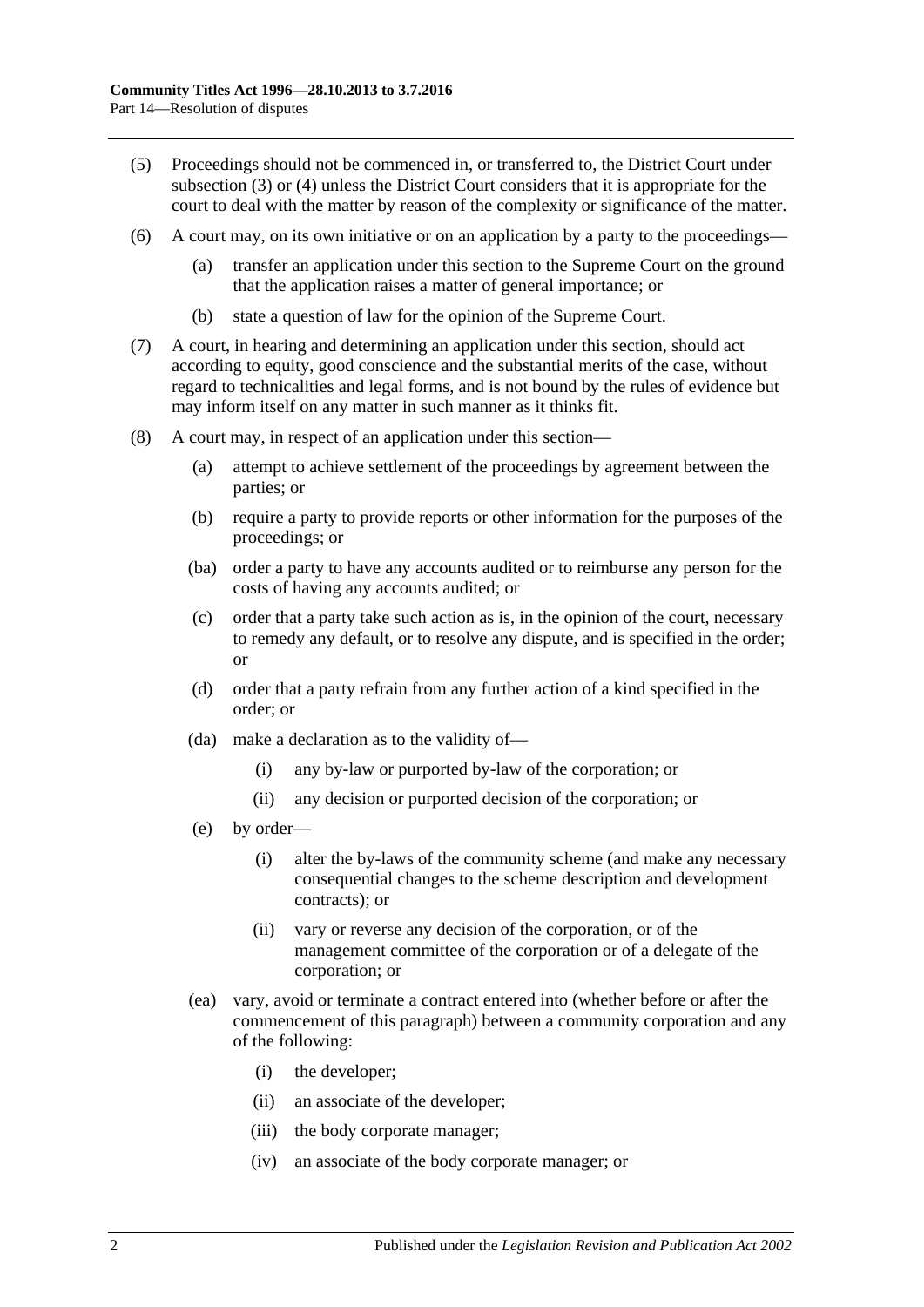(5) Proceedings should not be commenced in, or transferred to, the District Court under subsection (3) or (4) unless the District Court considers that it is appropriate for the court to deal with the matter by reason of the complexity or significance of the matter.

(6) A court may, on its own initiative or on an application by a party to the proceedings—

   (a) transfer an application under this section to the Supreme Court on the ground that the application raises a matter of general importance; or

   (b) state a question of law for the opinion of the Supreme Court.

(7) A court, in hearing and determining an application under this section, should act according to equity, good conscience and the substantial merits of the case, without regard to technicalities and legal forms, and is not bound by the rules of evidence but may inform itself on any matter in such manner as it thinks fit.

(8) A court may, in respect of an application under this section—

   (a) attempt to achieve settlement of the proceedings by agreement between the parties; or

   (b) require a party to provide reports or other information for the purposes of the proceedings; or

   (ba) order a party to have any accounts audited or to reimburse any person for the costs of having any accounts audited; or

   (c) order that a party take such action as is, in the opinion of the court, necessary to remedy any default, or to resolve any dispute, and is specified in the order; or

   (d) order that a party refrain from any further action of a kind specified in the order; or

   (da) make a declaration as to the validity of—

      (i) any by-law or purported by-law of the corporation; or

      (ii) any decision or purported decision of the corporation; or

   (e) by order—

      (i) alter the by-laws of the community scheme (and make any necessary consequential changes to the scheme description and development contracts); or

      (ii) vary or reverse any decision of the corporation, or of the management committee of the corporation or of a delegate of the corporation; or

   (ea) vary, avoid or terminate a contract entered into (whether before or after the commencement of this paragraph) between a community corporation and any of the following:

      (i) the developer;

      (ii) an associate of the developer;

      (iii) the body corporate manager;

      (iv) an associate of the body corporate manager; or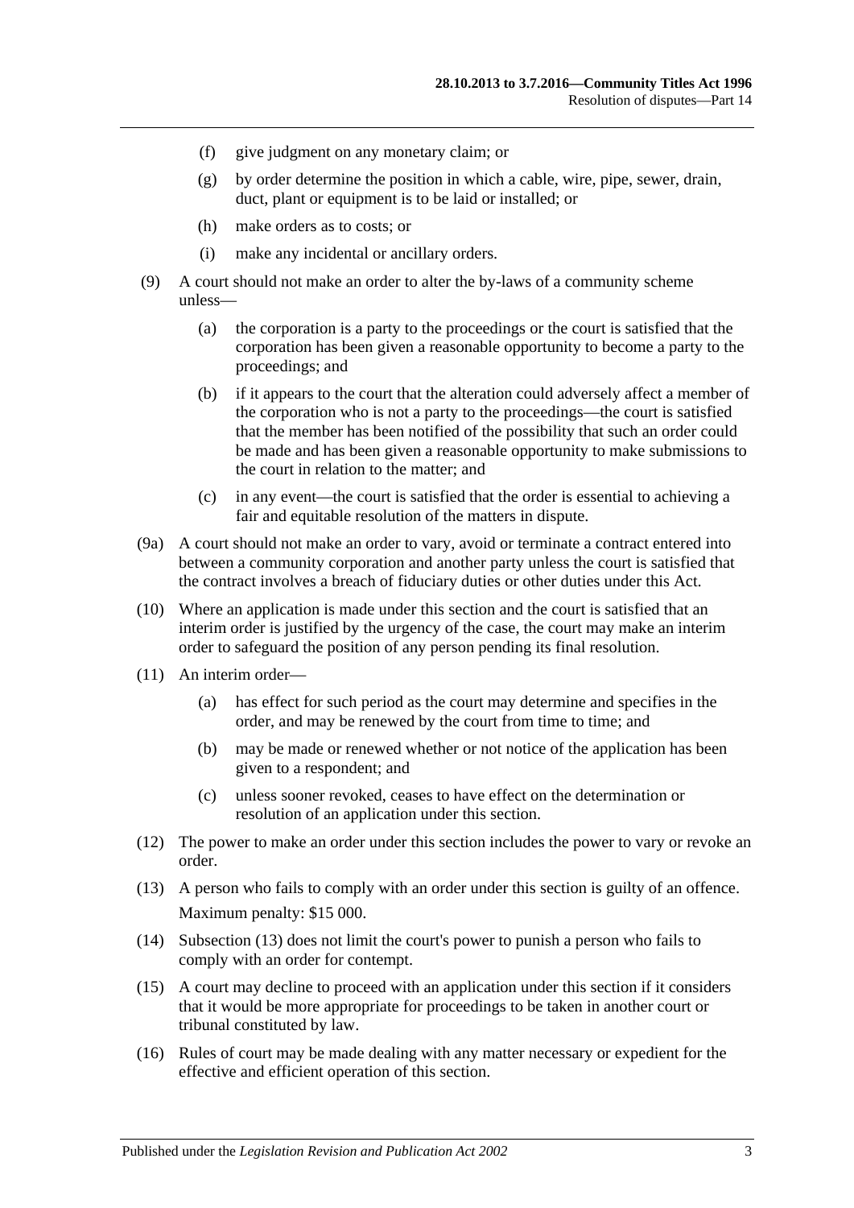(f) give judgment on any monetary claim; or

(g) by order determine the position in which a cable, wire, pipe, sewer, drain, duct, plant or equipment is to be laid or installed; or

(h) make orders as to costs; or

(i) make any incidental or ancillary orders.

(9) A court should not make an order to alter the by-laws of a community scheme unless—

(a) the corporation is a party to the proceedings or the court is satisfied that the corporation has been given a reasonable opportunity to become a party to the proceedings; and

(b) if it appears to the court that the alteration could adversely affect a member of the corporation who is not a party to the proceedings—the court is satisfied that the member has been notified of the possibility that such an order could be made and has been given a reasonable opportunity to make submissions to the court in relation to the matter; and

(c) in any event—the court is satisfied that the order is essential to achieving a fair and equitable resolution of the matters in dispute.

(9a) A court should not make an order to vary, avoid or terminate a contract entered into between a community corporation and another party unless the court is satisfied that the contract involves a breach of fiduciary duties or other duties under this Act.

(10) Where an application is made under this section and the court is satisfied that an interim order is justified by the urgency of the case, the court may make an interim order to safeguard the position of any person pending its final resolution.

(11) An interim order—

(a) has effect for such period as the court may determine and specifies in the order, and may be renewed by the court from time to time; and

(b) may be made or renewed whether or not notice of the application has been given to a respondent; and

(c) unless sooner revoked, ceases to have effect on the determination or resolution of an application under this section.

(12) The power to make an order under this section includes the power to vary or revoke an order.

(13) A person who fails to comply with an order under this section is guilty of an offence.

Maximum penalty: $15 000.

(14) Subsection (13) does not limit the court's power to punish a person who fails to comply with an order for contempt.

(15) A court may decline to proceed with an application under this section if it considers that it would be more appropriate for proceedings to be taken in another court or tribunal constituted by law.

(16) Rules of court may be made dealing with any matter necessary or expedient for the effective and efficient operation of this section.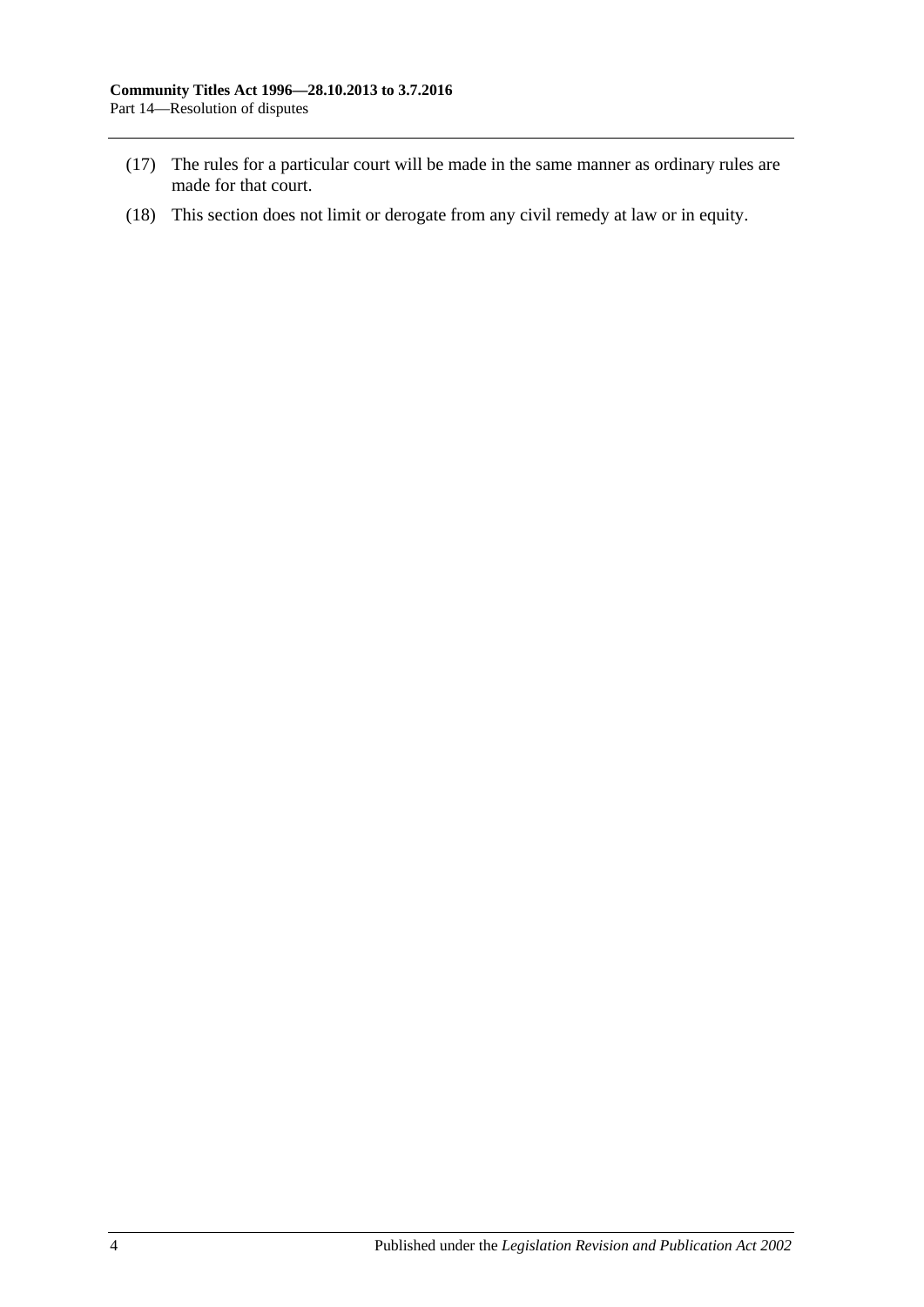(17) The rules for a particular court will be made in the same manner as ordinary rules are made for that court.

(18) This section does not limit or derogate from any civil remedy at law or in equity.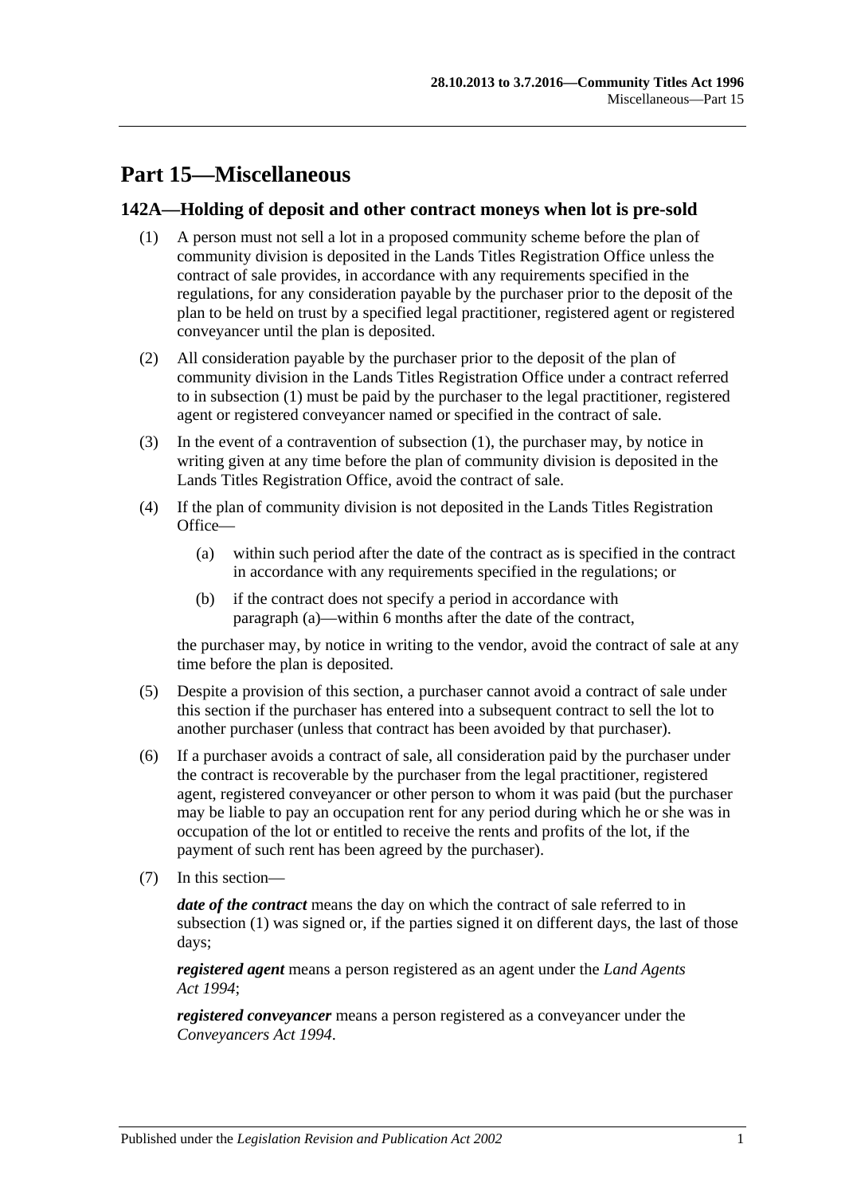# Part 15—Miscellaneous

## 142A—Holding of deposit and other contract moneys when lot is pre-sold

(1) A person must not sell a lot in a proposed community scheme before the plan of community division is deposited in the Lands Titles Registration Office unless the contract of sale provides, in accordance with any requirements specified in the regulations, for any consideration payable by the purchaser prior to the deposit of the plan to be held on trust by a specified legal practitioner, registered agent or registered conveyancer until the plan is deposited.

(2) All consideration payable by the purchaser prior to the deposit of the plan of community division in the Lands Titles Registration Office under a contract referred to in subsection (1) must be paid by the purchaser to the legal practitioner, registered agent or registered conveyancer named or specified in the contract of sale.

(3) In the event of a contravention of subsection (1), the purchaser may, by notice in writing given at any time before the plan of community division is deposited in the Lands Titles Registration Office, avoid the contract of sale.

(4) If the plan of community division is not deposited in the Lands Titles Registration Office—

(a) within such period after the date of the contract as is specified in the contract in accordance with any requirements specified in the regulations; or

(b) if the contract does not specify a period in accordance with paragraph (a)—within 6 months after the date of the contract,

the purchaser may, by notice in writing to the vendor, avoid the contract of sale at any time before the plan is deposited.

(5) Despite a provision of this section, a purchaser cannot avoid a contract of sale under this section if the purchaser has entered into a subsequent contract to sell the lot to another purchaser (unless that contract has been avoided by that purchaser).

(6) If a purchaser avoids a contract of sale, all consideration paid by the purchaser under the contract is recoverable by the purchaser from the legal practitioner, registered agent, registered conveyancer or other person to whom it was paid (but the purchaser may be liable to pay an occupation rent for any period during which he or she was in occupation of the lot or entitled to receive the rents and profits of the lot, if the payment of such rent has been agreed by the purchaser).

(7) In this section—

***date of the contract*** means the day on which the contract of sale referred to in subsection (1) was signed or, if the parties signed it on different days, the last of those days;

***registered agent*** means a person registered as an agent under the *Land Agents Act 1994*;

***registered conveyancer*** means a person registered as a conveyancer under the *Conveyancers Act 1994*.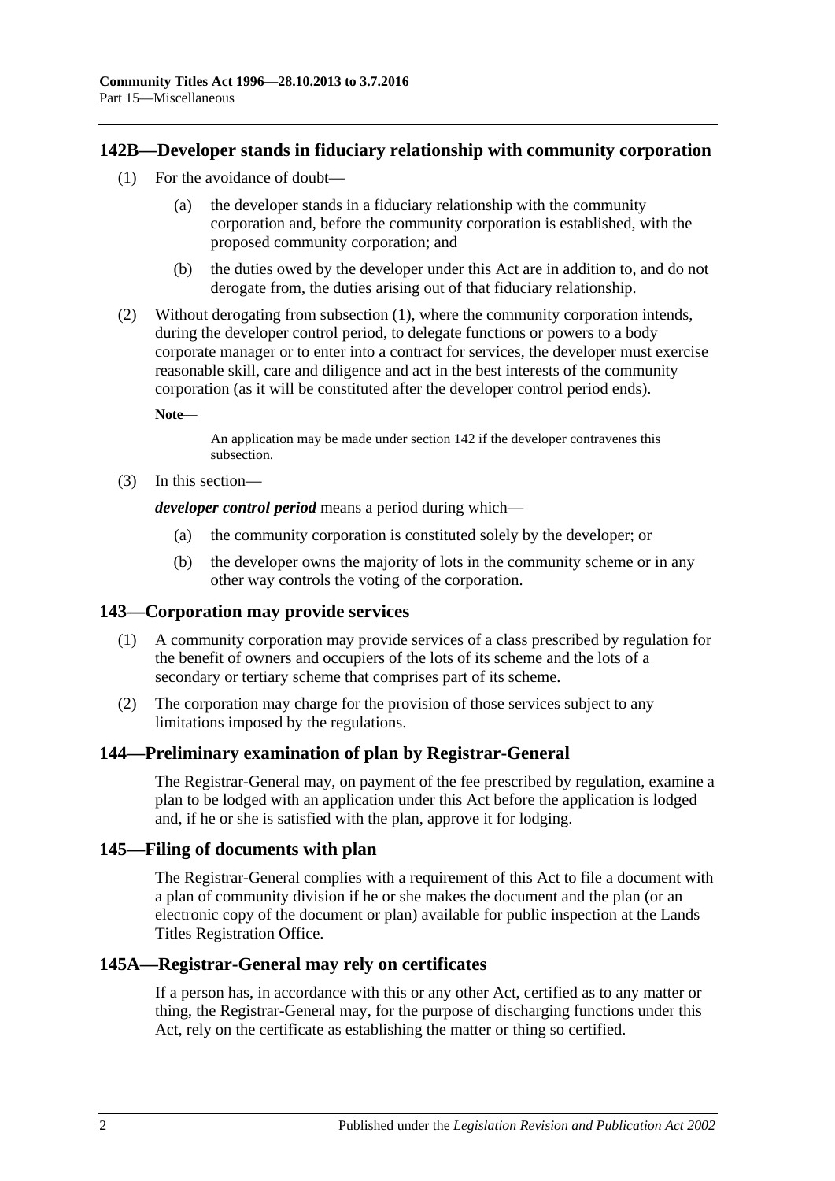## 142B—Developer stands in fiduciary relationship with community corporation

(1) For the avoidance of doubt—

(a) the developer stands in a fiduciary relationship with the community corporation and, before the community corporation is established, with the proposed community corporation; and

(b) the duties owed by the developer under this Act are in addition to, and do not derogate from, the duties arising out of that fiduciary relationship.

(2) Without derogating from subsection (1), where the community corporation intends, during the developer control period, to delegate functions or powers to a body corporate manager or to enter into a contract for services, the developer must exercise reasonable skill, care and diligence and act in the best interests of the community corporation (as it will be constituted after the developer control period ends).

**Note—**

An application may be made under section 142 if the developer contravenes this subsection.

(3) In this section—

***developer control period*** means a period during which—

(a) the community corporation is constituted solely by the developer; or

(b) the developer owns the majority of lots in the community scheme or in any other way controls the voting of the corporation.

## 143—Corporation may provide services

(1) A community corporation may provide services of a class prescribed by regulation for the benefit of owners and occupiers of the lots of its scheme and the lots of a secondary or tertiary scheme that comprises part of its scheme.

(2) The corporation may charge for the provision of those services subject to any limitations imposed by the regulations.

## 144—Preliminary examination of plan by Registrar-General

The Registrar-General may, on payment of the fee prescribed by regulation, examine a plan to be lodged with an application under this Act before the application is lodged and, if he or she is satisfied with the plan, approve it for lodging.

## 145—Filing of documents with plan

The Registrar-General complies with a requirement of this Act to file a document with a plan of community division if he or she makes the document and the plan (or an electronic copy of the document or plan) available for public inspection at the Lands Titles Registration Office.

## 145A—Registrar-General may rely on certificates

If a person has, in accordance with this or any other Act, certified as to any matter or thing, the Registrar-General may, for the purpose of discharging functions under this Act, rely on the certificate as establishing the matter or thing so certified.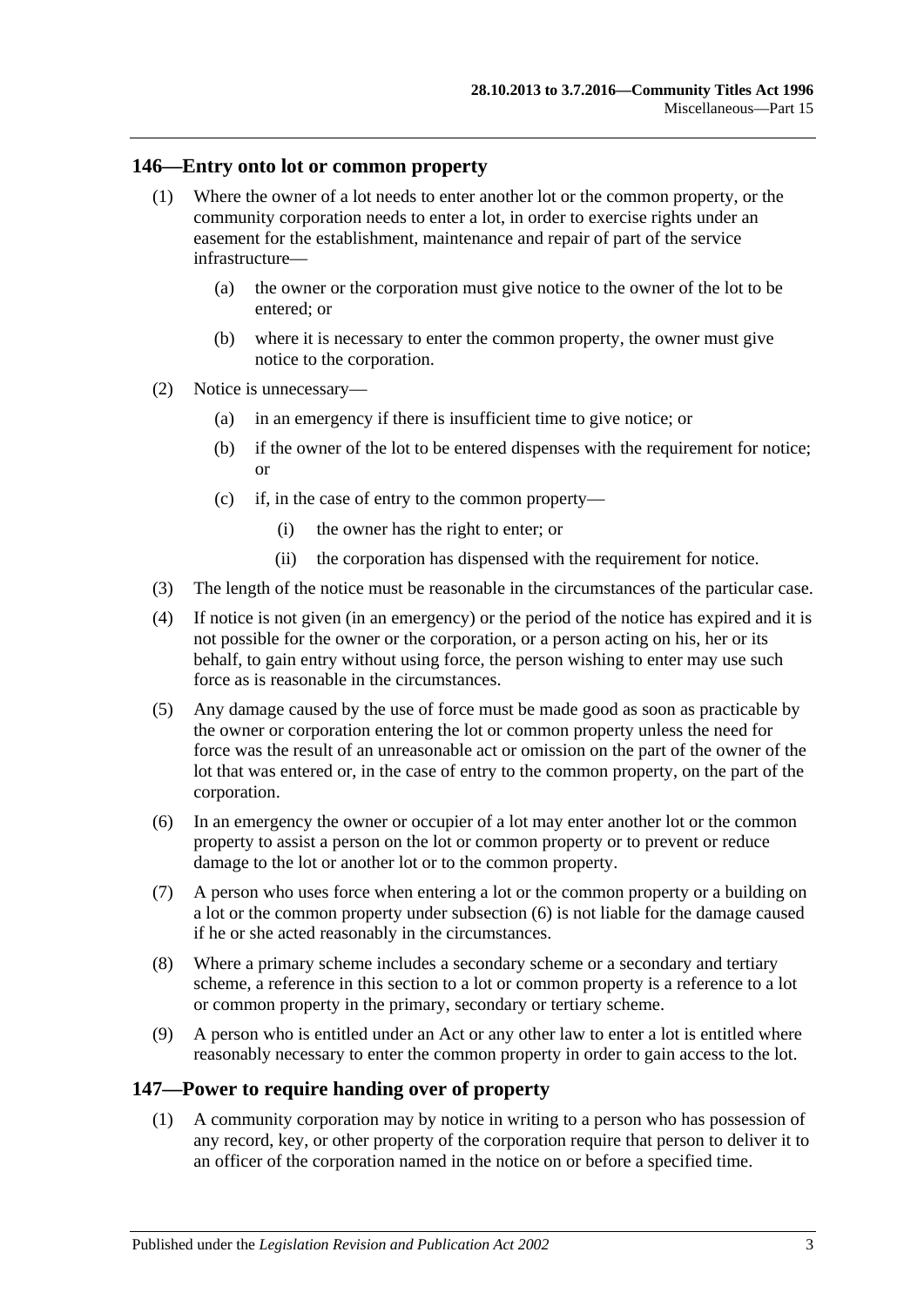## 146—Entry onto lot or common property

(1) Where the owner of a lot needs to enter another lot or the common property, or the community corporation needs to enter a lot, in order to exercise rights under an easement for the establishment, maintenance and repair of part of the service infrastructure—

(a) the owner or the corporation must give notice to the owner of the lot to be entered; or

(b) where it is necessary to enter the common property, the owner must give notice to the corporation.

(2) Notice is unnecessary—

(a) in an emergency if there is insufficient time to give notice; or

(b) if the owner of the lot to be entered dispenses with the requirement for notice; or

(c) if, in the case of entry to the common property—

(i) the owner has the right to enter; or

(ii) the corporation has dispensed with the requirement for notice.

(3) The length of the notice must be reasonable in the circumstances of the particular case.

(4) If notice is not given (in an emergency) or the period of the notice has expired and it is not possible for the owner or the corporation, or a person acting on his, her or its behalf, to gain entry without using force, the person wishing to enter may use such force as is reasonable in the circumstances.

(5) Any damage caused by the use of force must be made good as soon as practicable by the owner or corporation entering the lot or common property unless the need for force was the result of an unreasonable act or omission on the part of the owner of the lot that was entered or, in the case of entry to the common property, on the part of the corporation.

(6) In an emergency the owner or occupier of a lot may enter another lot or the common property to assist a person on the lot or common property or to prevent or reduce damage to the lot or another lot or to the common property.

(7) A person who uses force when entering a lot or the common property or a building on a lot or the common property under subsection (6) is not liable for the damage caused if he or she acted reasonably in the circumstances.

(8) Where a primary scheme includes a secondary scheme or a secondary and tertiary scheme, a reference in this section to a lot or common property is a reference to a lot or common property in the primary, secondary or tertiary scheme.

(9) A person who is entitled under an Act or any other law to enter a lot is entitled where reasonably necessary to enter the common property in order to gain access to the lot.

## 147—Power to require handing over of property

(1) A community corporation may by notice in writing to a person who has possession of any record, key, or other property of the corporation require that person to deliver it to an officer of the corporation named in the notice on or before a specified time.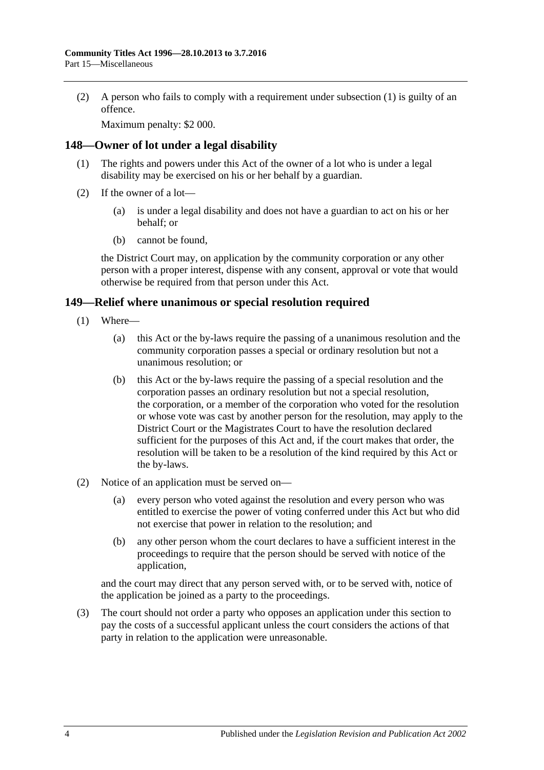(2) A person who fails to comply with a requirement under subsection (1) is guilty of an offence.

Maximum penalty: $2 000.

## 148—Owner of lot under a legal disability

(1) The rights and powers under this Act of the owner of a lot who is under a legal disability may be exercised on his or her behalf by a guardian.

(2) If the owner of a lot—

(a) is under a legal disability and does not have a guardian to act on his or her behalf; or

(b) cannot be found,

the District Court may, on application by the community corporation or any other person with a proper interest, dispense with any consent, approval or vote that would otherwise be required from that person under this Act.

## 149—Relief where unanimous or special resolution required

(1) Where—

(a) this Act or the by-laws require the passing of a unanimous resolution and the community corporation passes a special or ordinary resolution but not a unanimous resolution; or

(b) this Act or the by-laws require the passing of a special resolution and the corporation passes an ordinary resolution but not a special resolution,

the corporation, or a member of the corporation who voted for the resolution or whose vote was cast by another person for the resolution, may apply to the District Court or the Magistrates Court to have the resolution declared sufficient for the purposes of this Act and, if the court makes that order, the resolution will be taken to be a resolution of the kind required by this Act or the by-laws.

(2) Notice of an application must be served on—

(a) every person who voted against the resolution and every person who was entitled to exercise the power of voting conferred under this Act but who did not exercise that power in relation to the resolution; and

(b) any other person whom the court declares to have a sufficient interest in the proceedings to require that the person should be served with notice of the application,

and the court may direct that any person served with, or to be served with, notice of the application be joined as a party to the proceedings.

(3) The court should not order a party who opposes an application under this section to pay the costs of a successful applicant unless the court considers the actions of that party in relation to the application were unreasonable.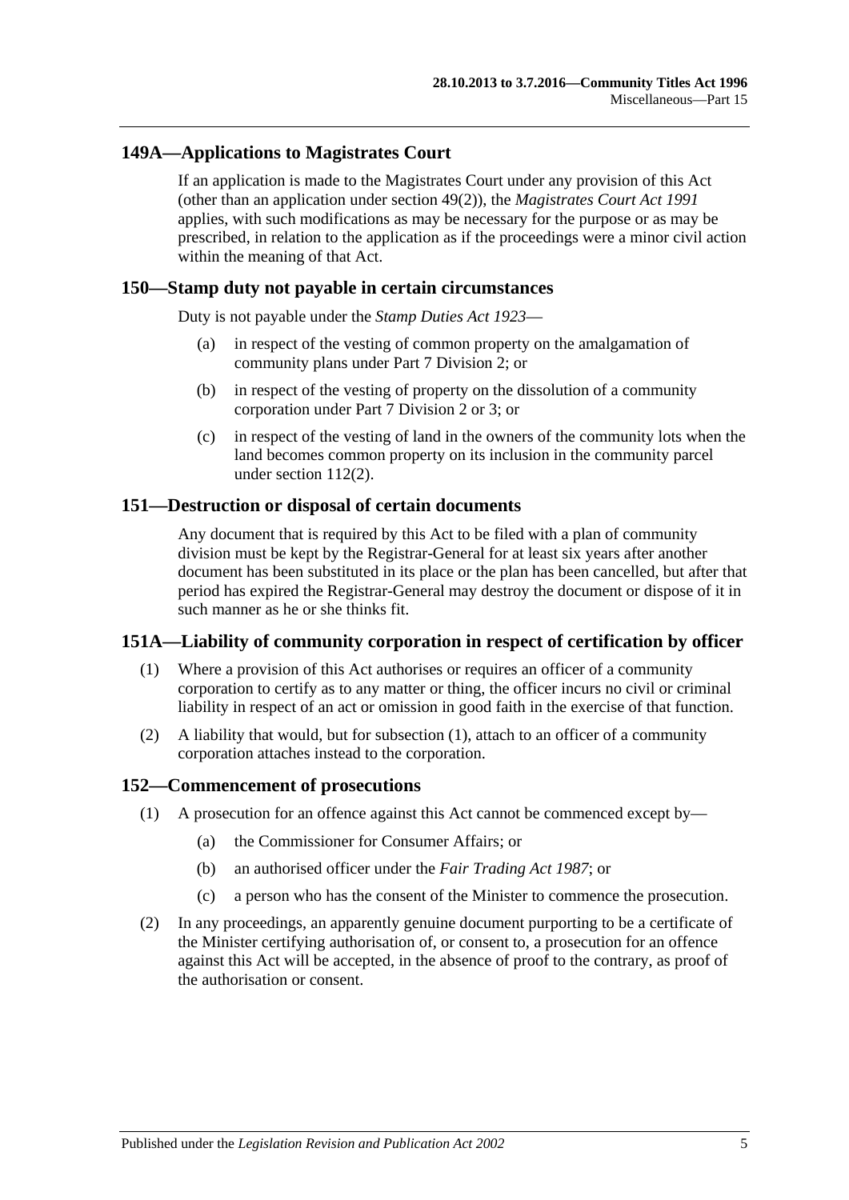## 149A—Applications to Magistrates Court

If an application is made to the Magistrates Court under any provision of this Act (other than an application under section 49(2)), the *Magistrates Court Act 1991* applies, with such modifications as may be necessary for the purpose or as may be prescribed, in relation to the application as if the proceedings were a minor civil action within the meaning of that Act.

## 150—Stamp duty not payable in certain circumstances

Duty is not payable under the *Stamp Duties Act 1923*—

(a) in respect of the vesting of common property on the amalgamation of community plans under Part 7 Division 2; or

(b) in respect of the vesting of property on the dissolution of a community corporation under Part 7 Division 2 or 3; or

(c) in respect of the vesting of land in the owners of the community lots when the land becomes common property on its inclusion in the community parcel under section 112(2).

## 151—Destruction or disposal of certain documents

Any document that is required by this Act to be filed with a plan of community division must be kept by the Registrar-General for at least six years after another document has been substituted in its place or the plan has been cancelled, but after that period has expired the Registrar-General may destroy the document or dispose of it in such manner as he or she thinks fit.

## 151A—Liability of community corporation in respect of certification by officer

(1) Where a provision of this Act authorises or requires an officer of a community corporation to certify as to any matter or thing, the officer incurs no civil or criminal liability in respect of an act or omission in good faith in the exercise of that function.

(2) A liability that would, but for subsection (1), attach to an officer of a community corporation attaches instead to the corporation.

## 152—Commencement of prosecutions

(1) A prosecution for an offence against this Act cannot be commenced except by—

(a) the Commissioner for Consumer Affairs; or

(b) an authorised officer under the *Fair Trading Act 1987*; or

(c) a person who has the consent of the Minister to commence the prosecution.

(2) In any proceedings, an apparently genuine document purporting to be a certificate of the Minister certifying authorisation of, or consent to, a prosecution for an offence against this Act will be accepted, in the absence of proof to the contrary, as proof of the authorisation or consent.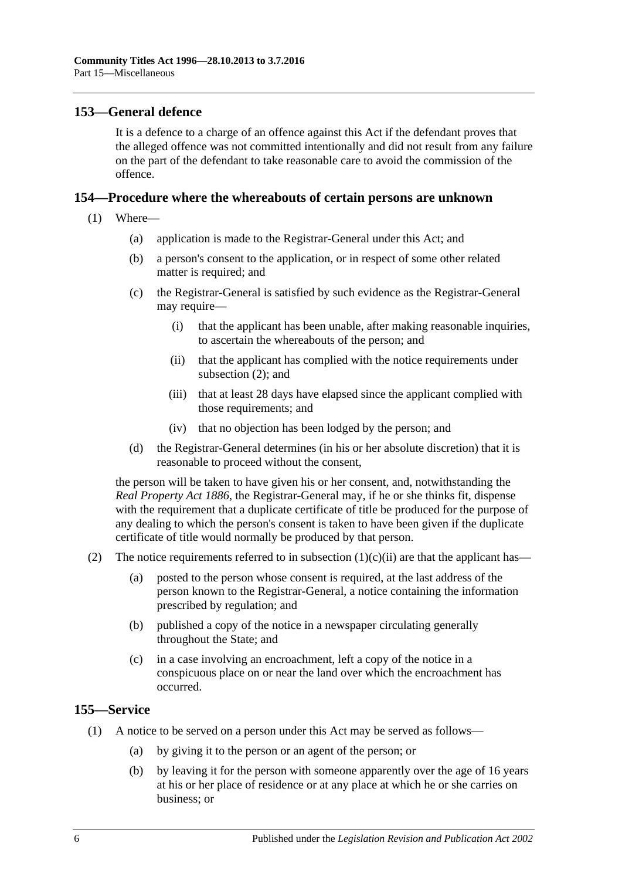## 153—General defence

It is a defence to a charge of an offence against this Act if the defendant proves that the alleged offence was not committed intentionally and did not result from any failure on the part of the defendant to take reasonable care to avoid the commission of the offence.

## 154—Procedure where the whereabouts of certain persons are unknown

(1) Where—

(a) application is made to the Registrar-General under this Act; and

(b) a person's consent to the application, or in respect of some other related matter is required; and

(c) the Registrar-General is satisfied by such evidence as the Registrar-General may require—

(i) that the applicant has been unable, after making reasonable inquiries, to ascertain the whereabouts of the person; and

(ii) that the applicant has complied with the notice requirements under subsection (2); and

(iii) that at least 28 days have elapsed since the applicant complied with those requirements; and

(iv) that no objection has been lodged by the person; and

(d) the Registrar-General determines (in his or her absolute discretion) that it is reasonable to proceed without the consent,

the person will be taken to have given his or her consent, and, notwithstanding the *Real Property Act 1886*, the Registrar-General may, if he or she thinks fit, dispense with the requirement that a duplicate certificate of title be produced for the purpose of any dealing to which the person's consent is taken to have been given if the duplicate certificate of title would normally be produced by that person.

(2) The notice requirements referred to in subsection (1)(c)(ii) are that the applicant has—

(a) posted to the person whose consent is required, at the last address of the person known to the Registrar-General, a notice containing the information prescribed by regulation; and

(b) published a copy of the notice in a newspaper circulating generally throughout the State; and

(c) in a case involving an encroachment, left a copy of the notice in a conspicuous place on or near the land over which the encroachment has occurred.

## 155—Service

(1) A notice to be served on a person under this Act may be served as follows—

(a) by giving it to the person or an agent of the person; or

(b) by leaving it for the person with someone apparently over the age of 16 years at his or her place of residence or at any place at which he or she carries on business; or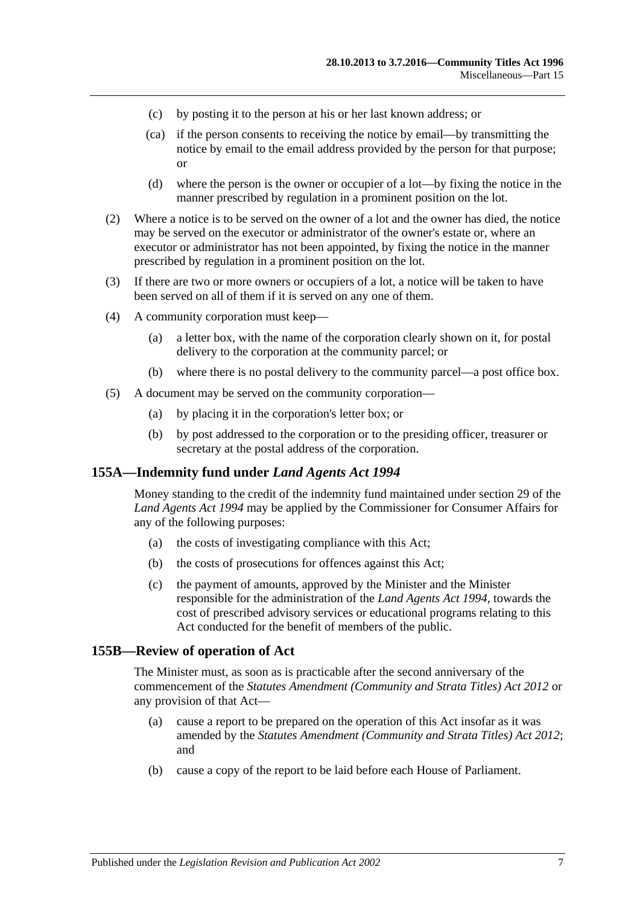(c) by posting it to the person at his or her last known address; or

(ca) if the person consents to receiving the notice by email—by transmitting the notice by email to the email address provided by the person for that purpose; or

(d) where the person is the owner or occupier of a lot—by fixing the notice in the manner prescribed by regulation in a prominent position on the lot.

(2) Where a notice is to be served on the owner of a lot and the owner has died, the notice may be served on the executor or administrator of the owner's estate or, where an executor or administrator has not been appointed, by fixing the notice in the manner prescribed by regulation in a prominent position on the lot.

(3) If there are two or more owners or occupiers of a lot, a notice will be taken to have been served on all of them if it is served on any one of them.

(4) A community corporation must keep—

(a) a letter box, with the name of the corporation clearly shown on it, for postal delivery to the corporation at the community parcel; or

(b) where there is no postal delivery to the community parcel—a post office box.

(5) A document may be served on the community corporation—

(a) by placing it in the corporation's letter box; or

(b) by post addressed to the corporation or to the presiding officer, treasurer or secretary at the postal address of the corporation.

## 155A—Indemnity fund under *Land Agents Act 1994*

Money standing to the credit of the indemnity fund maintained under section 29 of the *Land Agents Act 1994* may be applied by the Commissioner for Consumer Affairs for any of the following purposes:

(a) the costs of investigating compliance with this Act;

(b) the costs of prosecutions for offences against this Act;

(c) the payment of amounts, approved by the Minister and the Minister responsible for the administration of the *Land Agents Act 1994*, towards the cost of prescribed advisory services or educational programs relating to this Act conducted for the benefit of members of the public.

## 155B—Review of operation of Act

The Minister must, as soon as is practicable after the second anniversary of the commencement of the *Statutes Amendment (Community and Strata Titles) Act 2012* or any provision of that Act—

(a) cause a report to be prepared on the operation of this Act insofar as it was amended by the *Statutes Amendment (Community and Strata Titles) Act 2012*; and

(b) cause a copy of the report to be laid before each House of Parliament.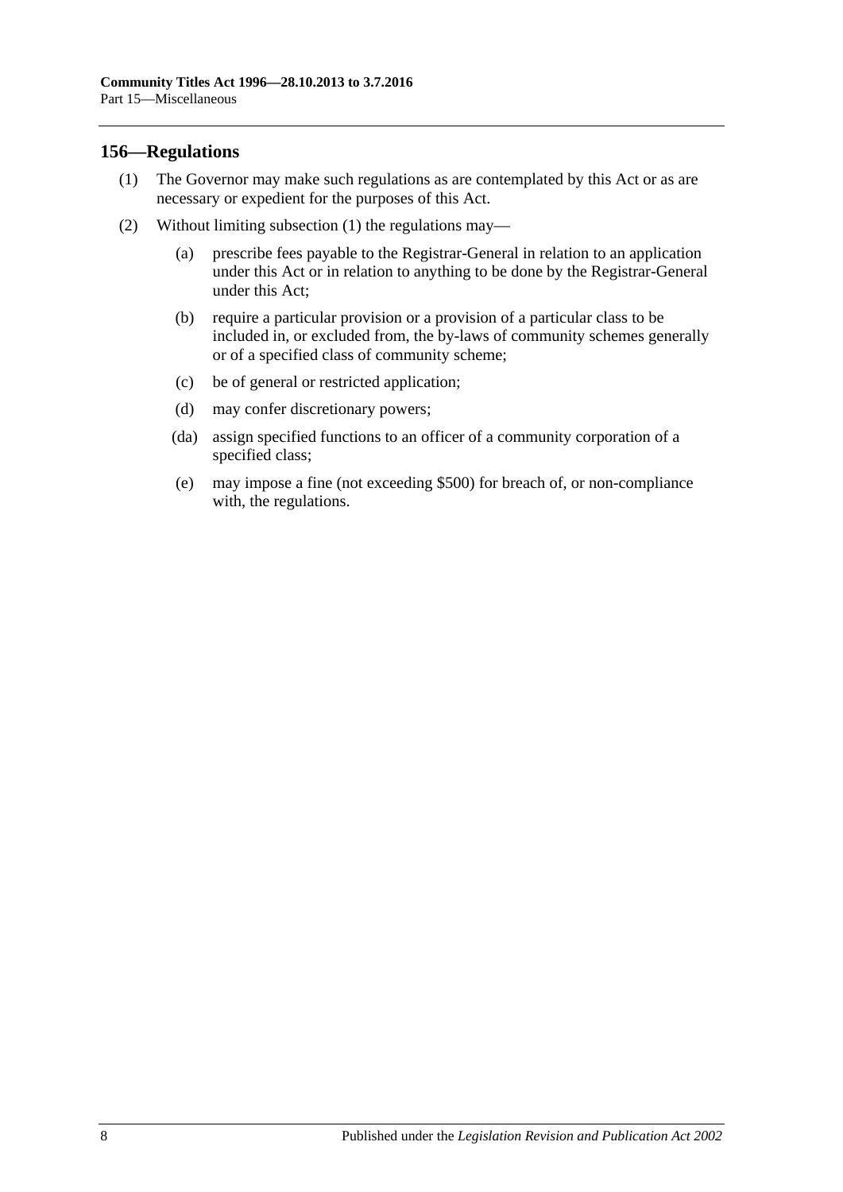## 156—Regulations

(1) The Governor may make such regulations as are contemplated by this Act or as are necessary or expedient for the purposes of this Act.

(2) Without limiting subsection (1) the regulations may—

(a) prescribe fees payable to the Registrar-General in relation to an application under this Act or in relation to anything to be done by the Registrar-General under this Act;

(b) require a particular provision or a provision of a particular class to be included in, or excluded from, the by-laws of community schemes generally or of a specified class of community scheme;

(c) be of general or restricted application;

(d) may confer discretionary powers;

(da) assign specified functions to an officer of a community corporation of a specified class;

(e) may impose a fine (not exceeding $500) for breach of, or non-compliance with, the regulations.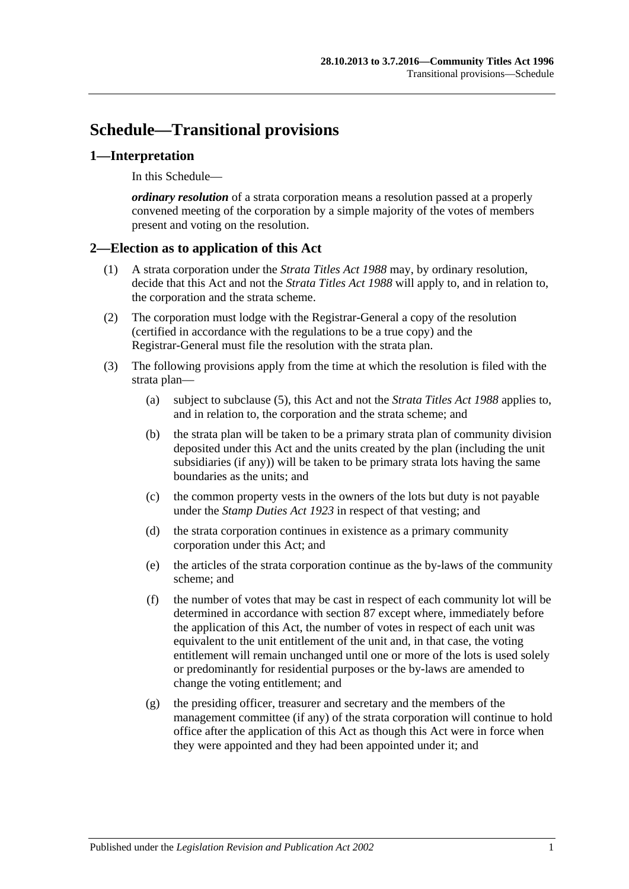# Schedule—Transitional provisions

## 1—Interpretation

In this Schedule—

***ordinary resolution*** of a strata corporation means a resolution passed at a properly convened meeting of the corporation by a simple majority of the votes of members present and voting on the resolution.

## 2—Election as to application of this Act

(1) A strata corporation under the *Strata Titles Act 1988* may, by ordinary resolution, decide that this Act and not the *Strata Titles Act 1988* will apply to, and in relation to, the corporation and the strata scheme.

(2) The corporation must lodge with the Registrar-General a copy of the resolution (certified in accordance with the regulations to be a true copy) and the Registrar-General must file the resolution with the strata plan.

(3) The following provisions apply from the time at which the resolution is filed with the strata plan—

(a) subject to subclause (5), this Act and not the *Strata Titles Act 1988* applies to, and in relation to, the corporation and the strata scheme; and

(b) the strata plan will be taken to be a primary strata plan of community division deposited under this Act and the units created by the plan (including the unit subsidiaries (if any)) will be taken to be primary strata lots having the same boundaries as the units; and

(c) the common property vests in the owners of the lots but duty is not payable under the *Stamp Duties Act 1923* in respect of that vesting; and

(d) the strata corporation continues in existence as a primary community corporation under this Act; and

(e) the articles of the strata corporation continue as the by-laws of the community scheme; and

(f) the number of votes that may be cast in respect of each community lot will be determined in accordance with section 87 except where, immediately before the application of this Act, the number of votes in respect of each unit was equivalent to the unit entitlement of the unit and, in that case, the voting entitlement will remain unchanged until one or more of the lots is used solely or predominantly for residential purposes or the by-laws are amended to change the voting entitlement; and

(g) the presiding officer, treasurer and secretary and the members of the management committee (if any) of the strata corporation will continue to hold office after the application of this Act as though this Act were in force when they were appointed and they had been appointed under it; and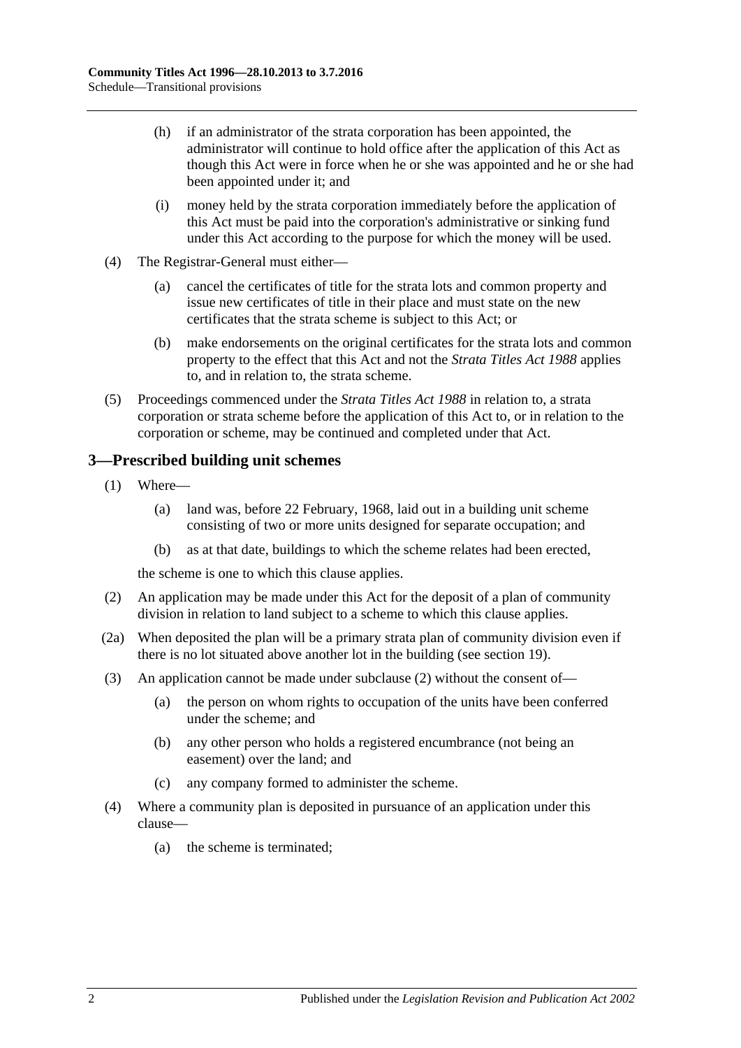(h) if an administrator of the strata corporation has been appointed, the administrator will continue to hold office after the application of this Act as though this Act were in force when he or she was appointed and he or she had been appointed under it; and

(i) money held by the strata corporation immediately before the application of this Act must be paid into the corporation's administrative or sinking fund under this Act according to the purpose for which the money will be used.

(4) The Registrar-General must either—

(a) cancel the certificates of title for the strata lots and common property and issue new certificates of title in their place and must state on the new certificates that the strata scheme is subject to this Act; or

(b) make endorsements on the original certificates for the strata lots and common property to the effect that this Act and not the *Strata Titles Act 1988* applies to, and in relation to, the strata scheme.

(5) Proceedings commenced under the *Strata Titles Act 1988* in relation to, a strata corporation or strata scheme before the application of this Act to, or in relation to the corporation or scheme, may be continued and completed under that Act.

## 3—Prescribed building unit schemes

(1) Where—

(a) land was, before 22 February, 1968, laid out in a building unit scheme consisting of two or more units designed for separate occupation; and

(b) as at that date, buildings to which the scheme relates had been erected,

the scheme is one to which this clause applies.

(2) An application may be made under this Act for the deposit of a plan of community division in relation to land subject to a scheme to which this clause applies.

(2a) When deposited the plan will be a primary strata plan of community division even if there is no lot situated above another lot in the building (see section 19).

(3) An application cannot be made under subclause (2) without the consent of—

(a) the person on whom rights to occupation of the units have been conferred under the scheme; and

(b) any other person who holds a registered encumbrance (not being an easement) over the land; and

(c) any company formed to administer the scheme.

(4) Where a community plan is deposited in pursuance of an application under this clause—

(a) the scheme is terminated;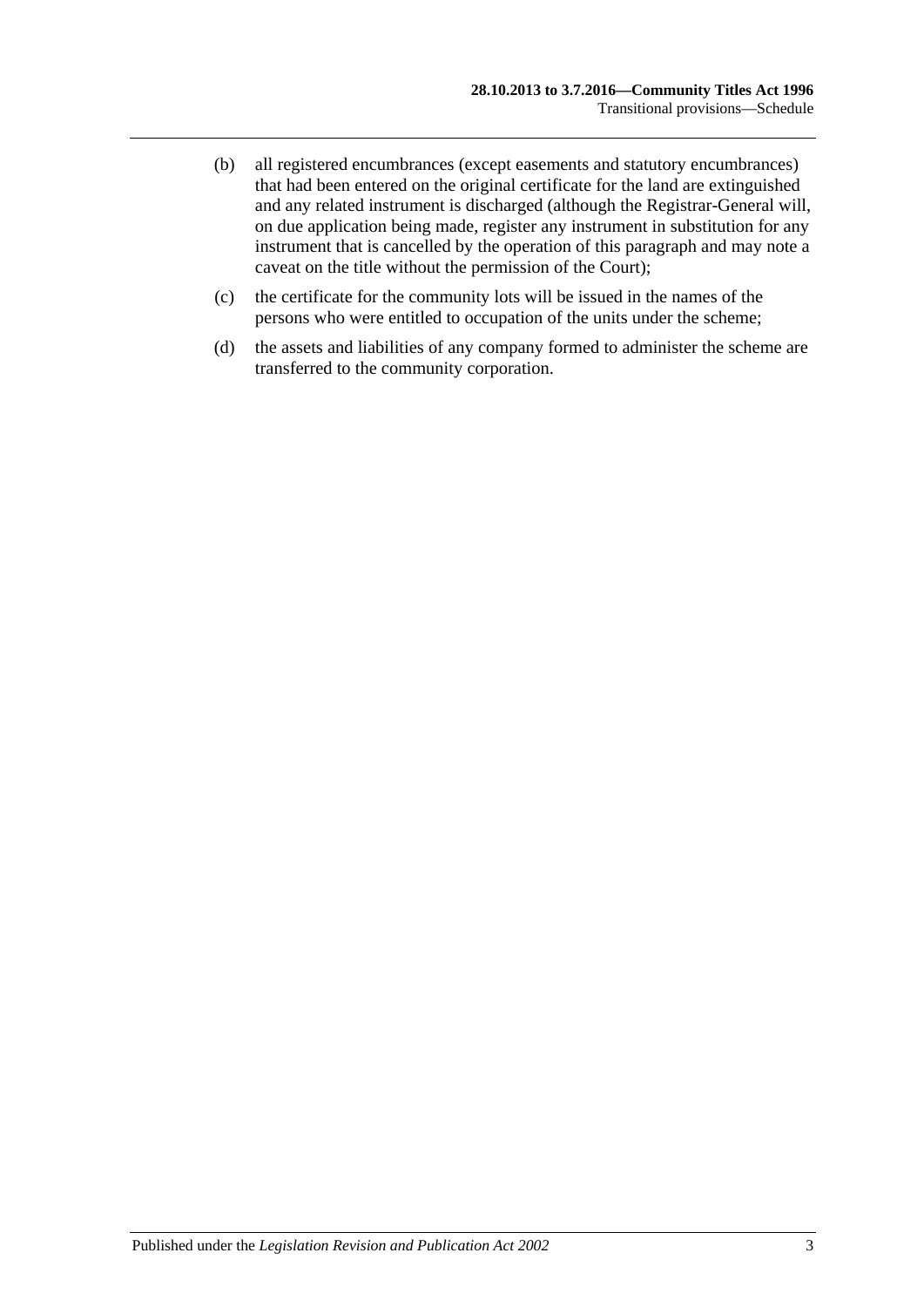(b) all registered encumbrances (except easements and statutory encumbrances) that had been entered on the original certificate for the land are extinguished and any related instrument is discharged (although the Registrar-General will, on due application being made, register any instrument in substitution for any instrument that is cancelled by the operation of this paragraph and may note a caveat on the title without the permission of the Court);

(c) the certificate for the community lots will be issued in the names of the persons who were entitled to occupation of the units under the scheme;

(d) the assets and liabilities of any company formed to administer the scheme are transferred to the community corporation.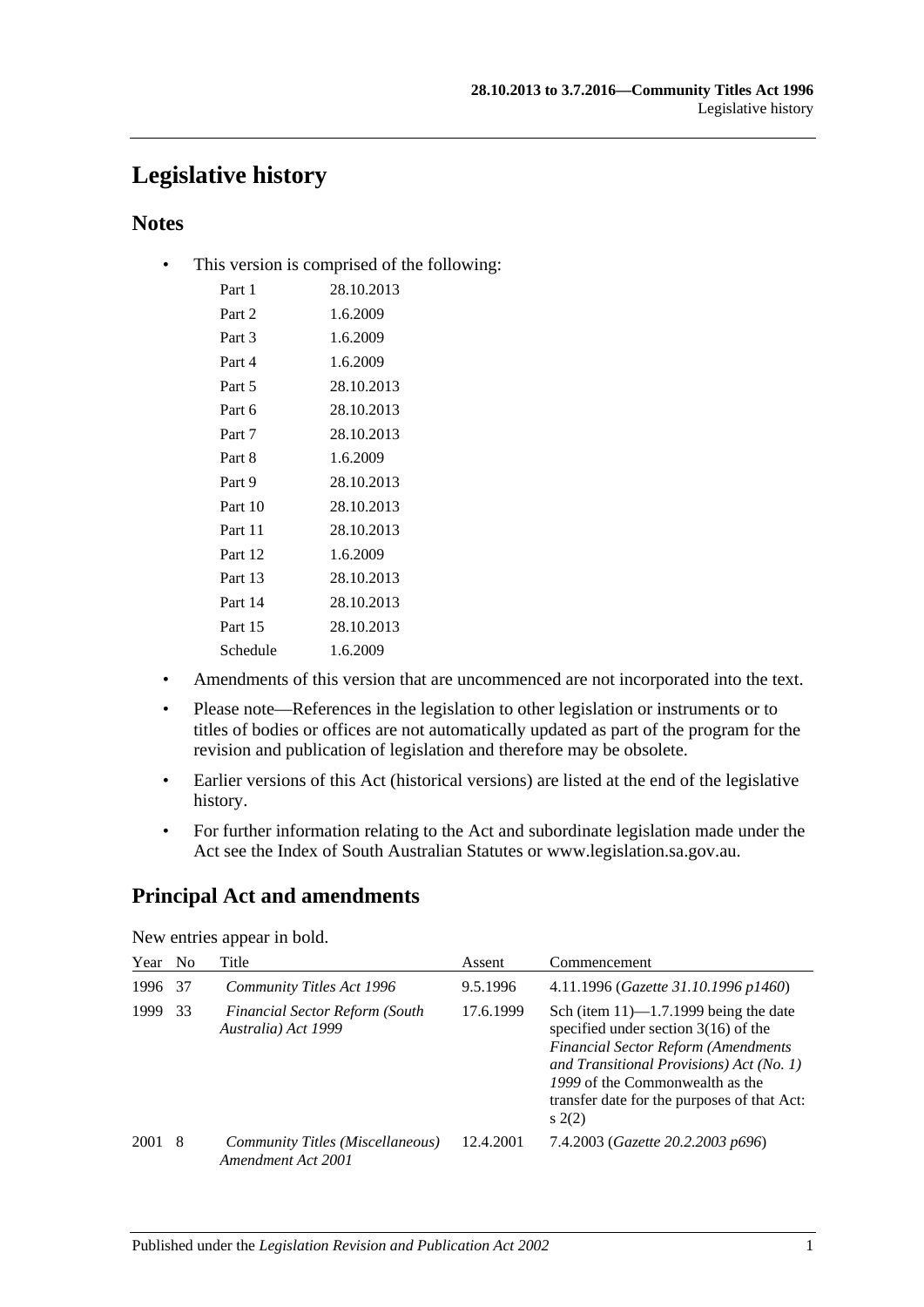# Legislative history

## Notes

- This version is comprised of the following:

| | |
|---|---|
| Part 1 | 28.10.2013 |
| Part 2 | 1.6.2009 |
| Part 3 | 1.6.2009 |
| Part 4 | 1.6.2009 |
| Part 5 | 28.10.2013 |
| Part 6 | 28.10.2013 |
| Part 7 | 28.10.2013 |
| Part 8 | 1.6.2009 |
| Part 9 | 28.10.2013 |
| Part 10 | 28.10.2013 |
| Part 11 | 28.10.2013 |
| Part 12 | 1.6.2009 |
| Part 13 | 28.10.2013 |
| Part 14 | 28.10.2013 |
| Part 15 | 28.10.2013 |
| Schedule | 1.6.2009 |

- Amendments of this version that are uncommenced are not incorporated into the text.
- Please note—References in the legislation to other legislation or instruments or to titles of bodies or offices are not automatically updated as part of the program for the revision and publication of legislation and therefore may be obsolete.
- Earlier versions of this Act (historical versions) are listed at the end of the legislative history.
- For further information relating to the Act and subordinate legislation made under the Act see the Index of South Australian Statutes or www.legislation.sa.gov.au.

## Principal Act and amendments

New entries appear in bold.

| Year | No | Title | Assent | Commencement |
|---|---|---|---|---|
| 1996 | 37 | *Community Titles Act 1996* | 9.5.1996 | 4.11.1996 (*Gazette 31.10.1996 p1460*) |
| 1999 | 33 | *Financial Sector Reform (South Australia) Act 1999* | 17.6.1999 | Sch (item 11)—1.7.1999 being the date specified under section 3(16) of the *Financial Sector Reform (Amendments and Transitional Provisions) Act (No. 1) 1999* of the Commonwealth as the transfer date for the purposes of that Act: s 2(2) |
| 2001 | 8 | *Community Titles (Miscellaneous) Amendment Act 2001* | 12.4.2001 | 7.4.2003 (*Gazette 20.2.2003 p696*) |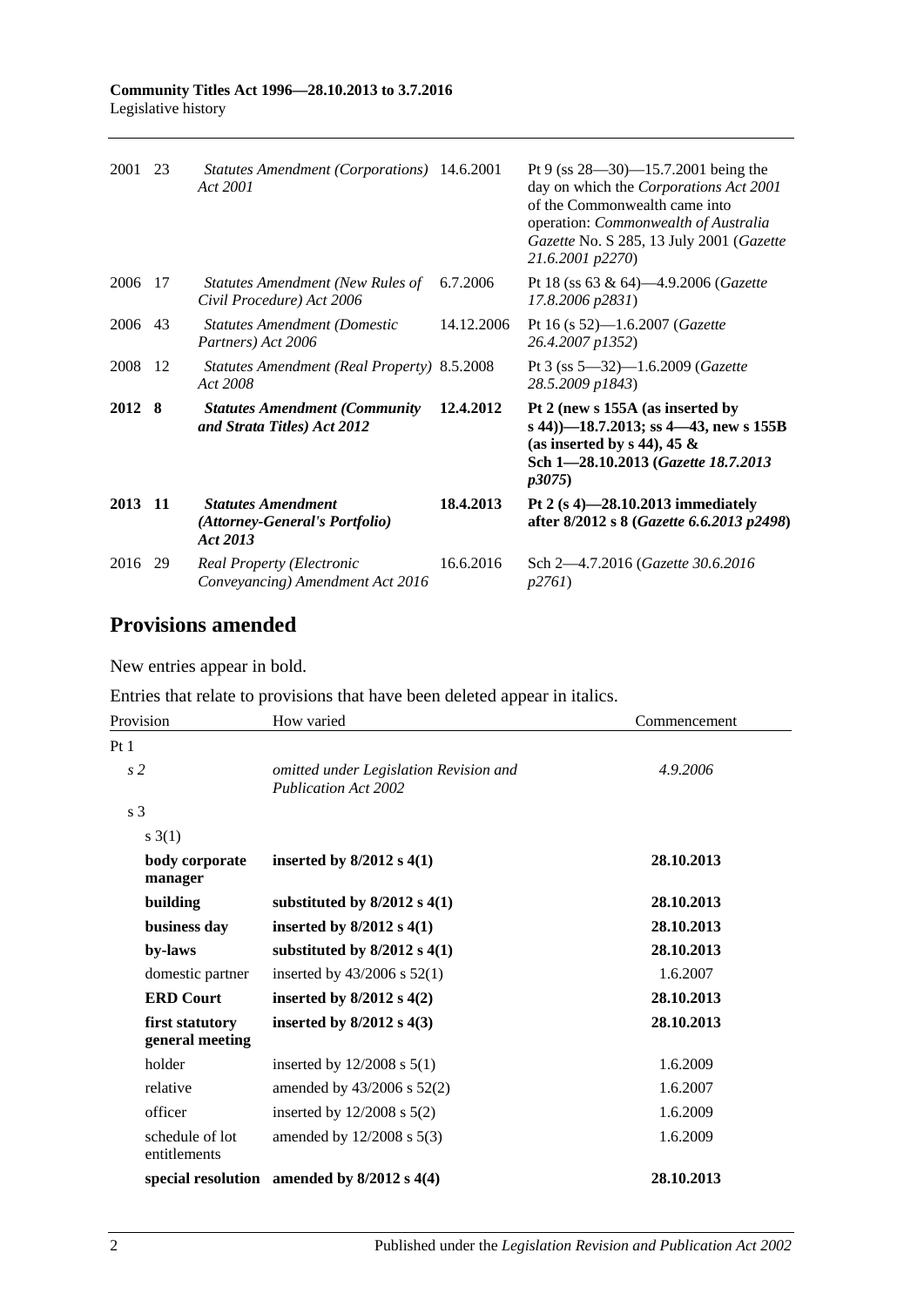| | | | | |
|---|---|---|---|---|
| 2001 | 23 | *Statutes Amendment (Corporations) Act 2001* | 14.6.2001 | Pt 9 (ss 28—30)—15.7.2001 being the day on which the *Corporations Act 2001* of the Commonwealth came into operation: *Commonwealth of Australia Gazette* No. S 285, 13 July 2001 (*Gazette 21.6.2001 p2270*) |
| 2006 | 17 | *Statutes Amendment (New Rules of Civil Procedure) Act 2006* | 6.7.2006 | Pt 18 (ss 63 & 64)—4.9.2006 (*Gazette 17.8.2006 p2831*) |
| 2006 | 43 | *Statutes Amendment (Domestic Partners) Act 2006* | 14.12.2006 | Pt 16 (s 52)—1.6.2007 (*Gazette 26.4.2007 p1352*) |
| 2008 | 12 | *Statutes Amendment (Real Property) Act 2008* | 8.5.2008 | Pt 3 (ss 5—32)—1.6.2009 (*Gazette 28.5.2009 p1843*) |
| **2012** | **8** | ***Statutes Amendment (Community and Strata Titles) Act 2012*** | **12.4.2012** | **Pt 2 (new s 155A (as inserted by s 44))—18.7.2013; ss 4—43, new s 155B (as inserted by s 44), 45 & Sch 1—28.10.2013 (*Gazette 18.7.2013 p3075*)** |
| **2013** | **11** | ***Statutes Amendment (Attorney-General's Portfolio) Act 2013*** | **18.4.2013** | **Pt 2 (s 4)—28.10.2013 immediately after 8/2012 s 8 (*Gazette 6.6.2013 p2498*)** |
| 2016 | 29 | *Real Property (Electronic Conveyancing) Amendment Act 2016* | 16.6.2016 | Sch 2—4.7.2016 (*Gazette 30.6.2016 p2761*) |

## Provisions amended

New entries appear in bold.

Entries that relate to provisions that have been deleted appear in italics.

| Provision | How varied | Commencement |
|---|---|---|
| Pt 1 | | |
| *s 2* | *omitted under Legislation Revision and Publication Act 2002* | *4.9.2006* |
| s 3 | | |
| s 3(1) | | |
| **body corporate manager** | **inserted by 8/2012 s 4(1)** | **28.10.2013** |
| **building** | **substituted by 8/2012 s 4(1)** | **28.10.2013** |
| **business day** | **inserted by 8/2012 s 4(1)** | **28.10.2013** |
| **by-laws** | **substituted by 8/2012 s 4(1)** | **28.10.2013** |
| domestic partner | inserted by 43/2006 s 52(1) | 1.6.2007 |
| **ERD Court** | **inserted by 8/2012 s 4(2)** | **28.10.2013** |
| **first statutory general meeting** | **inserted by 8/2012 s 4(3)** | **28.10.2013** |
| holder | inserted by 12/2008 s 5(1) | 1.6.2009 |
| relative | amended by 43/2006 s 52(2) | 1.6.2007 |
| officer | inserted by 12/2008 s 5(2) | 1.6.2009 |
| schedule of lot entitlements | amended by 12/2008 s 5(3) | 1.6.2009 |
| **special resolution** | **amended by 8/2012 s 4(4)** | **28.10.2013** |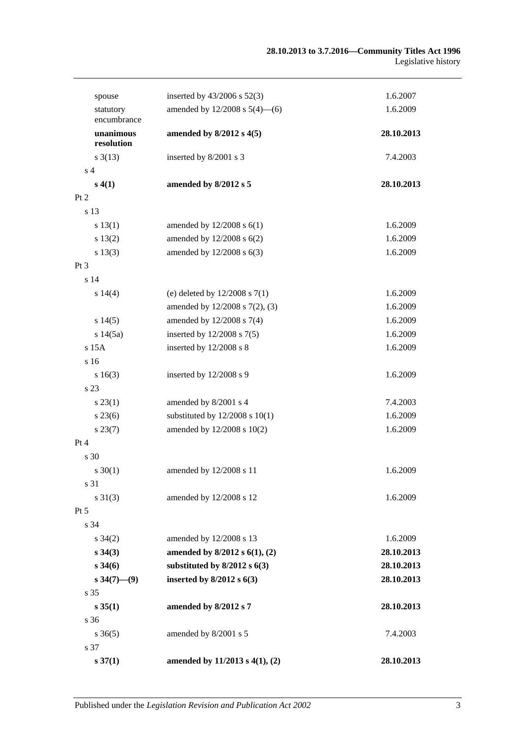| | | |
|---|---|---|
| spouse | inserted by 43/2006 s 52(3) | 1.6.2007 |
| statutory encumbrance | amended by 12/2008 s 5(4)—(6) | 1.6.2009 |
| **unanimous resolution** | **amended by 8/2012 s 4(5)** | **28.10.2013** |
| s 3(13) | inserted by 8/2001 s 3 | 7.4.2003 |
| s 4 | | |
| **s 4(1)** | **amended by 8/2012 s 5** | **28.10.2013** |
| Pt 2 | | |
| s 13 | | |
| s 13(1) | amended by 12/2008 s 6(1) | 1.6.2009 |
| s 13(2) | amended by 12/2008 s 6(2) | 1.6.2009 |
| s 13(3) | amended by 12/2008 s 6(3) | 1.6.2009 |
| Pt 3 | | |
| s 14 | | |
| s 14(4) | (e) deleted by 12/2008 s 7(1) | 1.6.2009 |
| | amended by 12/2008 s 7(2), (3) | 1.6.2009 |
| s 14(5) | amended by 12/2008 s 7(4) | 1.6.2009 |
| s 14(5a) | inserted by 12/2008 s 7(5) | 1.6.2009 |
| s 15A | inserted by 12/2008 s 8 | 1.6.2009 |
| s 16 | | |
| s 16(3) | inserted by 12/2008 s 9 | 1.6.2009 |
| s 23 | | |
| s 23(1) | amended by 8/2001 s 4 | 7.4.2003 |
| s 23(6) | substituted by 12/2008 s 10(1) | 1.6.2009 |
| s 23(7) | amended by 12/2008 s 10(2) | 1.6.2009 |
| Pt 4 | | |
| s 30 | | |
| s 30(1) | amended by 12/2008 s 11 | 1.6.2009 |
| s 31 | | |
| s 31(3) | amended by 12/2008 s 12 | 1.6.2009 |
| Pt 5 | | |
| s 34 | | |
| s 34(2) | amended by 12/2008 s 13 | 1.6.2009 |
| **s 34(3)** | **amended by 8/2012 s 6(1), (2)** | **28.10.2013** |
| **s 34(6)** | **substituted by 8/2012 s 6(3)** | **28.10.2013** |
| **s 34(7)—(9)** | **inserted by 8/2012 s 6(3)** | **28.10.2013** |
| s 35 | | |
| **s 35(1)** | **amended by 8/2012 s 7** | **28.10.2013** |
| s 36 | | |
| s 36(5) | amended by 8/2001 s 5 | 7.4.2003 |
| s 37 | | |
| **s 37(1)** | **amended by 11/2013 s 4(1), (2)** | **28.10.2013** |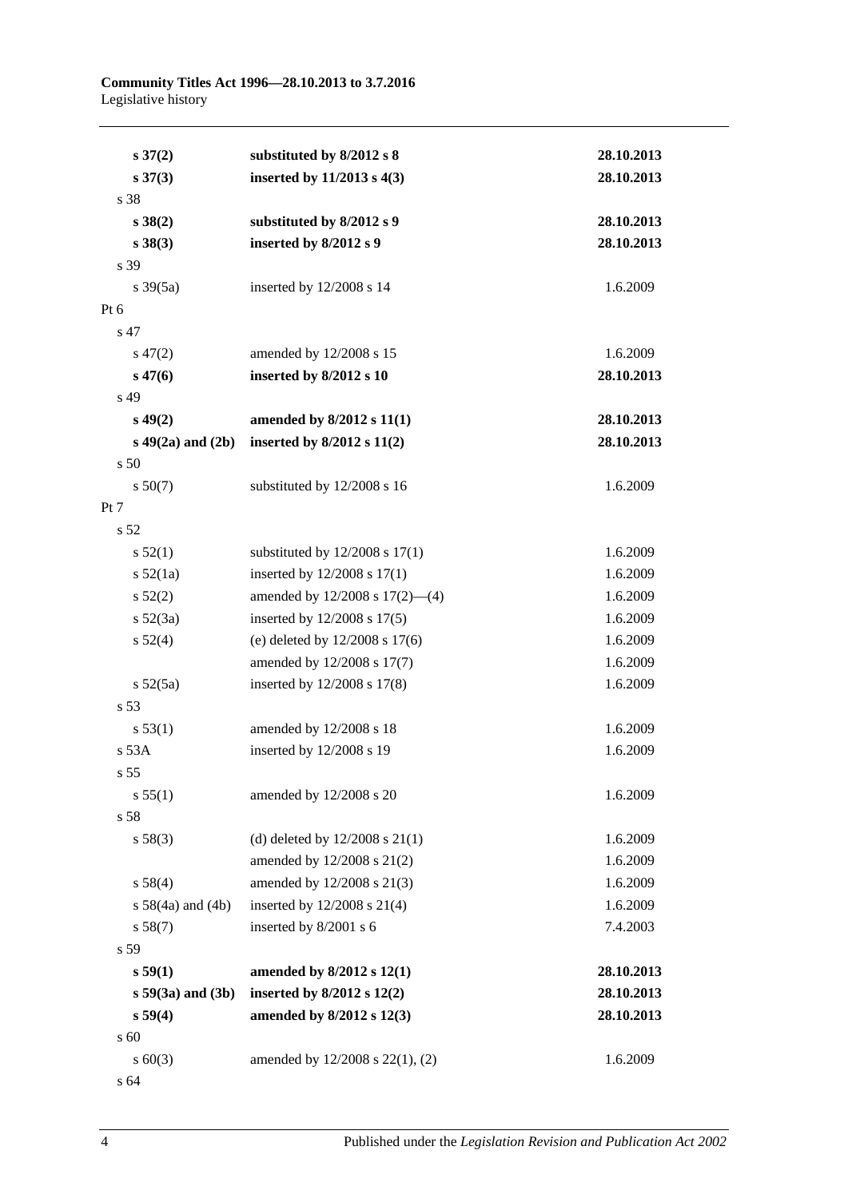| | | |
|---|---|---|
| **s 37(2)** | **substituted by 8/2012 s 8** | **28.10.2013** |
| **s 37(3)** | **inserted by 11/2013 s 4(3)** | **28.10.2013** |
| s 38 | | |
| **s 38(2)** | **substituted by 8/2012 s 9** | **28.10.2013** |
| **s 38(3)** | **inserted by 8/2012 s 9** | **28.10.2013** |
| s 39 | | |
| s 39(5a) | inserted by 12/2008 s 14 | 1.6.2009 |
| Pt 6 | | |
| s 47 | | |
| s 47(2) | amended by 12/2008 s 15 | 1.6.2009 |
| **s 47(6)** | **inserted by 8/2012 s 10** | **28.10.2013** |
| s 49 | | |
| **s 49(2)** | **amended by 8/2012 s 11(1)** | **28.10.2013** |
| **s 49(2a) and (2b)** | **inserted by 8/2012 s 11(2)** | **28.10.2013** |
| s 50 | | |
| s 50(7) | substituted by 12/2008 s 16 | 1.6.2009 |
| Pt 7 | | |
| s 52 | | |
| s 52(1) | substituted by 12/2008 s 17(1) | 1.6.2009 |
| s 52(1a) | inserted by 12/2008 s 17(1) | 1.6.2009 |
| s 52(2) | amended by 12/2008 s 17(2)—(4) | 1.6.2009 |
| s 52(3a) | inserted by 12/2008 s 17(5) | 1.6.2009 |
| s 52(4) | (e) deleted by 12/2008 s 17(6) | 1.6.2009 |
| | amended by 12/2008 s 17(7) | 1.6.2009 |
| s 52(5a) | inserted by 12/2008 s 17(8) | 1.6.2009 |
| s 53 | | |
| s 53(1) | amended by 12/2008 s 18 | 1.6.2009 |
| s 53A | inserted by 12/2008 s 19 | 1.6.2009 |
| s 55 | | |
| s 55(1) | amended by 12/2008 s 20 | 1.6.2009 |
| s 58 | | |
| s 58(3) | (d) deleted by 12/2008 s 21(1) | 1.6.2009 |
| | amended by 12/2008 s 21(2) | 1.6.2009 |
| s 58(4) | amended by 12/2008 s 21(3) | 1.6.2009 |
| s 58(4a) and (4b) | inserted by 12/2008 s 21(4) | 1.6.2009 |
| s 58(7) | inserted by 8/2001 s 6 | 7.4.2003 |
| s 59 | | |
| **s 59(1)** | **amended by 8/2012 s 12(1)** | **28.10.2013** |
| **s 59(3a) and (3b)** | **inserted by 8/2012 s 12(2)** | **28.10.2013** |
| **s 59(4)** | **amended by 8/2012 s 12(3)** | **28.10.2013** |
| s 60 | | |
| s 60(3) | amended by 12/2008 s 22(1), (2) | 1.6.2009 |
| s 64 | | |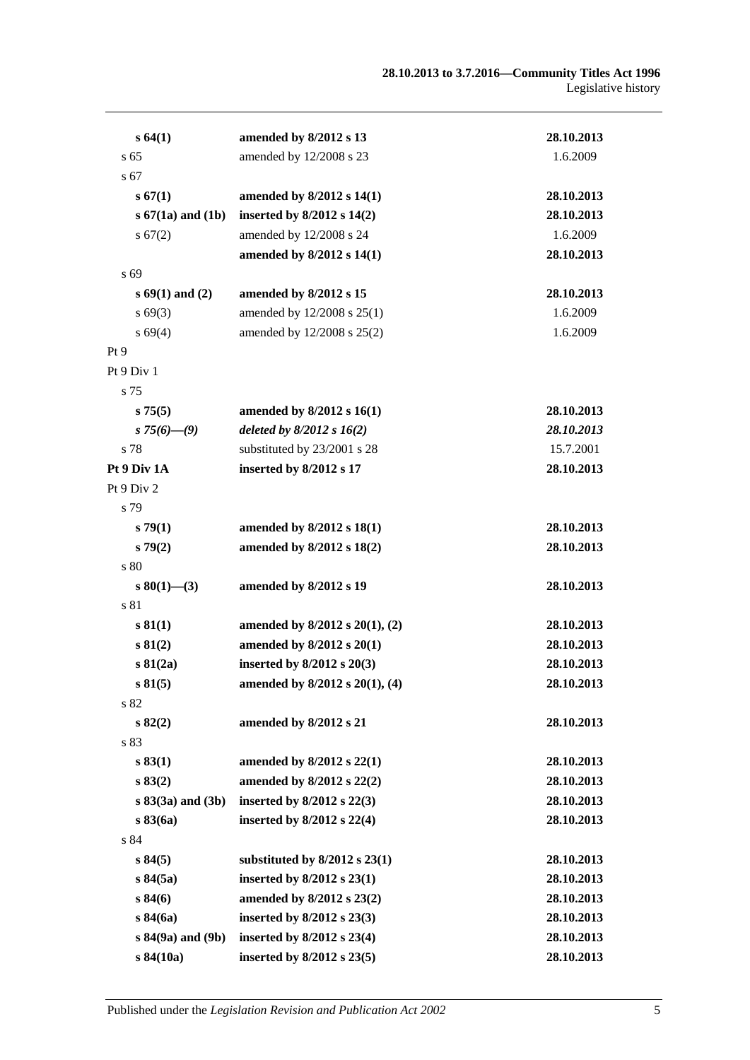| | | |
|---|---|---|
| **s 64(1)** | **amended by 8/2012 s 13** | **28.10.2013** |
| s 65 | amended by 12/2008 s 23 | 1.6.2009 |
| s 67 | | |
| **s 67(1)** | **amended by 8/2012 s 14(1)** | **28.10.2013** |
| **s 67(1a) and (1b)** | **inserted by 8/2012 s 14(2)** | **28.10.2013** |
| s 67(2) | amended by 12/2008 s 24 | 1.6.2009 |
| | **amended by 8/2012 s 14(1)** | **28.10.2013** |
| s 69 | | |
| **s 69(1) and (2)** | **amended by 8/2012 s 15** | **28.10.2013** |
| s 69(3) | amended by 12/2008 s 25(1) | 1.6.2009 |
| s 69(4) | amended by 12/2008 s 25(2) | 1.6.2009 |
| Pt 9 | | |
| Pt 9 Div 1 | | |
| s 75 | | |
| **s 75(5)** | **amended by 8/2012 s 16(1)** | **28.10.2013** |
| ***s 75(6)—(9)*** | ***deleted by 8/2012 s 16(2)*** | ***28.10.2013*** |
| s 78 | substituted by 23/2001 s 28 | 15.7.2001 |
| **Pt 9 Div 1A** | **inserted by 8/2012 s 17** | **28.10.2013** |
| Pt 9 Div 2 | | |
| s 79 | | |
| **s 79(1)** | **amended by 8/2012 s 18(1)** | **28.10.2013** |
| **s 79(2)** | **amended by 8/2012 s 18(2)** | **28.10.2013** |
| s 80 | | |
| **s 80(1)—(3)** | **amended by 8/2012 s 19** | **28.10.2013** |
| s 81 | | |
| **s 81(1)** | **amended by 8/2012 s 20(1), (2)** | **28.10.2013** |
| **s 81(2)** | **amended by 8/2012 s 20(1)** | **28.10.2013** |
| **s 81(2a)** | **inserted by 8/2012 s 20(3)** | **28.10.2013** |
| **s 81(5)** | **amended by 8/2012 s 20(1), (4)** | **28.10.2013** |
| s 82 | | |
| **s 82(2)** | **amended by 8/2012 s 21** | **28.10.2013** |
| s 83 | | |
| **s 83(1)** | **amended by 8/2012 s 22(1)** | **28.10.2013** |
| **s 83(2)** | **amended by 8/2012 s 22(2)** | **28.10.2013** |
| **s 83(3a) and (3b)** | **inserted by 8/2012 s 22(3)** | **28.10.2013** |
| **s 83(6a)** | **inserted by 8/2012 s 22(4)** | **28.10.2013** |
| s 84 | | |
| **s 84(5)** | **substituted by 8/2012 s 23(1)** | **28.10.2013** |
| **s 84(5a)** | **inserted by 8/2012 s 23(1)** | **28.10.2013** |
| **s 84(6)** | **amended by 8/2012 s 23(2)** | **28.10.2013** |
| **s 84(6a)** | **inserted by 8/2012 s 23(3)** | **28.10.2013** |
| **s 84(9a) and (9b)** | **inserted by 8/2012 s 23(4)** | **28.10.2013** |
| **s 84(10a)** | **inserted by 8/2012 s 23(5)** | **28.10.2013** |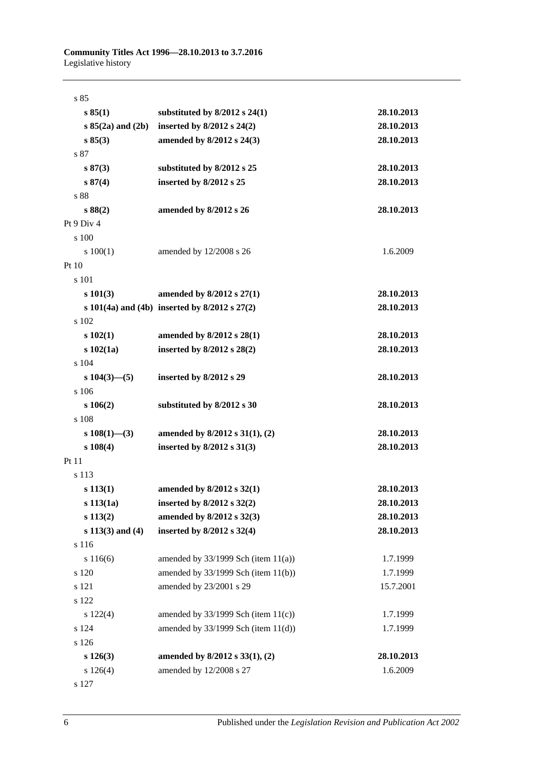| | | |
|---|---|---|
| s 85 | | |
| **s 85(1)** | **substituted by 8/2012 s 24(1)** | **28.10.2013** |
| **s 85(2a) and (2b)** | **inserted by 8/2012 s 24(2)** | **28.10.2013** |
| **s 85(3)** | **amended by 8/2012 s 24(3)** | **28.10.2013** |
| s 87 | | |
| **s 87(3)** | **substituted by 8/2012 s 25** | **28.10.2013** |
| **s 87(4)** | **inserted by 8/2012 s 25** | **28.10.2013** |
| s 88 | | |
| **s 88(2)** | **amended by 8/2012 s 26** | **28.10.2013** |
| Pt 9 Div 4 | | |
| s 100 | | |
| s 100(1) | amended by 12/2008 s 26 | 1.6.2009 |
| Pt 10 | | |
| s 101 | | |
| **s 101(3)** | **amended by 8/2012 s 27(1)** | **28.10.2013** |
| **s 101(4a) and (4b)** | **inserted by 8/2012 s 27(2)** | **28.10.2013** |
| s 102 | | |
| **s 102(1)** | **amended by 8/2012 s 28(1)** | **28.10.2013** |
| **s 102(1a)** | **inserted by 8/2012 s 28(2)** | **28.10.2013** |
| s 104 | | |
| **s 104(3)—(5)** | **inserted by 8/2012 s 29** | **28.10.2013** |
| s 106 | | |
| **s 106(2)** | **substituted by 8/2012 s 30** | **28.10.2013** |
| s 108 | | |
| **s 108(1)—(3)** | **amended by 8/2012 s 31(1), (2)** | **28.10.2013** |
| **s 108(4)** | **inserted by 8/2012 s 31(3)** | **28.10.2013** |
| Pt 11 | | |
| s 113 | | |
| **s 113(1)** | **amended by 8/2012 s 32(1)** | **28.10.2013** |
| **s 113(1a)** | **inserted by 8/2012 s 32(2)** | **28.10.2013** |
| **s 113(2)** | **amended by 8/2012 s 32(3)** | **28.10.2013** |
| **s 113(3) and (4)** | **inserted by 8/2012 s 32(4)** | **28.10.2013** |
| s 116 | | |
| s 116(6) | amended by 33/1999 Sch (item 11(a)) | 1.7.1999 |
| s 120 | amended by 33/1999 Sch (item 11(b)) | 1.7.1999 |
| s 121 | amended by 23/2001 s 29 | 15.7.2001 |
| s 122 | | |
| s 122(4) | amended by 33/1999 Sch (item 11(c)) | 1.7.1999 |
| s 124 | amended by 33/1999 Sch (item 11(d)) | 1.7.1999 |
| s 126 | | |
| **s 126(3)** | **amended by 8/2012 s 33(1), (2)** | **28.10.2013** |
| s 126(4) | amended by 12/2008 s 27 | 1.6.2009 |
| s 127 | | |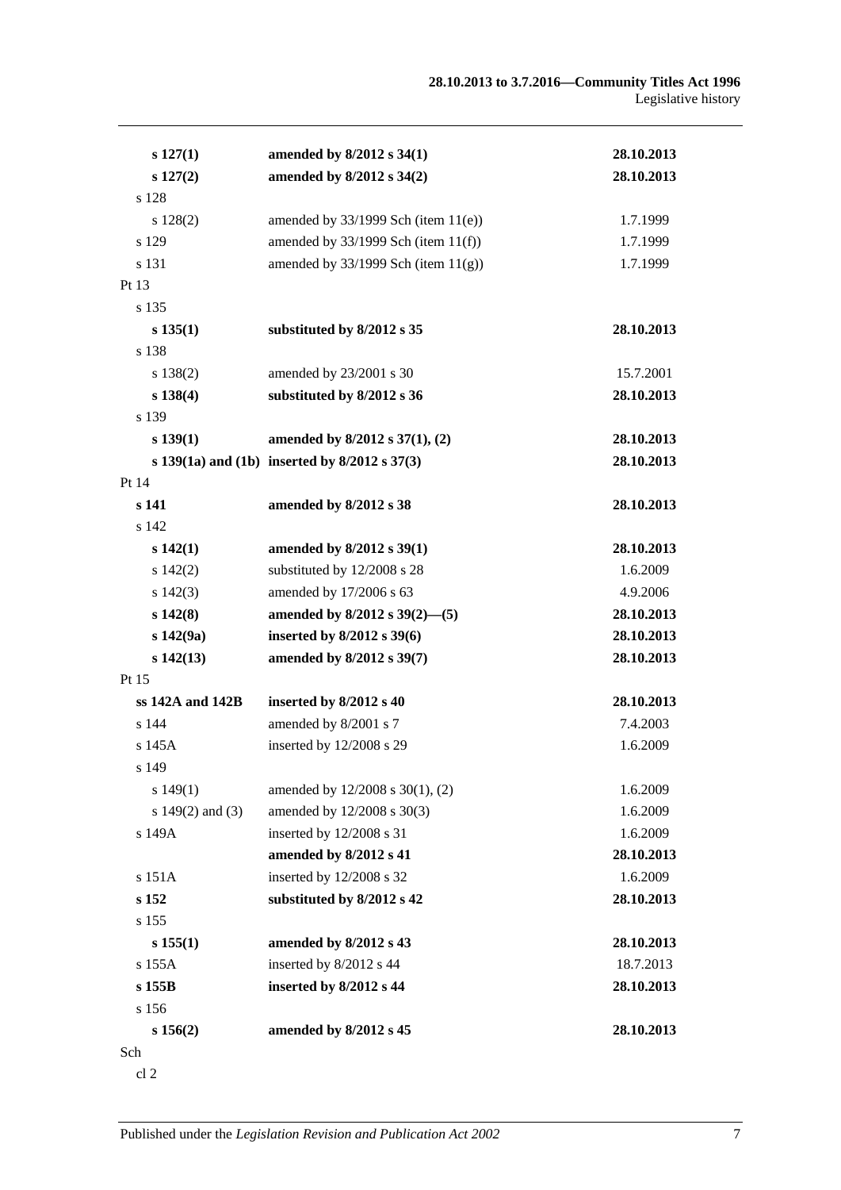| | | |
|---|---|---|
| **s 127(1)** | **amended by 8/2012 s 34(1)** | **28.10.2013** |
| **s 127(2)** | **amended by 8/2012 s 34(2)** | **28.10.2013** |
| s 128 | | |
| s 128(2) | amended by 33/1999 Sch (item 11(e)) | 1.7.1999 |
| s 129 | amended by 33/1999 Sch (item 11(f)) | 1.7.1999 |
| s 131 | amended by 33/1999 Sch (item 11(g)) | 1.7.1999 |
| Pt 13 | | |
| s 135 | | |
| **s 135(1)** | **substituted by 8/2012 s 35** | **28.10.2013** |
| s 138 | | |
| s 138(2) | amended by 23/2001 s 30 | 15.7.2001 |
| **s 138(4)** | **substituted by 8/2012 s 36** | **28.10.2013** |
| s 139 | | |
| **s 139(1)** | **amended by 8/2012 s 37(1), (2)** | **28.10.2013** |
| **s 139(1a) and (1b)** | **inserted by 8/2012 s 37(3)** | **28.10.2013** |
| Pt 14 | | |
| **s 141** | **amended by 8/2012 s 38** | **28.10.2013** |
| s 142 | | |
| **s 142(1)** | **amended by 8/2012 s 39(1)** | **28.10.2013** |
| s 142(2) | substituted by 12/2008 s 28 | 1.6.2009 |
| s 142(3) | amended by 17/2006 s 63 | 4.9.2006 |
| **s 142(8)** | **amended by 8/2012 s 39(2)—(5)** | **28.10.2013** |
| **s 142(9a)** | **inserted by 8/2012 s 39(6)** | **28.10.2013** |
| **s 142(13)** | **amended by 8/2012 s 39(7)** | **28.10.2013** |
| Pt 15 | | |
| **ss 142A and 142B** | **inserted by 8/2012 s 40** | **28.10.2013** |
| s 144 | amended by 8/2001 s 7 | 7.4.2003 |
| s 145A | inserted by 12/2008 s 29 | 1.6.2009 |
| s 149 | | |
| s 149(1) | amended by 12/2008 s 30(1), (2) | 1.6.2009 |
| s 149(2) and (3) | amended by 12/2008 s 30(3) | 1.6.2009 |
| s 149A | inserted by 12/2008 s 31 | 1.6.2009 |
| | **amended by 8/2012 s 41** | **28.10.2013** |
| s 151A | inserted by 12/2008 s 32 | 1.6.2009 |
| **s 152** | **substituted by 8/2012 s 42** | **28.10.2013** |
| s 155 | | |
| **s 155(1)** | **amended by 8/2012 s 43** | **28.10.2013** |
| s 155A | inserted by 8/2012 s 44 | 18.7.2013 |
| **s 155B** | **inserted by 8/2012 s 44** | **28.10.2013** |
| s 156 | | |
| **s 156(2)** | **amended by 8/2012 s 45** | **28.10.2013** |
| Sch | | |
| cl 2 | | |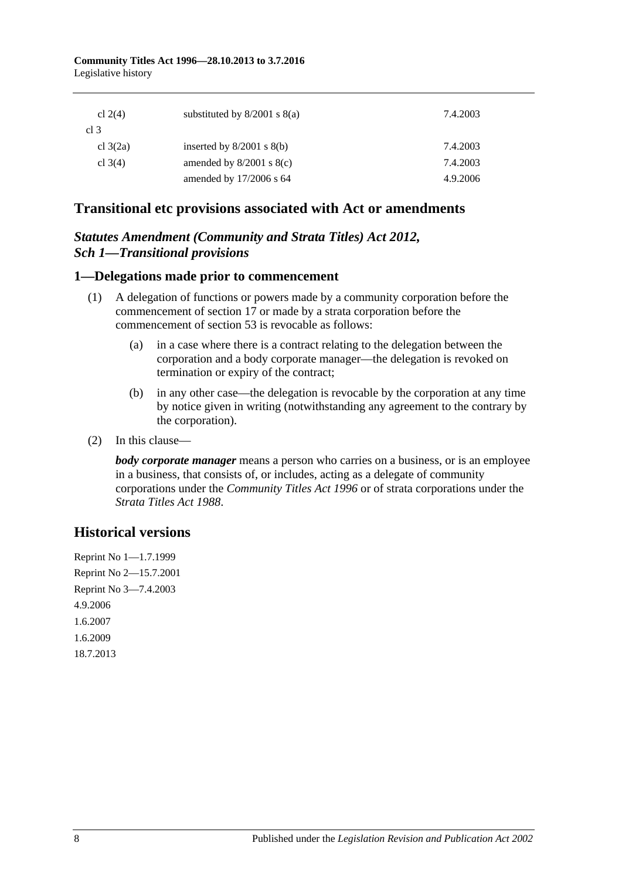| | | |
|---|---|---|
| cl 2(4) | substituted by 8/2001 s 8(a) | 7.4.2003 |
| cl 3 | | |
| cl 3(2a) | inserted by 8/2001 s 8(b) | 7.4.2003 |
| cl 3(4) | amended by 8/2001 s 8(c) | 7.4.2003 |
| | amended by 17/2006 s 64 | 4.9.2006 |

## Transitional etc provisions associated with Act or amendments

### *Statutes Amendment (Community and Strata Titles) Act 2012, Sch 1—Transitional provisions*

### 1—Delegations made prior to commencement

(1) A delegation of functions or powers made by a community corporation before the commencement of section 17 or made by a strata corporation before the commencement of section 53 is revocable as follows:

(a) in a case where there is a contract relating to the delegation between the corporation and a body corporate manager—the delegation is revoked on termination or expiry of the contract;

(b) in any other case—the delegation is revocable by the corporation at any time by notice given in writing (notwithstanding any agreement to the contrary by the corporation).

(2) In this clause—

***body corporate manager*** means a person who carries on a business, or is an employee in a business, that consists of, or includes, acting as a delegate of community corporations under the *Community Titles Act 1996* or of strata corporations under the *Strata Titles Act 1988*.

## Historical versions

Reprint No 1—1.7.1999

Reprint No 2—15.7.2001

Reprint No 3—7.4.2003

4.9.2006

1.6.2007

1.6.2009

18.7.2013